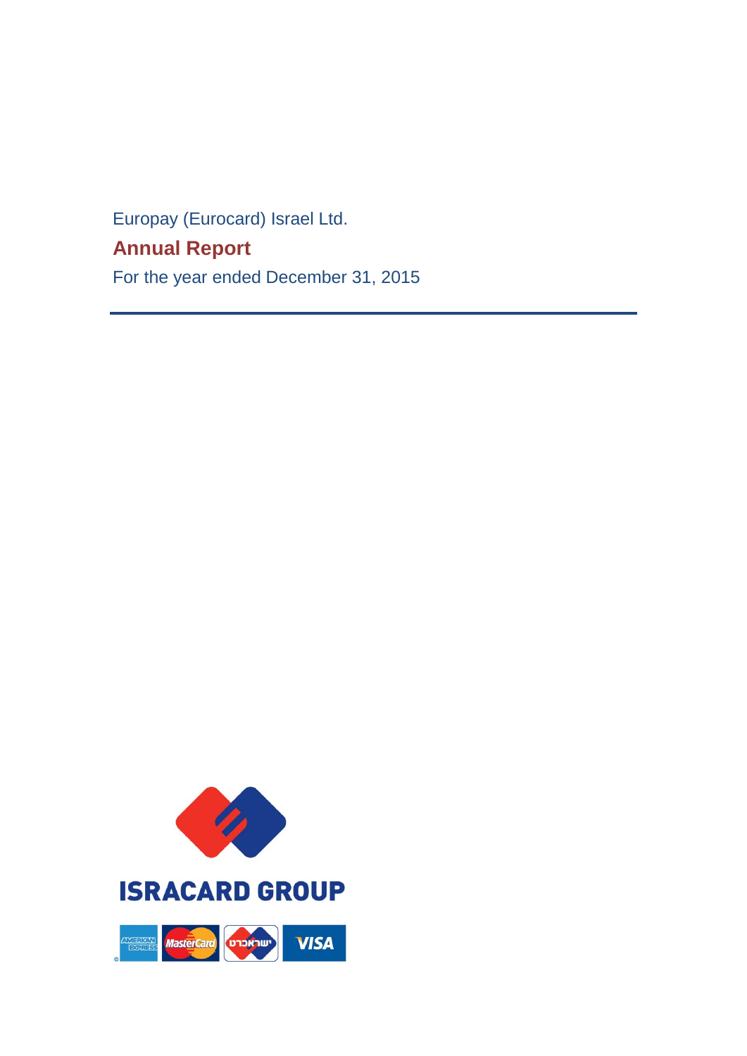Europay (Eurocard) Israel Ltd.

# Annual Report

For the year ended December 31, 2015

ISRACARD GROUP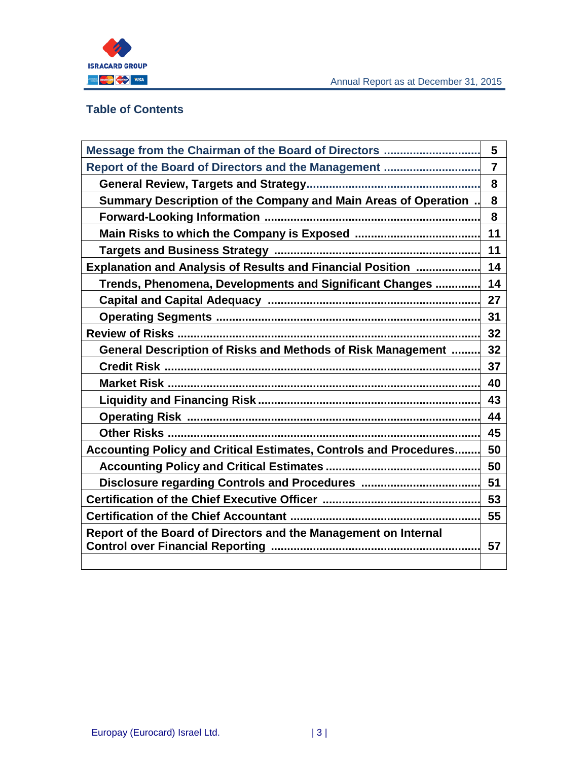## Table of Contents

| | |
|---|---|
| Message from the Chairman of the Board of Directors | 5 |
| Report of the Board of Directors and the Management | 7 |
| General Review, Targets and Strategy | 8 |
| Summary Description of the Company and Main Areas of Operation | 8 |
| Forward-Looking Information | 8 |
| Main Risks to which the Company is Exposed | 11 |
| Targets and Business Strategy | 11 |
| Explanation and Analysis of Results and Financial Position | 14 |
| Trends, Phenomena, Developments and Significant Changes | 14 |
| Capital and Capital Adequacy | 27 |
| Operating Segments | 31 |
| Review of Risks | 32 |
| General Description of Risks and Methods of Risk Management | 32 |
| Credit Risk | 37 |
| Market Risk | 40 |
| Liquidity and Financing Risk | 43 |
| Operating Risk | 44 |
| Other Risks | 45 |
| Accounting Policy and Critical Estimates, Controls and Procedures | 50 |
| Accounting Policy and Critical Estimates | 50 |
| Disclosure regarding Controls and Procedures | 51 |
| Certification of the Chief Executive Officer | 53 |
| Certification of the Chief Accountant | 55 |
| Report of the Board of Directors and the Management on Internal Control over Financial Reporting | 57 |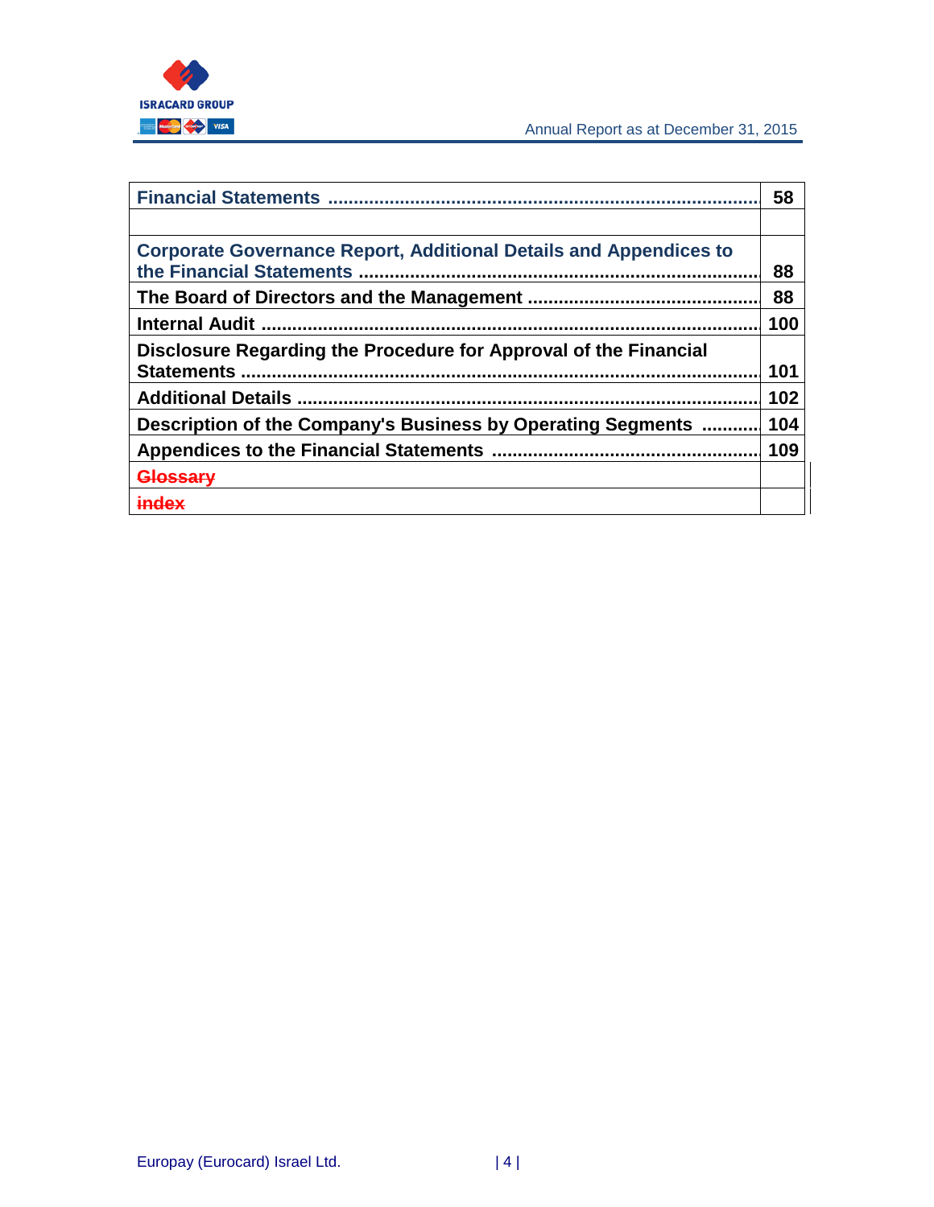| Section | Page |
|---|---|
| **Financial Statements** | **58** |
| | |
| **Corporate Governance Report, Additional Details and Appendices to the Financial Statements** | **88** |
| **The Board of Directors and the Management** | **88** |
| **Internal Audit** | **100** |
| **Disclosure Regarding the Procedure for Approval of the Financial Statements** | **101** |
| **Additional Details** | **102** |
| **Description of the Company's Business by Operating Segments** | **104** |
| **Appendices to the Financial Statements** | **109** |
| ~~**Glossary**~~ | |
| ~~**index**~~ | |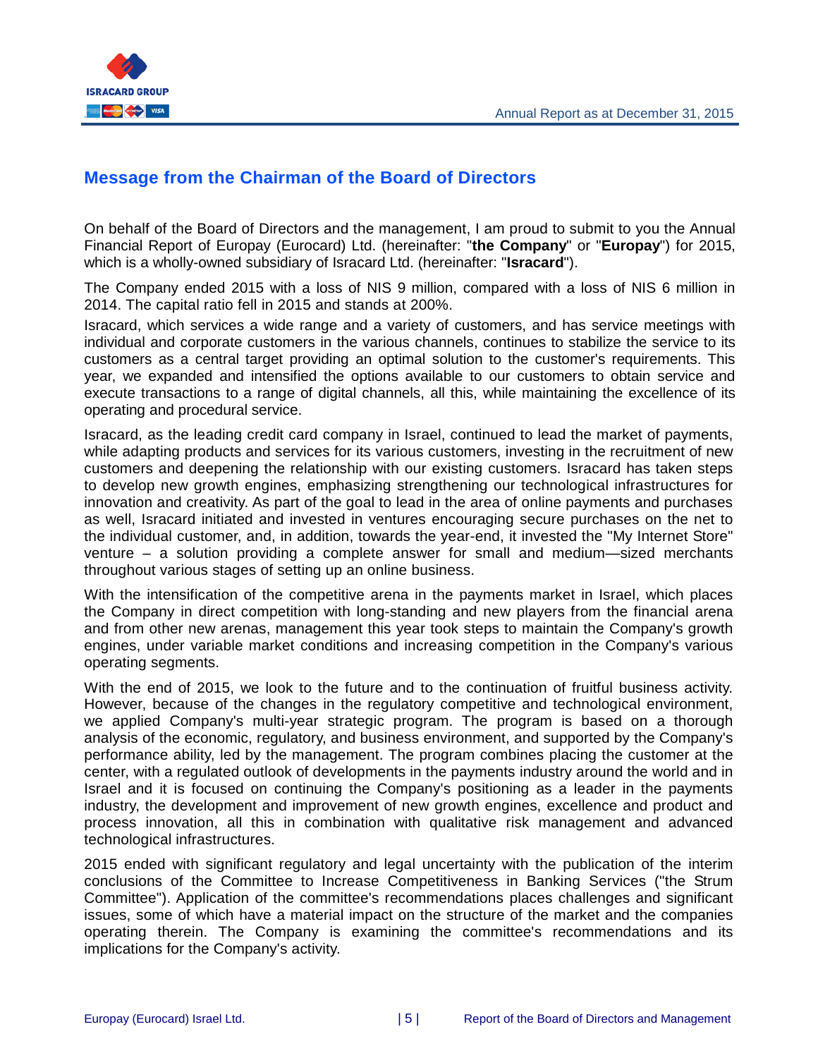## Message from the Chairman of the Board of Directors

On behalf of the Board of Directors and the management, I am proud to submit to you the Annual Financial Report of Europay (Eurocard) Ltd. (hereinafter: "**the Company**" or "**Europay**") for 2015, which is a wholly-owned subsidiary of Isracard Ltd. (hereinafter: "**Isracard**").

The Company ended 2015 with a loss of NIS 9 million, compared with a loss of NIS 6 million in 2014. The capital ratio fell in 2015 and stands at 200%.

Isracard, which services a wide range and a variety of customers, and has service meetings with individual and corporate customers in the various channels, continues to stabilize the service to its customers as a central target providing an optimal solution to the customer's requirements. This year, we expanded and intensified the options available to our customers to obtain service and execute transactions to a range of digital channels, all this, while maintaining the excellence of its operating and procedural service.

Isracard, as the leading credit card company in Israel, continued to lead the market of payments, while adapting products and services for its various customers, investing in the recruitment of new customers and deepening the relationship with our existing customers. Isracard has taken steps to develop new growth engines, emphasizing strengthening our technological infrastructures for innovation and creativity. As part of the goal to lead in the area of online payments and purchases as well, Isracard initiated and invested in ventures encouraging secure purchases on the net to the individual customer, and, in addition, towards the year-end, it invested the "My Internet Store" venture – a solution providing a complete answer for small and medium—sized merchants throughout various stages of setting up an online business.

With the intensification of the competitive arena in the payments market in Israel, which places the Company in direct competition with long-standing and new players from the financial arena and from other new arenas, management this year took steps to maintain the Company's growth engines, under variable market conditions and increasing competition in the Company's various operating segments.

With the end of 2015, we look to the future and to the continuation of fruitful business activity. However, because of the changes in the regulatory competitive and technological environment, we applied Company's multi-year strategic program. The program is based on a thorough analysis of the economic, regulatory, and business environment, and supported by the Company's performance ability, led by the management. The program combines placing the customer at the center, with a regulated outlook of developments in the payments industry around the world and in Israel and it is focused on continuing the Company's positioning as a leader in the payments industry, the development and improvement of new growth engines, excellence and product and process innovation, all this in combination with qualitative risk management and advanced technological infrastructures.

2015 ended with significant regulatory and legal uncertainty with the publication of the interim conclusions of the Committee to Increase Competitiveness in Banking Services ("the Strum Committee"). Application of the committee's recommendations places challenges and significant issues, some of which have a material impact on the structure of the market and the companies operating therein. The Company is examining the committee's recommendations and its implications for the Company's activity.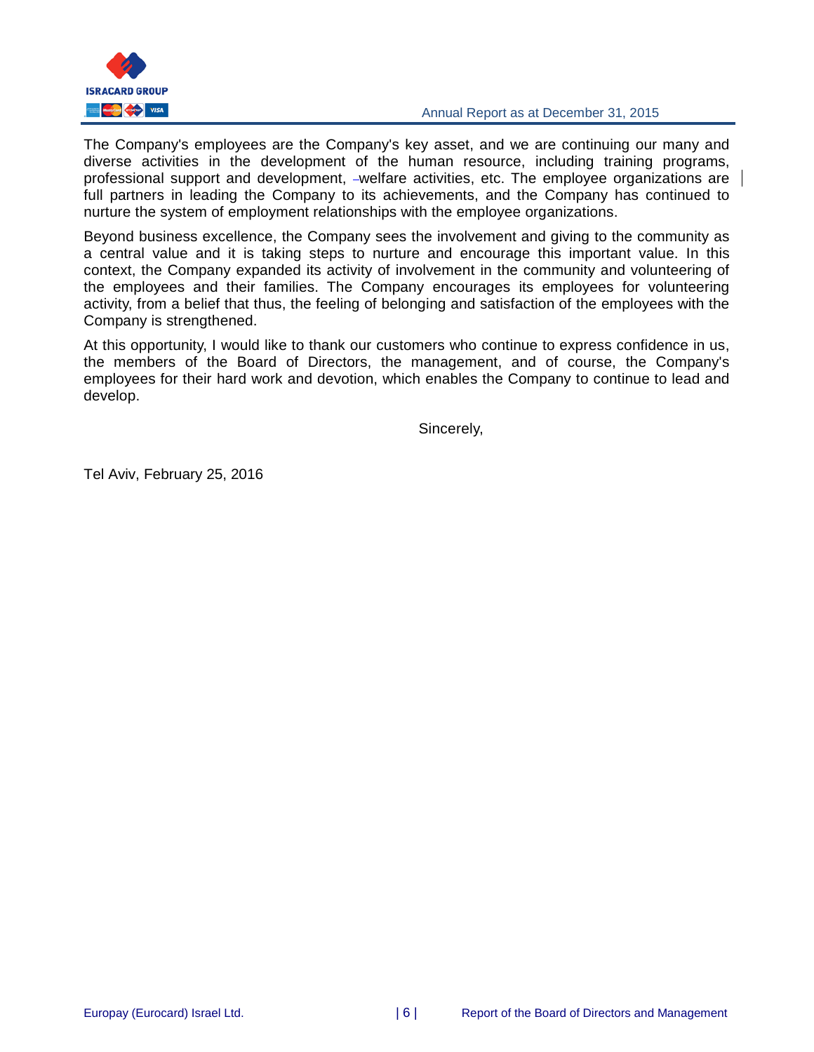The Company's employees are the Company's key asset, and we are continuing our many and diverse activities in the development of the human resource, including training programs, professional support and development, welfare activities, etc. The employee organizations are full partners in leading the Company to its achievements, and the Company has continued to nurture the system of employment relationships with the employee organizations.

Beyond business excellence, the Company sees the involvement and giving to the community as a central value and it is taking steps to nurture and encourage this important value. In this context, the Company expanded its activity of involvement in the community and volunteering of the employees and their families. The Company encourages its employees for volunteering activity, from a belief that thus, the feeling of belonging and satisfaction of the employees with the Company is strengthened.

At this opportunity, I would like to thank our customers who continue to express confidence in us, the members of the Board of Directors, the management, and of course, the Company's employees for their hard work and devotion, which enables the Company to continue to lead and develop.

Sincerely,

Tel Aviv, February 25, 2016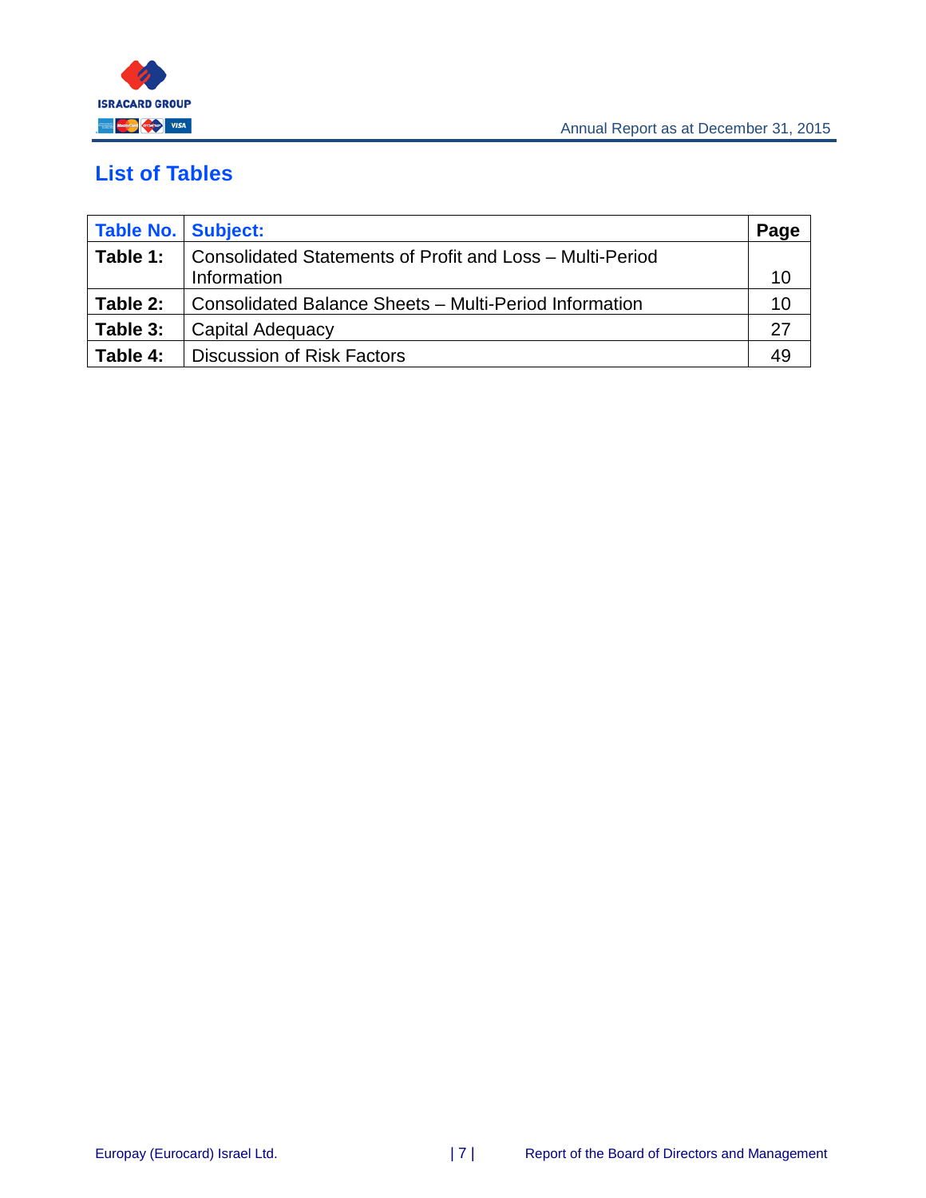## List of Tables

| Table No. | Subject: | Page |
|---|---|---|
| **Table 1:** | Consolidated Statements of Profit and Loss – Multi-Period Information | 10 |
| **Table 2:** | Consolidated Balance Sheets – Multi-Period Information | 10 |
| **Table 3:** | Capital Adequacy | 27 |
| **Table 4:** | Discussion of Risk Factors | 49 |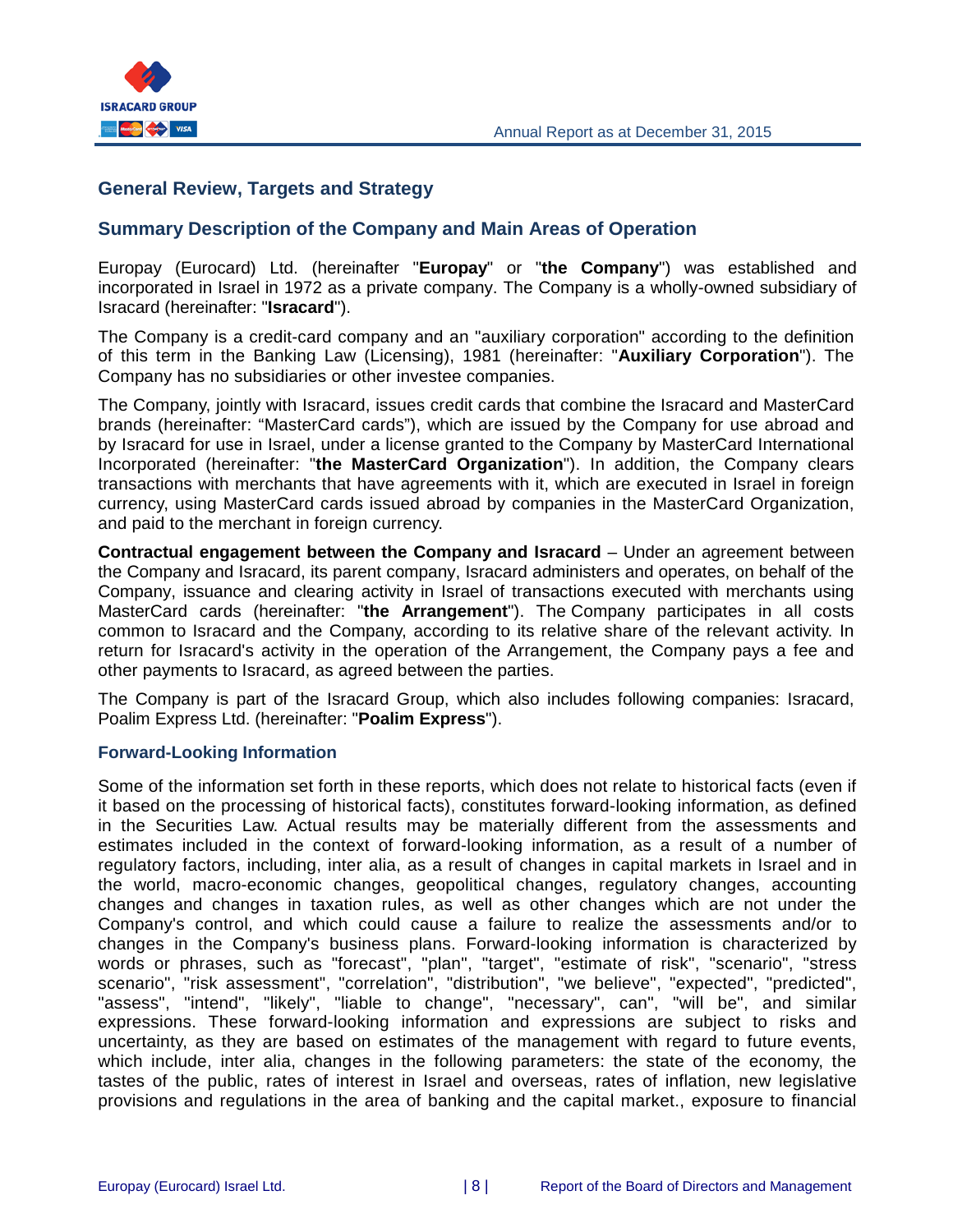## General Review, Targets and Strategy

## Summary Description of the Company and Main Areas of Operation

Europay (Eurocard) Ltd. (hereinafter "**Europay**" or "**the Company**") was established and incorporated in Israel in 1972 as a private company. The Company is a wholly-owned subsidiary of Isracard (hereinafter: "**Isracard**").

The Company is a credit-card company and an "auxiliary corporation" according to the definition of this term in the Banking Law (Licensing), 1981 (hereinafter: "**Auxiliary Corporation**"). The Company has no subsidiaries or other investee companies.

The Company, jointly with Isracard, issues credit cards that combine the Isracard and MasterCard brands (hereinafter: "MasterCard cards"), which are issued by the Company for use abroad and by Isracard for use in Israel, under a license granted to the Company by MasterCard International Incorporated (hereinafter: "**the MasterCard Organization**"). In addition, the Company clears transactions with merchants that have agreements with it, which are executed in Israel in foreign currency, using MasterCard cards issued abroad by companies in the MasterCard Organization, and paid to the merchant in foreign currency.

**Contractual engagement between the Company and Isracard** – Under an agreement between the Company and Isracard, its parent company, Isracard administers and operates, on behalf of the Company, issuance and clearing activity in Israel of transactions executed with merchants using MasterCard cards (hereinafter: "**the Arrangement**"). The Company participates in all costs common to Isracard and the Company, according to its relative share of the relevant activity. In return for Isracard's activity in the operation of the Arrangement, the Company pays a fee and other payments to Isracard, as agreed between the parties.

The Company is part of the Isracard Group, which also includes following companies: Isracard, Poalim Express Ltd. (hereinafter: "**Poalim Express**").

### Forward-Looking Information

Some of the information set forth in these reports, which does not relate to historical facts (even if it based on the processing of historical facts), constitutes forward-looking information, as defined in the Securities Law. Actual results may be materially different from the assessments and estimates included in the context of forward-looking information, as a result of a number of regulatory factors, including, inter alia, as a result of changes in capital markets in Israel and in the world, macro-economic changes, geopolitical changes, regulatory changes, accounting changes and changes in taxation rules, as well as other changes which are not under the Company's control, and which could cause a failure to realize the assessments and/or to changes in the Company's business plans. Forward-looking information is characterized by words or phrases, such as "forecast", "plan", "target", "estimate of risk", "scenario", "stress scenario", "risk assessment", "correlation", "distribution", "we believe", "expected", "predicted", "assess", "intend", "likely", "liable to change", "necessary", can", "will be", and similar expressions. These forward-looking information and expressions are subject to risks and uncertainty, as they are based on estimates of the management with regard to future events, which include, inter alia, changes in the following parameters: the state of the economy, the tastes of the public, rates of interest in Israel and overseas, rates of inflation, new legislative provisions and regulations in the area of banking and the capital market., exposure to financial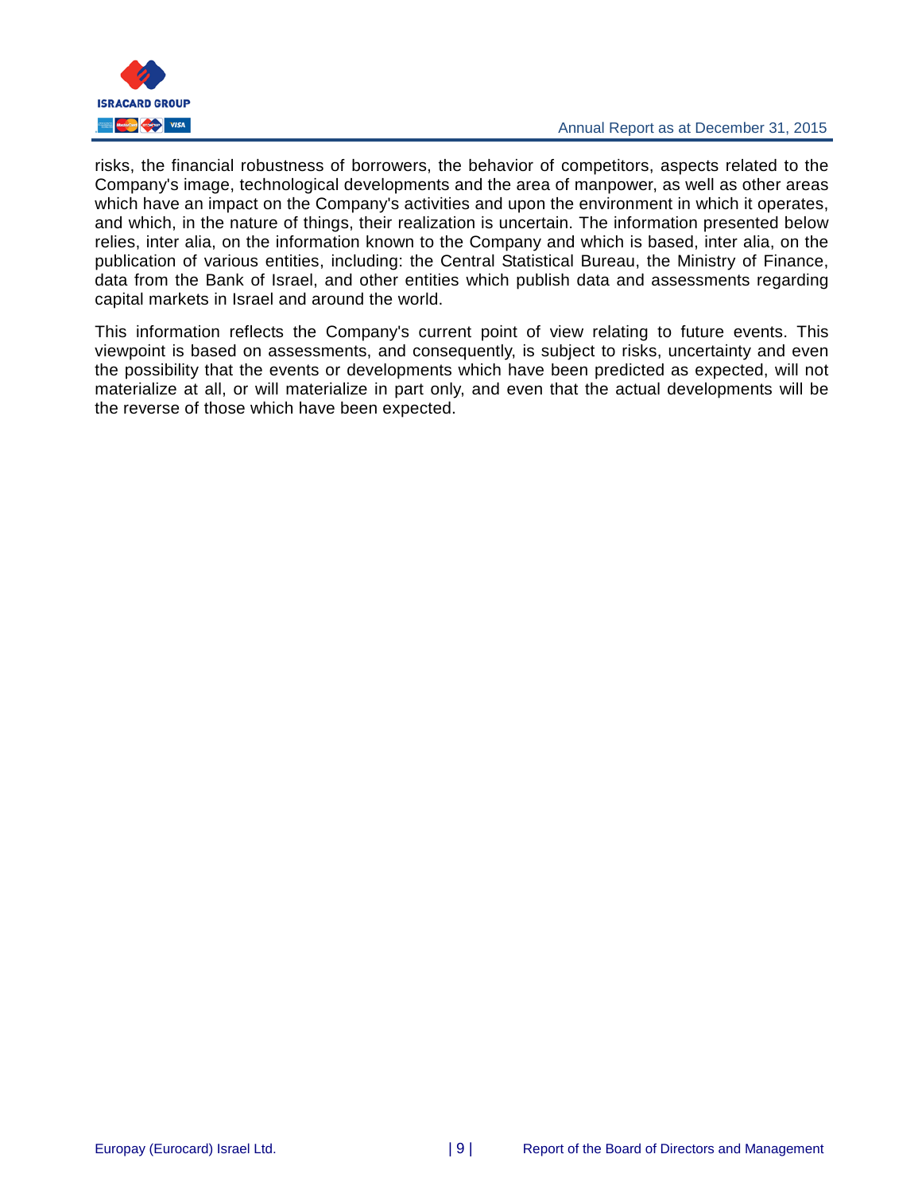risks, the financial robustness of borrowers, the behavior of competitors, aspects related to the Company's image, technological developments and the area of manpower, as well as other areas which have an impact on the Company's activities and upon the environment in which it operates, and which, in the nature of things, their realization is uncertain. The information presented below relies, inter alia, on the information known to the Company and which is based, inter alia, on the publication of various entities, including: the Central Statistical Bureau, the Ministry of Finance, data from the Bank of Israel, and other entities which publish data and assessments regarding capital markets in Israel and around the world.

This information reflects the Company's current point of view relating to future events. This viewpoint is based on assessments, and consequently, is subject to risks, uncertainty and even the possibility that the events or developments which have been predicted as expected, will not materialize at all, or will materialize in part only, and even that the actual developments will be the reverse of those which have been expected.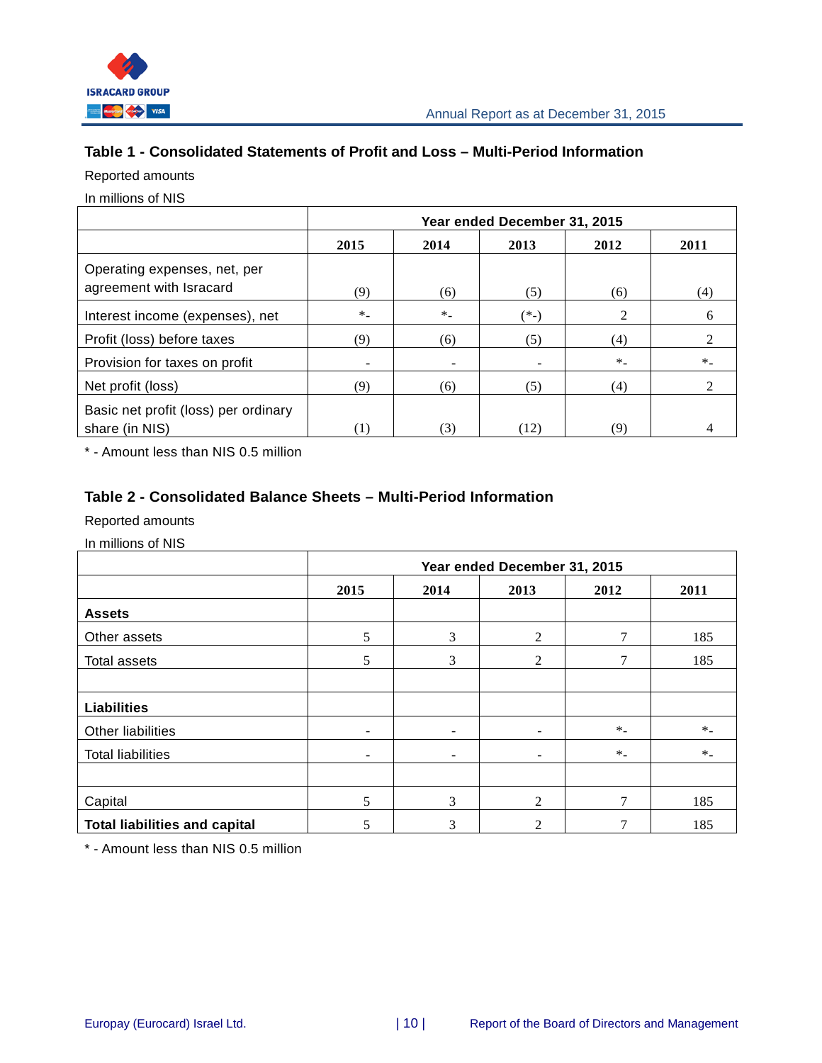### Table 1 - Consolidated Statements of Profit and Loss – Multi-Period Information

Reported amounts

In millions of NIS

| | Year ended December 31, 2015 | | | | |
|---|---|---|---|---|---|
| | 2015 | 2014 | 2013 | 2012 | 2011 |
| Operating expenses, net, per agreement with Isracard | (9) | (6) | (5) | (6) | (4) |
| Interest income (expenses), net | *- | *- | (*-) | 2 | 6 |
| Profit (loss) before taxes | (9) | (6) | (5) | (4) | 2 |
| Provision for taxes on profit | - | - | - | *- | *- |
| Net profit (loss) | (9) | (6) | (5) | (4) | 2 |
| Basic net profit (loss) per ordinary share (in NIS) | (1) | (3) | (12) | (9) | 4 |

* - Amount less than NIS 0.5 million

### Table 2 - Consolidated Balance Sheets – Multi-Period Information

Reported amounts

In millions of NIS

| | Year ended December 31, 2015 | | | | |
|---|---|---|---|---|---|
| | 2015 | 2014 | 2013 | 2012 | 2011 |
| **Assets** | | | | | |
| Other assets | 5 | 3 | 2 | 7 | 185 |
| Total assets | 5 | 3 | 2 | 7 | 185 |
| | | | | | |
| **Liabilities** | | | | | |
| Other liabilities | - | - | - | *- | *- |
| Total liabilities | - | - | - | *- | *- |
| | | | | | |
| Capital | 5 | 3 | 2 | 7 | 185 |
| **Total liabilities and capital** | 5 | 3 | 2 | 7 | 185 |

* - Amount less than NIS 0.5 million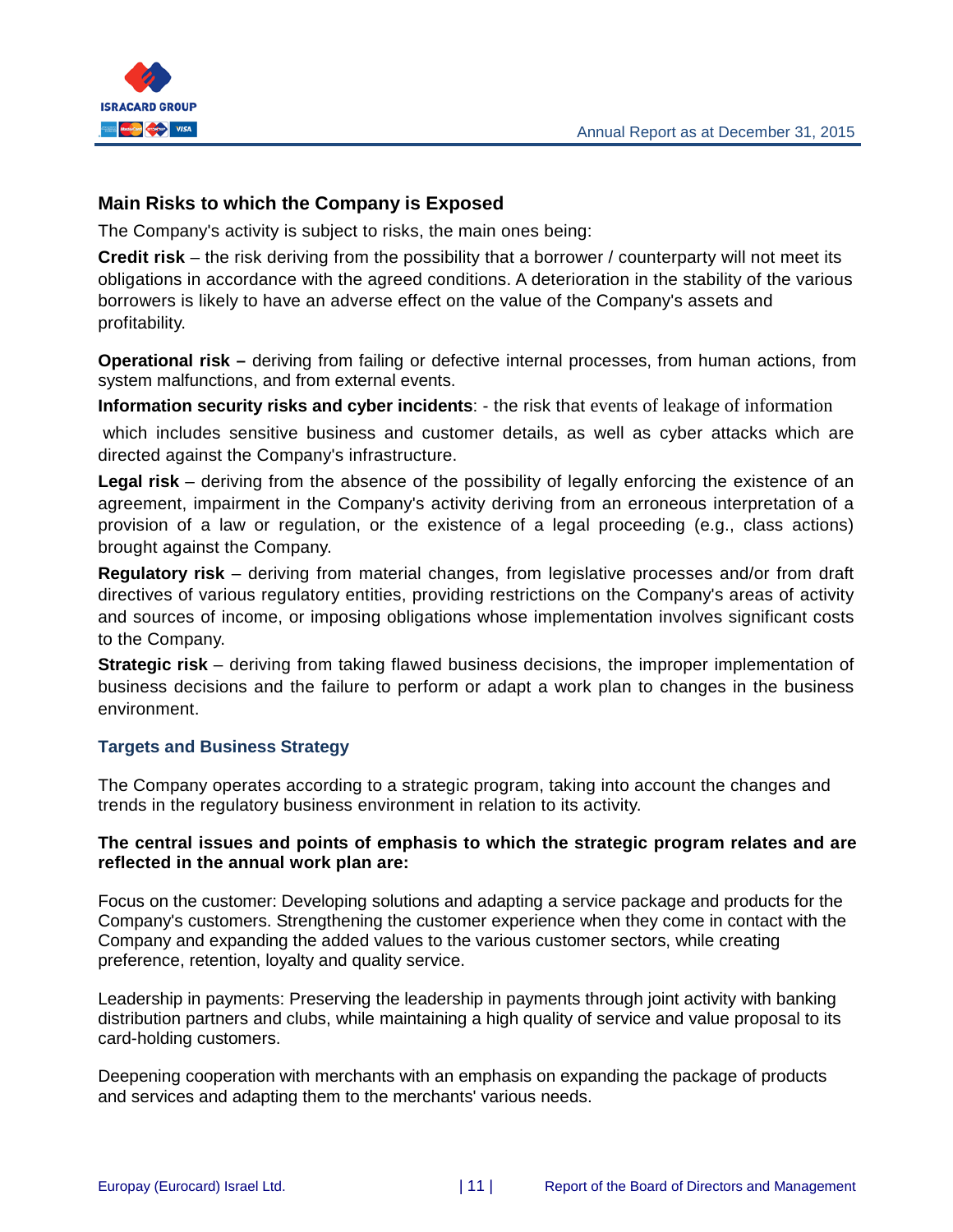## Main Risks to which the Company is Exposed

The Company's activity is subject to risks, the main ones being:

**Credit risk** – the risk deriving from the possibility that a borrower / counterparty will not meet its obligations in accordance with the agreed conditions. A deterioration in the stability of the various borrowers is likely to have an adverse effect on the value of the Company's assets and profitability.

**Operational risk –** deriving from failing or defective internal processes, from human actions, from system malfunctions, and from external events.

**Information security risks and cyber incidents**: - the risk that events of leakage of information which includes sensitive business and customer details, as well as cyber attacks which are directed against the Company's infrastructure.

**Legal risk** – deriving from the absence of the possibility of legally enforcing the existence of an agreement, impairment in the Company's activity deriving from an erroneous interpretation of a provision of a law or regulation, or the existence of a legal proceeding (e.g., class actions) brought against the Company.

**Regulatory risk** – deriving from material changes, from legislative processes and/or from draft directives of various regulatory entities, providing restrictions on the Company's areas of activity and sources of income, or imposing obligations whose implementation involves significant costs to the Company.

**Strategic risk** – deriving from taking flawed business decisions, the improper implementation of business decisions and the failure to perform or adapt a work plan to changes in the business environment.

### Targets and Business Strategy

The Company operates according to a strategic program, taking into account the changes and trends in the regulatory business environment in relation to its activity.

**The central issues and points of emphasis to which the strategic program relates and are reflected in the annual work plan are:**

Focus on the customer: Developing solutions and adapting a service package and products for the Company's customers. Strengthening the customer experience when they come in contact with the Company and expanding the added values to the various customer sectors, while creating preference, retention, loyalty and quality service.

Leadership in payments: Preserving the leadership in payments through joint activity with banking distribution partners and clubs, while maintaining a high quality of service and value proposal to its card-holding customers.

Deepening cooperation with merchants with an emphasis on expanding the package of products and services and adapting them to the merchants' various needs.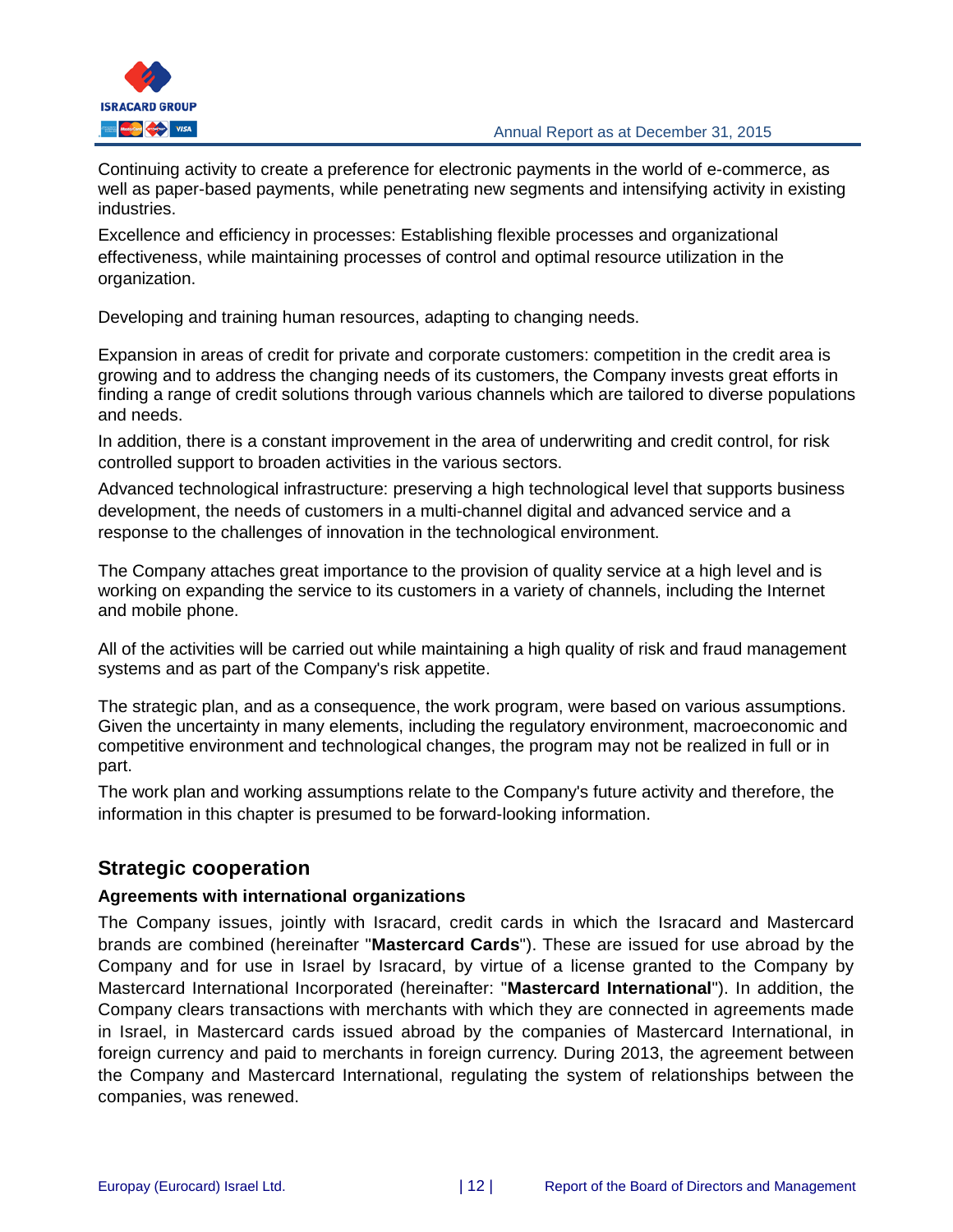Continuing activity to create a preference for electronic payments in the world of e-commerce, as well as paper-based payments, while penetrating new segments and intensifying activity in existing industries.

Excellence and efficiency in processes: Establishing flexible processes and organizational effectiveness, while maintaining processes of control and optimal resource utilization in the organization.

Developing and training human resources, adapting to changing needs.

Expansion in areas of credit for private and corporate customers: competition in the credit area is growing and to address the changing needs of its customers, the Company invests great efforts in finding a range of credit solutions through various channels which are tailored to diverse populations and needs.

In addition, there is a constant improvement in the area of underwriting and credit control, for risk controlled support to broaden activities in the various sectors.

Advanced technological infrastructure: preserving a high technological level that supports business development, the needs of customers in a multi-channel digital and advanced service and a response to the challenges of innovation in the technological environment.

The Company attaches great importance to the provision of quality service at a high level and is working on expanding the service to its customers in a variety of channels, including the Internet and mobile phone.

All of the activities will be carried out while maintaining a high quality of risk and fraud management systems and as part of the Company's risk appetite.

The strategic plan, and as a consequence, the work program, were based on various assumptions. Given the uncertainty in many elements, including the regulatory environment, macroeconomic and competitive environment and technological changes, the program may not be realized in full or in part.

The work plan and working assumptions relate to the Company's future activity and therefore, the information in this chapter is presumed to be forward-looking information.

## Strategic cooperation

### Agreements with international organizations

The Company issues, jointly with Isracard, credit cards in which the Isracard and Mastercard brands are combined (hereinafter "**Mastercard Cards**"). These are issued for use abroad by the Company and for use in Israel by Isracard, by virtue of a license granted to the Company by Mastercard International Incorporated (hereinafter: "**Mastercard International**"). In addition, the Company clears transactions with merchants with which they are connected in agreements made in Israel, in Mastercard cards issued abroad by the companies of Mastercard International, in foreign currency and paid to merchants in foreign currency. During 2013, the agreement between the Company and Mastercard International, regulating the system of relationships between the companies, was renewed.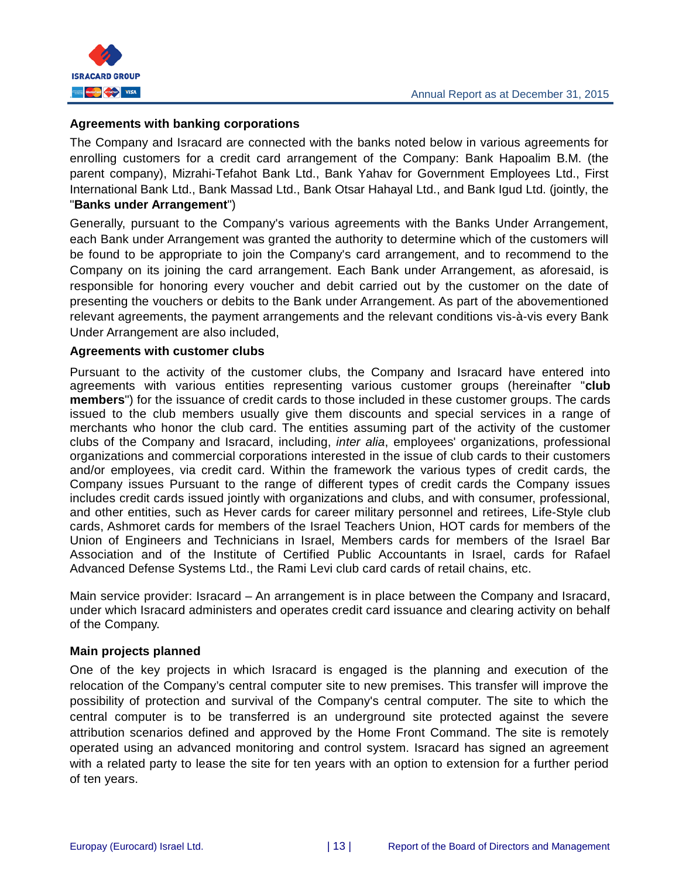**Agreements with banking corporations**

The Company and Isracard are connected with the banks noted below in various agreements for enrolling customers for a credit card arrangement of the Company: Bank Hapoalim B.M. (the parent company), Mizrahi-Tefahot Bank Ltd., Bank Yahav for Government Employees Ltd., First International Bank Ltd., Bank Massad Ltd., Bank Otsar Hahayal Ltd., and Bank Igud Ltd. (jointly, the "**Banks under Arrangement**")

Generally, pursuant to the Company's various agreements with the Banks Under Arrangement, each Bank under Arrangement was granted the authority to determine which of the customers will be found to be appropriate to join the Company's card arrangement, and to recommend to the Company on its joining the card arrangement. Each Bank under Arrangement, as aforesaid, is responsible for honoring every voucher and debit carried out by the customer on the date of presenting the vouchers or debits to the Bank under Arrangement. As part of the abovementioned relevant agreements, the payment arrangements and the relevant conditions vis-à-vis every Bank Under Arrangement are also included,

**Agreements with customer clubs**

Pursuant to the activity of the customer clubs, the Company and Isracard have entered into agreements with various entities representing various customer groups (hereinafter "**club members**") for the issuance of credit cards to those included in these customer groups. The cards issued to the club members usually give them discounts and special services in a range of merchants who honor the club card. The entities assuming part of the activity of the customer clubs of the Company and Isracard, including, *inter alia*, employees' organizations, professional organizations and commercial corporations interested in the issue of club cards to their customers and/or employees, via credit card. Within the framework the various types of credit cards, the Company issues Pursuant to the range of different types of credit cards the Company issues includes credit cards issued jointly with organizations and clubs, and with consumer, professional, and other entities, such as Hever cards for career military personnel and retirees, Life-Style club cards, Ashmoret cards for members of the Israel Teachers Union, HOT cards for members of the Union of Engineers and Technicians in Israel, Members cards for members of the Israel Bar Association and of the Institute of Certified Public Accountants in Israel, cards for Rafael Advanced Defense Systems Ltd., the Rami Levi club card cards of retail chains, etc.

Main service provider: Isracard – An arrangement is in place between the Company and Isracard, under which Isracard administers and operates credit card issuance and clearing activity on behalf of the Company.

**Main projects planned**

One of the key projects in which Isracard is engaged is the planning and execution of the relocation of the Company's central computer site to new premises. This transfer will improve the possibility of protection and survival of the Company's central computer. The site to which the central computer is to be transferred is an underground site protected against the severe attribution scenarios defined and approved by the Home Front Command. The site is remotely operated using an advanced monitoring and control system. Isracard has signed an agreement with a related party to lease the site for ten years with an option to extension for a further period of ten years.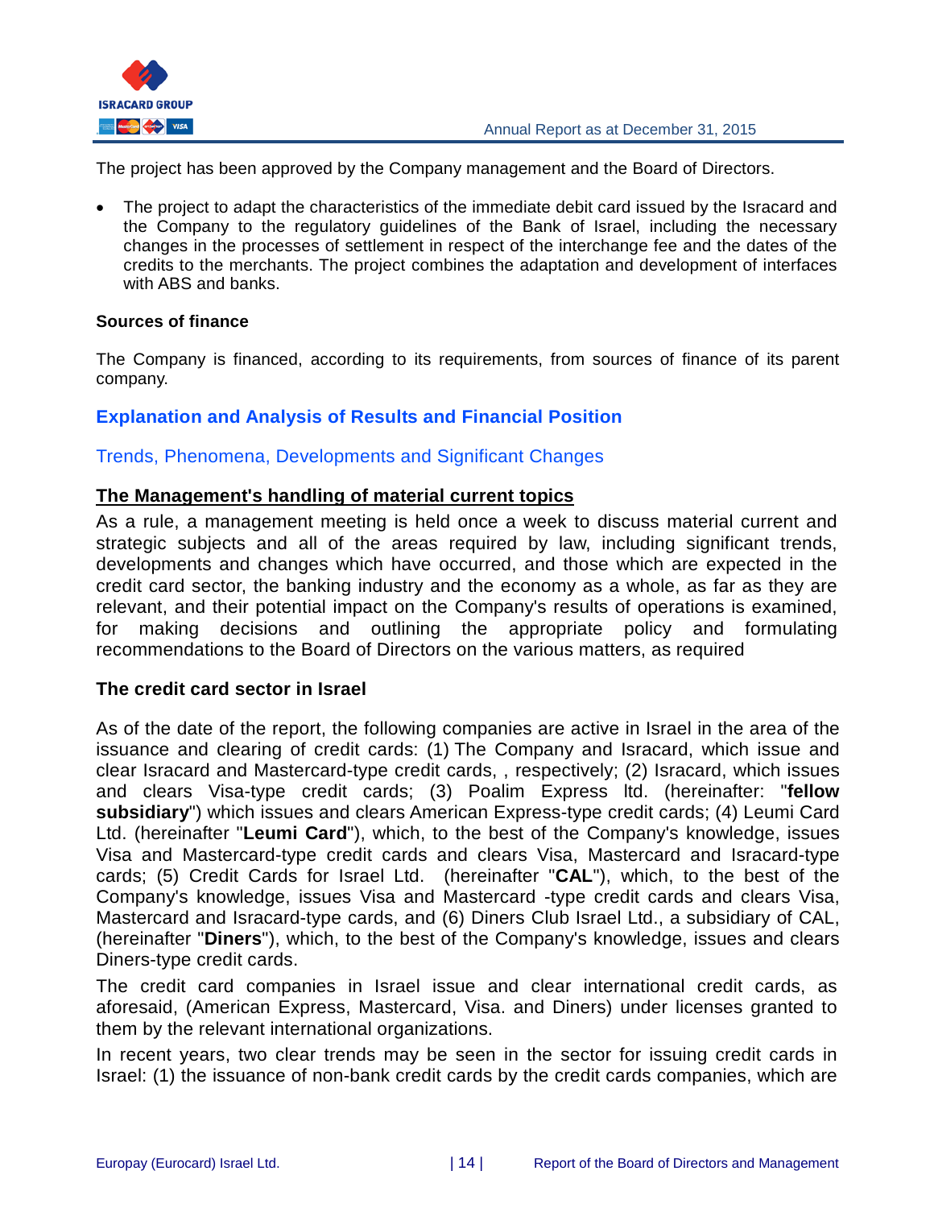The project has been approved by the Company management and the Board of Directors.

- The project to adapt the characteristics of the immediate debit card issued by the Isracard and the Company to the regulatory guidelines of the Bank of Israel, including the necessary changes in the processes of settlement in respect of the interchange fee and the dates of the credits to the merchants. The project combines the adaptation and development of interfaces with ABS and banks.

**Sources of finance**

The Company is financed, according to its requirements, from sources of finance of its parent company.

## Explanation and Analysis of Results and Financial Position

### Trends, Phenomena, Developments and Significant Changes

**The Management's handling of material current topics**

As a rule, a management meeting is held once a week to discuss material current and strategic subjects and all of the areas required by law, including significant trends, developments and changes which have occurred, and those which are expected in the credit card sector, the banking industry and the economy as a whole, as far as they are relevant, and their potential impact on the Company's results of operations is examined, for making decisions and outlining the appropriate policy and formulating recommendations to the Board of Directors on the various matters, as required

**The credit card sector in Israel**

As of the date of the report, the following companies are active in Israel in the area of the issuance and clearing of credit cards: (1) The Company and Isracard, which issue and clear Isracard and Mastercard-type credit cards, , respectively; (2) Isracard, which issues and clears Visa-type credit cards; (3) Poalim Express ltd. (hereinafter: "**fellow subsidiary**") which issues and clears American Express-type credit cards; (4) Leumi Card Ltd. (hereinafter "**Leumi Card**"), which, to the best of the Company's knowledge, issues Visa and Mastercard-type credit cards and clears Visa, Mastercard and Isracard-type cards; (5) Credit Cards for Israel Ltd. (hereinafter "**CAL**"), which, to the best of the Company's knowledge, issues Visa and Mastercard -type credit cards and clears Visa, Mastercard and Isracard-type cards, and (6) Diners Club Israel Ltd., a subsidiary of CAL, (hereinafter "**Diners**"), which, to the best of the Company's knowledge, issues and clears Diners-type credit cards.

The credit card companies in Israel issue and clear international credit cards, as aforesaid, (American Express, Mastercard, Visa. and Diners) under licenses granted to them by the relevant international organizations.

In recent years, two clear trends may be seen in the sector for issuing credit cards in Israel: (1) the issuance of non-bank credit cards by the credit cards companies, which are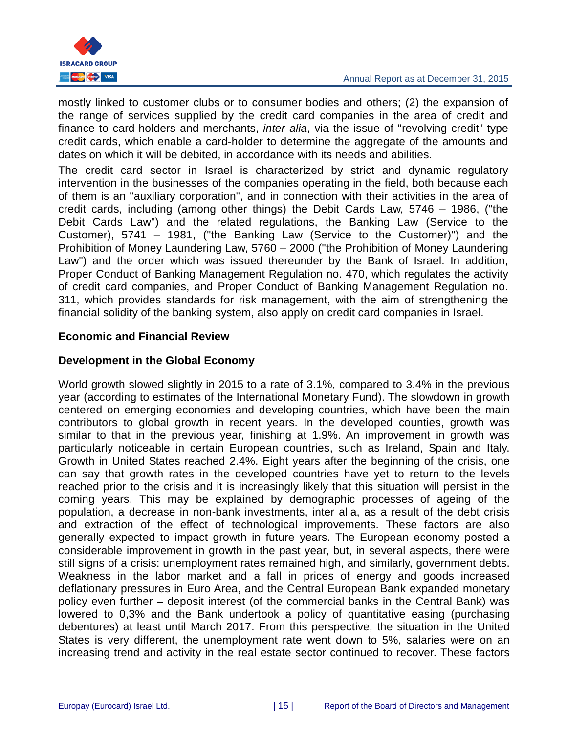mostly linked to customer clubs or to consumer bodies and others; (2) the expansion of the range of services supplied by the credit card companies in the area of credit and finance to card-holders and merchants, *inter alia*, via the issue of "revolving credit"-type credit cards, which enable a card-holder to determine the aggregate of the amounts and dates on which it will be debited, in accordance with its needs and abilities.

The credit card sector in Israel is characterized by strict and dynamic regulatory intervention in the businesses of the companies operating in the field, both because each of them is an "auxiliary corporation", and in connection with their activities in the area of credit cards, including (among other things) the Debit Cards Law, 5746 – 1986, ("the Debit Cards Law") and the related regulations, the Banking Law (Service to the Customer), 5741 – 1981, ("the Banking Law (Service to the Customer)") and the Prohibition of Money Laundering Law, 5760 – 2000 ("the Prohibition of Money Laundering Law") and the order which was issued thereunder by the Bank of Israel. In addition, Proper Conduct of Banking Management Regulation no. 470, which regulates the activity of credit card companies, and Proper Conduct of Banking Management Regulation no. 311, which provides standards for risk management, with the aim of strengthening the financial solidity of the banking system, also apply on credit card companies in Israel.

## Economic and Financial Review

### Development in the Global Economy

World growth slowed slightly in 2015 to a rate of 3.1%, compared to 3.4% in the previous year (according to estimates of the International Monetary Fund). The slowdown in growth centered on emerging economies and developing countries, which have been the main contributors to global growth in recent years. In the developed counties, growth was similar to that in the previous year, finishing at 1.9%. An improvement in growth was particularly noticeable in certain European countries, such as Ireland, Spain and Italy. Growth in United States reached 2.4%. Eight years after the beginning of the crisis, one can say that growth rates in the developed countries have yet to return to the levels reached prior to the crisis and it is increasingly likely that this situation will persist in the coming years. This may be explained by demographic processes of ageing of the population, a decrease in non-bank investments, inter alia, as a result of the debt crisis and extraction of the effect of technological improvements. These factors are also generally expected to impact growth in future years. The European economy posted a considerable improvement in growth in the past year, but, in several aspects, there were still signs of a crisis: unemployment rates remained high, and similarly, government debts. Weakness in the labor market and a fall in prices of energy and goods increased deflationary pressures in Euro Area, and the Central European Bank expanded monetary policy even further – deposit interest (of the commercial banks in the Central Bank) was lowered to 0,3% and the Bank undertook a policy of quantitative easing (purchasing debentures) at least until March 2017. From this perspective, the situation in the United States is very different, the unemployment rate went down to 5%, salaries were on an increasing trend and activity in the real estate sector continued to recover. These factors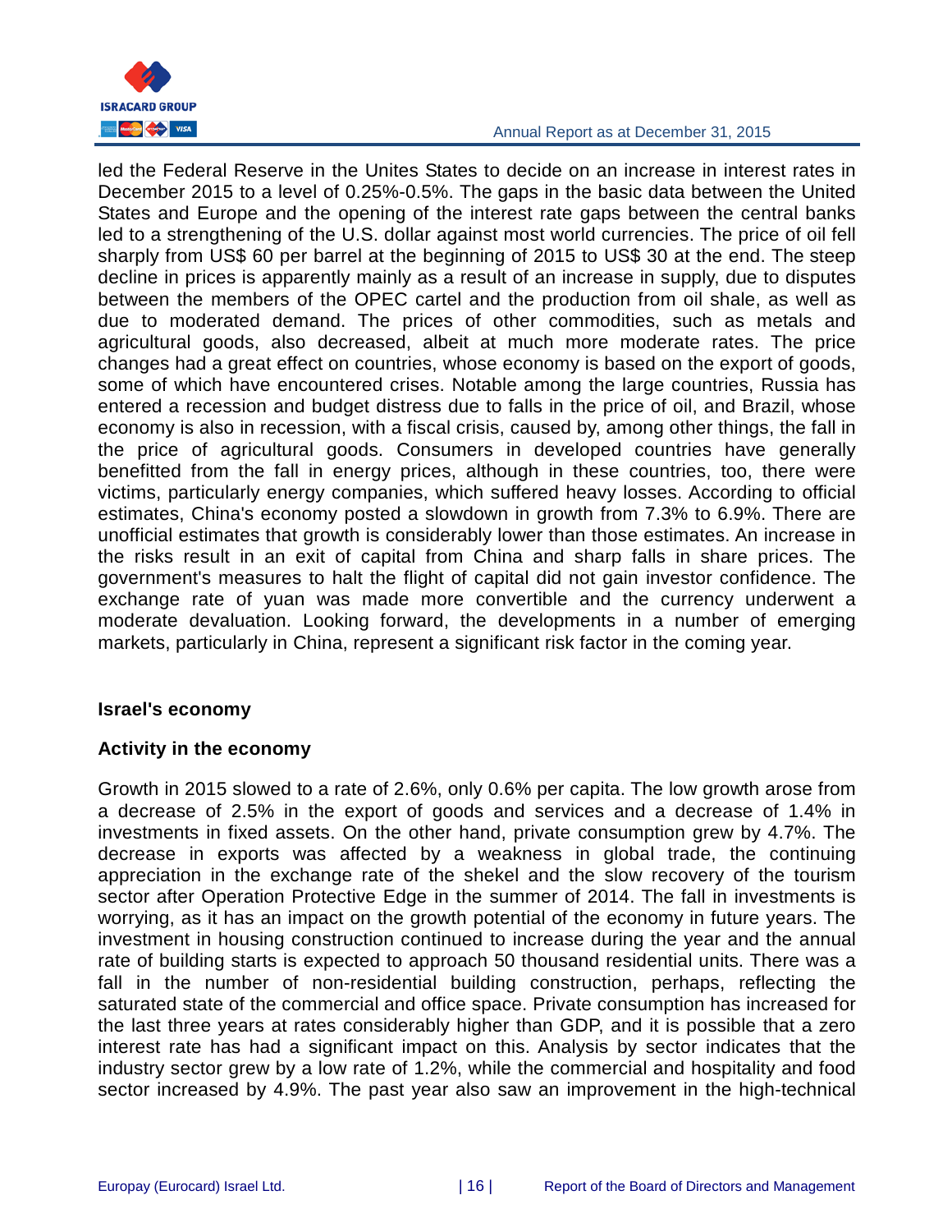led the Federal Reserve in the Unites States to decide on an increase in interest rates in December 2015 to a level of 0.25%-0.5%. The gaps in the basic data between the United States and Europe and the opening of the interest rate gaps between the central banks led to a strengthening of the U.S. dollar against most world currencies. The price of oil fell sharply from US$ 60 per barrel at the beginning of 2015 to US$ 30 at the end. The steep decline in prices is apparently mainly as a result of an increase in supply, due to disputes between the members of the OPEC cartel and the production from oil shale, as well as due to moderated demand. The prices of other commodities, such as metals and agricultural goods, also decreased, albeit at much more moderate rates. The price changes had a great effect on countries, whose economy is based on the export of goods, some of which have encountered crises. Notable among the large countries, Russia has entered a recession and budget distress due to falls in the price of oil, and Brazil, whose economy is also in recession, with a fiscal crisis, caused by, among other things, the fall in the price of agricultural goods. Consumers in developed countries have generally benefitted from the fall in energy prices, although in these countries, too, there were victims, particularly energy companies, which suffered heavy losses. According to official estimates, China's economy posted a slowdown in growth from 7.3% to 6.9%. There are unofficial estimates that growth is considerably lower than those estimates. An increase in the risks result in an exit of capital from China and sharp falls in share prices. The government's measures to halt the flight of capital did not gain investor confidence. The exchange rate of yuan was made more convertible and the currency underwent a moderate devaluation. Looking forward, the developments in a number of emerging markets, particularly in China, represent a significant risk factor in the coming year.

## Israel's economy

### Activity in the economy

Growth in 2015 slowed to a rate of 2.6%, only 0.6% per capita. The low growth arose from a decrease of 2.5% in the export of goods and services and a decrease of 1.4% in investments in fixed assets. On the other hand, private consumption grew by 4.7%. The decrease in exports was affected by a weakness in global trade, the continuing appreciation in the exchange rate of the shekel and the slow recovery of the tourism sector after Operation Protective Edge in the summer of 2014. The fall in investments is worrying, as it has an impact on the growth potential of the economy in future years. The investment in housing construction continued to increase during the year and the annual rate of building starts is expected to approach 50 thousand residential units. There was a fall in the number of non-residential building construction, perhaps, reflecting the saturated state of the commercial and office space. Private consumption has increased for the last three years at rates considerably higher than GDP, and it is possible that a zero interest rate has had a significant impact on this. Analysis by sector indicates that the industry sector grew by a low rate of 1.2%, while the commercial and hospitality and food sector increased by 4.9%. The past year also saw an improvement in the high-technical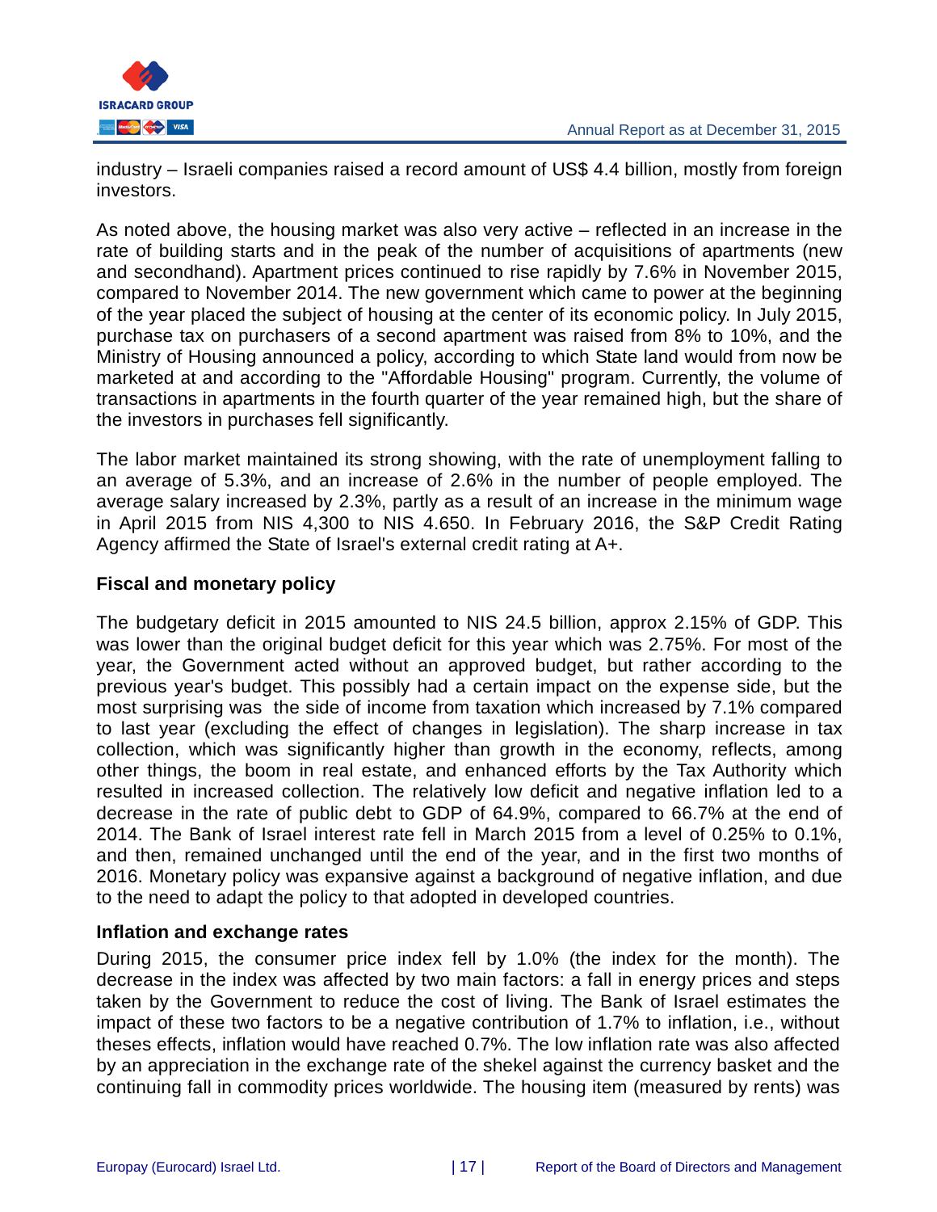industry – Israeli companies raised a record amount of US$ 4.4 billion, mostly from foreign investors.

As noted above, the housing market was also very active – reflected in an increase in the rate of building starts and in the peak of the number of acquisitions of apartments (new and secondhand). Apartment prices continued to rise rapidly by 7.6% in November 2015, compared to November 2014. The new government which came to power at the beginning of the year placed the subject of housing at the center of its economic policy. In July 2015, purchase tax on purchasers of a second apartment was raised from 8% to 10%, and the Ministry of Housing announced a policy, according to which State land would from now be marketed at and according to the "Affordable Housing" program. Currently, the volume of transactions in apartments in the fourth quarter of the year remained high, but the share of the investors in purchases fell significantly.

The labor market maintained its strong showing, with the rate of unemployment falling to an average of 5.3%, and an increase of 2.6% in the number of people employed. The average salary increased by 2.3%, partly as a result of an increase in the minimum wage in April 2015 from NIS 4,300 to NIS 4.650. In February 2016, the S&P Credit Rating Agency affirmed the State of Israel's external credit rating at A+.

**Fiscal and monetary policy**

The budgetary deficit in 2015 amounted to NIS 24.5 billion, approx 2.15% of GDP. This was lower than the original budget deficit for this year which was 2.75%. For most of the year, the Government acted without an approved budget, but rather according to the previous year's budget. This possibly had a certain impact on the expense side, but the most surprising was the side of income from taxation which increased by 7.1% compared to last year (excluding the effect of changes in legislation). The sharp increase in tax collection, which was significantly higher than growth in the economy, reflects, among other things, the boom in real estate, and enhanced efforts by the Tax Authority which resulted in increased collection. The relatively low deficit and negative inflation led to a decrease in the rate of public debt to GDP of 64.9%, compared to 66.7% at the end of 2014. The Bank of Israel interest rate fell in March 2015 from a level of 0.25% to 0.1%, and then, remained unchanged until the end of the year, and in the first two months of 2016. Monetary policy was expansive against a background of negative inflation, and due to the need to adapt the policy to that adopted in developed countries.

**Inflation and exchange rates**

During 2015, the consumer price index fell by 1.0% (the index for the month). The decrease in the index was affected by two main factors: a fall in energy prices and steps taken by the Government to reduce the cost of living. The Bank of Israel estimates the impact of these two factors to be a negative contribution of 1.7% to inflation, i.e., without theses effects, inflation would have reached 0.7%. The low inflation rate was also affected by an appreciation in the exchange rate of the shekel against the currency basket and the continuing fall in commodity prices worldwide. The housing item (measured by rents) was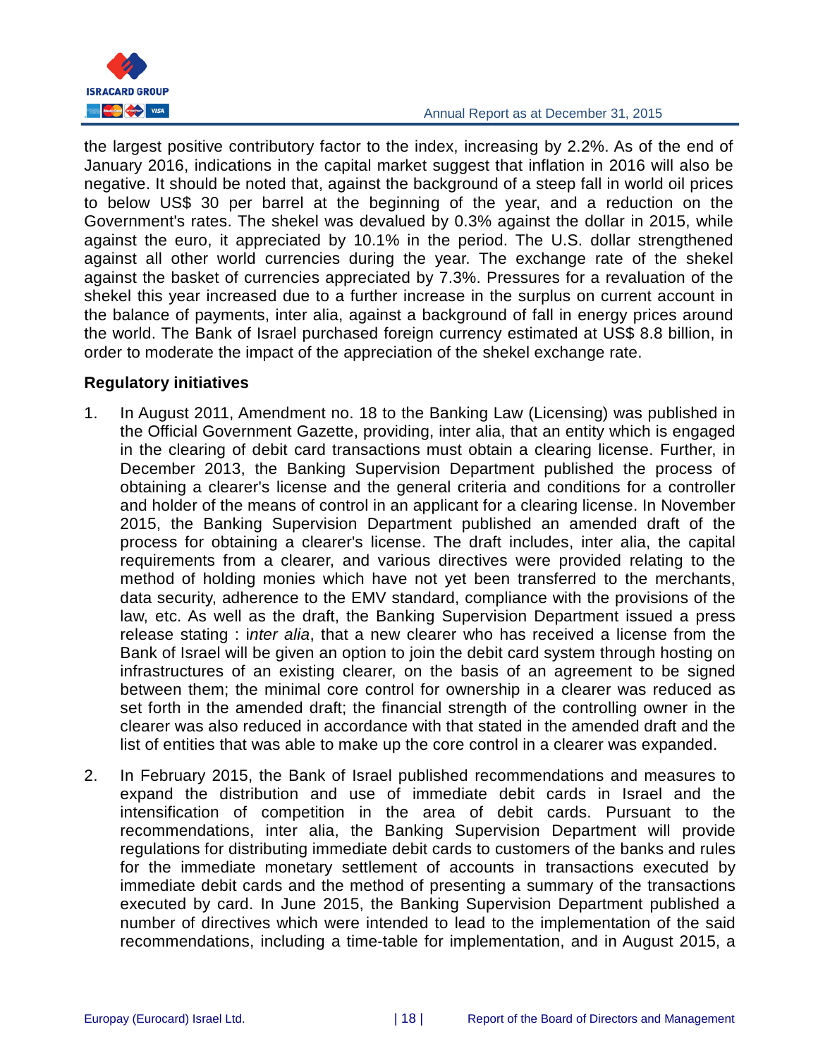the largest positive contributory factor to the index, increasing by 2.2%. As of the end of January 2016, indications in the capital market suggest that inflation in 2016 will also be negative. It should be noted that, against the background of a steep fall in world oil prices to below US$ 30 per barrel at the beginning of the year, and a reduction on the Government's rates. The shekel was devalued by 0.3% against the dollar in 2015, while against the euro, it appreciated by 10.1% in the period. The U.S. dollar strengthened against all other world currencies during the year. The exchange rate of the shekel against the basket of currencies appreciated by 7.3%. Pressures for a revaluation of the shekel this year increased due to a further increase in the surplus on current account in the balance of payments, inter alia, against a background of fall in energy prices around the world. The Bank of Israel purchased foreign currency estimated at US$ 8.8 billion, in order to moderate the impact of the appreciation of the shekel exchange rate.

**Regulatory initiatives**

1. In August 2011, Amendment no. 18 to the Banking Law (Licensing) was published in the Official Government Gazette, providing, inter alia, that an entity which is engaged in the clearing of debit card transactions must obtain a clearing license. Further, in December 2013, the Banking Supervision Department published the process of obtaining a clearer's license and the general criteria and conditions for a controller and holder of the means of control in an applicant for a clearing license. In November 2015, the Banking Supervision Department published an amended draft of the process for obtaining a clearer's license. The draft includes, inter alia, the capital requirements from a clearer, and various directives were provided relating to the method of holding monies which have not yet been transferred to the merchants, data security, adherence to the EMV standard, compliance with the provisions of the law, etc. As well as the draft, the Banking Supervision Department issued a press release stating : i*nter alia*, that a new clearer who has received a license from the Bank of Israel will be given an option to join the debit card system through hosting on infrastructures of an existing clearer, on the basis of an agreement to be signed between them; the minimal core control for ownership in a clearer was reduced as set forth in the amended draft; the financial strength of the controlling owner in the clearer was also reduced in accordance with that stated in the amended draft and the list of entities that was able to make up the core control in a clearer was expanded.

2. In February 2015, the Bank of Israel published recommendations and measures to expand the distribution and use of immediate debit cards in Israel and the intensification of competition in the area of debit cards. Pursuant to the recommendations, inter alia, the Banking Supervision Department will provide regulations for distributing immediate debit cards to customers of the banks and rules for the immediate monetary settlement of accounts in transactions executed by immediate debit cards and the method of presenting a summary of the transactions executed by card. In June 2015, the Banking Supervision Department published a number of directives which were intended to lead to the implementation of the said recommendations, including a time-table for implementation, and in August 2015, a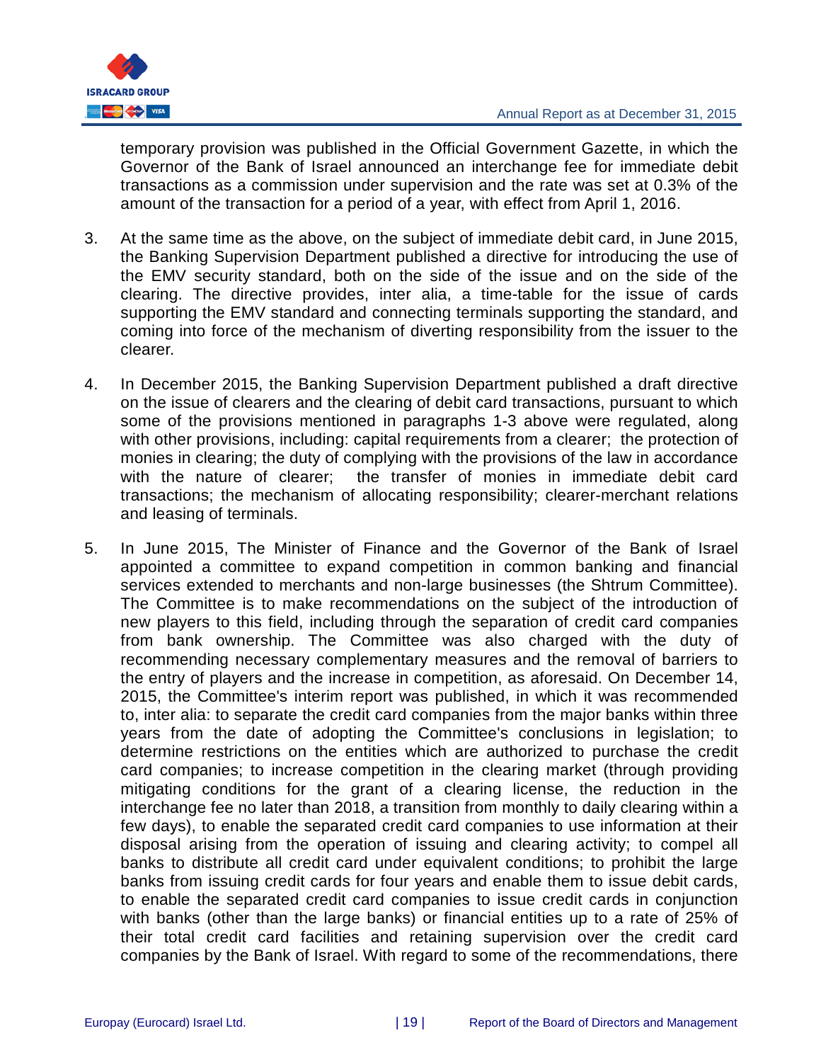temporary provision was published in the Official Government Gazette, in which the Governor of the Bank of Israel announced an interchange fee for immediate debit transactions as a commission under supervision and the rate was set at 0.3% of the amount of the transaction for a period of a year, with effect from April 1, 2016.

3. At the same time as the above, on the subject of immediate debit card, in June 2015, the Banking Supervision Department published a directive for introducing the use of the EMV security standard, both on the side of the issue and on the side of the clearing. The directive provides, inter alia, a time-table for the issue of cards supporting the EMV standard and connecting terminals supporting the standard, and coming into force of the mechanism of diverting responsibility from the issuer to the clearer.

4. In December 2015, the Banking Supervision Department published a draft directive on the issue of clearers and the clearing of debit card transactions, pursuant to which some of the provisions mentioned in paragraphs 1-3 above were regulated, along with other provisions, including: capital requirements from a clearer; the protection of monies in clearing; the duty of complying with the provisions of the law in accordance with the nature of clearer; the transfer of monies in immediate debit card transactions; the mechanism of allocating responsibility; clearer-merchant relations and leasing of terminals.

5. In June 2015, The Minister of Finance and the Governor of the Bank of Israel appointed a committee to expand competition in common banking and financial services extended to merchants and non-large businesses (the Shtrum Committee). The Committee is to make recommendations on the subject of the introduction of new players to this field, including through the separation of credit card companies from bank ownership. The Committee was also charged with the duty of recommending necessary complementary measures and the removal of barriers to the entry of players and the increase in competition, as aforesaid. On December 14, 2015, the Committee's interim report was published, in which it was recommended to, inter alia: to separate the credit card companies from the major banks within three years from the date of adopting the Committee's conclusions in legislation; to determine restrictions on the entities which are authorized to purchase the credit card companies; to increase competition in the clearing market (through providing mitigating conditions for the grant of a clearing license, the reduction in the interchange fee no later than 2018, a transition from monthly to daily clearing within a few days), to enable the separated credit card companies to use information at their disposal arising from the operation of issuing and clearing activity; to compel all banks to distribute all credit card under equivalent conditions; to prohibit the large banks from issuing credit cards for four years and enable them to issue debit cards, to enable the separated credit card companies to issue credit cards in conjunction with banks (other than the large banks) or financial entities up to a rate of 25% of their total credit card facilities and retaining supervision over the credit card companies by the Bank of Israel. With regard to some of the recommendations, there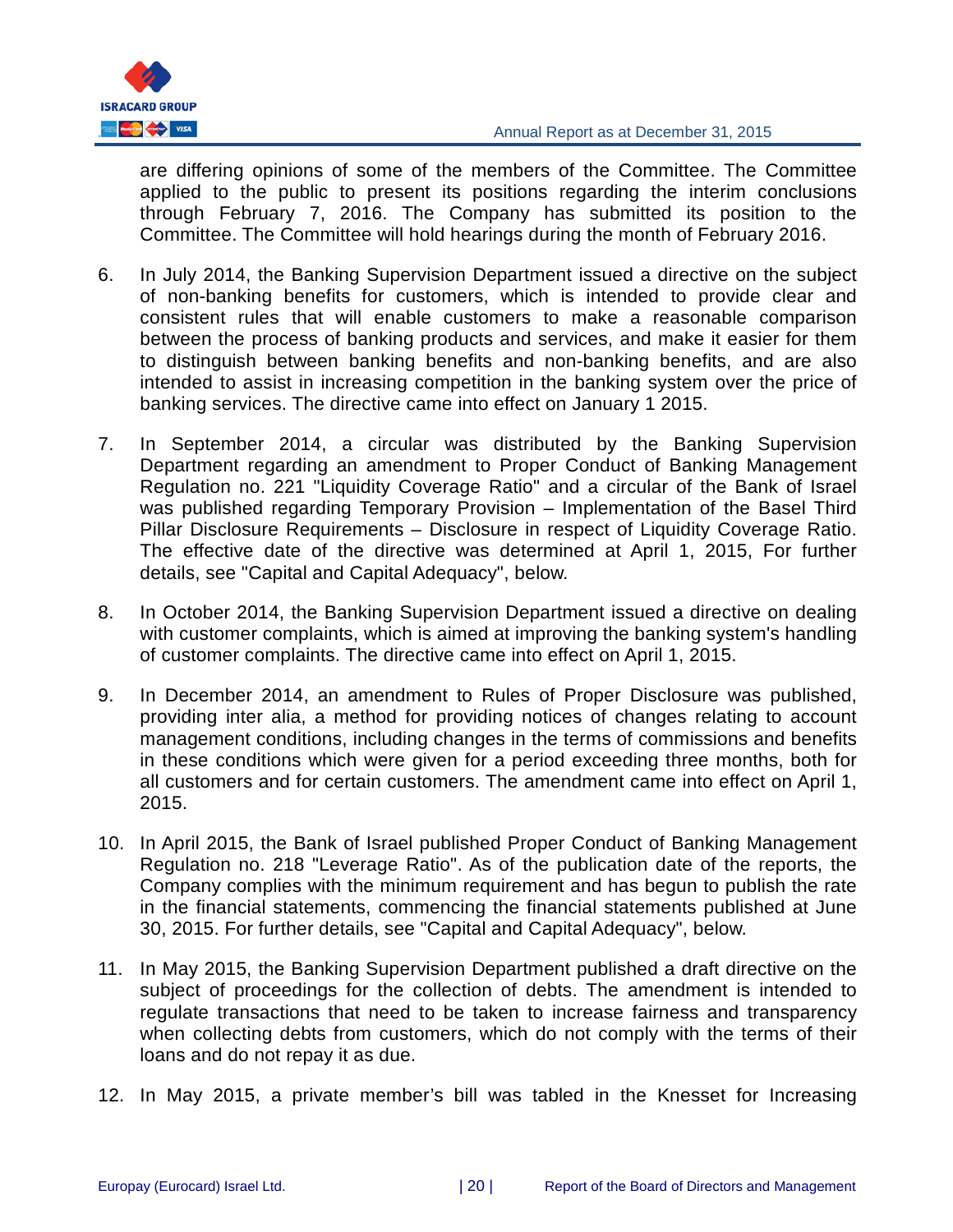are differing opinions of some of the members of the Committee. The Committee applied to the public to present its positions regarding the interim conclusions through February 7, 2016. The Company has submitted its position to the Committee. The Committee will hold hearings during the month of February 2016.

6. In July 2014, the Banking Supervision Department issued a directive on the subject of non-banking benefits for customers, which is intended to provide clear and consistent rules that will enable customers to make a reasonable comparison between the process of banking products and services, and make it easier for them to distinguish between banking benefits and non-banking benefits, and are also intended to assist in increasing competition in the banking system over the price of banking services. The directive came into effect on January 1 2015.

7. In September 2014, a circular was distributed by the Banking Supervision Department regarding an amendment to Proper Conduct of Banking Management Regulation no. 221 "Liquidity Coverage Ratio" and a circular of the Bank of Israel was published regarding Temporary Provision – Implementation of the Basel Third Pillar Disclosure Requirements – Disclosure in respect of Liquidity Coverage Ratio. The effective date of the directive was determined at April 1, 2015, For further details, see "Capital and Capital Adequacy", below.

8. In October 2014, the Banking Supervision Department issued a directive on dealing with customer complaints, which is aimed at improving the banking system's handling of customer complaints. The directive came into effect on April 1, 2015.

9. In December 2014, an amendment to Rules of Proper Disclosure was published, providing inter alia, a method for providing notices of changes relating to account management conditions, including changes in the terms of commissions and benefits in these conditions which were given for a period exceeding three months, both for all customers and for certain customers. The amendment came into effect on April 1, 2015.

10. In April 2015, the Bank of Israel published Proper Conduct of Banking Management Regulation no. 218 "Leverage Ratio". As of the publication date of the reports, the Company complies with the minimum requirement and has begun to publish the rate in the financial statements, commencing the financial statements published at June 30, 2015. For further details, see "Capital and Capital Adequacy", below.

11. In May 2015, the Banking Supervision Department published a draft directive on the subject of proceedings for the collection of debts. The amendment is intended to regulate transactions that need to be taken to increase fairness and transparency when collecting debts from customers, which do not comply with the terms of their loans and do not repay it as due.

12. In May 2015, a private member's bill was tabled in the Knesset for Increasing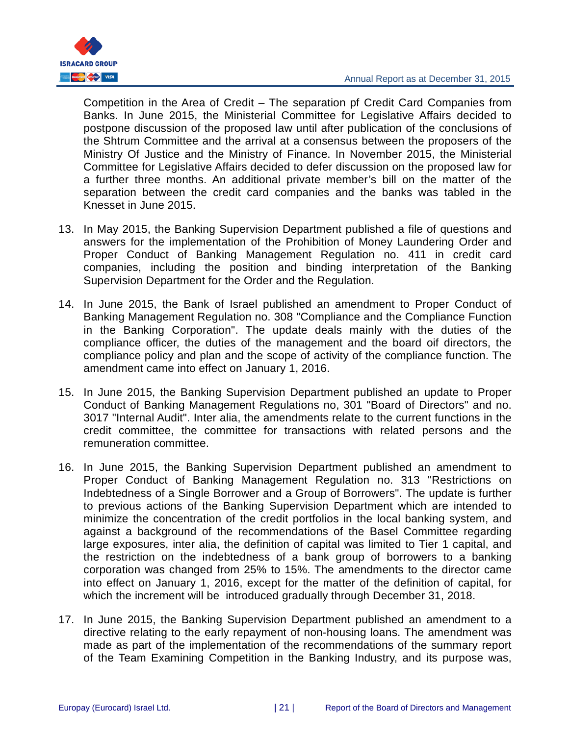Competition in the Area of Credit – The separation pf Credit Card Companies from Banks. In June 2015, the Ministerial Committee for Legislative Affairs decided to postpone discussion of the proposed law until after publication of the conclusions of the Shtrum Committee and the arrival at a consensus between the proposers of the Ministry Of Justice and the Ministry of Finance. In November 2015, the Ministerial Committee for Legislative Affairs decided to defer discussion on the proposed law for a further three months. An additional private member's bill on the matter of the separation between the credit card companies and the banks was tabled in the Knesset in June 2015.

13. In May 2015, the Banking Supervision Department published a file of questions and answers for the implementation of the Prohibition of Money Laundering Order and Proper Conduct of Banking Management Regulation no. 411 in credit card companies, including the position and binding interpretation of the Banking Supervision Department for the Order and the Regulation.

14. In June 2015, the Bank of Israel published an amendment to Proper Conduct of Banking Management Regulation no. 308 "Compliance and the Compliance Function in the Banking Corporation". The update deals mainly with the duties of the compliance officer, the duties of the management and the board oif directors, the compliance policy and plan and the scope of activity of the compliance function. The amendment came into effect on January 1, 2016.

15. In June 2015, the Banking Supervision Department published an update to Proper Conduct of Banking Management Regulations no, 301 "Board of Directors" and no. 3017 "Internal Audit". Inter alia, the amendments relate to the current functions in the credit committee, the committee for transactions with related persons and the remuneration committee.

16. In June 2015, the Banking Supervision Department published an amendment to Proper Conduct of Banking Management Regulation no. 313 "Restrictions on Indebtedness of a Single Borrower and a Group of Borrowers". The update is further to previous actions of the Banking Supervision Department which are intended to minimize the concentration of the credit portfolios in the local banking system, and against a background of the recommendations of the Basel Committee regarding large exposures, inter alia, the definition of capital was limited to Tier 1 capital, and the restriction on the indebtedness of a bank group of borrowers to a banking corporation was changed from 25% to 15%. The amendments to the director came into effect on January 1, 2016, except for the matter of the definition of capital, for which the increment will be introduced gradually through December 31, 2018.

17. In June 2015, the Banking Supervision Department published an amendment to a directive relating to the early repayment of non-housing loans. The amendment was made as part of the implementation of the recommendations of the summary report of the Team Examining Competition in the Banking Industry, and its purpose was,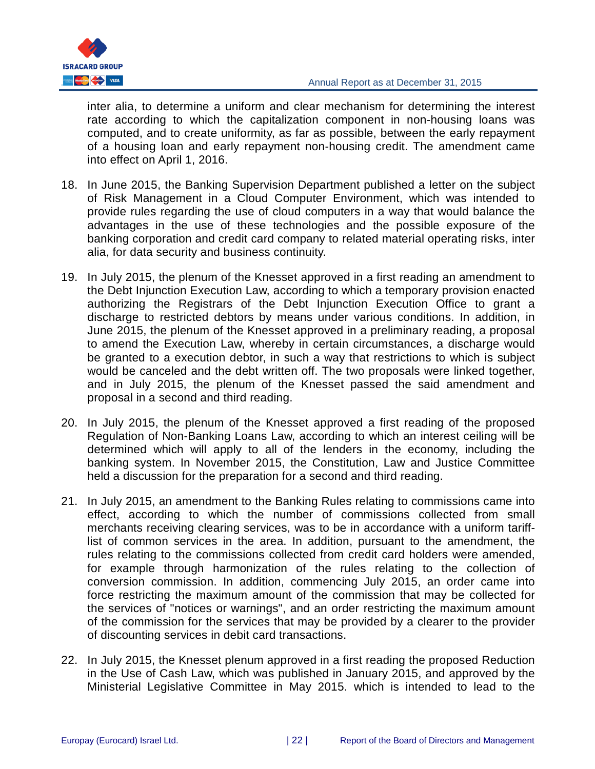inter alia, to determine a uniform and clear mechanism for determining the interest rate according to which the capitalization component in non-housing loans was computed, and to create uniformity, as far as possible, between the early repayment of a housing loan and early repayment non-housing credit. The amendment came into effect on April 1, 2016.

18. In June 2015, the Banking Supervision Department published a letter on the subject of Risk Management in a Cloud Computer Environment, which was intended to provide rules regarding the use of cloud computers in a way that would balance the advantages in the use of these technologies and the possible exposure of the banking corporation and credit card company to related material operating risks, inter alia, for data security and business continuity.

19. In July 2015, the plenum of the Knesset approved in a first reading an amendment to the Debt Injunction Execution Law, according to which a temporary provision enacted authorizing the Registrars of the Debt Injunction Execution Office to grant a discharge to restricted debtors by means under various conditions. In addition, in June 2015, the plenum of the Knesset approved in a preliminary reading, a proposal to amend the Execution Law, whereby in certain circumstances, a discharge would be granted to a execution debtor, in such a way that restrictions to which is subject would be canceled and the debt written off. The two proposals were linked together, and in July 2015, the plenum of the Knesset passed the said amendment and proposal in a second and third reading.

20. In July 2015, the plenum of the Knesset approved a first reading of the proposed Regulation of Non-Banking Loans Law, according to which an interest ceiling will be determined which will apply to all of the lenders in the economy, including the banking system. In November 2015, the Constitution, Law and Justice Committee held a discussion for the preparation for a second and third reading.

21. In July 2015, an amendment to the Banking Rules relating to commissions came into effect, according to which the number of commissions collected from small merchants receiving clearing services, was to be in accordance with a uniform tariff-list of common services in the area. In addition, pursuant to the amendment, the rules relating to the commissions collected from credit card holders were amended, for example through harmonization of the rules relating to the collection of conversion commission. In addition, commencing July 2015, an order came into force restricting the maximum amount of the commission that may be collected for the services of "notices or warnings", and an order restricting the maximum amount of the commission for the services that may be provided by a clearer to the provider of discounting services in debit card transactions.

22. In July 2015, the Knesset plenum approved in a first reading the proposed Reduction in the Use of Cash Law, which was published in January 2015, and approved by the Ministerial Legislative Committee in May 2015. which is intended to lead to the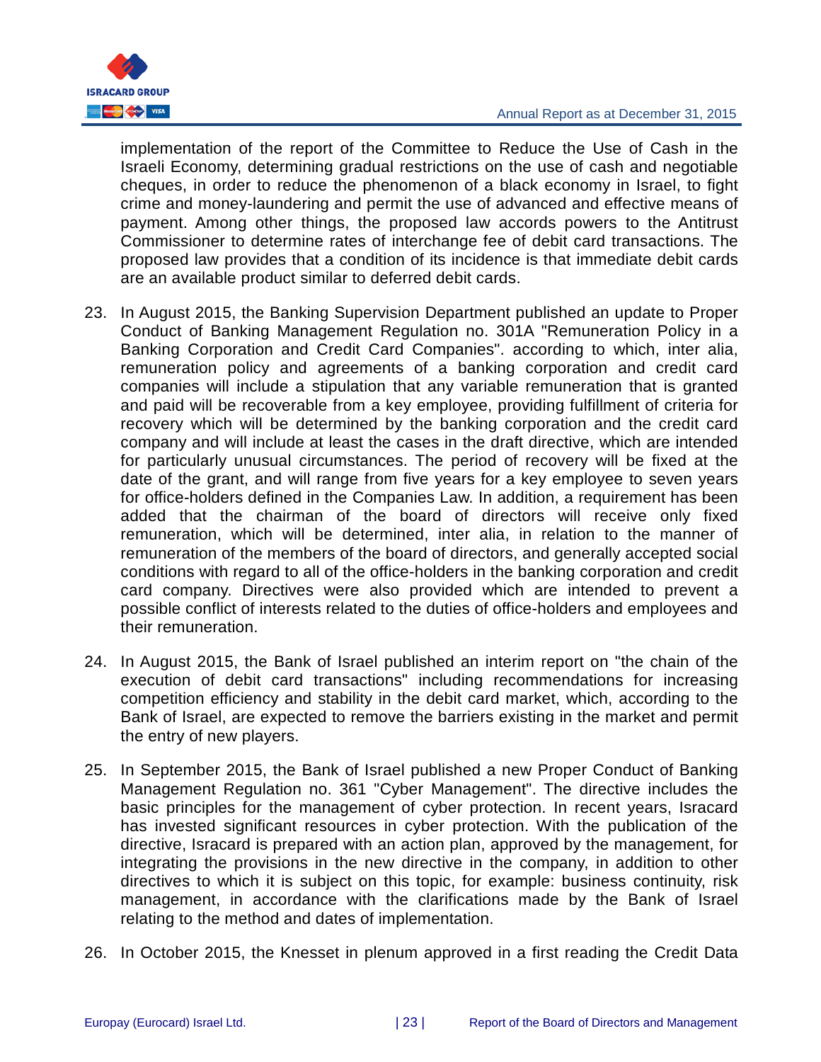implementation of the report of the Committee to Reduce the Use of Cash in the Israeli Economy, determining gradual restrictions on the use of cash and negotiable cheques, in order to reduce the phenomenon of a black economy in Israel, to fight crime and money-laundering and permit the use of advanced and effective means of payment. Among other things, the proposed law accords powers to the Antitrust Commissioner to determine rates of interchange fee of debit card transactions. The proposed law provides that a condition of its incidence is that immediate debit cards are an available product similar to deferred debit cards.

23. In August 2015, the Banking Supervision Department published an update to Proper Conduct of Banking Management Regulation no. 301A "Remuneration Policy in a Banking Corporation and Credit Card Companies". according to which, inter alia, remuneration policy and agreements of a banking corporation and credit card companies will include a stipulation that any variable remuneration that is granted and paid will be recoverable from a key employee, providing fulfillment of criteria for recovery which will be determined by the banking corporation and the credit card company and will include at least the cases in the draft directive, which are intended for particularly unusual circumstances. The period of recovery will be fixed at the date of the grant, and will range from five years for a key employee to seven years for office-holders defined in the Companies Law. In addition, a requirement has been added that the chairman of the board of directors will receive only fixed remuneration, which will be determined, inter alia, in relation to the manner of remuneration of the members of the board of directors, and generally accepted social conditions with regard to all of the office-holders in the banking corporation and credit card company. Directives were also provided which are intended to prevent a possible conflict of interests related to the duties of office-holders and employees and their remuneration.

24. In August 2015, the Bank of Israel published an interim report on "the chain of the execution of debit card transactions" including recommendations for increasing competition efficiency and stability in the debit card market, which, according to the Bank of Israel, are expected to remove the barriers existing in the market and permit the entry of new players.

25. In September 2015, the Bank of Israel published a new Proper Conduct of Banking Management Regulation no. 361 "Cyber Management". The directive includes the basic principles for the management of cyber protection. In recent years, Isracard has invested significant resources in cyber protection. With the publication of the directive, Isracard is prepared with an action plan, approved by the management, for integrating the provisions in the new directive in the company, in addition to other directives to which it is subject on this topic, for example: business continuity, risk management, in accordance with the clarifications made by the Bank of Israel relating to the method and dates of implementation.

26. In October 2015, the Knesset in plenum approved in a first reading the Credit Data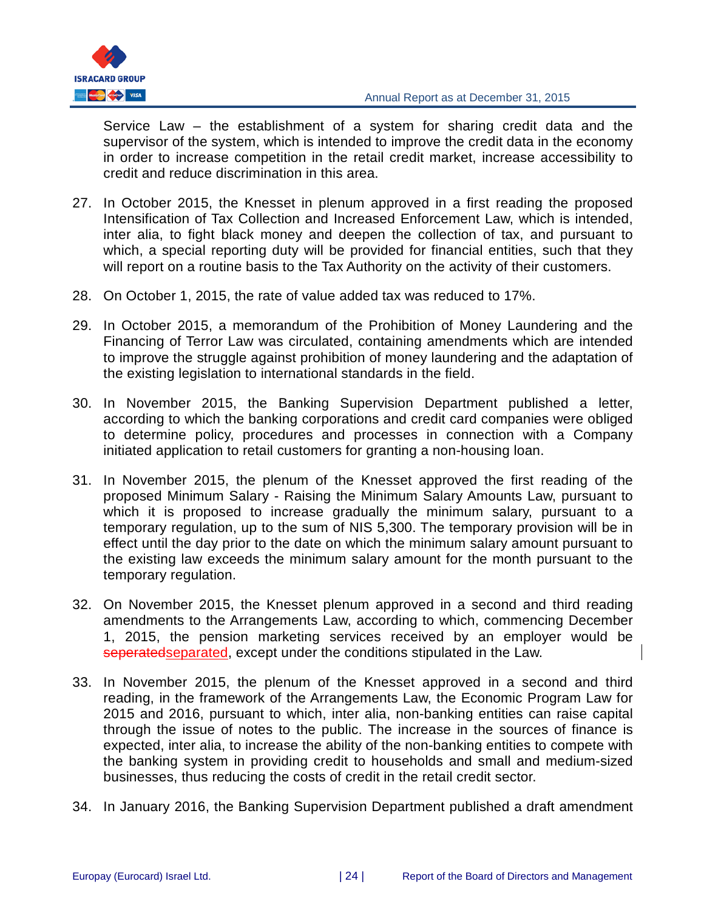Service Law – the establishment of a system for sharing credit data and the supervisor of the system, which is intended to improve the credit data in the economy in order to increase competition in the retail credit market, increase accessibility to credit and reduce discrimination in this area.

27. In October 2015, the Knesset in plenum approved in a first reading the proposed Intensification of Tax Collection and Increased Enforcement Law, which is intended, inter alia, to fight black money and deepen the collection of tax, and pursuant to which, a special reporting duty will be provided for financial entities, such that they will report on a routine basis to the Tax Authority on the activity of their customers.

28. On October 1, 2015, the rate of value added tax was reduced to 17%.

29. In October 2015, a memorandum of the Prohibition of Money Laundering and the Financing of Terror Law was circulated, containing amendments which are intended to improve the struggle against prohibition of money laundering and the adaptation of the existing legislation to international standards in the field.

30. In November 2015, the Banking Supervision Department published a letter, according to which the banking corporations and credit card companies were obliged to determine policy, procedures and processes in connection with a Company initiated application to retail customers for granting a non-housing loan.

31. In November 2015, the plenum of the Knesset approved the first reading of the proposed Minimum Salary - Raising the Minimum Salary Amounts Law, pursuant to which it is proposed to increase gradually the minimum salary, pursuant to a temporary regulation, up to the sum of NIS 5,300. The temporary provision will be in effect until the day prior to the date on which the minimum salary amount pursuant to the existing law exceeds the minimum salary amount for the month pursuant to the temporary regulation.

32. On November 2015, the Knesset plenum approved in a second and third reading amendments to the Arrangements Law, according to which, commencing December 1, 2015, the pension marketing services received by an employer would be ~~seperated~~separated, except under the conditions stipulated in the Law.

33. In November 2015, the plenum of the Knesset approved in a second and third reading, in the framework of the Arrangements Law, the Economic Program Law for 2015 and 2016, pursuant to which, inter alia, non-banking entities can raise capital through the issue of notes to the public. The increase in the sources of finance is expected, inter alia, to increase the ability of the non-banking entities to compete with the banking system in providing credit to households and small and medium-sized businesses, thus reducing the costs of credit in the retail credit sector.

34. In January 2016, the Banking Supervision Department published a draft amendment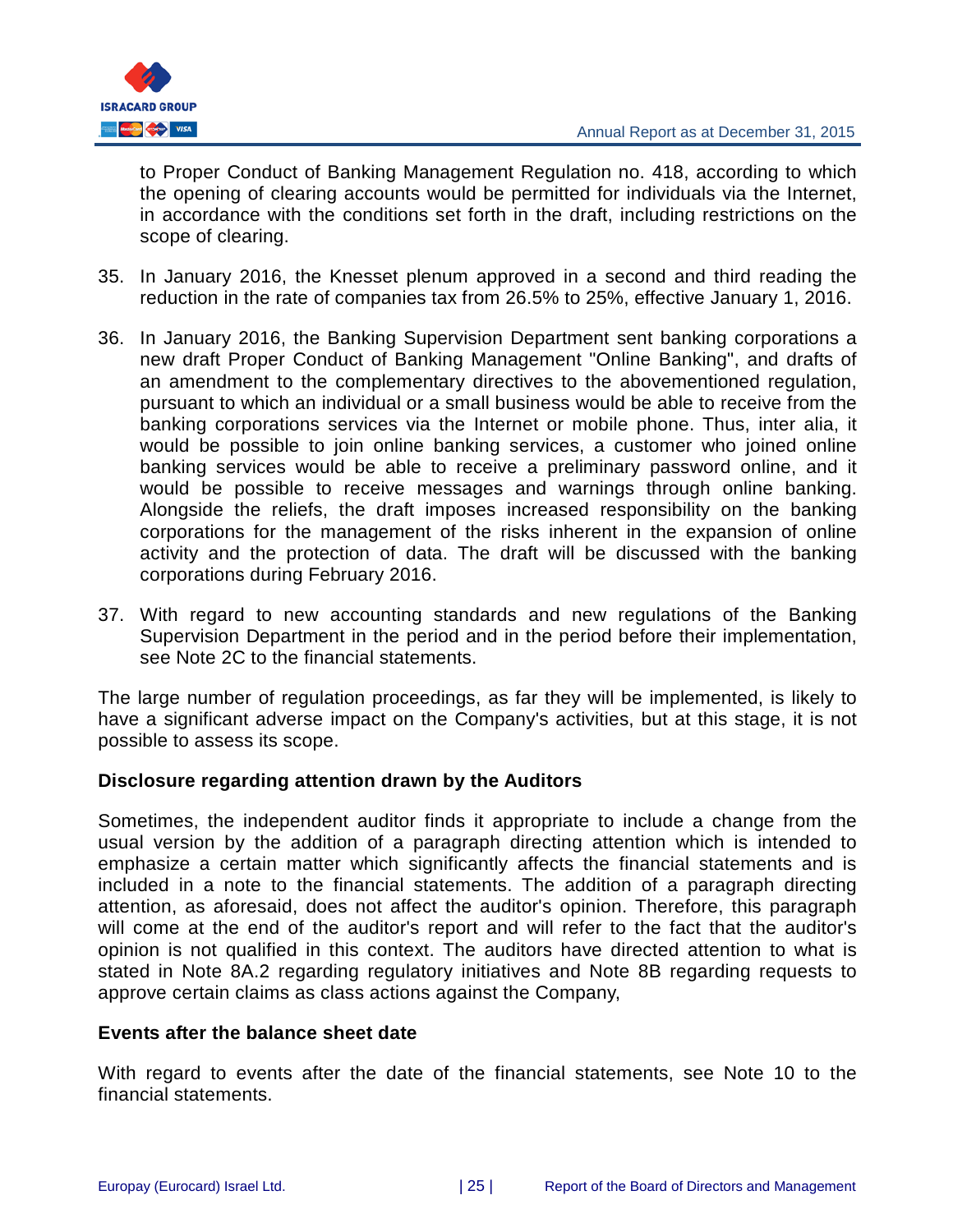to Proper Conduct of Banking Management Regulation no. 418, according to which the opening of clearing accounts would be permitted for individuals via the Internet, in accordance with the conditions set forth in the draft, including restrictions on the scope of clearing.

35. In January 2016, the Knesset plenum approved in a second and third reading the reduction in the rate of companies tax from 26.5% to 25%, effective January 1, 2016.

36. In January 2016, the Banking Supervision Department sent banking corporations a new draft Proper Conduct of Banking Management "Online Banking", and drafts of an amendment to the complementary directives to the abovementioned regulation, pursuant to which an individual or a small business would be able to receive from the banking corporations services via the Internet or mobile phone. Thus, inter alia, it would be possible to join online banking services, a customer who joined online banking services would be able to receive a preliminary password online, and it would be possible to receive messages and warnings through online banking. Alongside the reliefs, the draft imposes increased responsibility on the banking corporations for the management of the risks inherent in the expansion of online activity and the protection of data. The draft will be discussed with the banking corporations during February 2016.

37. With regard to new accounting standards and new regulations of the Banking Supervision Department in the period and in the period before their implementation, see Note 2C to the financial statements.

The large number of regulation proceedings, as far they will be implemented, is likely to have a significant adverse impact on the Company's activities, but at this stage, it is not possible to assess its scope.

**Disclosure regarding attention drawn by the Auditors**

Sometimes, the independent auditor finds it appropriate to include a change from the usual version by the addition of a paragraph directing attention which is intended to emphasize a certain matter which significantly affects the financial statements and is included in a note to the financial statements. The addition of a paragraph directing attention, as aforesaid, does not affect the auditor's opinion. Therefore, this paragraph will come at the end of the auditor's report and will refer to the fact that the auditor's opinion is not qualified in this context. The auditors have directed attention to what is stated in Note 8A.2 regarding regulatory initiatives and Note 8B regarding requests to approve certain claims as class actions against the Company,

**Events after the balance sheet date**

With regard to events after the date of the financial statements, see Note 10 to the financial statements.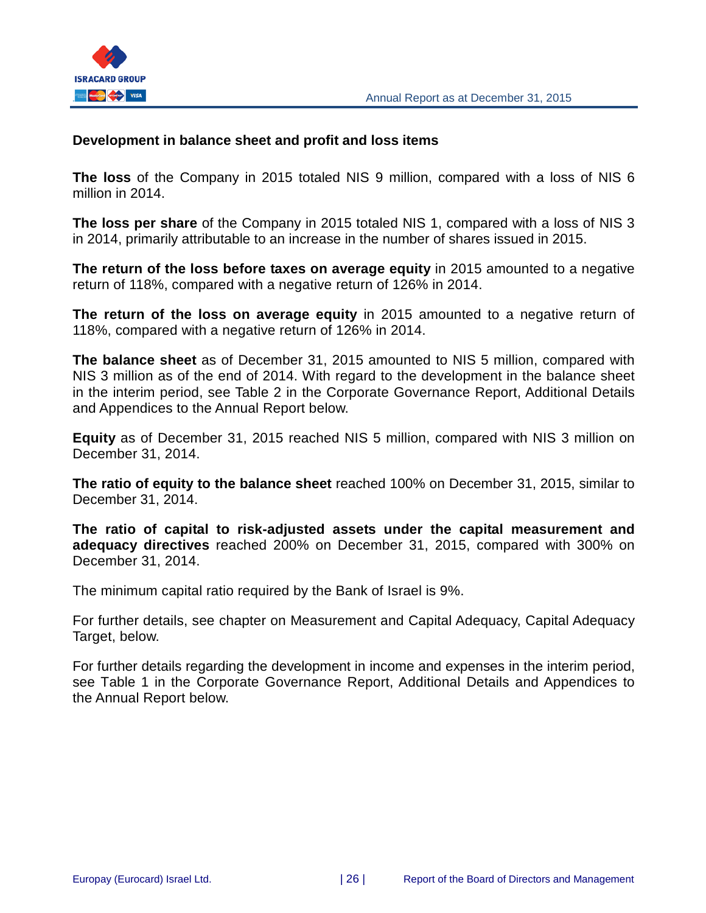## Development in balance sheet and profit and loss items

**The loss** of the Company in 2015 totaled NIS 9 million, compared with a loss of NIS 6 million in 2014.

**The loss per share** of the Company in 2015 totaled NIS 1, compared with a loss of NIS 3 in 2014, primarily attributable to an increase in the number of shares issued in 2015.

**The return of the loss before taxes on average equity** in 2015 amounted to a negative return of 118%, compared with a negative return of 126% in 2014.

**The return of the loss on average equity** in 2015 amounted to a negative return of 118%, compared with a negative return of 126% in 2014.

**The balance sheet** as of December 31, 2015 amounted to NIS 5 million, compared with NIS 3 million as of the end of 2014. With regard to the development in the balance sheet in the interim period, see Table 2 in the Corporate Governance Report, Additional Details and Appendices to the Annual Report below.

**Equity** as of December 31, 2015 reached NIS 5 million, compared with NIS 3 million on December 31, 2014.

**The ratio of equity to the balance sheet** reached 100% on December 31, 2015, similar to December 31, 2014.

**The ratio of capital to risk-adjusted assets under the capital measurement and adequacy directives** reached 200% on December 31, 2015, compared with 300% on December 31, 2014.

The minimum capital ratio required by the Bank of Israel is 9%.

For further details, see chapter on Measurement and Capital Adequacy, Capital Adequacy Target, below.

For further details regarding the development in income and expenses in the interim period, see Table 1 in the Corporate Governance Report, Additional Details and Appendices to the Annual Report below.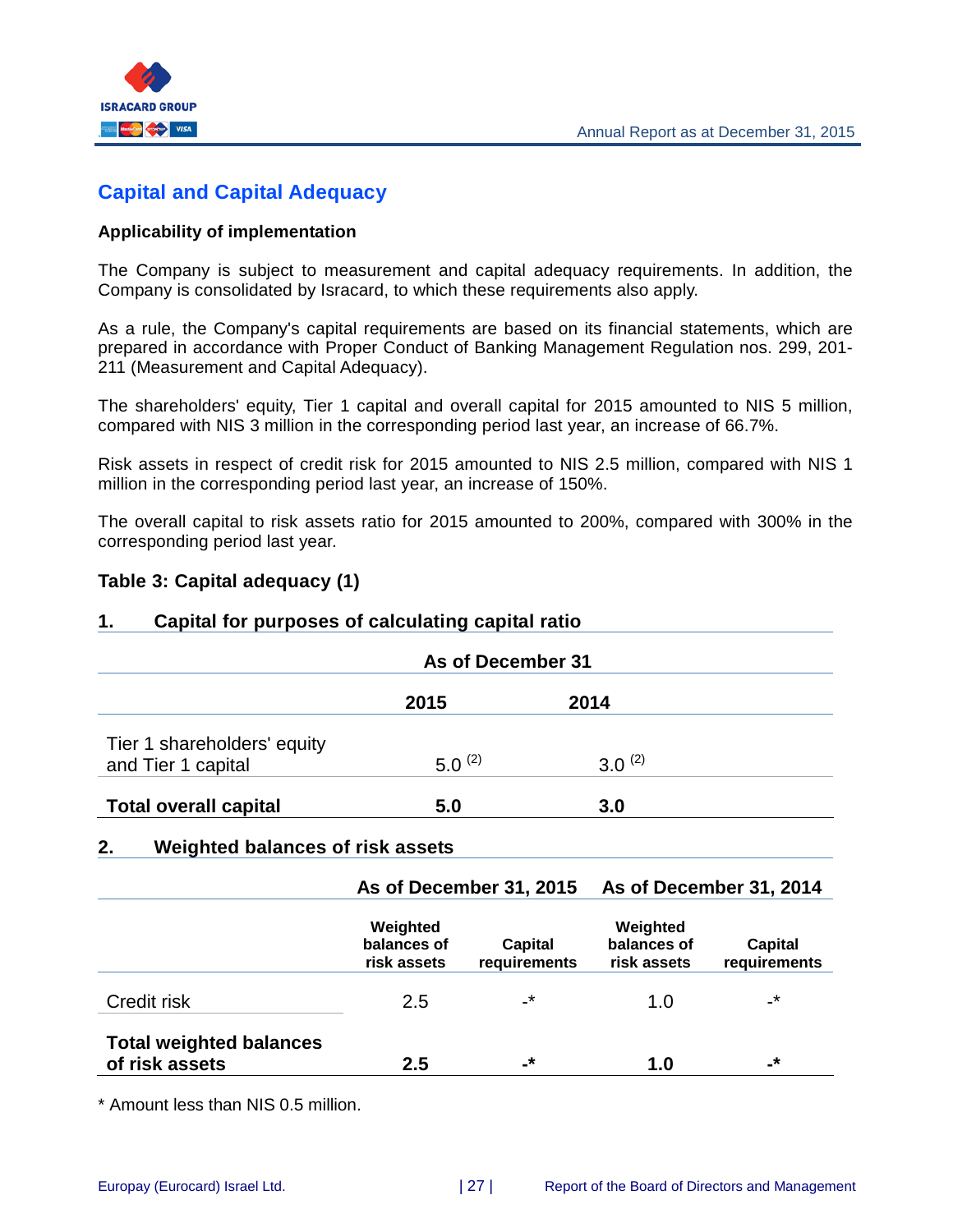## Capital and Capital Adequacy

**Applicability of implementation**

The Company is subject to measurement and capital adequacy requirements. In addition, the Company is consolidated by Isracard, to which these requirements also apply.

As a rule, the Company's capital requirements are based on its financial statements, which are prepared in accordance with Proper Conduct of Banking Management Regulation nos. 299, 201-211 (Measurement and Capital Adequacy).

The shareholders' equity, Tier 1 capital and overall capital for 2015 amounted to NIS 5 million, compared with NIS 3 million in the corresponding period last year, an increase of 66.7%.

Risk assets in respect of credit risk for 2015 amounted to NIS 2.5 million, compared with NIS 1 million in the corresponding period last year, an increase of 150%.

The overall capital to risk assets ratio for 2015 amounted to 200%, compared with 300% in the corresponding period last year.

**Table 3: Capital adequacy (1)**

**1. Capital for purposes of calculating capital ratio**

| | As of December 31 | |
|---|---|---|
| | 2015 | 2014 |
| Tier 1 shareholders' equity and Tier 1 capital | 5.0 (2) | 3.0 (2) |
| **Total overall capital** | **5.0** | **3.0** |

**2. Weighted balances of risk assets**

| | As of December 31, 2015 | | As of December 31, 2014 | |
|---|---|---|---|---|
| | Weighted balances of risk assets | Capital requirements | Weighted balances of risk assets | Capital requirements |
| Credit risk | 2.5 | -* | 1.0 | -* |
| **Total weighted balances of risk assets** | **2.5** | **-*** | **1.0** | **-*** |

* Amount less than NIS 0.5 million.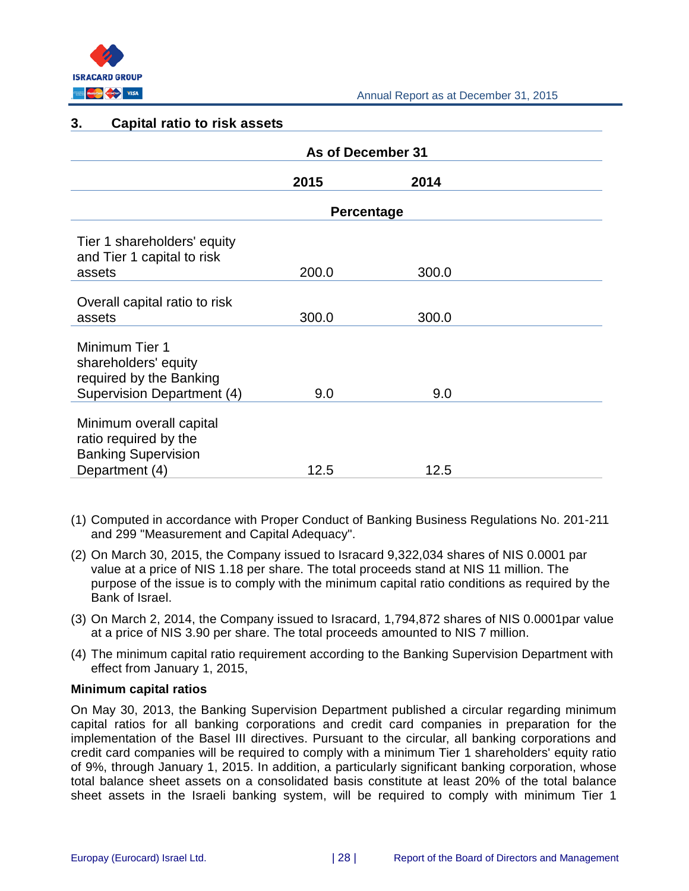### 3. Capital ratio to risk assets

| | As of December 31 | |
|---|---|---|
| | 2015 | 2014 |
| | Percentage | |
| Tier 1 shareholders' equity and Tier 1 capital to risk assets | 200.0 | 300.0 |
| Overall capital ratio to risk assets | 300.0 | 300.0 |
| Minimum Tier 1 shareholders' equity required by the Banking Supervision Department (4) | 9.0 | 9.0 |
| Minimum overall capital ratio required by the Banking Supervision Department (4) | 12.5 | 12.5 |

(1) Computed in accordance with Proper Conduct of Banking Business Regulations No. 201-211 and 299 "Measurement and Capital Adequacy".

(2) On March 30, 2015, the Company issued to Isracard 9,322,034 shares of NIS 0.0001 par value at a price of NIS 1.18 per share. The total proceeds stand at NIS 11 million. The purpose of the issue is to comply with the minimum capital ratio conditions as required by the Bank of Israel.

(3) On March 2, 2014, the Company issued to Isracard, 1,794,872 shares of NIS 0.0001par value at a price of NIS 3.90 per share. The total proceeds amounted to NIS 7 million.

(4) The minimum capital ratio requirement according to the Banking Supervision Department with effect from January 1, 2015,

**Minimum capital ratios**

On May 30, 2013, the Banking Supervision Department published a circular regarding minimum capital ratios for all banking corporations and credit card companies in preparation for the implementation of the Basel III directives. Pursuant to the circular, all banking corporations and credit card companies will be required to comply with a minimum Tier 1 shareholders' equity ratio of 9%, through January 1, 2015. In addition, a particularly significant banking corporation, whose total balance sheet assets on a consolidated basis constitute at least 20% of the total balance sheet assets in the Israeli banking system, will be required to comply with minimum Tier 1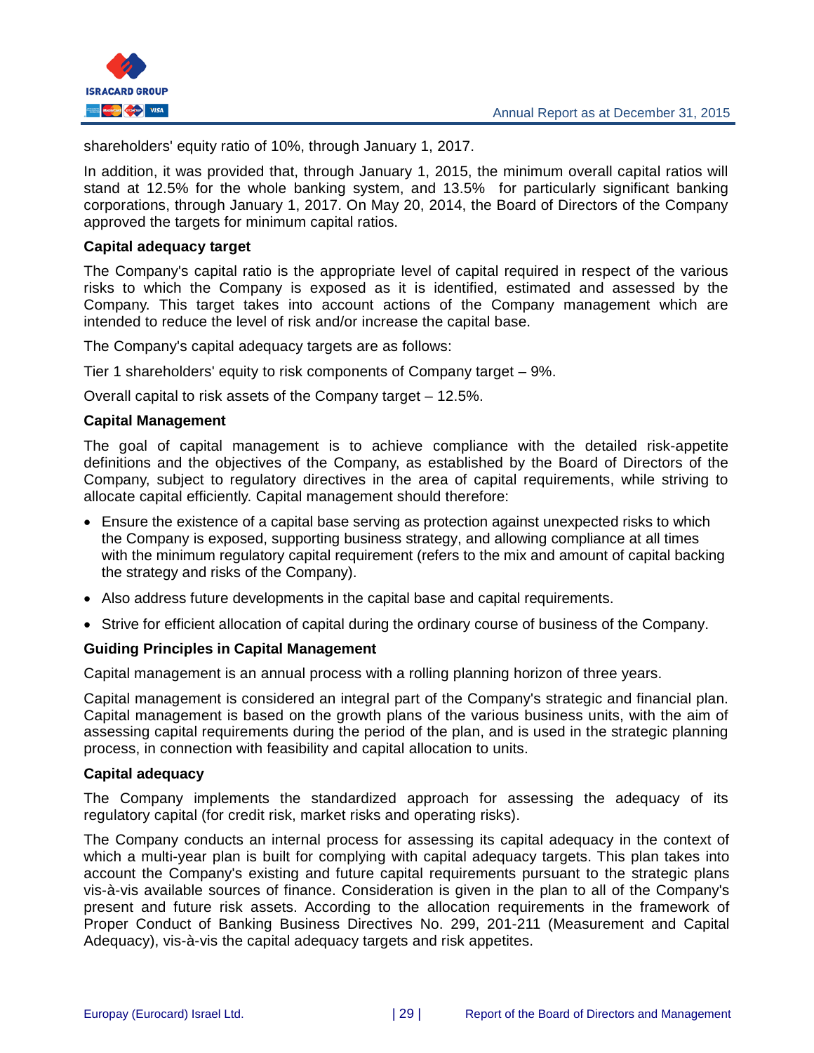shareholders' equity ratio of 10%, through January 1, 2017.

In addition, it was provided that, through January 1, 2015, the minimum overall capital ratios will stand at 12.5% for the whole banking system, and 13.5% for particularly significant banking corporations, through January 1, 2017. On May 20, 2014, the Board of Directors of the Company approved the targets for minimum capital ratios.

**Capital adequacy target**

The Company's capital ratio is the appropriate level of capital required in respect of the various risks to which the Company is exposed as it is identified, estimated and assessed by the Company. This target takes into account actions of the Company management which are intended to reduce the level of risk and/or increase the capital base.

The Company's capital adequacy targets are as follows:

Tier 1 shareholders' equity to risk components of Company target – 9%.

Overall capital to risk assets of the Company target – 12.5%.

**Capital Management**

The goal of capital management is to achieve compliance with the detailed risk-appetite definitions and the objectives of the Company, as established by the Board of Directors of the Company, subject to regulatory directives in the area of capital requirements, while striving to allocate capital efficiently. Capital management should therefore:

- Ensure the existence of a capital base serving as protection against unexpected risks to which the Company is exposed, supporting business strategy, and allowing compliance at all times with the minimum regulatory capital requirement (refers to the mix and amount of capital backing the strategy and risks of the Company).
- Also address future developments in the capital base and capital requirements.
- Strive for efficient allocation of capital during the ordinary course of business of the Company.

**Guiding Principles in Capital Management**

Capital management is an annual process with a rolling planning horizon of three years.

Capital management is considered an integral part of the Company's strategic and financial plan. Capital management is based on the growth plans of the various business units, with the aim of assessing capital requirements during the period of the plan, and is used in the strategic planning process, in connection with feasibility and capital allocation to units.

**Capital adequacy**

The Company implements the standardized approach for assessing the adequacy of its regulatory capital (for credit risk, market risks and operating risks).

The Company conducts an internal process for assessing its capital adequacy in the context of which a multi-year plan is built for complying with capital adequacy targets. This plan takes into account the Company's existing and future capital requirements pursuant to the strategic plans vis-à-vis available sources of finance. Consideration is given in the plan to all of the Company's present and future risk assets. According to the allocation requirements in the framework of Proper Conduct of Banking Business Directives No. 299, 201-211 (Measurement and Capital Adequacy), vis-à-vis the capital adequacy targets and risk appetites.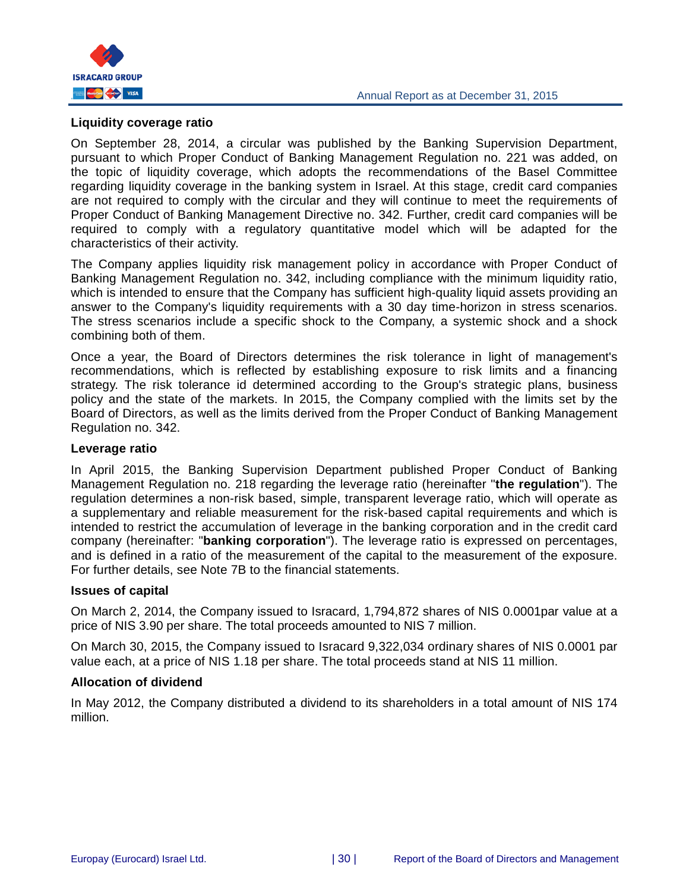### Liquidity coverage ratio

On September 28, 2014, a circular was published by the Banking Supervision Department, pursuant to which Proper Conduct of Banking Management Regulation no. 221 was added, on the topic of liquidity coverage, which adopts the recommendations of the Basel Committee regarding liquidity coverage in the banking system in Israel. At this stage, credit card companies are not required to comply with the circular and they will continue to meet the requirements of Proper Conduct of Banking Management Directive no. 342. Further, credit card companies will be required to comply with a regulatory quantitative model which will be adapted for the characteristics of their activity.

The Company applies liquidity risk management policy in accordance with Proper Conduct of Banking Management Regulation no. 342, including compliance with the minimum liquidity ratio, which is intended to ensure that the Company has sufficient high-quality liquid assets providing an answer to the Company's liquidity requirements with a 30 day time-horizon in stress scenarios. The stress scenarios include a specific shock to the Company, a systemic shock and a shock combining both of them.

Once a year, the Board of Directors determines the risk tolerance in light of management's recommendations, which is reflected by establishing exposure to risk limits and a financing strategy. The risk tolerance id determined according to the Group's strategic plans, business policy and the state of the markets. In 2015, the Company complied with the limits set by the Board of Directors, as well as the limits derived from the Proper Conduct of Banking Management Regulation no. 342.

### Leverage ratio

In April 2015, the Banking Supervision Department published Proper Conduct of Banking Management Regulation no. 218 regarding the leverage ratio (hereinafter "**the regulation**"). The regulation determines a non-risk based, simple, transparent leverage ratio, which will operate as a supplementary and reliable measurement for the risk-based capital requirements and which is intended to restrict the accumulation of leverage in the banking corporation and in the credit card company (hereinafter: "**banking corporation**"). The leverage ratio is expressed on percentages, and is defined in a ratio of the measurement of the capital to the measurement of the exposure. For further details, see Note 7B to the financial statements.

### Issues of capital

On March 2, 2014, the Company issued to Isracard, 1,794,872 shares of NIS 0.0001par value at a price of NIS 3.90 per share. The total proceeds amounted to NIS 7 million.

On March 30, 2015, the Company issued to Isracard 9,322,034 ordinary shares of NIS 0.0001 par value each, at a price of NIS 1.18 per share. The total proceeds stand at NIS 11 million.

### Allocation of dividend

In May 2012, the Company distributed a dividend to its shareholders in a total amount of NIS 174 million.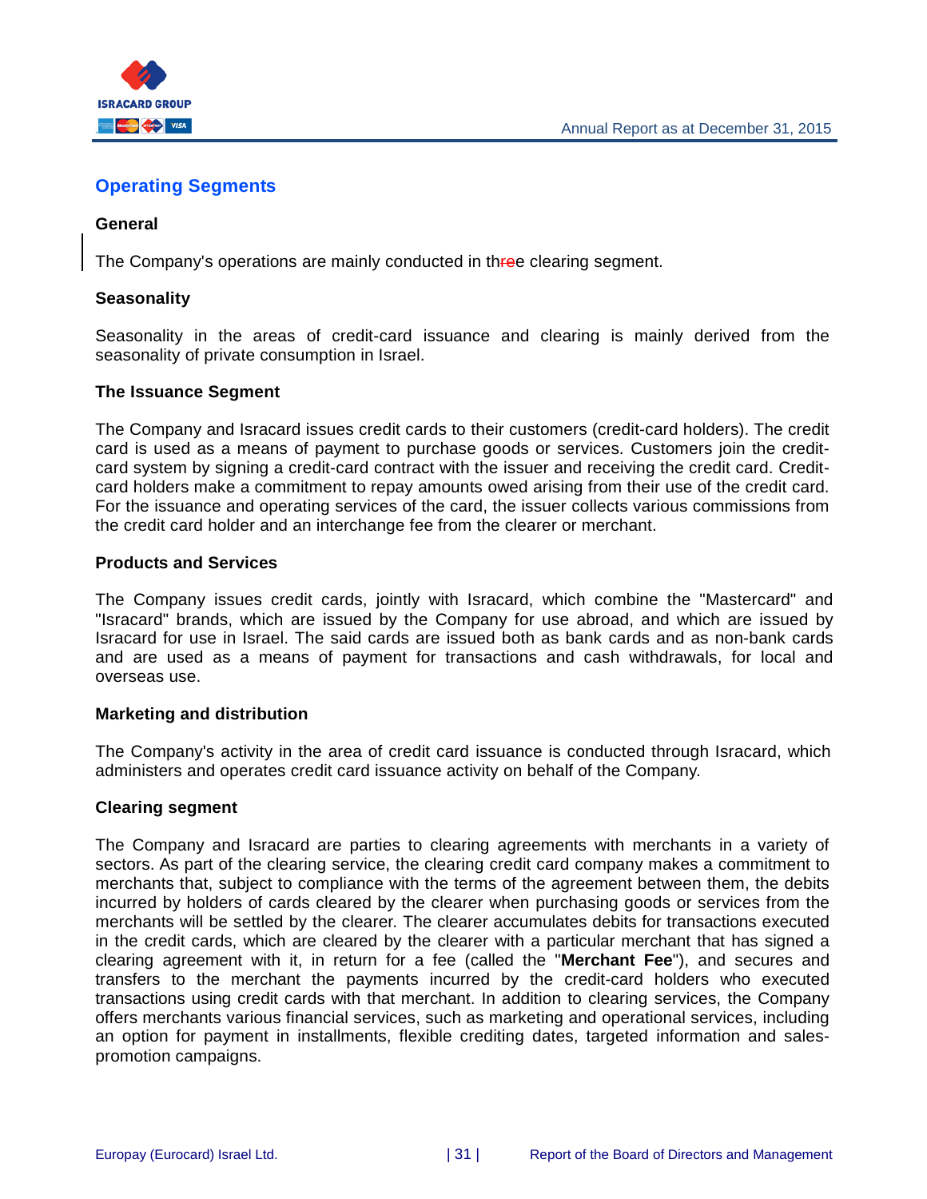## Operating Segments

### General

The Company's operations are mainly conducted in three clearing segment.

### Seasonality

Seasonality in the areas of credit-card issuance and clearing is mainly derived from the seasonality of private consumption in Israel.

### The Issuance Segment

The Company and Isracard issues credit cards to their customers (credit-card holders). The credit card is used as a means of payment to purchase goods or services. Customers join the credit-card system by signing a credit-card contract with the issuer and receiving the credit card. Credit-card holders make a commitment to repay amounts owed arising from their use of the credit card. For the issuance and operating services of the card, the issuer collects various commissions from the credit card holder and an interchange fee from the clearer or merchant.

### Products and Services

The Company issues credit cards, jointly with Isracard, which combine the "Mastercard" and "Isracard" brands, which are issued by the Company for use abroad, and which are issued by Isracard for use in Israel. The said cards are issued both as bank cards and as non-bank cards and are used as a means of payment for transactions and cash withdrawals, for local and overseas use.

### Marketing and distribution

The Company's activity in the area of credit card issuance is conducted through Isracard, which administers and operates credit card issuance activity on behalf of the Company.

### Clearing segment

The Company and Isracard are parties to clearing agreements with merchants in a variety of sectors. As part of the clearing service, the clearing credit card company makes a commitment to merchants that, subject to compliance with the terms of the agreement between them, the debits incurred by holders of cards cleared by the clearer when purchasing goods or services from the merchants will be settled by the clearer. The clearer accumulates debits for transactions executed in the credit cards, which are cleared by the clearer with a particular merchant that has signed a clearing agreement with it, in return for a fee (called the "**Merchant Fee**"), and secures and transfers to the merchant the payments incurred by the credit-card holders who executed transactions using credit cards with that merchant. In addition to clearing services, the Company offers merchants various financial services, such as marketing and operational services, including an option for payment in installments, flexible crediting dates, targeted information and sales-promotion campaigns.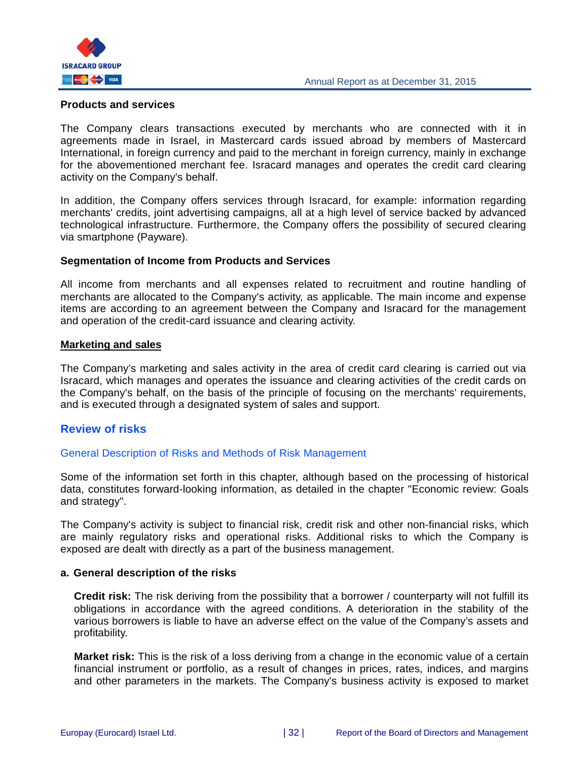**Products and services**

The Company clears transactions executed by merchants who are connected with it in agreements made in Israel, in Mastercard cards issued abroad by members of Mastercard International, in foreign currency and paid to the merchant in foreign currency, mainly in exchange for the abovementioned merchant fee. Isracard manages and operates the credit card clearing activity on the Company's behalf.

In addition, the Company offers services through Isracard, for example: information regarding merchants' credits, joint advertising campaigns, all at a high level of service backed by advanced technological infrastructure. Furthermore, the Company offers the possibility of secured clearing via smartphone (Payware).

**Segmentation of Income from Products and Services**

All income from merchants and all expenses related to recruitment and routine handling of merchants are allocated to the Company's activity, as applicable. The main income and expense items are according to an agreement between the Company and Isracard for the management and operation of the credit-card issuance and clearing activity.

**Marketing and sales**

The Company's marketing and sales activity in the area of credit card clearing is carried out via Isracard, which manages and operates the issuance and clearing activities of the credit cards on the Company's behalf, on the basis of the principle of focusing on the merchants' requirements, and is executed through a designated system of sales and support.

## Review of risks

### General Description of Risks and Methods of Risk Management

Some of the information set forth in this chapter, although based on the processing of historical data, constitutes forward-looking information, as detailed in the chapter "Economic review: Goals and strategy".

The Company's activity is subject to financial risk, credit risk and other non-financial risks, which are mainly regulatory risks and operational risks. Additional risks to which the Company is exposed are dealt with directly as a part of the business management.

**a. General description of the risks**

**Credit risk:** The risk deriving from the possibility that a borrower / counterparty will not fulfill its obligations in accordance with the agreed conditions. A deterioration in the stability of the various borrowers is liable to have an adverse effect on the value of the Company's assets and profitability.

**Market risk:** This is the risk of a loss deriving from a change in the economic value of a certain financial instrument or portfolio, as a result of changes in prices, rates, indices, and margins and other parameters in the markets. The Company's business activity is exposed to market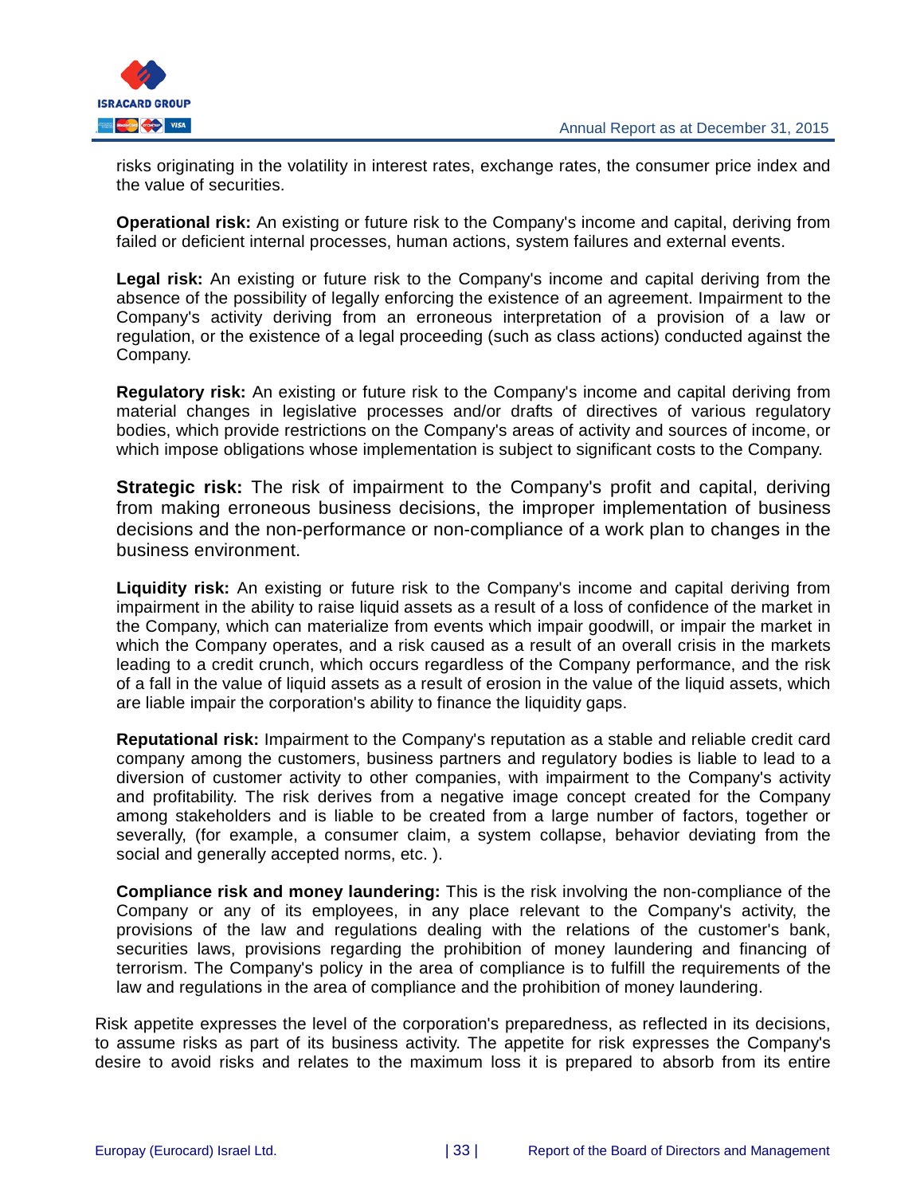risks originating in the volatility in interest rates, exchange rates, the consumer price index and the value of securities.

**Operational risk:** An existing or future risk to the Company's income and capital, deriving from failed or deficient internal processes, human actions, system failures and external events.

**Legal risk:** An existing or future risk to the Company's income and capital deriving from the absence of the possibility of legally enforcing the existence of an agreement. Impairment to the Company's activity deriving from an erroneous interpretation of a provision of a law or regulation, or the existence of a legal proceeding (such as class actions) conducted against the Company.

**Regulatory risk:** An existing or future risk to the Company's income and capital deriving from material changes in legislative processes and/or drafts of directives of various regulatory bodies, which provide restrictions on the Company's areas of activity and sources of income, or which impose obligations whose implementation is subject to significant costs to the Company.

**Strategic risk:** The risk of impairment to the Company's profit and capital, deriving from making erroneous business decisions, the improper implementation of business decisions and the non-performance or non-compliance of a work plan to changes in the business environment.

**Liquidity risk:** An existing or future risk to the Company's income and capital deriving from impairment in the ability to raise liquid assets as a result of a loss of confidence of the market in the Company, which can materialize from events which impair goodwill, or impair the market in which the Company operates, and a risk caused as a result of an overall crisis in the markets leading to a credit crunch, which occurs regardless of the Company performance, and the risk of a fall in the value of liquid assets as a result of erosion in the value of the liquid assets, which are liable impair the corporation's ability to finance the liquidity gaps.

**Reputational risk:** Impairment to the Company's reputation as a stable and reliable credit card company among the customers, business partners and regulatory bodies is liable to lead to a diversion of customer activity to other companies, with impairment to the Company's activity and profitability. The risk derives from a negative image concept created for the Company among stakeholders and is liable to be created from a large number of factors, together or severally, (for example, a consumer claim, a system collapse, behavior deviating from the social and generally accepted norms, etc. ).

**Compliance risk and money laundering:** This is the risk involving the non-compliance of the Company or any of its employees, in any place relevant to the Company's activity, the provisions of the law and regulations dealing with the relations of the customer's bank, securities laws, provisions regarding the prohibition of money laundering and financing of terrorism. The Company's policy in the area of compliance is to fulfill the requirements of the law and regulations in the area of compliance and the prohibition of money laundering.

Risk appetite expresses the level of the corporation's preparedness, as reflected in its decisions, to assume risks as part of its business activity. The appetite for risk expresses the Company's desire to avoid risks and relates to the maximum loss it is prepared to absorb from its entire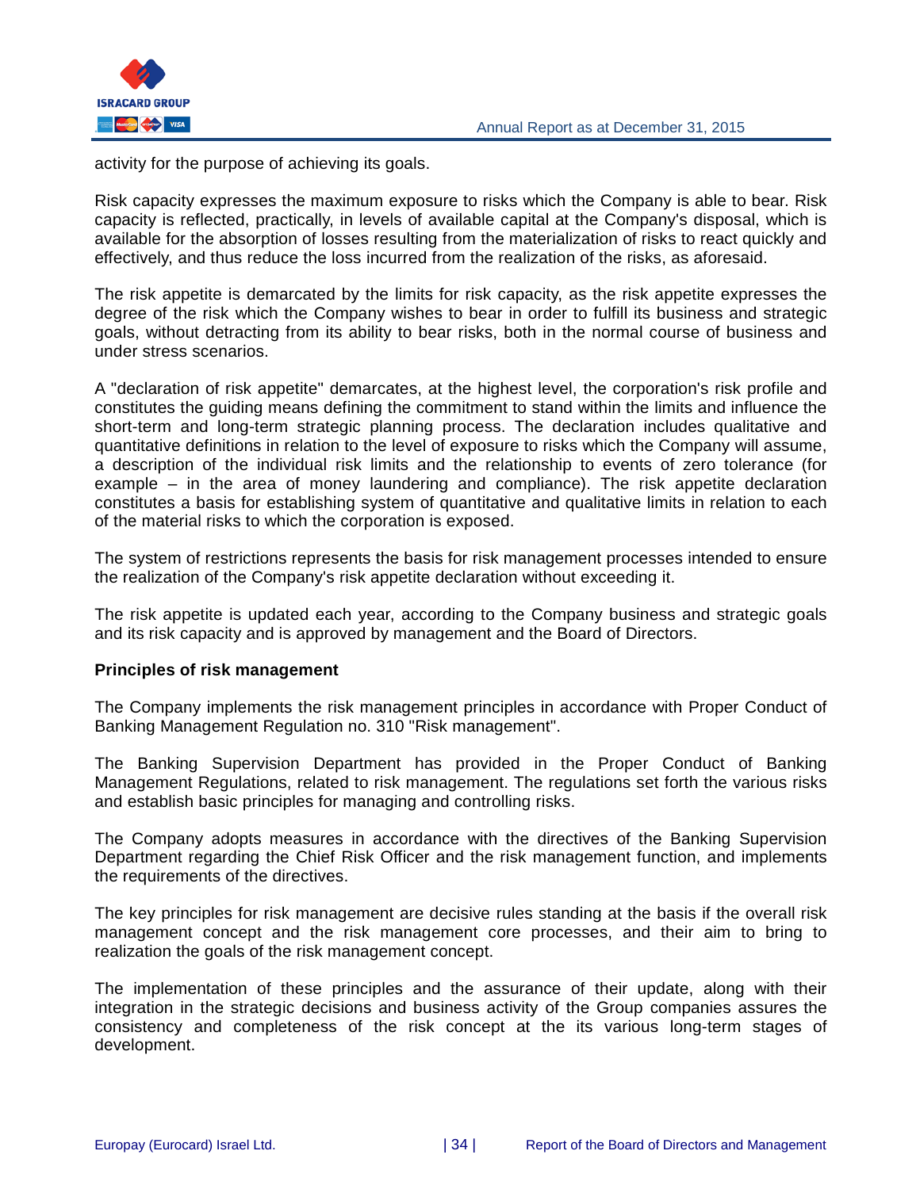activity for the purpose of achieving its goals.

Risk capacity expresses the maximum exposure to risks which the Company is able to bear. Risk capacity is reflected, practically, in levels of available capital at the Company's disposal, which is available for the absorption of losses resulting from the materialization of risks to react quickly and effectively, and thus reduce the loss incurred from the realization of the risks, as aforesaid.

The risk appetite is demarcated by the limits for risk capacity, as the risk appetite expresses the degree of the risk which the Company wishes to bear in order to fulfill its business and strategic goals, without detracting from its ability to bear risks, both in the normal course of business and under stress scenarios.

A "declaration of risk appetite" demarcates, at the highest level, the corporation's risk profile and constitutes the guiding means defining the commitment to stand within the limits and influence the short-term and long-term strategic planning process. The declaration includes qualitative and quantitative definitions in relation to the level of exposure to risks which the Company will assume, a description of the individual risk limits and the relationship to events of zero tolerance (for example – in the area of money laundering and compliance). The risk appetite declaration constitutes a basis for establishing system of quantitative and qualitative limits in relation to each of the material risks to which the corporation is exposed.

The system of restrictions represents the basis for risk management processes intended to ensure the realization of the Company's risk appetite declaration without exceeding it.

The risk appetite is updated each year, according to the Company business and strategic goals and its risk capacity and is approved by management and the Board of Directors.

**Principles of risk management**

The Company implements the risk management principles in accordance with Proper Conduct of Banking Management Regulation no. 310 "Risk management".

The Banking Supervision Department has provided in the Proper Conduct of Banking Management Regulations, related to risk management. The regulations set forth the various risks and establish basic principles for managing and controlling risks.

The Company adopts measures in accordance with the directives of the Banking Supervision Department regarding the Chief Risk Officer and the risk management function, and implements the requirements of the directives.

The key principles for risk management are decisive rules standing at the basis if the overall risk management concept and the risk management core processes, and their aim to bring to realization the goals of the risk management concept.

The implementation of these principles and the assurance of their update, along with their integration in the strategic decisions and business activity of the Group companies assures the consistency and completeness of the risk concept at the its various long-term stages of development.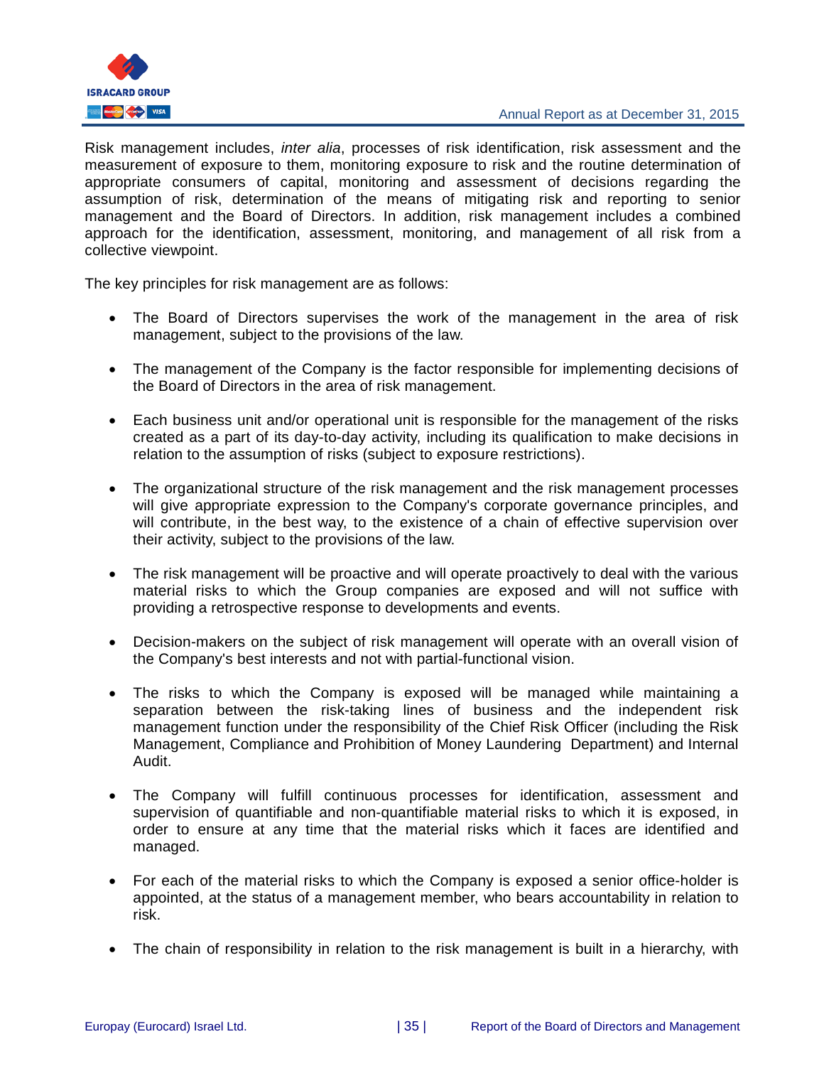Risk management includes, *inter alia*, processes of risk identification, risk assessment and the measurement of exposure to them, monitoring exposure to risk and the routine determination of appropriate consumers of capital, monitoring and assessment of decisions regarding the assumption of risk, determination of the means of mitigating risk and reporting to senior management and the Board of Directors. In addition, risk management includes a combined approach for the identification, assessment, monitoring, and management of all risk from a collective viewpoint.

The key principles for risk management are as follows:

- The Board of Directors supervises the work of the management in the area of risk management, subject to the provisions of the law.

- The management of the Company is the factor responsible for implementing decisions of the Board of Directors in the area of risk management.

- Each business unit and/or operational unit is responsible for the management of the risks created as a part of its day-to-day activity, including its qualification to make decisions in relation to the assumption of risks (subject to exposure restrictions).

- The organizational structure of the risk management and the risk management processes will give appropriate expression to the Company's corporate governance principles, and will contribute, in the best way, to the existence of a chain of effective supervision over their activity, subject to the provisions of the law.

- The risk management will be proactive and will operate proactively to deal with the various material risks to which the Group companies are exposed and will not suffice with providing a retrospective response to developments and events.

- Decision-makers on the subject of risk management will operate with an overall vision of the Company's best interests and not with partial-functional vision.

- The risks to which the Company is exposed will be managed while maintaining a separation between the risk-taking lines of business and the independent risk management function under the responsibility of the Chief Risk Officer (including the Risk Management, Compliance and Prohibition of Money Laundering Department) and Internal Audit.

- The Company will fulfill continuous processes for identification, assessment and supervision of quantifiable and non-quantifiable material risks to which it is exposed, in order to ensure at any time that the material risks which it faces are identified and managed.

- For each of the material risks to which the Company is exposed a senior office-holder is appointed, at the status of a management member, who bears accountability in relation to risk.

- The chain of responsibility in relation to the risk management is built in a hierarchy, with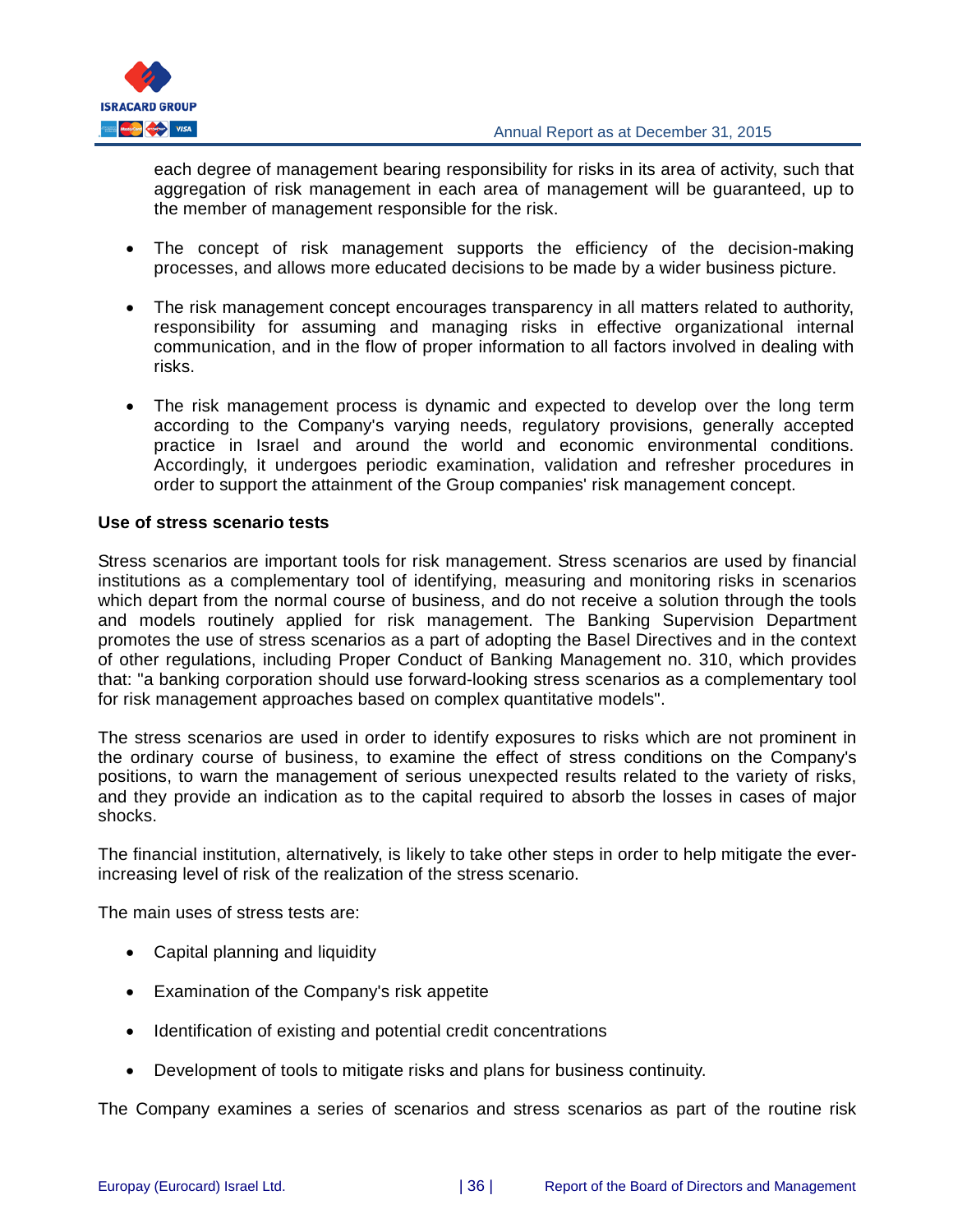each degree of management bearing responsibility for risks in its area of activity, such that aggregation of risk management in each area of management will be guaranteed, up to the member of management responsible for the risk.

- The concept of risk management supports the efficiency of the decision-making processes, and allows more educated decisions to be made by a wider business picture.

- The risk management concept encourages transparency in all matters related to authority, responsibility for assuming and managing risks in effective organizational internal communication, and in the flow of proper information to all factors involved in dealing with risks.

- The risk management process is dynamic and expected to develop over the long term according to the Company's varying needs, regulatory provisions, generally accepted practice in Israel and around the world and economic environmental conditions. Accordingly, it undergoes periodic examination, validation and refresher procedures in order to support the attainment of the Group companies' risk management concept.

**Use of stress scenario tests**

Stress scenarios are important tools for risk management. Stress scenarios are used by financial institutions as a complementary tool of identifying, measuring and monitoring risks in scenarios which depart from the normal course of business, and do not receive a solution through the tools and models routinely applied for risk management. The Banking Supervision Department promotes the use of stress scenarios as a part of adopting the Basel Directives and in the context of other regulations, including Proper Conduct of Banking Management no. 310, which provides that: "a banking corporation should use forward-looking stress scenarios as a complementary tool for risk management approaches based on complex quantitative models".

The stress scenarios are used in order to identify exposures to risks which are not prominent in the ordinary course of business, to examine the effect of stress conditions on the Company's positions, to warn the management of serious unexpected results related to the variety of risks, and they provide an indication as to the capital required to absorb the losses in cases of major shocks.

The financial institution, alternatively, is likely to take other steps in order to help mitigate the ever-increasing level of risk of the realization of the stress scenario.

The main uses of stress tests are:

- Capital planning and liquidity

- Examination of the Company's risk appetite

- Identification of existing and potential credit concentrations

- Development of tools to mitigate risks and plans for business continuity.

The Company examines a series of scenarios and stress scenarios as part of the routine risk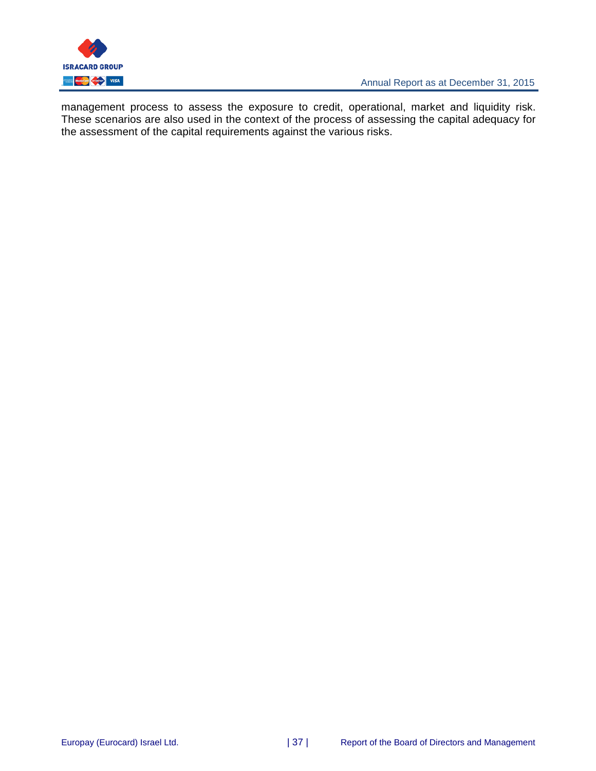management process to assess the exposure to credit, operational, market and liquidity risk. These scenarios are also used in the context of the process of assessing the capital adequacy for the assessment of the capital requirements against the various risks.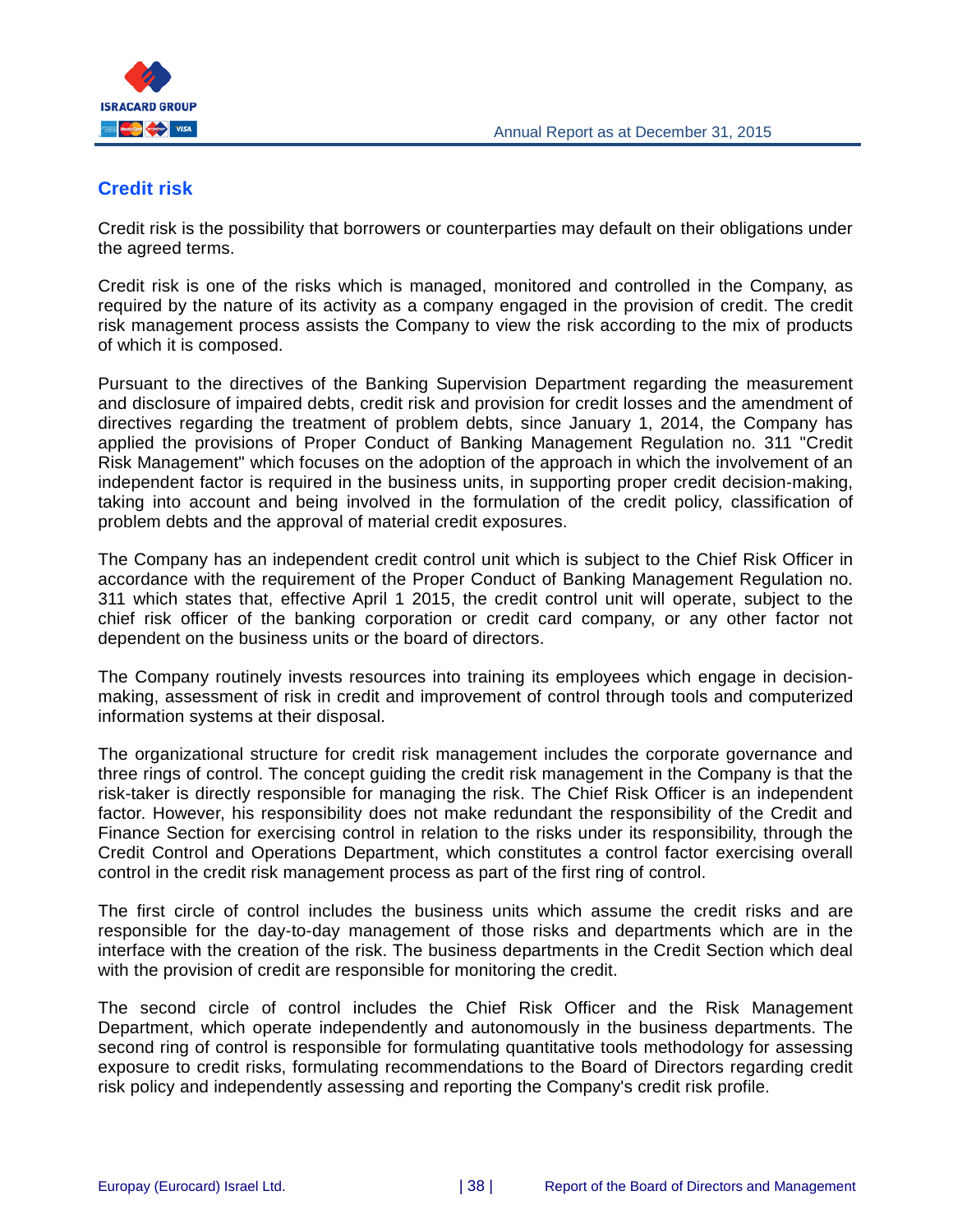## Credit risk

Credit risk is the possibility that borrowers or counterparties may default on their obligations under the agreed terms.

Credit risk is one of the risks which is managed, monitored and controlled in the Company, as required by the nature of its activity as a company engaged in the provision of credit. The credit risk management process assists the Company to view the risk according to the mix of products of which it is composed.

Pursuant to the directives of the Banking Supervision Department regarding the measurement and disclosure of impaired debts, credit risk and provision for credit losses and the amendment of directives regarding the treatment of problem debts, since January 1, 2014, the Company has applied the provisions of Proper Conduct of Banking Management Regulation no. 311 "Credit Risk Management" which focuses on the adoption of the approach in which the involvement of an independent factor is required in the business units, in supporting proper credit decision-making, taking into account and being involved in the formulation of the credit policy, classification of problem debts and the approval of material credit exposures.

The Company has an independent credit control unit which is subject to the Chief Risk Officer in accordance with the requirement of the Proper Conduct of Banking Management Regulation no. 311 which states that, effective April 1 2015, the credit control unit will operate, subject to the chief risk officer of the banking corporation or credit card company, or any other factor not dependent on the business units or the board of directors.

The Company routinely invests resources into training its employees which engage in decision-making, assessment of risk in credit and improvement of control through tools and computerized information systems at their disposal.

The organizational structure for credit risk management includes the corporate governance and three rings of control. The concept guiding the credit risk management in the Company is that the risk-taker is directly responsible for managing the risk. The Chief Risk Officer is an independent factor. However, his responsibility does not make redundant the responsibility of the Credit and Finance Section for exercising control in relation to the risks under its responsibility, through the Credit Control and Operations Department, which constitutes a control factor exercising overall control in the credit risk management process as part of the first ring of control.

The first circle of control includes the business units which assume the credit risks and are responsible for the day-to-day management of those risks and departments which are in the interface with the creation of the risk. The business departments in the Credit Section which deal with the provision of credit are responsible for monitoring the credit.

The second circle of control includes the Chief Risk Officer and the Risk Management Department, which operate independently and autonomously in the business departments. The second ring of control is responsible for formulating quantitative tools methodology for assessing exposure to credit risks, formulating recommendations to the Board of Directors regarding credit risk policy and independently assessing and reporting the Company's credit risk profile.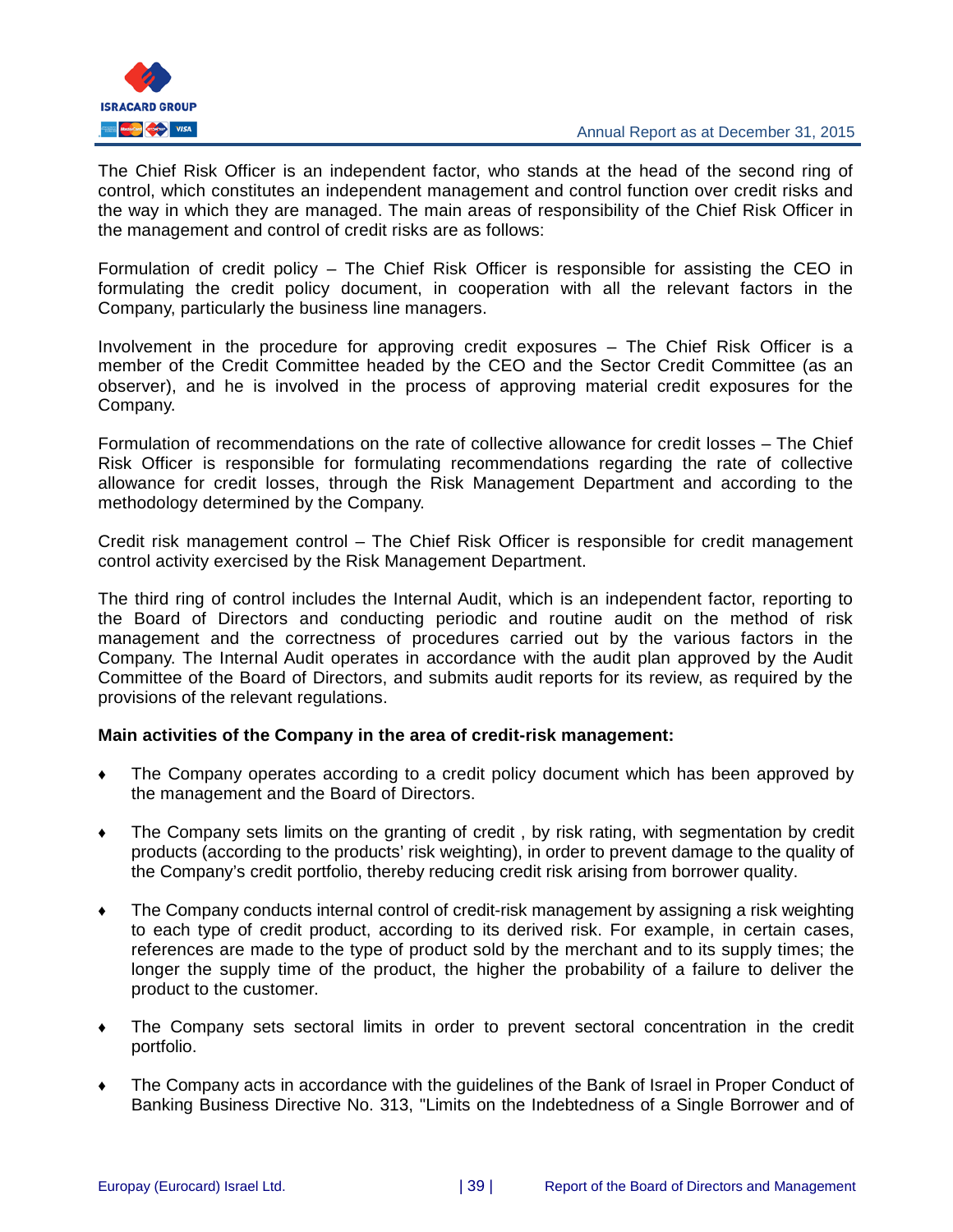The Chief Risk Officer is an independent factor, who stands at the head of the second ring of control, which constitutes an independent management and control function over credit risks and the way in which they are managed. The main areas of responsibility of the Chief Risk Officer in the management and control of credit risks are as follows:

Formulation of credit policy – The Chief Risk Officer is responsible for assisting the CEO in formulating the credit policy document, in cooperation with all the relevant factors in the Company, particularly the business line managers.

Involvement in the procedure for approving credit exposures – The Chief Risk Officer is a member of the Credit Committee headed by the CEO and the Sector Credit Committee (as an observer), and he is involved in the process of approving material credit exposures for the Company.

Formulation of recommendations on the rate of collective allowance for credit losses – The Chief Risk Officer is responsible for formulating recommendations regarding the rate of collective allowance for credit losses, through the Risk Management Department and according to the methodology determined by the Company.

Credit risk management control – The Chief Risk Officer is responsible for credit management control activity exercised by the Risk Management Department.

The third ring of control includes the Internal Audit, which is an independent factor, reporting to the Board of Directors and conducting periodic and routine audit on the method of risk management and the correctness of procedures carried out by the various factors in the Company. The Internal Audit operates in accordance with the audit plan approved by the Audit Committee of the Board of Directors, and submits audit reports for its review, as required by the provisions of the relevant regulations.

**Main activities of the Company in the area of credit-risk management:**

- The Company operates according to a credit policy document which has been approved by the management and the Board of Directors.
- The Company sets limits on the granting of credit , by risk rating, with segmentation by credit products (according to the products' risk weighting), in order to prevent damage to the quality of the Company's credit portfolio, thereby reducing credit risk arising from borrower quality.
- The Company conducts internal control of credit-risk management by assigning a risk weighting to each type of credit product, according to its derived risk. For example, in certain cases, references are made to the type of product sold by the merchant and to its supply times; the longer the supply time of the product, the higher the probability of a failure to deliver the product to the customer.
- The Company sets sectoral limits in order to prevent sectoral concentration in the credit portfolio.
- The Company acts in accordance with the guidelines of the Bank of Israel in Proper Conduct of Banking Business Directive No. 313, "Limits on the Indebtedness of a Single Borrower and of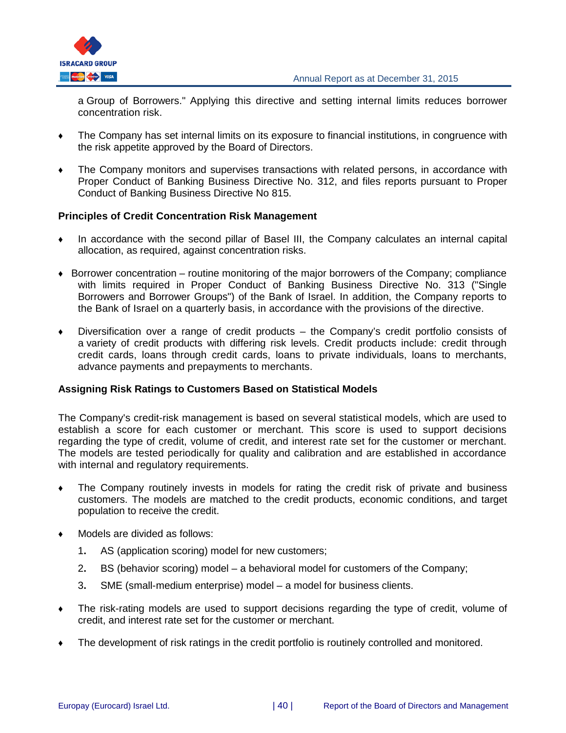a Group of Borrowers." Applying this directive and setting internal limits reduces borrower concentration risk.

- The Company has set internal limits on its exposure to financial institutions, in congruence with the risk appetite approved by the Board of Directors.

- The Company monitors and supervises transactions with related persons, in accordance with Proper Conduct of Banking Business Directive No. 312, and files reports pursuant to Proper Conduct of Banking Business Directive No 815.

**Principles of Credit Concentration Risk Management**

- In accordance with the second pillar of Basel III, the Company calculates an internal capital allocation, as required, against concentration risks.

- Borrower concentration – routine monitoring of the major borrowers of the Company; compliance with limits required in Proper Conduct of Banking Business Directive No. 313 ("Single Borrowers and Borrower Groups") of the Bank of Israel. In addition, the Company reports to the Bank of Israel on a quarterly basis, in accordance with the provisions of the directive.

- Diversification over a range of credit products – the Company's credit portfolio consists of a variety of credit products with differing risk levels. Credit products include: credit through credit cards, loans through credit cards, loans to private individuals, loans to merchants, advance payments and prepayments to merchants.

**Assigning Risk Ratings to Customers Based on Statistical Models**

The Company's credit-risk management is based on several statistical models, which are used to establish a score for each customer or merchant. This score is used to support decisions regarding the type of credit, volume of credit, and interest rate set for the customer or merchant. The models are tested periodically for quality and calibration and are established in accordance with internal and regulatory requirements.

- The Company routinely invests in models for rating the credit risk of private and business customers. The models are matched to the credit products, economic conditions, and target population to receive the credit.

- Models are divided as follows:
  1. AS (application scoring) model for new customers;
  2. BS (behavior scoring) model – a behavioral model for customers of the Company;
  3. SME (small-medium enterprise) model – a model for business clients.

- The risk-rating models are used to support decisions regarding the type of credit, volume of credit, and interest rate set for the customer or merchant.

- The development of risk ratings in the credit portfolio is routinely controlled and monitored.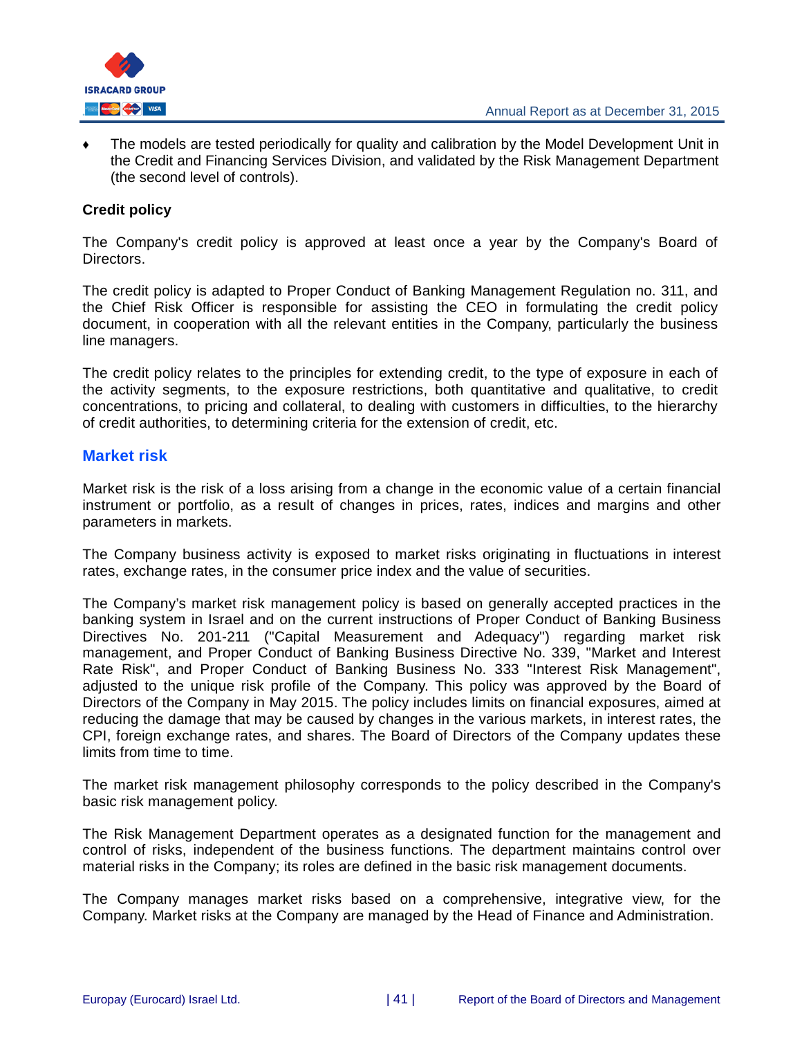- The models are tested periodically for quality and calibration by the Model Development Unit in the Credit and Financing Services Division, and validated by the Risk Management Department (the second level of controls).

**Credit policy**

The Company's credit policy is approved at least once a year by the Company's Board of Directors.

The credit policy is adapted to Proper Conduct of Banking Management Regulation no. 311, and the Chief Risk Officer is responsible for assisting the CEO in formulating the credit policy document, in cooperation with all the relevant entities in the Company, particularly the business line managers.

The credit policy relates to the principles for extending credit, to the type of exposure in each of the activity segments, to the exposure restrictions, both quantitative and qualitative, to credit concentrations, to pricing and collateral, to dealing with customers in difficulties, to the hierarchy of credit authorities, to determining criteria for the extension of credit, etc.

## Market risk

Market risk is the risk of a loss arising from a change in the economic value of a certain financial instrument or portfolio, as a result of changes in prices, rates, indices and margins and other parameters in markets.

The Company business activity is exposed to market risks originating in fluctuations in interest rates, exchange rates, in the consumer price index and the value of securities.

The Company's market risk management policy is based on generally accepted practices in the banking system in Israel and on the current instructions of Proper Conduct of Banking Business Directives No. 201-211 ("Capital Measurement and Adequacy") regarding market risk management, and Proper Conduct of Banking Business Directive No. 339, "Market and Interest Rate Risk", and Proper Conduct of Banking Business No. 333 "Interest Risk Management", adjusted to the unique risk profile of the Company. This policy was approved by the Board of Directors of the Company in May 2015. The policy includes limits on financial exposures, aimed at reducing the damage that may be caused by changes in the various markets, in interest rates, the CPI, foreign exchange rates, and shares. The Board of Directors of the Company updates these limits from time to time.

The market risk management philosophy corresponds to the policy described in the Company's basic risk management policy.

The Risk Management Department operates as a designated function for the management and control of risks, independent of the business functions. The department maintains control over material risks in the Company; its roles are defined in the basic risk management documents.

The Company manages market risks based on a comprehensive, integrative view, for the Company. Market risks at the Company are managed by the Head of Finance and Administration.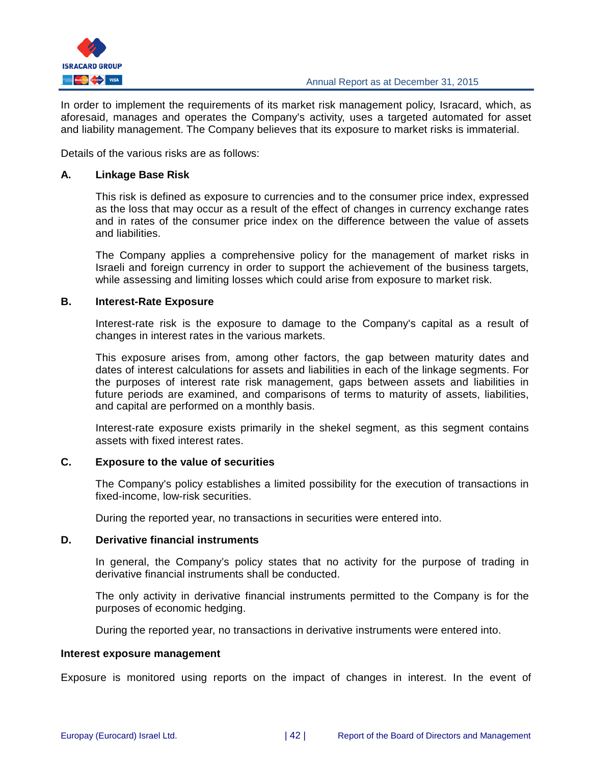In order to implement the requirements of its market risk management policy, Isracard, which, as aforesaid, manages and operates the Company's activity, uses a targeted automated for asset and liability management. The Company believes that its exposure to market risks is immaterial.

Details of the various risks are as follows:

**A. Linkage Base Risk**

This risk is defined as exposure to currencies and to the consumer price index, expressed as the loss that may occur as a result of the effect of changes in currency exchange rates and in rates of the consumer price index on the difference between the value of assets and liabilities.

The Company applies a comprehensive policy for the management of market risks in Israeli and foreign currency in order to support the achievement of the business targets, while assessing and limiting losses which could arise from exposure to market risk.

**B. Interest-Rate Exposure**

Interest-rate risk is the exposure to damage to the Company's capital as a result of changes in interest rates in the various markets.

This exposure arises from, among other factors, the gap between maturity dates and dates of interest calculations for assets and liabilities in each of the linkage segments. For the purposes of interest rate risk management, gaps between assets and liabilities in future periods are examined, and comparisons of terms to maturity of assets, liabilities, and capital are performed on a monthly basis.

Interest-rate exposure exists primarily in the shekel segment, as this segment contains assets with fixed interest rates.

**C. Exposure to the value of securities**

The Company's policy establishes a limited possibility for the execution of transactions in fixed-income, low-risk securities.

During the reported year, no transactions in securities were entered into.

**D. Derivative financial instruments**

In general, the Company's policy states that no activity for the purpose of trading in derivative financial instruments shall be conducted.

The only activity in derivative financial instruments permitted to the Company is for the purposes of economic hedging.

During the reported year, no transactions in derivative instruments were entered into.

**Interest exposure management**

Exposure is monitored using reports on the impact of changes in interest. In the event of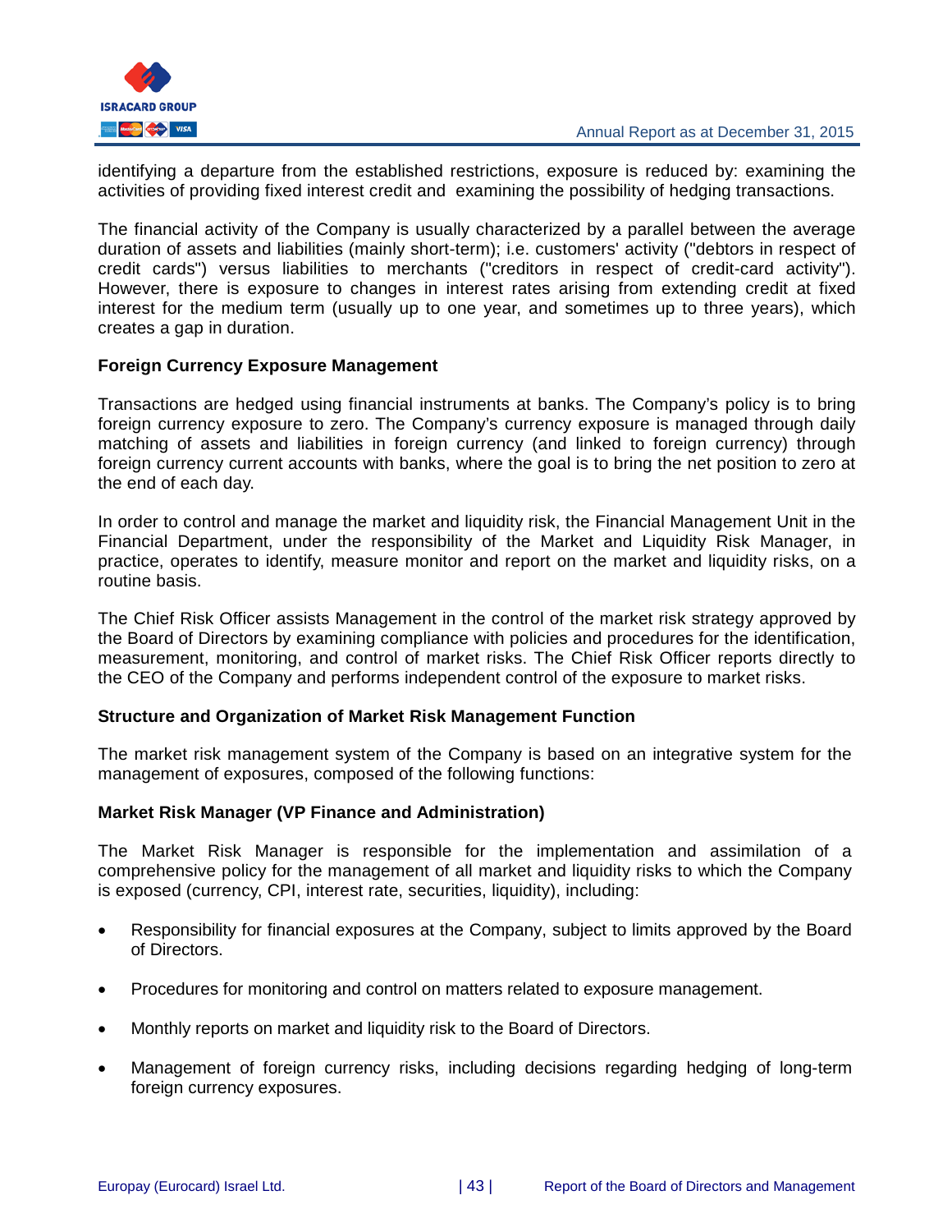identifying a departure from the established restrictions, exposure is reduced by: examining the activities of providing fixed interest credit and examining the possibility of hedging transactions.

The financial activity of the Company is usually characterized by a parallel between the average duration of assets and liabilities (mainly short-term); i.e. customers' activity ("debtors in respect of credit cards") versus liabilities to merchants ("creditors in respect of credit-card activity"). However, there is exposure to changes in interest rates arising from extending credit at fixed interest for the medium term (usually up to one year, and sometimes up to three years), which creates a gap in duration.

**Foreign Currency Exposure Management**

Transactions are hedged using financial instruments at banks. The Company's policy is to bring foreign currency exposure to zero. The Company's currency exposure is managed through daily matching of assets and liabilities in foreign currency (and linked to foreign currency) through foreign currency current accounts with banks, where the goal is to bring the net position to zero at the end of each day.

In order to control and manage the market and liquidity risk, the Financial Management Unit in the Financial Department, under the responsibility of the Market and Liquidity Risk Manager, in practice, operates to identify, measure monitor and report on the market and liquidity risks, on a routine basis.

The Chief Risk Officer assists Management in the control of the market risk strategy approved by the Board of Directors by examining compliance with policies and procedures for the identification, measurement, monitoring, and control of market risks. The Chief Risk Officer reports directly to the CEO of the Company and performs independent control of the exposure to market risks.

**Structure and Organization of Market Risk Management Function**

The market risk management system of the Company is based on an integrative system for the management of exposures, composed of the following functions:

**Market Risk Manager (VP Finance and Administration)**

The Market Risk Manager is responsible for the implementation and assimilation of a comprehensive policy for the management of all market and liquidity risks to which the Company is exposed (currency, CPI, interest rate, securities, liquidity), including:

- Responsibility for financial exposures at the Company, subject to limits approved by the Board of Directors.
- Procedures for monitoring and control on matters related to exposure management.
- Monthly reports on market and liquidity risk to the Board of Directors.
- Management of foreign currency risks, including decisions regarding hedging of long-term foreign currency exposures.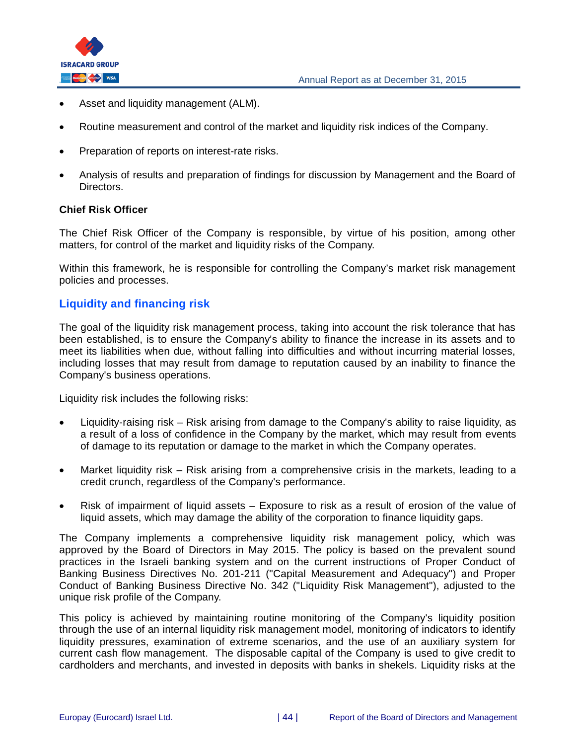- Asset and liquidity management (ALM).
- Routine measurement and control of the market and liquidity risk indices of the Company.
- Preparation of reports on interest-rate risks.
- Analysis of results and preparation of findings for discussion by Management and the Board of Directors.

**Chief Risk Officer**

The Chief Risk Officer of the Company is responsible, by virtue of his position, among other matters, for control of the market and liquidity risks of the Company.

Within this framework, he is responsible for controlling the Company's market risk management policies and processes.

## Liquidity and financing risk

The goal of the liquidity risk management process, taking into account the risk tolerance that has been established, is to ensure the Company's ability to finance the increase in its assets and to meet its liabilities when due, without falling into difficulties and without incurring material losses, including losses that may result from damage to reputation caused by an inability to finance the Company's business operations.

Liquidity risk includes the following risks:

- Liquidity-raising risk – Risk arising from damage to the Company's ability to raise liquidity, as a result of a loss of confidence in the Company by the market, which may result from events of damage to its reputation or damage to the market in which the Company operates.
- Market liquidity risk – Risk arising from a comprehensive crisis in the markets, leading to a credit crunch, regardless of the Company's performance.
- Risk of impairment of liquid assets – Exposure to risk as a result of erosion of the value of liquid assets, which may damage the ability of the corporation to finance liquidity gaps.

The Company implements a comprehensive liquidity risk management policy, which was approved by the Board of Directors in May 2015. The policy is based on the prevalent sound practices in the Israeli banking system and on the current instructions of Proper Conduct of Banking Business Directives No. 201-211 ("Capital Measurement and Adequacy") and Proper Conduct of Banking Business Directive No. 342 ("Liquidity Risk Management"), adjusted to the unique risk profile of the Company.

This policy is achieved by maintaining routine monitoring of the Company's liquidity position through the use of an internal liquidity risk management model, monitoring of indicators to identify liquidity pressures, examination of extreme scenarios, and the use of an auxiliary system for current cash flow management. The disposable capital of the Company is used to give credit to cardholders and merchants, and invested in deposits with banks in shekels. Liquidity risks at the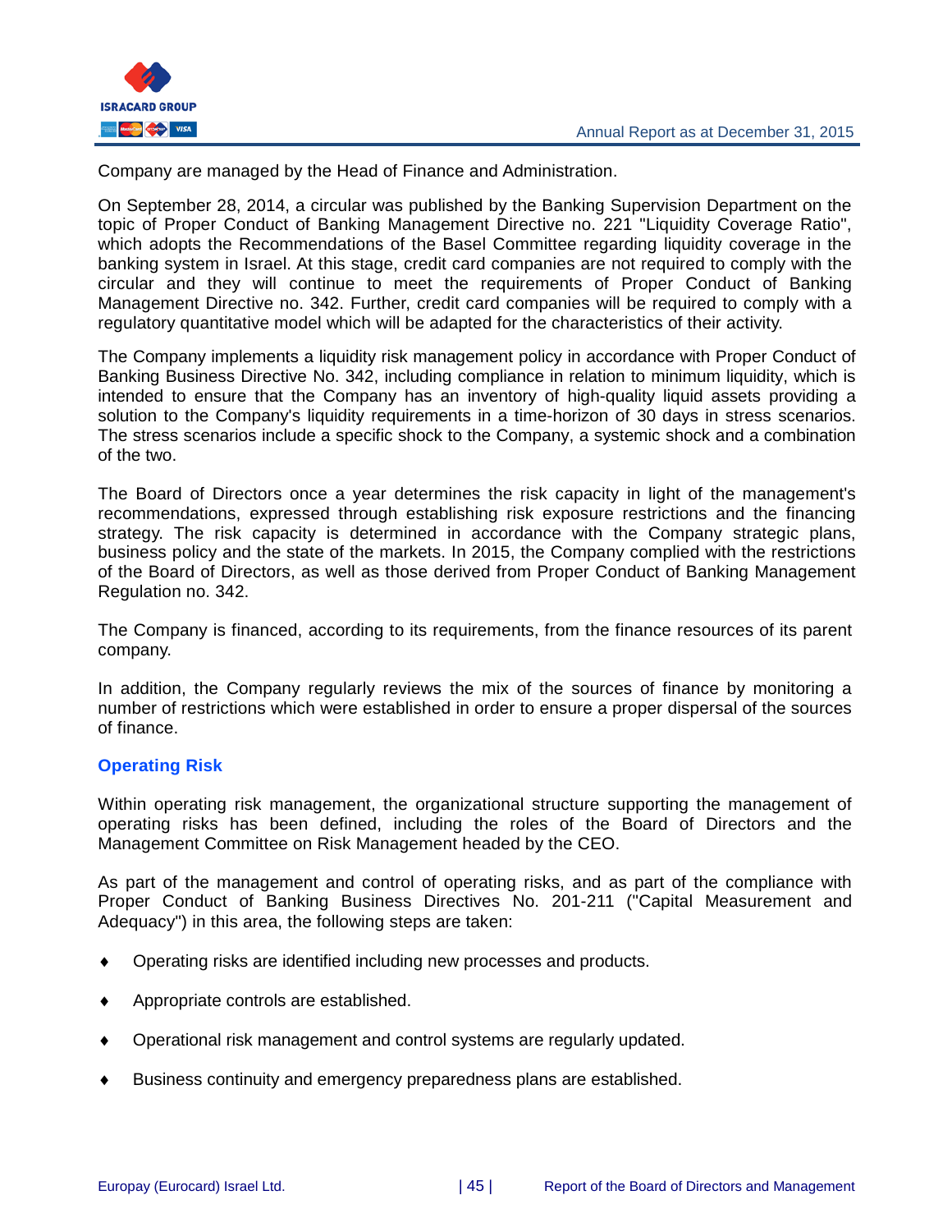Company are managed by the Head of Finance and Administration.

On September 28, 2014, a circular was published by the Banking Supervision Department on the topic of Proper Conduct of Banking Management Directive no. 221 "Liquidity Coverage Ratio", which adopts the Recommendations of the Basel Committee regarding liquidity coverage in the banking system in Israel. At this stage, credit card companies are not required to comply with the circular and they will continue to meet the requirements of Proper Conduct of Banking Management Directive no. 342. Further, credit card companies will be required to comply with a regulatory quantitative model which will be adapted for the characteristics of their activity.

The Company implements a liquidity risk management policy in accordance with Proper Conduct of Banking Business Directive No. 342, including compliance in relation to minimum liquidity, which is intended to ensure that the Company has an inventory of high-quality liquid assets providing a solution to the Company's liquidity requirements in a time-horizon of 30 days in stress scenarios. The stress scenarios include a specific shock to the Company, a systemic shock and a combination of the two.

The Board of Directors once a year determines the risk capacity in light of the management's recommendations, expressed through establishing risk exposure restrictions and the financing strategy. The risk capacity is determined in accordance with the Company strategic plans, business policy and the state of the markets. In 2015, the Company complied with the restrictions of the Board of Directors, as well as those derived from Proper Conduct of Banking Management Regulation no. 342.

The Company is financed, according to its requirements, from the finance resources of its parent company.

In addition, the Company regularly reviews the mix of the sources of finance by monitoring a number of restrictions which were established in order to ensure a proper dispersal of the sources of finance.

### Operating Risk

Within operating risk management, the organizational structure supporting the management of operating risks has been defined, including the roles of the Board of Directors and the Management Committee on Risk Management headed by the CEO.

As part of the management and control of operating risks, and as part of the compliance with Proper Conduct of Banking Business Directives No. 201-211 ("Capital Measurement and Adequacy") in this area, the following steps are taken:

- Operating risks are identified including new processes and products.
- Appropriate controls are established.
- Operational risk management and control systems are regularly updated.
- Business continuity and emergency preparedness plans are established.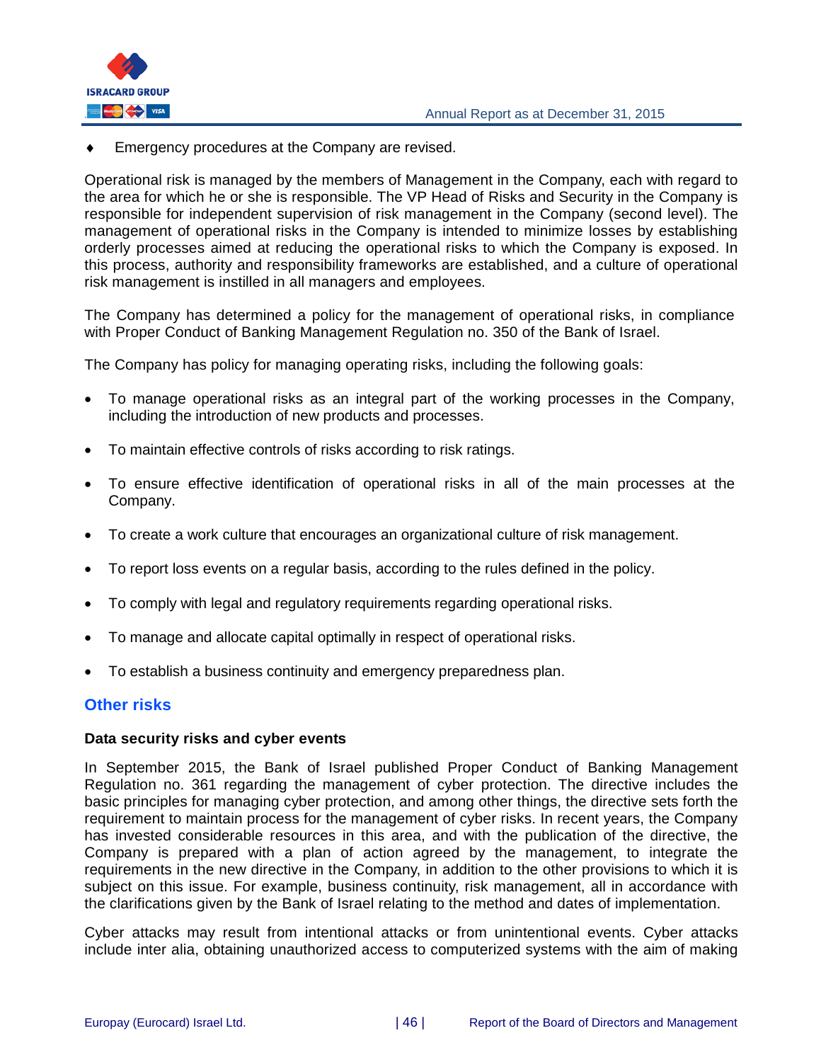- Emergency procedures at the Company are revised.

Operational risk is managed by the members of Management in the Company, each with regard to the area for which he or she is responsible. The VP Head of Risks and Security in the Company is responsible for independent supervision of risk management in the Company (second level). The management of operational risks in the Company is intended to minimize losses by establishing orderly processes aimed at reducing the operational risks to which the Company is exposed. In this process, authority and responsibility frameworks are established, and a culture of operational risk management is instilled in all managers and employees.

The Company has determined a policy for the management of operational risks, in compliance with Proper Conduct of Banking Management Regulation no. 350 of the Bank of Israel.

The Company has policy for managing operating risks, including the following goals:

- To manage operational risks as an integral part of the working processes in the Company, including the introduction of new products and processes.
- To maintain effective controls of risks according to risk ratings.
- To ensure effective identification of operational risks in all of the main processes at the Company.
- To create a work culture that encourages an organizational culture of risk management.
- To report loss events on a regular basis, according to the rules defined in the policy.
- To comply with legal and regulatory requirements regarding operational risks.
- To manage and allocate capital optimally in respect of operational risks.
- To establish a business continuity and emergency preparedness plan.

## Other risks

**Data security risks and cyber events**

In September 2015, the Bank of Israel published Proper Conduct of Banking Management Regulation no. 361 regarding the management of cyber protection. The directive includes the basic principles for managing cyber protection, and among other things, the directive sets forth the requirement to maintain process for the management of cyber risks. In recent years, the Company has invested considerable resources in this area, and with the publication of the directive, the Company is prepared with a plan of action agreed by the management, to integrate the requirements in the new directive in the Company, in addition to the other provisions to which it is subject on this issue. For example, business continuity, risk management, all in accordance with the clarifications given by the Bank of Israel relating to the method and dates of implementation.

Cyber attacks may result from intentional attacks or from unintentional events. Cyber attacks include inter alia, obtaining unauthorized access to computerized systems with the aim of making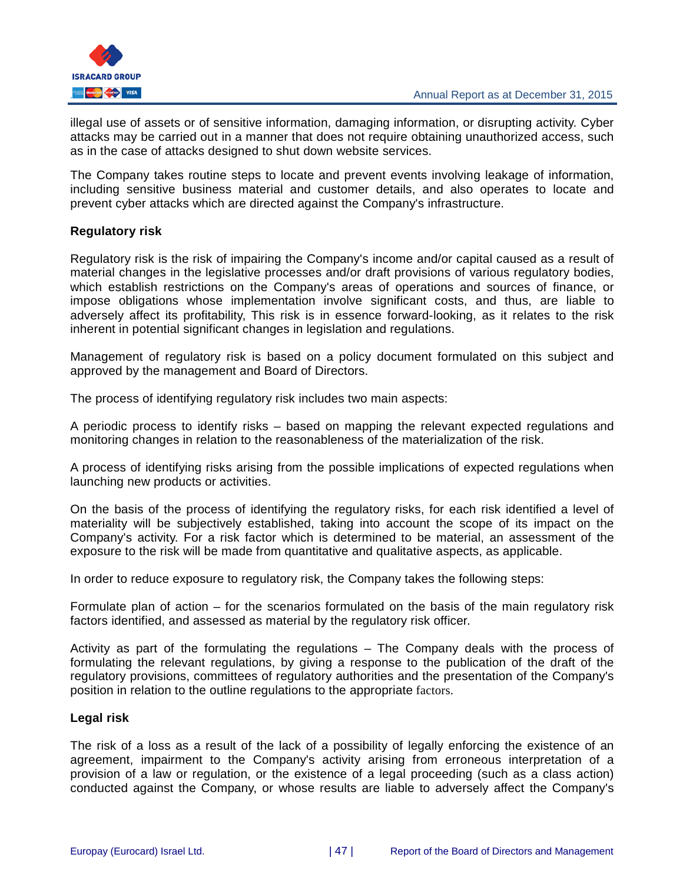illegal use of assets or of sensitive information, damaging information, or disrupting activity. Cyber attacks may be carried out in a manner that does not require obtaining unauthorized access, such as in the case of attacks designed to shut down website services.

The Company takes routine steps to locate and prevent events involving leakage of information, including sensitive business material and customer details, and also operates to locate and prevent cyber attacks which are directed against the Company's infrastructure.

**Regulatory risk**

Regulatory risk is the risk of impairing the Company's income and/or capital caused as a result of material changes in the legislative processes and/or draft provisions of various regulatory bodies, which establish restrictions on the Company's areas of operations and sources of finance, or impose obligations whose implementation involve significant costs, and thus, are liable to adversely affect its profitability, This risk is in essence forward-looking, as it relates to the risk inherent in potential significant changes in legislation and regulations.

Management of regulatory risk is based on a policy document formulated on this subject and approved by the management and Board of Directors.

The process of identifying regulatory risk includes two main aspects:

A periodic process to identify risks – based on mapping the relevant expected regulations and monitoring changes in relation to the reasonableness of the materialization of the risk.

A process of identifying risks arising from the possible implications of expected regulations when launching new products or activities.

On the basis of the process of identifying the regulatory risks, for each risk identified a level of materiality will be subjectively established, taking into account the scope of its impact on the Company's activity. For a risk factor which is determined to be material, an assessment of the exposure to the risk will be made from quantitative and qualitative aspects, as applicable.

In order to reduce exposure to regulatory risk, the Company takes the following steps:

Formulate plan of action – for the scenarios formulated on the basis of the main regulatory risk factors identified, and assessed as material by the regulatory risk officer.

Activity as part of the formulating the regulations – The Company deals with the process of formulating the relevant regulations, by giving a response to the publication of the draft of the regulatory provisions, committees of regulatory authorities and the presentation of the Company's position in relation to the outline regulations to the appropriate factors.

**Legal risk**

The risk of a loss as a result of the lack of a possibility of legally enforcing the existence of an agreement, impairment to the Company's activity arising from erroneous interpretation of a provision of a law or regulation, or the existence of a legal proceeding (such as a class action) conducted against the Company, or whose results are liable to adversely affect the Company's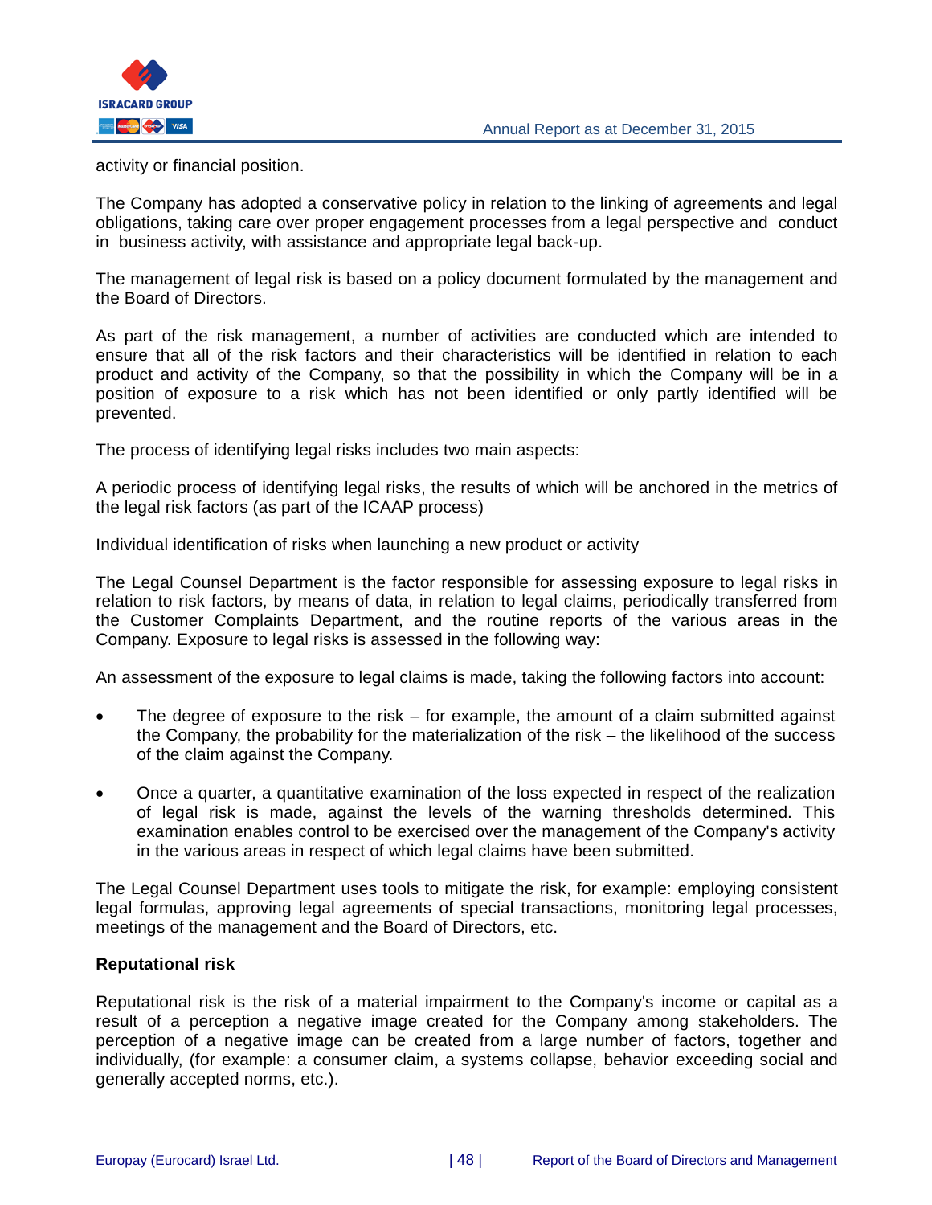activity or financial position.

The Company has adopted a conservative policy in relation to the linking of agreements and legal obligations, taking care over proper engagement processes from a legal perspective and conduct in business activity, with assistance and appropriate legal back-up.

The management of legal risk is based on a policy document formulated by the management and the Board of Directors.

As part of the risk management, a number of activities are conducted which are intended to ensure that all of the risk factors and their characteristics will be identified in relation to each product and activity of the Company, so that the possibility in which the Company will be in a position of exposure to a risk which has not been identified or only partly identified will be prevented.

The process of identifying legal risks includes two main aspects:

A periodic process of identifying legal risks, the results of which will be anchored in the metrics of the legal risk factors (as part of the ICAAP process)

Individual identification of risks when launching a new product or activity

The Legal Counsel Department is the factor responsible for assessing exposure to legal risks in relation to risk factors, by means of data, in relation to legal claims, periodically transferred from the Customer Complaints Department, and the routine reports of the various areas in the Company. Exposure to legal risks is assessed in the following way:

An assessment of the exposure to legal claims is made, taking the following factors into account:

- The degree of exposure to the risk – for example, the amount of a claim submitted against the Company, the probability for the materialization of the risk – the likelihood of the success of the claim against the Company.

- Once a quarter, a quantitative examination of the loss expected in respect of the realization of legal risk is made, against the levels of the warning thresholds determined. This examination enables control to be exercised over the management of the Company's activity in the various areas in respect of which legal claims have been submitted.

The Legal Counsel Department uses tools to mitigate the risk, for example: employing consistent legal formulas, approving legal agreements of special transactions, monitoring legal processes, meetings of the management and the Board of Directors, etc.

**Reputational risk**

Reputational risk is the risk of a material impairment to the Company's income or capital as a result of a perception a negative image created for the Company among stakeholders. The perception of a negative image can be created from a large number of factors, together and individually, (for example: a consumer claim, a systems collapse, behavior exceeding social and generally accepted norms, etc.).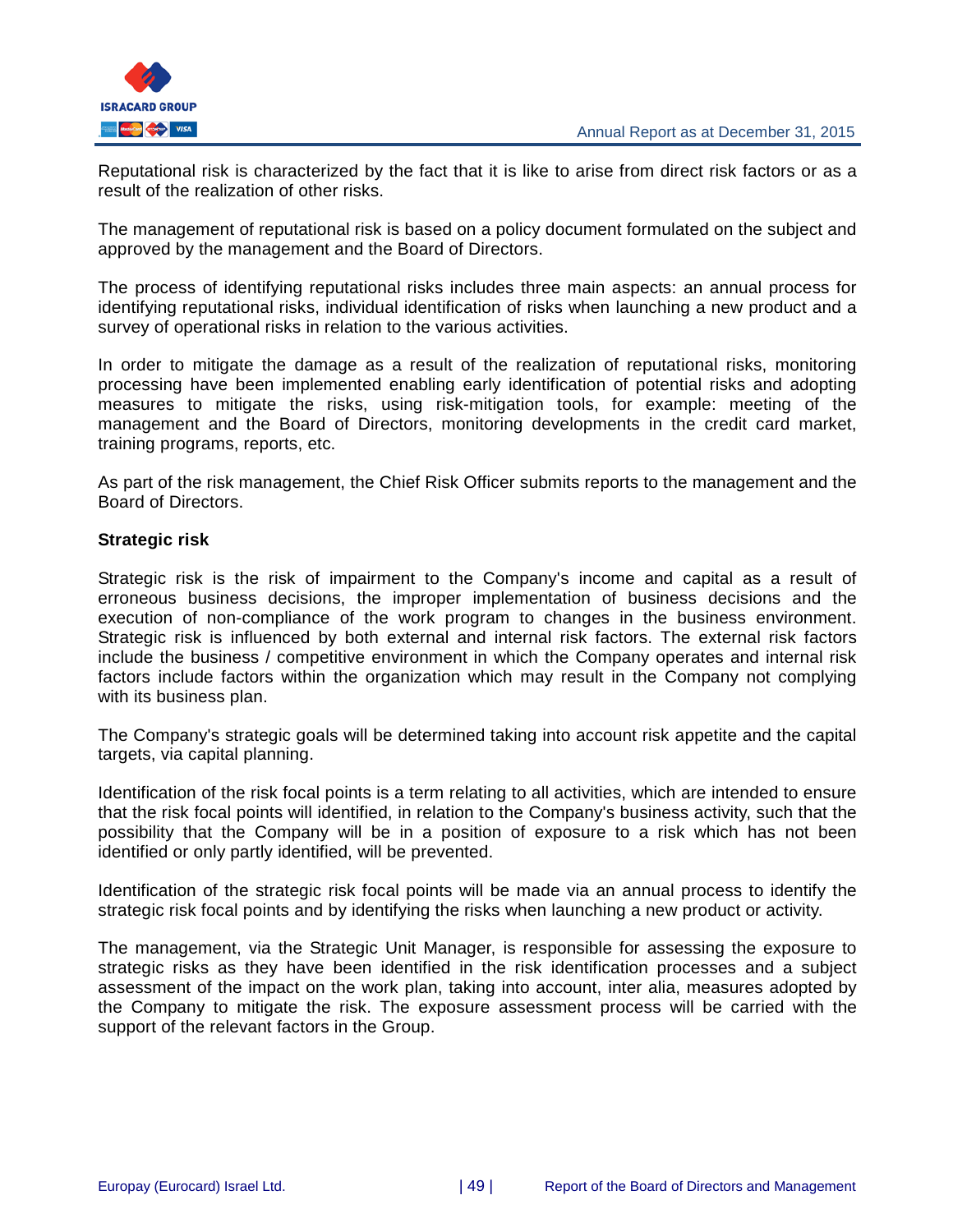Reputational risk is characterized by the fact that it is like to arise from direct risk factors or as a result of the realization of other risks.

The management of reputational risk is based on a policy document formulated on the subject and approved by the management and the Board of Directors.

The process of identifying reputational risks includes three main aspects: an annual process for identifying reputational risks, individual identification of risks when launching a new product and a survey of operational risks in relation to the various activities.

In order to mitigate the damage as a result of the realization of reputational risks, monitoring processing have been implemented enabling early identification of potential risks and adopting measures to mitigate the risks, using risk-mitigation tools, for example: meeting of the management and the Board of Directors, monitoring developments in the credit card market, training programs, reports, etc.

As part of the risk management, the Chief Risk Officer submits reports to the management and the Board of Directors.

**Strategic risk**

Strategic risk is the risk of impairment to the Company's income and capital as a result of erroneous business decisions, the improper implementation of business decisions and the execution of non-compliance of the work program to changes in the business environment. Strategic risk is influenced by both external and internal risk factors. The external risk factors include the business / competitive environment in which the Company operates and internal risk factors include factors within the organization which may result in the Company not complying with its business plan.

The Company's strategic goals will be determined taking into account risk appetite and the capital targets, via capital planning.

Identification of the risk focal points is a term relating to all activities, which are intended to ensure that the risk focal points will identified, in relation to the Company's business activity, such that the possibility that the Company will be in a position of exposure to a risk which has not been identified or only partly identified, will be prevented.

Identification of the strategic risk focal points will be made via an annual process to identify the strategic risk focal points and by identifying the risks when launching a new product or activity.

The management, via the Strategic Unit Manager, is responsible for assessing the exposure to strategic risks as they have been identified in the risk identification processes and a subject assessment of the impact on the work plan, taking into account, inter alia, measures adopted by the Company to mitigate the risk. The exposure assessment process will be carried with the support of the relevant factors in the Group.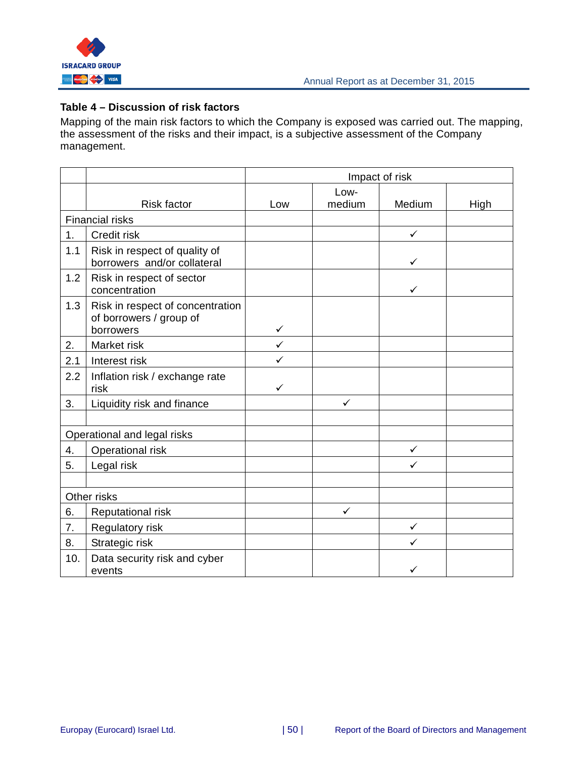**Table 4 – Discussion of risk factors**

Mapping of the main risk factors to which the Company is exposed was carried out. The mapping, the assessment of the risks and their impact, is a subjective assessment of the Company management.

| | | Impact of risk | | | |
|---|---|---|---|---|---|
| | Risk factor | Low | Low-medium | Medium | High |
| Financial risks | | | | | |
| 1. | Credit risk | | | ✓ | |
| 1.1 | Risk in respect of quality of borrowers and/or collateral | | | ✓ | |
| 1.2 | Risk in respect of sector concentration | | | ✓ | |
| 1.3 | Risk in respect of concentration of borrowers / group of borrowers | ✓ | | | |
| 2. | Market risk | ✓ | | | |
| 2.1 | Interest risk | ✓ | | | |
| 2.2 | Inflation risk / exchange rate risk | ✓ | | | |
| 3. | Liquidity risk and finance | | ✓ | | |
| | | | | | |
| Operational and legal risks | | | | | |
| 4. | Operational risk | | | ✓ | |
| 5. | Legal risk | | | ✓ | |
| | | | | | |
| Other risks | | | | | |
| 6. | Reputational risk | | ✓ | | |
| 7. | Regulatory risk | | | ✓ | |
| 8. | Strategic risk | | | ✓ | |
| 10. | Data security risk and cyber events | | | ✓ | |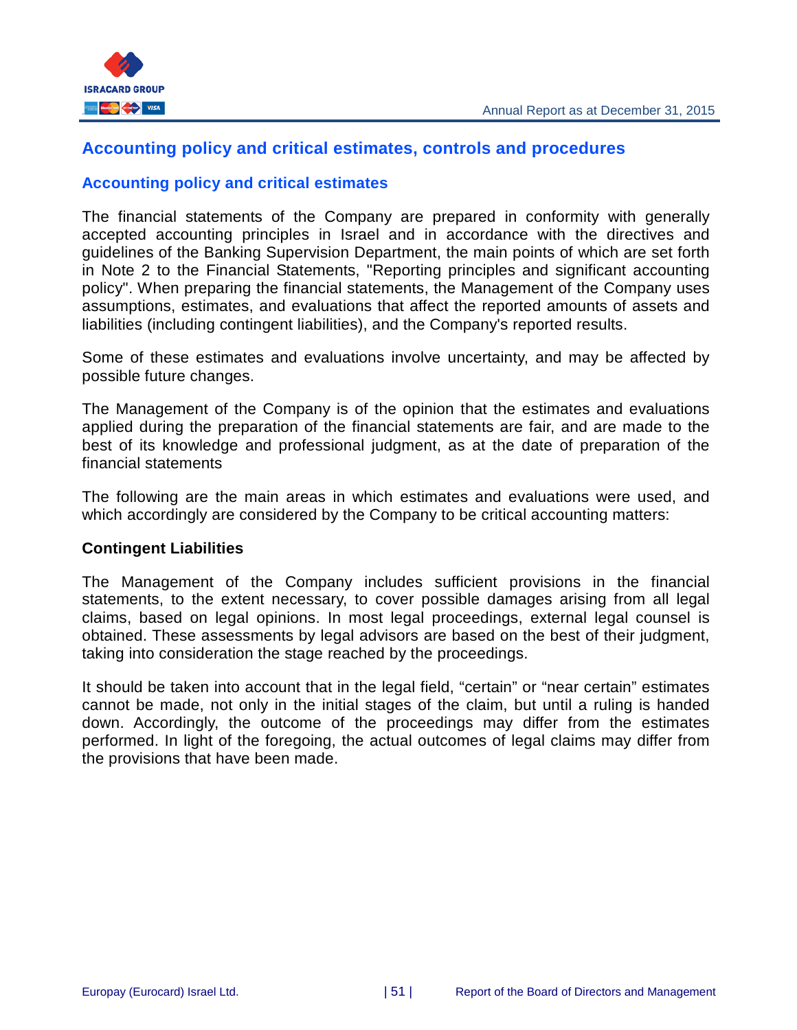# Accounting policy and critical estimates, controls and procedures

## Accounting policy and critical estimates

The financial statements of the Company are prepared in conformity with generally accepted accounting principles in Israel and in accordance with the directives and guidelines of the Banking Supervision Department, the main points of which are set forth in Note 2 to the Financial Statements, "Reporting principles and significant accounting policy". When preparing the financial statements, the Management of the Company uses assumptions, estimates, and evaluations that affect the reported amounts of assets and liabilities (including contingent liabilities), and the Company's reported results.

Some of these estimates and evaluations involve uncertainty, and may be affected by possible future changes.

The Management of the Company is of the opinion that the estimates and evaluations applied during the preparation of the financial statements are fair, and are made to the best of its knowledge and professional judgment, as at the date of preparation of the financial statements

The following are the main areas in which estimates and evaluations were used, and which accordingly are considered by the Company to be critical accounting matters:

**Contingent Liabilities**

The Management of the Company includes sufficient provisions in the financial statements, to the extent necessary, to cover possible damages arising from all legal claims, based on legal opinions. In most legal proceedings, external legal counsel is obtained. These assessments by legal advisors are based on the best of their judgment, taking into consideration the stage reached by the proceedings.

It should be taken into account that in the legal field, “certain” or “near certain” estimates cannot be made, not only in the initial stages of the claim, but until a ruling is handed down. Accordingly, the outcome of the proceedings may differ from the estimates performed. In light of the foregoing, the actual outcomes of legal claims may differ from the provisions that have been made.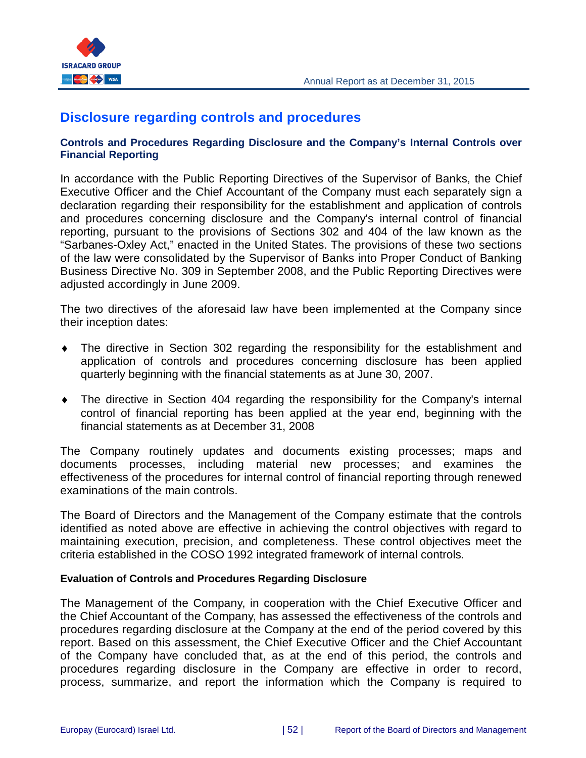## Disclosure regarding controls and procedures

### Controls and Procedures Regarding Disclosure and the Company's Internal Controls over Financial Reporting

In accordance with the Public Reporting Directives of the Supervisor of Banks, the Chief Executive Officer and the Chief Accountant of the Company must each separately sign a declaration regarding their responsibility for the establishment and application of controls and procedures concerning disclosure and the Company's internal control of financial reporting, pursuant to the provisions of Sections 302 and 404 of the law known as the "Sarbanes-Oxley Act," enacted in the United States. The provisions of these two sections of the law were consolidated by the Supervisor of Banks into Proper Conduct of Banking Business Directive No. 309 in September 2008, and the Public Reporting Directives were adjusted accordingly in June 2009.

The two directives of the aforesaid law have been implemented at the Company since their inception dates:

- The directive in Section 302 regarding the responsibility for the establishment and application of controls and procedures concerning disclosure has been applied quarterly beginning with the financial statements as at June 30, 2007.
- The directive in Section 404 regarding the responsibility for the Company's internal control of financial reporting has been applied at the year end, beginning with the financial statements as at December 31, 2008

The Company routinely updates and documents existing processes; maps and documents processes, including material new processes; and examines the effectiveness of the procedures for internal control of financial reporting through renewed examinations of the main controls.

The Board of Directors and the Management of the Company estimate that the controls identified as noted above are effective in achieving the control objectives with regard to maintaining execution, precision, and completeness. These control objectives meet the criteria established in the COSO 1992 integrated framework of internal controls.

**Evaluation of Controls and Procedures Regarding Disclosure**

The Management of the Company, in cooperation with the Chief Executive Officer and the Chief Accountant of the Company, has assessed the effectiveness of the controls and procedures regarding disclosure at the Company at the end of the period covered by this report. Based on this assessment, the Chief Executive Officer and the Chief Accountant of the Company have concluded that, as at the end of this period, the controls and procedures regarding disclosure in the Company are effective in order to record, process, summarize, and report the information which the Company is required to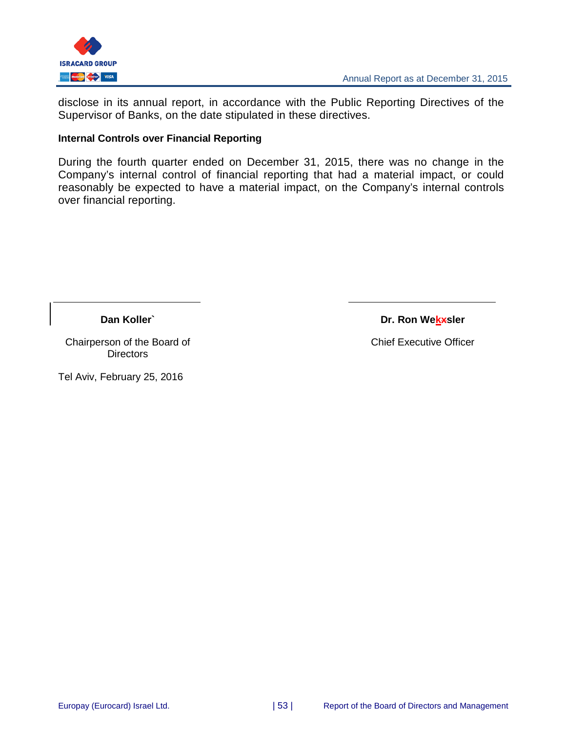disclose in its annual report, in accordance with the Public Reporting Directives of the Supervisor of Banks, on the date stipulated in these directives.

**Internal Controls over Financial Reporting**

During the fourth quarter ended on December 31, 2015, there was no change in the Company's internal control of financial reporting that had a material impact, or could reasonably be expected to have a material impact, on the Company's internal controls over financial reporting.

| **Dan Koller`** | **Dr. Ron Wekxsler** |
| --- | --- |
| Chairperson of the Board of Directors | Chief Executive Officer |

Tel Aviv, February 25, 2016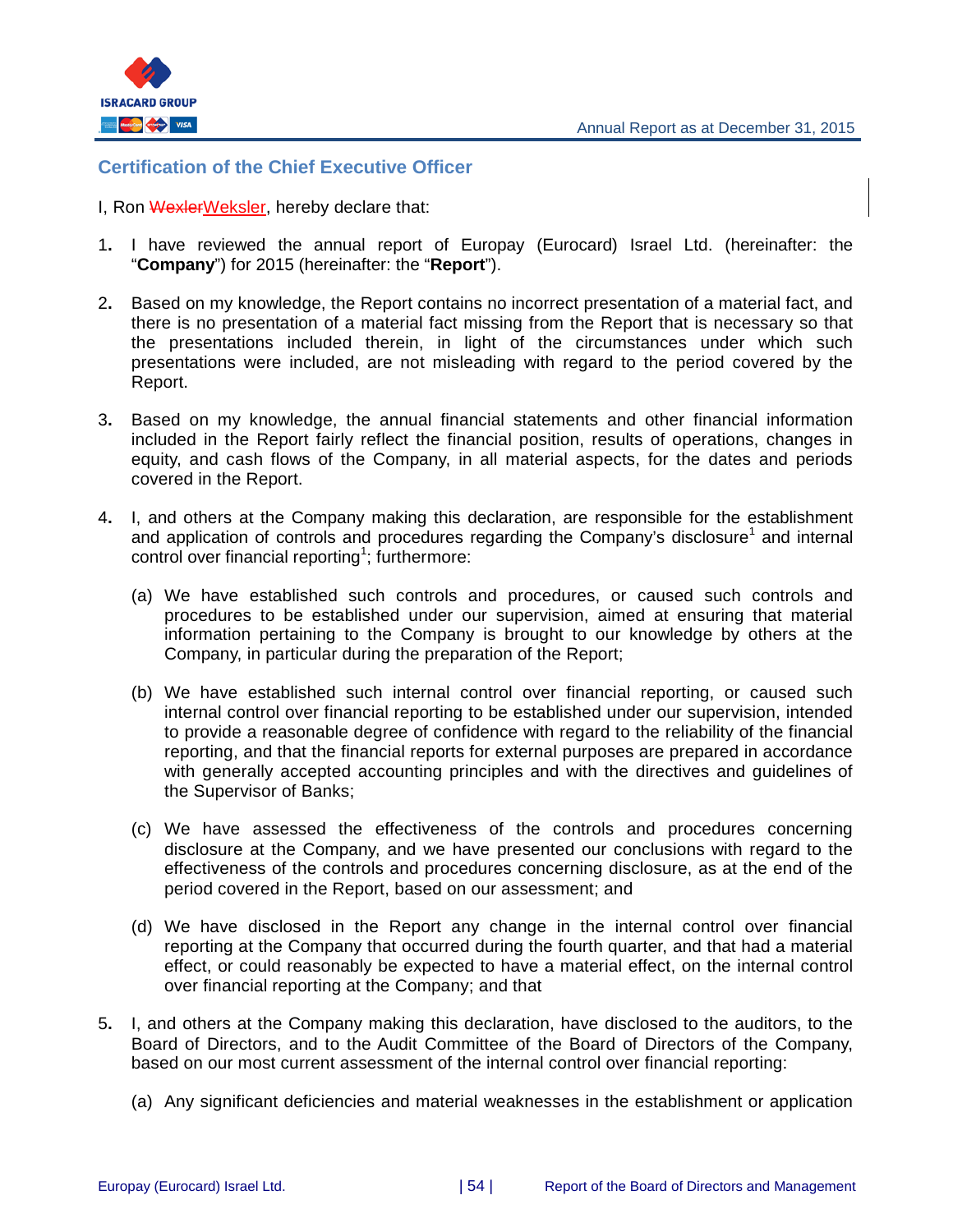## Certification of the Chief Executive Officer

I, Ron ~~Wexler~~Weksler, hereby declare that:

1. I have reviewed the annual report of Europay (Eurocard) Israel Ltd. (hereinafter: the "**Company**") for 2015 (hereinafter: the "**Report**").

2. Based on my knowledge, the Report contains no incorrect presentation of a material fact, and there is no presentation of a material fact missing from the Report that is necessary so that the presentations included therein, in light of the circumstances under which such presentations were included, are not misleading with regard to the period covered by the Report.

3. Based on my knowledge, the annual financial statements and other financial information included in the Report fairly reflect the financial position, results of operations, changes in equity, and cash flows of the Company, in all material aspects, for the dates and periods covered in the Report.

4. I, and others at the Company making this declaration, are responsible for the establishment and application of controls and procedures regarding the Company's disclosure[1] and internal control over financial reporting[1]; furthermore:

   (a) We have established such controls and procedures, or caused such controls and procedures to be established under our supervision, aimed at ensuring that material information pertaining to the Company is brought to our knowledge by others at the Company, in particular during the preparation of the Report;

   (b) We have established such internal control over financial reporting, or caused such internal control over financial reporting to be established under our supervision, intended to provide a reasonable degree of confidence with regard to the reliability of the financial reporting, and that the financial reports for external purposes are prepared in accordance with generally accepted accounting principles and with the directives and guidelines of the Supervisor of Banks;

   (c) We have assessed the effectiveness of the controls and procedures concerning disclosure at the Company, and we have presented our conclusions with regard to the effectiveness of the controls and procedures concerning disclosure, as at the end of the period covered in the Report, based on our assessment; and

   (d) We have disclosed in the Report any change in the internal control over financial reporting at the Company that occurred during the fourth quarter, and that had a material effect, or could reasonably be expected to have a material effect, on the internal control over financial reporting at the Company; and that

5. I, and others at the Company making this declaration, have disclosed to the auditors, to the Board of Directors, and to the Audit Committee of the Board of Directors of the Company, based on our most current assessment of the internal control over financial reporting:

   (a) Any significant deficiencies and material weaknesses in the establishment or application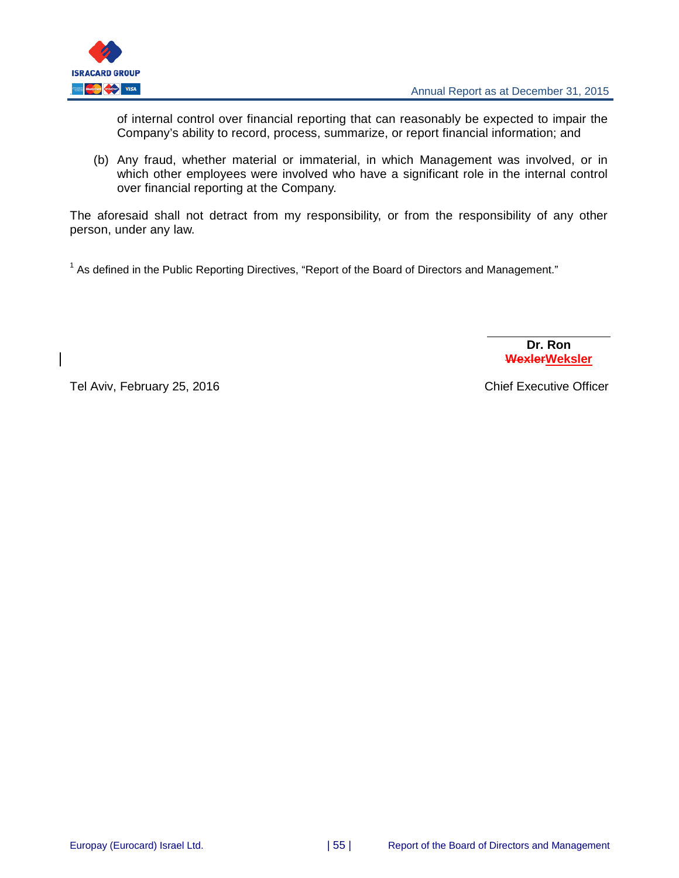of internal control over financial reporting that can reasonably be expected to impair the Company's ability to record, process, summarize, or report financial information; and

(b) Any fraud, whether material or immaterial, in which Management was involved, or in which other employees were involved who have a significant role in the internal control over financial reporting at the Company.

The aforesaid shall not detract from my responsibility, or from the responsibility of any other person, under any law.

[1] As defined in the Public Reporting Directives, "Report of the Board of Directors and Management."

**Dr. Ron ~~Wexler~~Weksler**

Tel Aviv, February 25, 2016 — Chief Executive Officer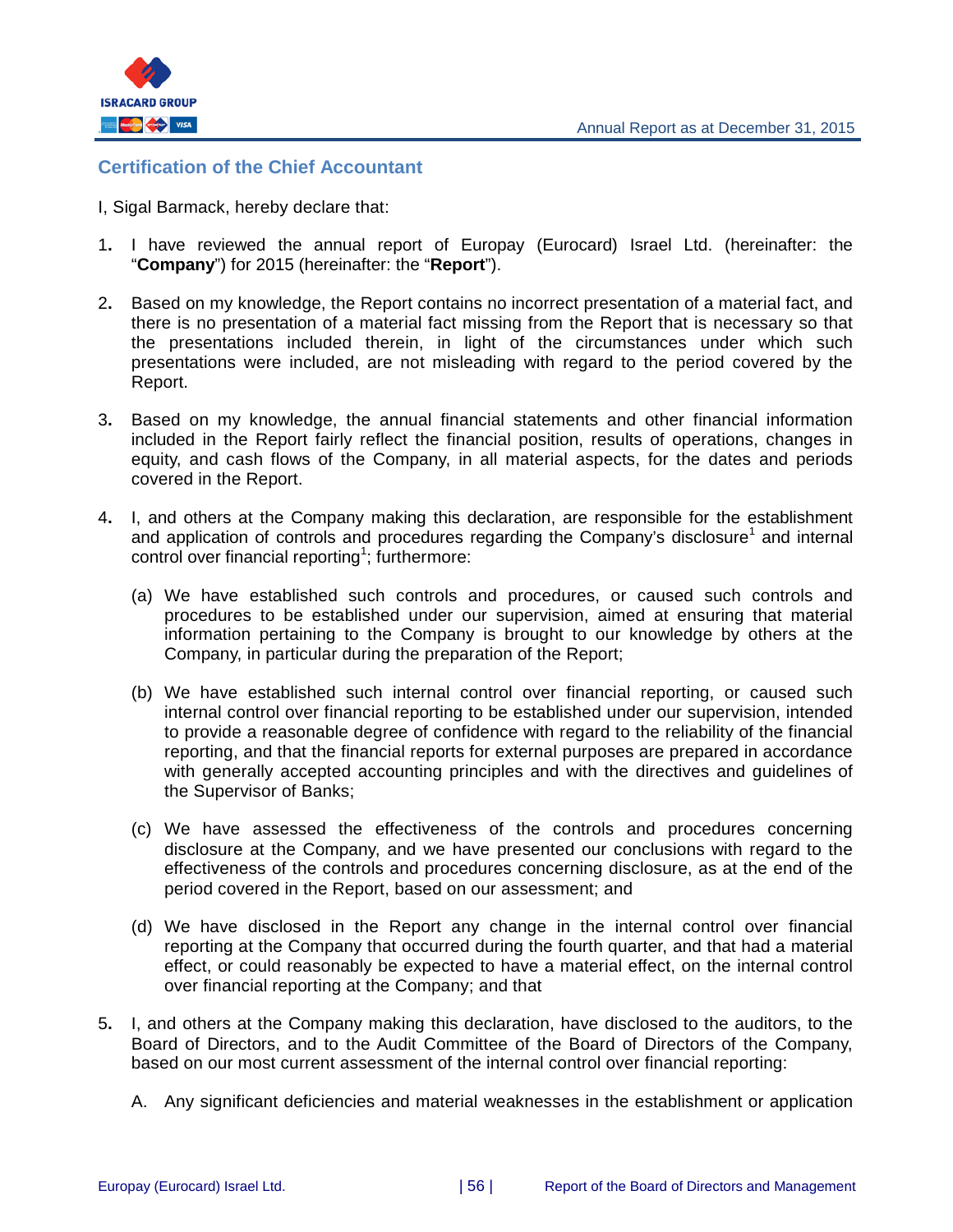## Certification of the Chief Accountant

I, Sigal Barmack, hereby declare that:

1. I have reviewed the annual report of Europay (Eurocard) Israel Ltd. (hereinafter: the "**Company**") for 2015 (hereinafter: the "**Report**").

2. Based on my knowledge, the Report contains no incorrect presentation of a material fact, and there is no presentation of a material fact missing from the Report that is necessary so that the presentations included therein, in light of the circumstances under which such presentations were included, are not misleading with regard to the period covered by the Report.

3. Based on my knowledge, the annual financial statements and other financial information included in the Report fairly reflect the financial position, results of operations, changes in equity, and cash flows of the Company, in all material aspects, for the dates and periods covered in the Report.

4. I, and others at the Company making this declaration, are responsible for the establishment and application of controls and procedures regarding the Company's disclosure[1] and internal control over financial reporting[1]; furthermore:

   (a) We have established such controls and procedures, or caused such controls and procedures to be established under our supervision, aimed at ensuring that material information pertaining to the Company is brought to our knowledge by others at the Company, in particular during the preparation of the Report;

   (b) We have established such internal control over financial reporting, or caused such internal control over financial reporting to be established under our supervision, intended to provide a reasonable degree of confidence with regard to the reliability of the financial reporting, and that the financial reports for external purposes are prepared in accordance with generally accepted accounting principles and with the directives and guidelines of the Supervisor of Banks;

   (c) We have assessed the effectiveness of the controls and procedures concerning disclosure at the Company, and we have presented our conclusions with regard to the effectiveness of the controls and procedures concerning disclosure, as at the end of the period covered in the Report, based on our assessment; and

   (d) We have disclosed in the Report any change in the internal control over financial reporting at the Company that occurred during the fourth quarter, and that had a material effect, or could reasonably be expected to have a material effect, on the internal control over financial reporting at the Company; and that

5. I, and others at the Company making this declaration, have disclosed to the auditors, to the Board of Directors, and to the Audit Committee of the Board of Directors of the Company, based on our most current assessment of the internal control over financial reporting:

   A. Any significant deficiencies and material weaknesses in the establishment or application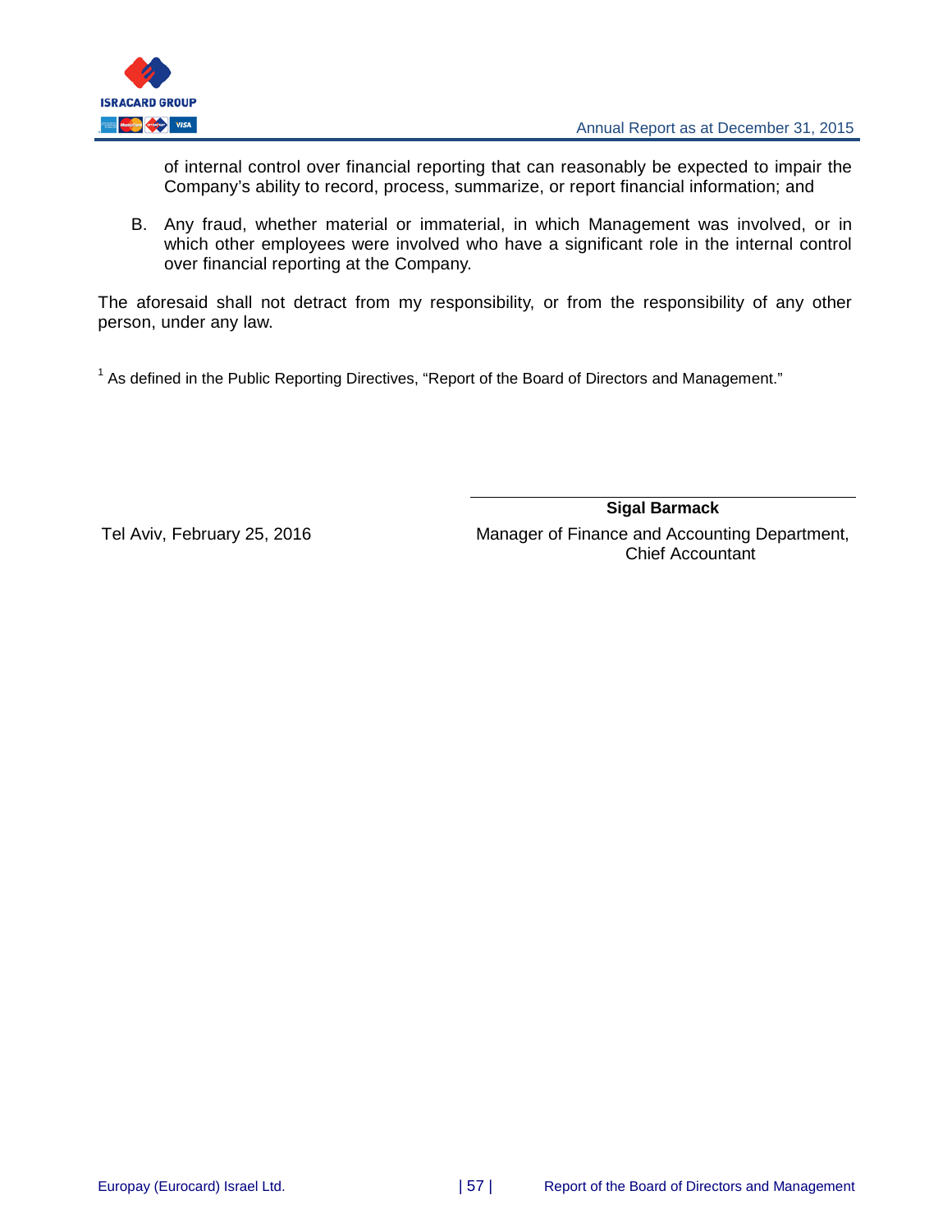of internal control over financial reporting that can reasonably be expected to impair the Company's ability to record, process, summarize, or report financial information; and

B. Any fraud, whether material or immaterial, in which Management was involved, or in which other employees were involved who have a significant role in the internal control over financial reporting at the Company.

The aforesaid shall not detract from my responsibility, or from the responsibility of any other person, under any law.

[1] As defined in the Public Reporting Directives, "Report of the Board of Directors and Management."

Tel Aviv, February 25, 2016

**Sigal Barmack**
Manager of Finance and Accounting Department,
Chief Accountant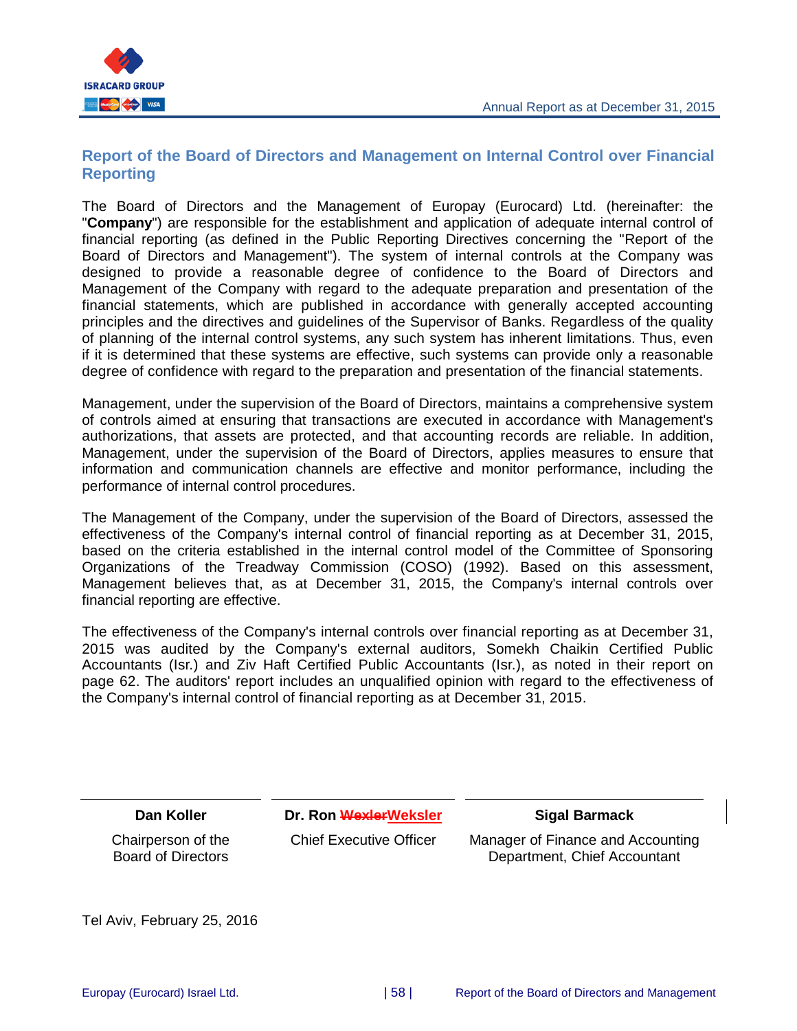## Report of the Board of Directors and Management on Internal Control over Financial Reporting

The Board of Directors and the Management of Europay (Eurocard) Ltd. (hereinafter: the "**Company**") are responsible for the establishment and application of adequate internal control of financial reporting (as defined in the Public Reporting Directives concerning the "Report of the Board of Directors and Management"). The system of internal controls at the Company was designed to provide a reasonable degree of confidence to the Board of Directors and Management of the Company with regard to the adequate preparation and presentation of the financial statements, which are published in accordance with generally accepted accounting principles and the directives and guidelines of the Supervisor of Banks. Regardless of the quality of planning of the internal control systems, any such system has inherent limitations. Thus, even if it is determined that these systems are effective, such systems can provide only a reasonable degree of confidence with regard to the preparation and presentation of the financial statements.

Management, under the supervision of the Board of Directors, maintains a comprehensive system of controls aimed at ensuring that transactions are executed in accordance with Management's authorizations, that assets are protected, and that accounting records are reliable. In addition, Management, under the supervision of the Board of Directors, applies measures to ensure that information and communication channels are effective and monitor performance, including the performance of internal control procedures.

The Management of the Company, under the supervision of the Board of Directors, assessed the effectiveness of the Company's internal control of financial reporting as at December 31, 2015, based on the criteria established in the internal control model of the Committee of Sponsoring Organizations of the Treadway Commission (COSO) (1992). Based on this assessment, Management believes that, as at December 31, 2015, the Company's internal controls over financial reporting are effective.

The effectiveness of the Company's internal controls over financial reporting as at December 31, 2015 was audited by the Company's external auditors, Somekh Chaikin Certified Public Accountants (Isr.) and Ziv Haft Certified Public Accountants (Isr.), as noted in their report on page 62. The auditors' report includes an unqualified opinion with regard to the effectiveness of the Company's internal control of financial reporting as at December 31, 2015.

| **Dan Koller** | **Dr. Ron ~~Wexler~~Weksler** | **Sigal Barmack** |
|---|---|---|
| Chairperson of the Board of Directors | Chief Executive Officer | Manager of Finance and Accounting Department, Chief Accountant |

Tel Aviv, February 25, 2016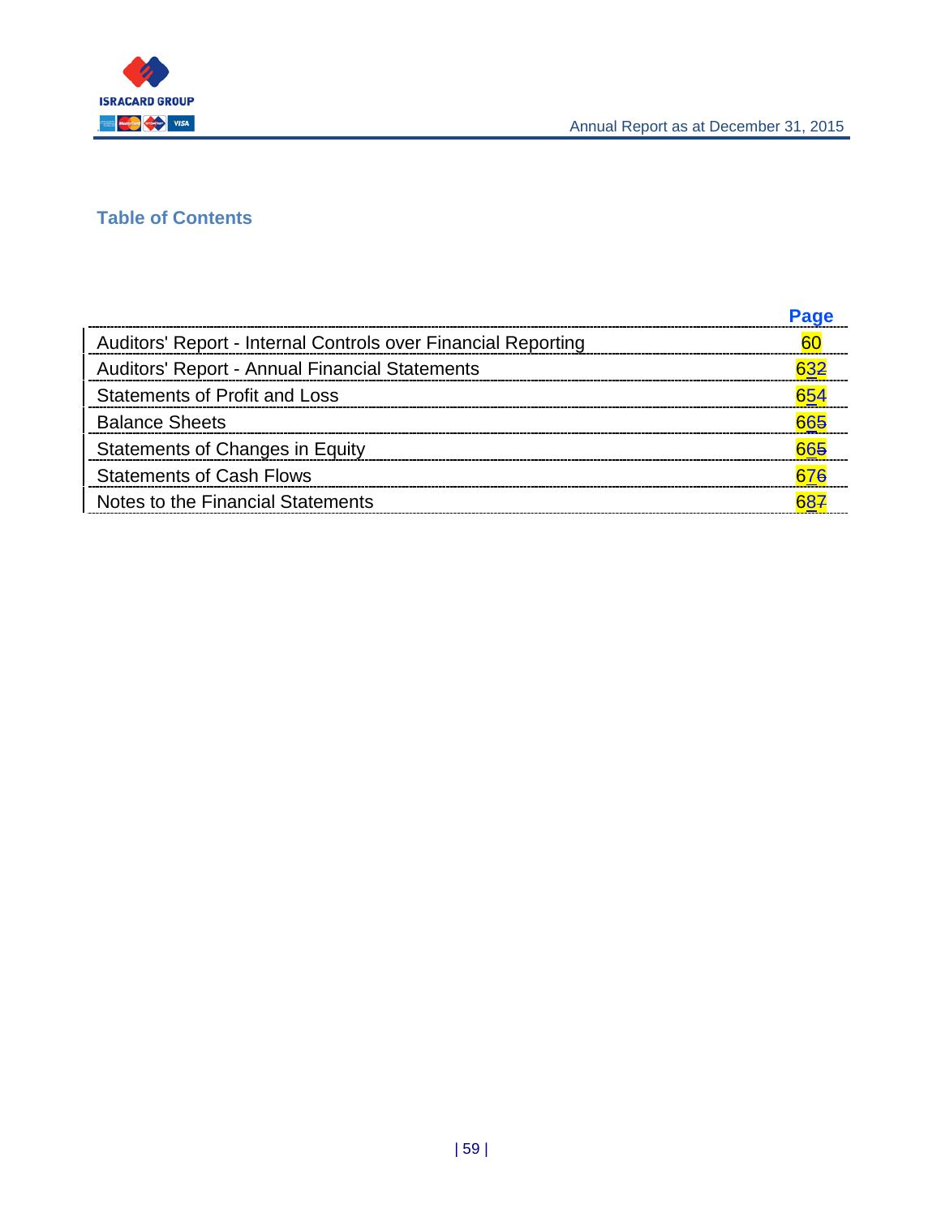## Table of Contents

| | Page |
|---|---|
| Auditors' Report - Internal Controls over Financial Reporting | 60 |
| Auditors' Report - Annual Financial Statements | 63~~2~~ |
| Statements of Profit and Loss | 65~~4~~ |
| Balance Sheets | 66~~5~~ |
| Statements of Changes in Equity | 66~~5~~ |
| Statements of Cash Flows | 67~~6~~ |
| Notes to the Financial Statements | 68~~7~~ |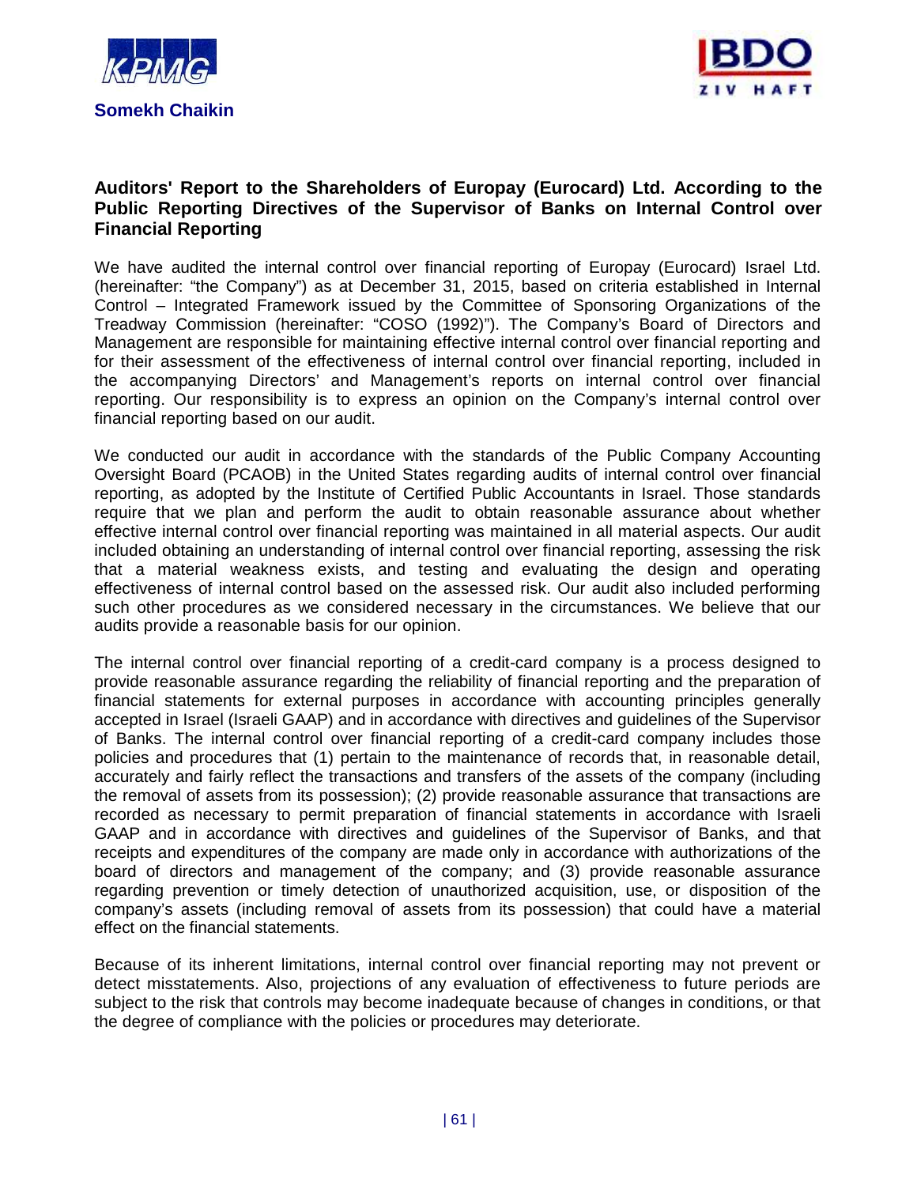Somekh Chaikin

## Auditors' Report to the Shareholders of Europay (Eurocard) Ltd. According to the Public Reporting Directives of the Supervisor of Banks on Internal Control over Financial Reporting

We have audited the internal control over financial reporting of Europay (Eurocard) Israel Ltd. (hereinafter: "the Company") as at December 31, 2015, based on criteria established in Internal Control – Integrated Framework issued by the Committee of Sponsoring Organizations of the Treadway Commission (hereinafter: "COSO (1992)"). The Company's Board of Directors and Management are responsible for maintaining effective internal control over financial reporting and for their assessment of the effectiveness of internal control over financial reporting, included in the accompanying Directors' and Management's reports on internal control over financial reporting. Our responsibility is to express an opinion on the Company's internal control over financial reporting based on our audit.

We conducted our audit in accordance with the standards of the Public Company Accounting Oversight Board (PCAOB) in the United States regarding audits of internal control over financial reporting, as adopted by the Institute of Certified Public Accountants in Israel. Those standards require that we plan and perform the audit to obtain reasonable assurance about whether effective internal control over financial reporting was maintained in all material aspects. Our audit included obtaining an understanding of internal control over financial reporting, assessing the risk that a material weakness exists, and testing and evaluating the design and operating effectiveness of internal control based on the assessed risk. Our audit also included performing such other procedures as we considered necessary in the circumstances. We believe that our audits provide a reasonable basis for our opinion.

The internal control over financial reporting of a credit-card company is a process designed to provide reasonable assurance regarding the reliability of financial reporting and the preparation of financial statements for external purposes in accordance with accounting principles generally accepted in Israel (Israeli GAAP) and in accordance with directives and guidelines of the Supervisor of Banks. The internal control over financial reporting of a credit-card company includes those policies and procedures that (1) pertain to the maintenance of records that, in reasonable detail, accurately and fairly reflect the transactions and transfers of the assets of the company (including the removal of assets from its possession); (2) provide reasonable assurance that transactions are recorded as necessary to permit preparation of financial statements in accordance with Israeli GAAP and in accordance with directives and guidelines of the Supervisor of Banks, and that receipts and expenditures of the company are made only in accordance with authorizations of the board of directors and management of the company; and (3) provide reasonable assurance regarding prevention or timely detection of unauthorized acquisition, use, or disposition of the company's assets (including removal of assets from its possession) that could have a material effect on the financial statements.

Because of its inherent limitations, internal control over financial reporting may not prevent or detect misstatements. Also, projections of any evaluation of effectiveness to future periods are subject to the risk that controls may become inadequate because of changes in conditions, or that the degree of compliance with the policies or procedures may deteriorate.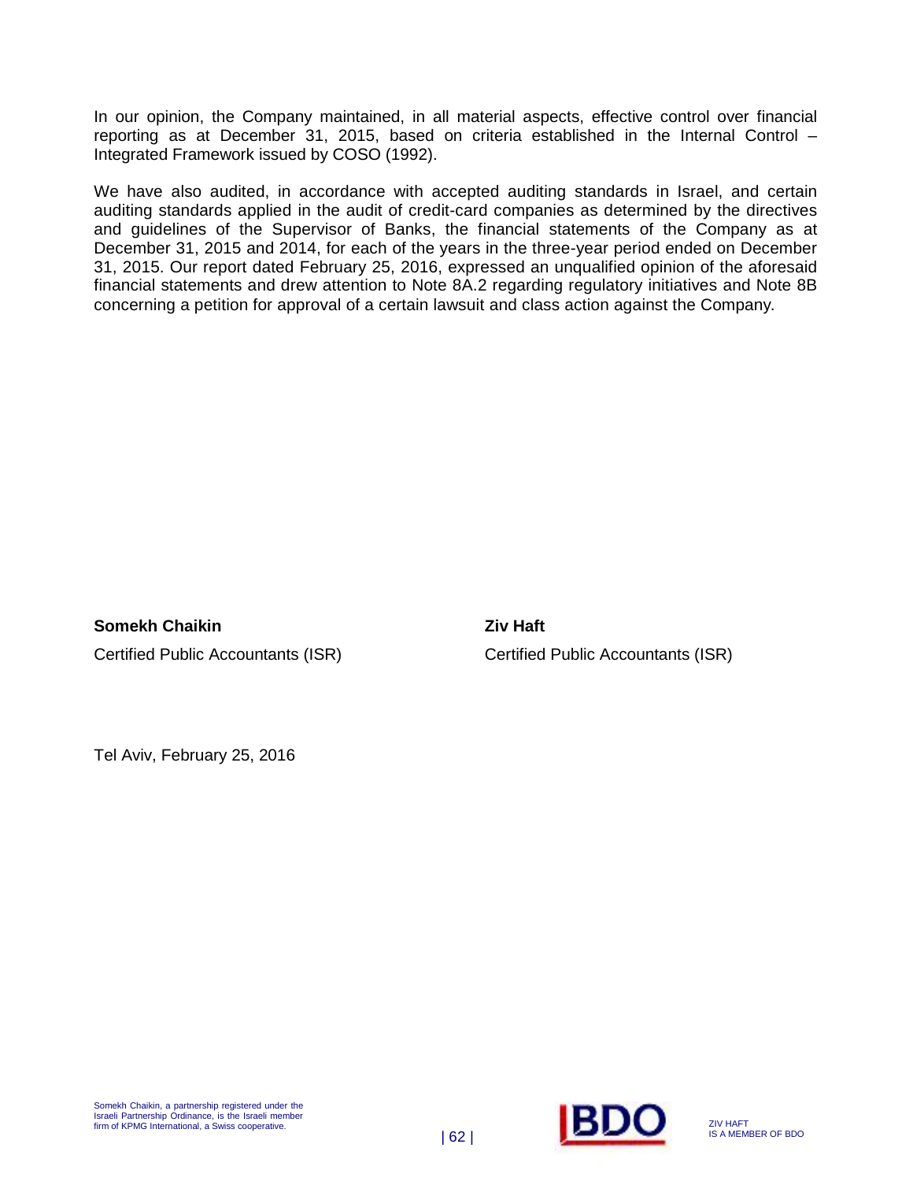In our opinion, the Company maintained, in all material aspects, effective control over financial reporting as at December 31, 2015, based on criteria established in the Internal Control – Integrated Framework issued by COSO (1992).

We have also audited, in accordance with accepted auditing standards in Israel, and certain auditing standards applied in the audit of credit-card companies as determined by the directives and guidelines of the Supervisor of Banks, the financial statements of the Company as at December 31, 2015 and 2014, for each of the years in the three-year period ended on December 31, 2015. Our report dated February 25, 2016, expressed an unqualified opinion of the aforesaid financial statements and drew attention to Note 8A.2 regarding regulatory initiatives and Note 8B concerning a petition for approval of a certain lawsuit and class action against the Company.

**Somekh Chaikin**
Certified Public Accountants (ISR)

**Ziv Haft**
Certified Public Accountants (ISR)

Tel Aviv, February 25, 2016

Somekh Chaikin, a partnership registered under the Israeli Partnership Ordinance, is the Israeli member firm of KPMG International, a Swiss cooperative.

BDO

ZIV HAFT
IS A MEMBER OF BDO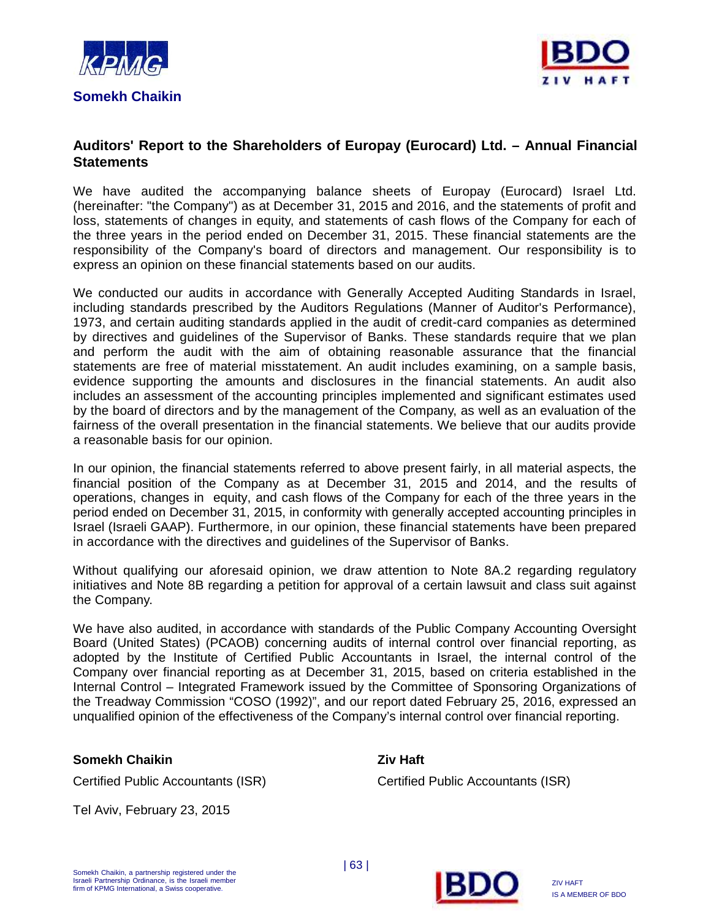**Somekh Chaikin**

## Auditors' Report to the Shareholders of Europay (Eurocard) Ltd. – Annual Financial Statements

We have audited the accompanying balance sheets of Europay (Eurocard) Israel Ltd. (hereinafter: "the Company") as at December 31, 2015 and 2016, and the statements of profit and loss, statements of changes in equity, and statements of cash flows of the Company for each of the three years in the period ended on December 31, 2015. These financial statements are the responsibility of the Company's board of directors and management. Our responsibility is to express an opinion on these financial statements based on our audits.

We conducted our audits in accordance with Generally Accepted Auditing Standards in Israel, including standards prescribed by the Auditors Regulations (Manner of Auditor's Performance), 1973, and certain auditing standards applied in the audit of credit-card companies as determined by directives and guidelines of the Supervisor of Banks. These standards require that we plan and perform the audit with the aim of obtaining reasonable assurance that the financial statements are free of material misstatement. An audit includes examining, on a sample basis, evidence supporting the amounts and disclosures in the financial statements. An audit also includes an assessment of the accounting principles implemented and significant estimates used by the board of directors and by the management of the Company, as well as an evaluation of the fairness of the overall presentation in the financial statements. We believe that our audits provide a reasonable basis for our opinion.

In our opinion, the financial statements referred to above present fairly, in all material aspects, the financial position of the Company as at December 31, 2015 and 2014, and the results of operations, changes in equity, and cash flows of the Company for each of the three years in the period ended on December 31, 2015, in conformity with generally accepted accounting principles in Israel (Israeli GAAP). Furthermore, in our opinion, these financial statements have been prepared in accordance with the directives and guidelines of the Supervisor of Banks.

Without qualifying our aforesaid opinion, we draw attention to Note 8A.2 regarding regulatory initiatives and Note 8B regarding a petition for approval of a certain lawsuit and class suit against the Company.

We have also audited, in accordance with standards of the Public Company Accounting Oversight Board (United States) (PCAOB) concerning audits of internal control over financial reporting, as adopted by the Institute of Certified Public Accountants in Israel, the internal control of the Company over financial reporting as at December 31, 2015, based on criteria established in the Internal Control – Integrated Framework issued by the Committee of Sponsoring Organizations of the Treadway Commission "COSO (1992)", and our report dated February 25, 2016, expressed an unqualified opinion of the effectiveness of the Company's internal control over financial reporting.

| **Somekh Chaikin** | **Ziv Haft** |
|---|---|
| Certified Public Accountants (ISR) | Certified Public Accountants (ISR) |

Tel Aviv, February 23, 2015

Somekh Chaikin, a partnership registered under the Israeli Partnership Ordinance, is the Israeli member firm of KPMG International, a Swiss cooperative.

ZIV HAFT IS A MEMBER OF BDO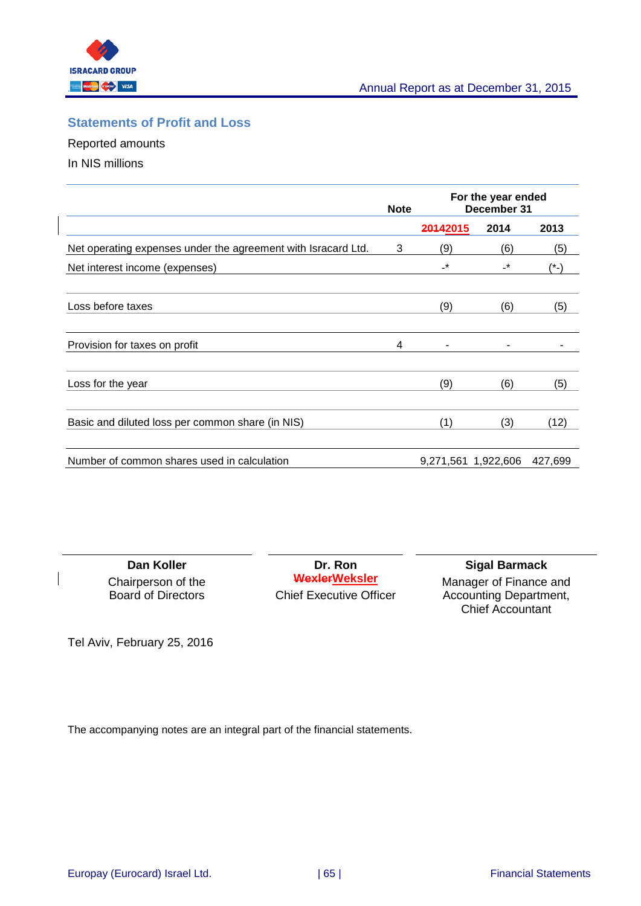## Statements of Profit and Loss

Reported amounts

In NIS millions

| | Note | For the year ended December 31 | | |
|---|---|---|---|---|
| | | ~~2014~~2015 | 2014 | 2013 |
| Net operating expenses under the agreement with Isracard Ltd. | 3 | (9) | (6) | (5) |
| Net interest income (expenses) | | -* | -* | (*-) |
| Loss before taxes | | (9) | (6) | (5) |
| Provision for taxes on profit | 4 | - | - | - |
| Loss for the year | | (9) | (6) | (5) |
| Basic and diluted loss per common share (in NIS) | | (1) | (3) | (12) |
| Number of common shares used in calculation | | 9,271,561 | 1,922,606 | 427,699 |

| **Dan Koller** | **Dr. Ron ~~Wexler~~Weksler** | **Sigal Barmack** |
|---|---|---|
| Chairperson of the Board of Directors | Chief Executive Officer | Manager of Finance and Accounting Department, Chief Accountant |

Tel Aviv, February 25, 2016

The accompanying notes are an integral part of the financial statements.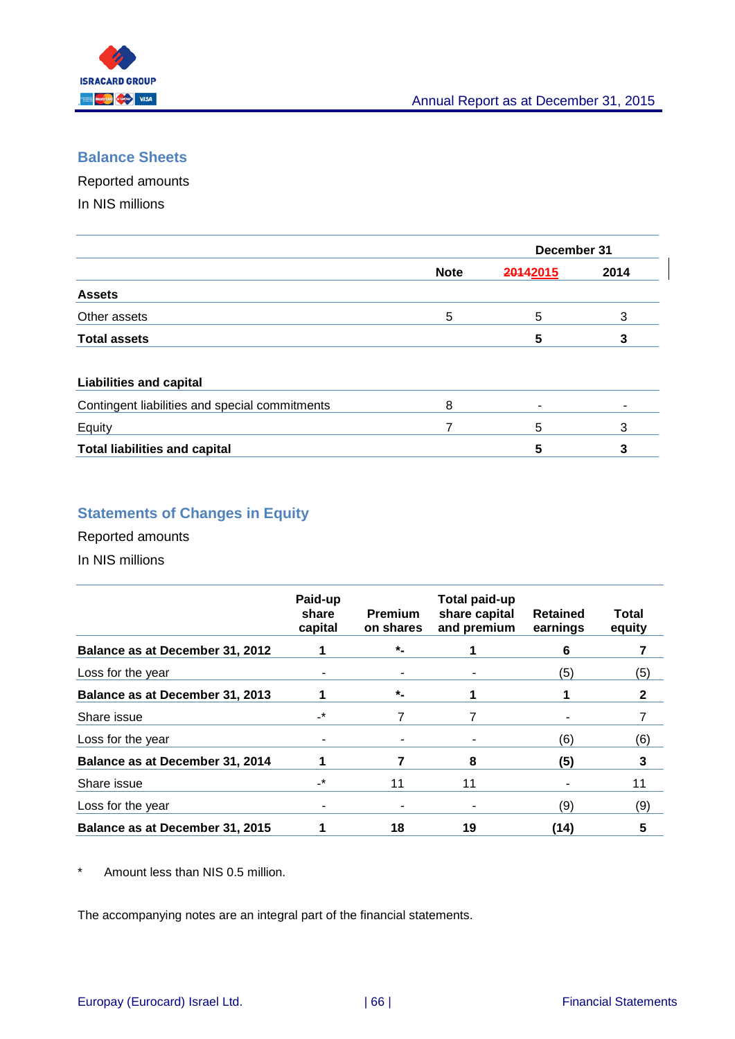## Balance Sheets

Reported amounts

In NIS millions

| | Note | December 31 | |
|---|---|---|---|
| | | 20142015 | 2014 |
| **Assets** | | | |
| Other assets | 5 | 5 | 3 |
| **Total assets** | | **5** | **3** |
| | | | |
| **Liabilities and capital** | | | |
| Contingent liabilities and special commitments | 8 | - | - |
| Equity | 7 | 5 | 3 |
| **Total liabilities and capital** | | **5** | **3** |

## Statements of Changes in Equity

Reported amounts

In NIS millions

| | Paid-up share capital | Premium on shares | Total paid-up share capital and premium | Retained earnings | Total equity |
|---|---|---|---|---|---|
| **Balance as at December 31, 2012** | **1** | ***-** | **1** | **6** | **7** |
| Loss for the year | - | - | - | (5) | (5) |
| **Balance as at December 31, 2013** | **1** | ***-** | **1** | **1** | **2** |
| Share issue | -* | 7 | 7 | - | 7 |
| Loss for the year | - | - | - | (6) | (6) |
| **Balance as at December 31, 2014** | **1** | **7** | **8** | **(5)** | **3** |
| Share issue | -* | 11 | 11 | - | 11 |
| Loss for the year | - | - | - | (9) | (9) |
| **Balance as at December 31, 2015** | **1** | **18** | **19** | **(14)** | **5** |

\* Amount less than NIS 0.5 million.

The accompanying notes are an integral part of the financial statements.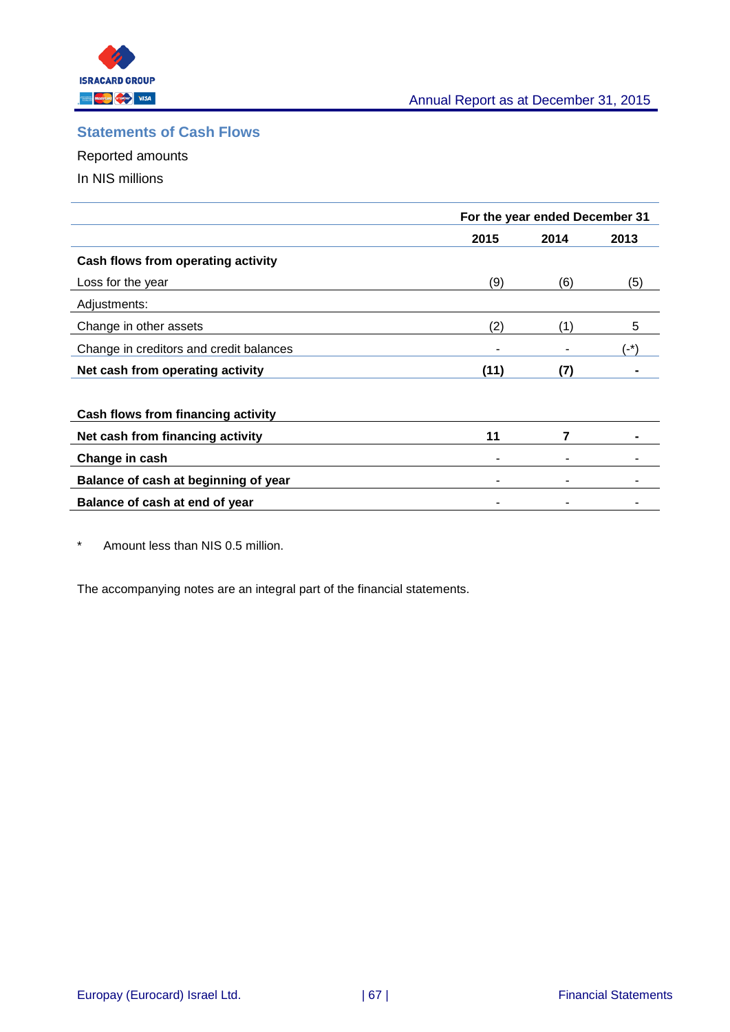## Statements of Cash Flows

Reported amounts

In NIS millions

| | For the year ended December 31 | | |
|---|---|---|---|
| | 2015 | 2014 | 2013 |
| **Cash flows from operating activity** | | | |
| Loss for the year | (9) | (6) | (5) |
| Adjustments: | | | |
| Change in other assets | (2) | (1) | 5 |
| Change in creditors and credit balances | - | - | (-*) |
| **Net cash from operating activity** | **(11)** | **(7)** | **-** |
| **Cash flows from financing activity** | | | |
| **Net cash from financing activity** | **11** | **7** | **-** |
| **Change in cash** | - | - | - |
| **Balance of cash at beginning of year** | - | - | - |
| **Balance of cash at end of year** | - | - | - |

\* Amount less than NIS 0.5 million.

The accompanying notes are an integral part of the financial statements.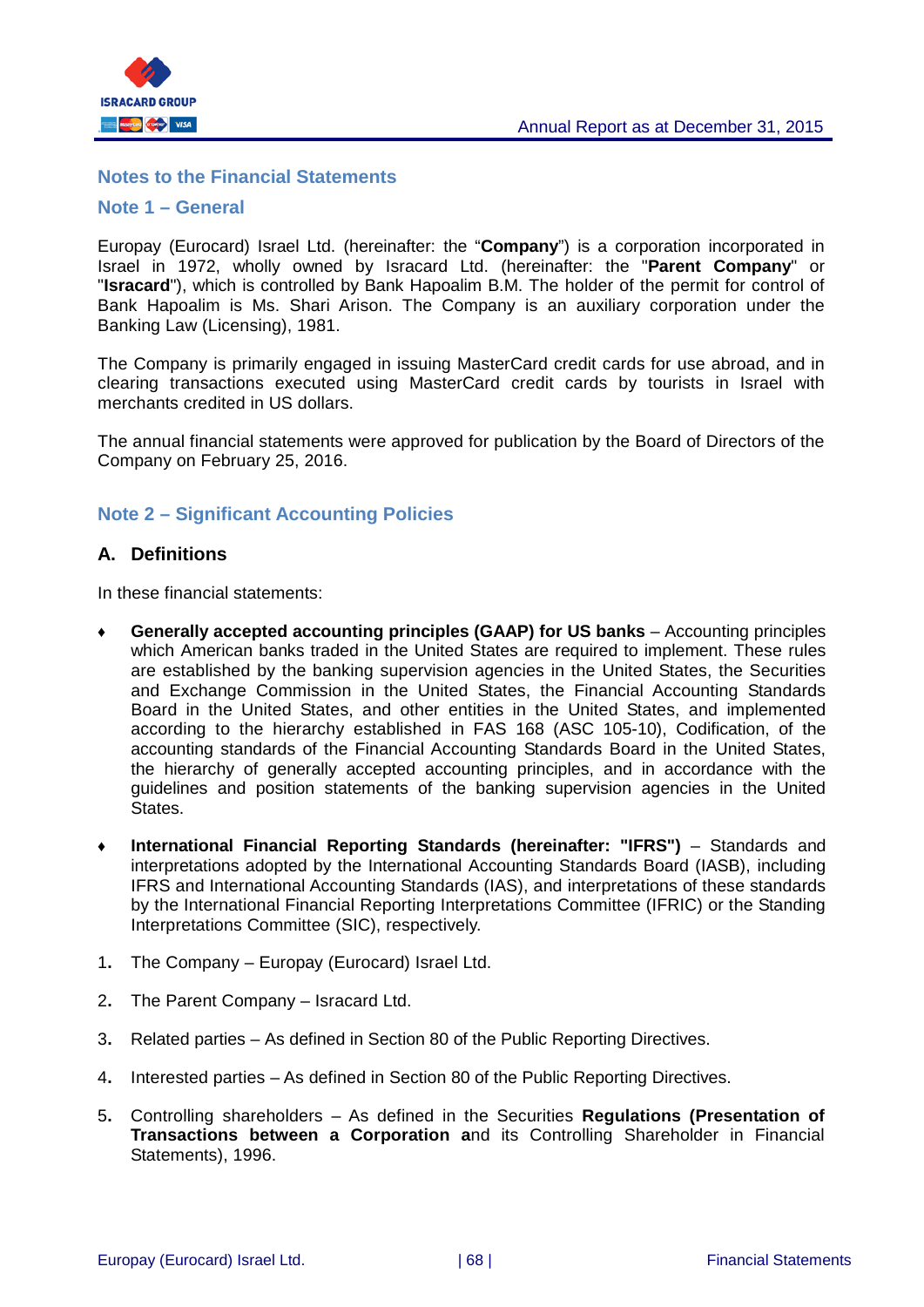## Notes to the Financial Statements

### Note 1 – General

Europay (Eurocard) Israel Ltd. (hereinafter: the "**Company**") is a corporation incorporated in Israel in 1972, wholly owned by Isracard Ltd. (hereinafter: the "**Parent Company**" or "**Isracard**"), which is controlled by Bank Hapoalim B.M. The holder of the permit for control of Bank Hapoalim is Ms. Shari Arison. The Company is an auxiliary corporation under the Banking Law (Licensing), 1981.

The Company is primarily engaged in issuing MasterCard credit cards for use abroad, and in clearing transactions executed using MasterCard credit cards by tourists in Israel with merchants credited in US dollars.

The annual financial statements were approved for publication by the Board of Directors of the Company on February 25, 2016.

### Note 2 – Significant Accounting Policies

#### A. Definitions

In these financial statements:

- **Generally accepted accounting principles (GAAP) for US banks** – Accounting principles which American banks traded in the United States are required to implement. These rules are established by the banking supervision agencies in the United States, the Securities and Exchange Commission in the United States, the Financial Accounting Standards Board in the United States, and other entities in the United States, and implemented according to the hierarchy established in FAS 168 (ASC 105-10), Codification, of the accounting standards of the Financial Accounting Standards Board in the United States, the hierarchy of generally accepted accounting principles, and in accordance with the guidelines and position statements of the banking supervision agencies in the United States.

- **International Financial Reporting Standards (hereinafter: "IFRS")** – Standards and interpretations adopted by the International Accounting Standards Board (IASB), including IFRS and International Accounting Standards (IAS), and interpretations of these standards by the International Financial Reporting Interpretations Committee (IFRIC) or the Standing Interpretations Committee (SIC), respectively.

1. The Company – Europay (Eurocard) Israel Ltd.

2. The Parent Company – Isracard Ltd.

3. Related parties – As defined in Section 80 of the Public Reporting Directives.

4. Interested parties – As defined in Section 80 of the Public Reporting Directives.

5. Controlling shareholders – As defined in the Securities **Regulations (Presentation of Transactions between a Corporation a**nd its Controlling Shareholder in Financial Statements), 1996.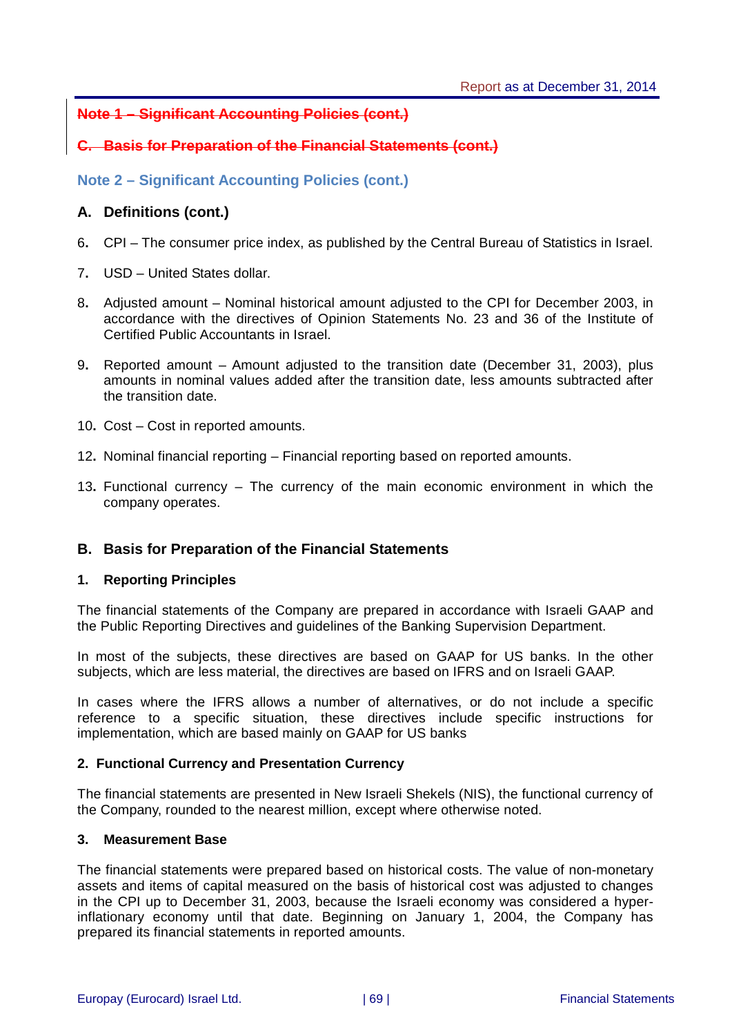~~Note 1 – Significant Accounting Policies (cont.)~~

~~C. Basis for Preparation of the Financial Statements (cont.)~~

## Note 2 – Significant Accounting Policies (cont.)

### A. Definitions (cont.)

6. CPI – The consumer price index, as published by the Central Bureau of Statistics in Israel.

7. USD – United States dollar.

8. Adjusted amount – Nominal historical amount adjusted to the CPI for December 2003, in accordance with the directives of Opinion Statements No. 23 and 36 of the Institute of Certified Public Accountants in Israel.

9. Reported amount – Amount adjusted to the transition date (December 31, 2003), plus amounts in nominal values added after the transition date, less amounts subtracted after the transition date.

10. Cost – Cost in reported amounts.

12. Nominal financial reporting – Financial reporting based on reported amounts.

13. Functional currency – The currency of the main economic environment in which the company operates.

### B. Basis for Preparation of the Financial Statements

#### 1. Reporting Principles

The financial statements of the Company are prepared in accordance with Israeli GAAP and the Public Reporting Directives and guidelines of the Banking Supervision Department.

In most of the subjects, these directives are based on GAAP for US banks. In the other subjects, which are less material, the directives are based on IFRS and on Israeli GAAP.

In cases where the IFRS allows a number of alternatives, or do not include a specific reference to a specific situation, these directives include specific instructions for implementation, which are based mainly on GAAP for US banks

#### 2. Functional Currency and Presentation Currency

The financial statements are presented in New Israeli Shekels (NIS), the functional currency of the Company, rounded to the nearest million, except where otherwise noted.

#### 3. Measurement Base

The financial statements were prepared based on historical costs. The value of non-monetary assets and items of capital measured on the basis of historical cost was adjusted to changes in the CPI up to December 31, 2003, because the Israeli economy was considered a hyper-inflationary economy until that date. Beginning on January 1, 2004, the Company has prepared its financial statements in reported amounts.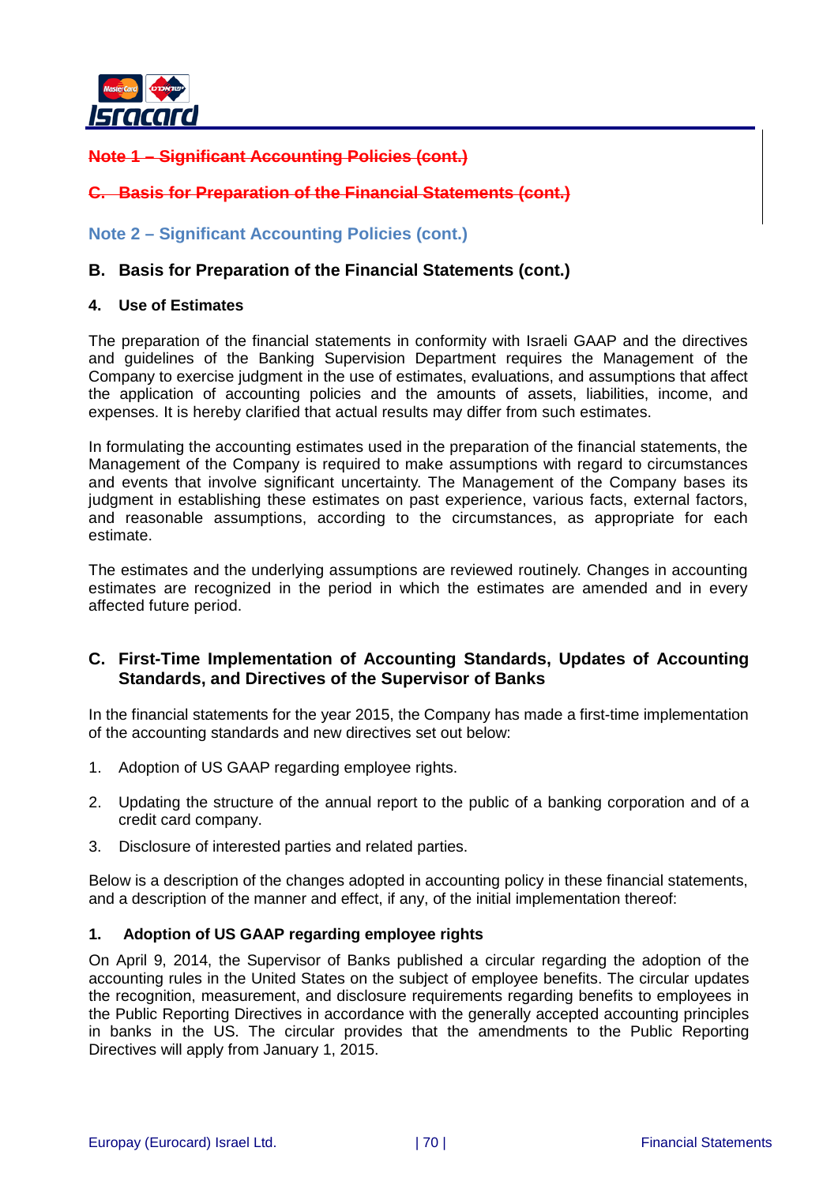~~**Note 1 – Significant Accounting Policies (cont.)**~~

~~**C. Basis for Preparation of the Financial Statements (cont.)**~~

## Note 2 – Significant Accounting Policies (cont.)

## B. Basis for Preparation of the Financial Statements (cont.)

### 4. Use of Estimates

The preparation of the financial statements in conformity with Israeli GAAP and the directives and guidelines of the Banking Supervision Department requires the Management of the Company to exercise judgment in the use of estimates, evaluations, and assumptions that affect the application of accounting policies and the amounts of assets, liabilities, income, and expenses. It is hereby clarified that actual results may differ from such estimates.

In formulating the accounting estimates used in the preparation of the financial statements, the Management of the Company is required to make assumptions with regard to circumstances and events that involve significant uncertainty. The Management of the Company bases its judgment in establishing these estimates on past experience, various facts, external factors, and reasonable assumptions, according to the circumstances, as appropriate for each estimate.

The estimates and the underlying assumptions are reviewed routinely. Changes in accounting estimates are recognized in the period in which the estimates are amended and in every affected future period.

## C. First-Time Implementation of Accounting Standards, Updates of Accounting Standards, and Directives of the Supervisor of Banks

In the financial statements for the year 2015, the Company has made a first-time implementation of the accounting standards and new directives set out below:

1. Adoption of US GAAP regarding employee rights.
2. Updating the structure of the annual report to the public of a banking corporation and of a credit card company.
3. Disclosure of interested parties and related parties.

Below is a description of the changes adopted in accounting policy in these financial statements, and a description of the manner and effect, if any, of the initial implementation thereof:

### 1. Adoption of US GAAP regarding employee rights

On April 9, 2014, the Supervisor of Banks published a circular regarding the adoption of the accounting rules in the United States on the subject of employee benefits. The circular updates the recognition, measurement, and disclosure requirements regarding benefits to employees in the Public Reporting Directives in accordance with the generally accepted accounting principles in banks in the US. The circular provides that the amendments to the Public Reporting Directives will apply from January 1, 2015.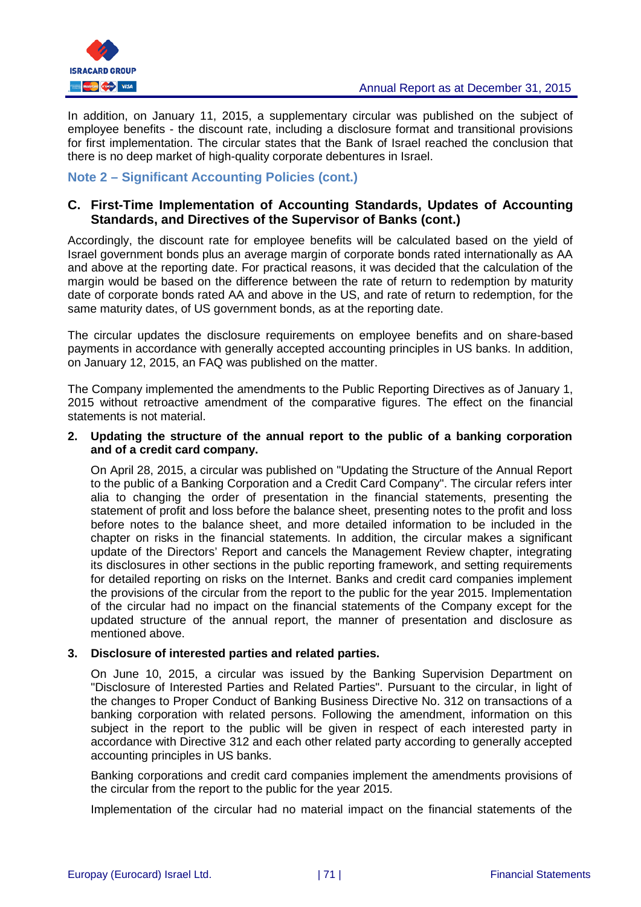In addition, on January 11, 2015, a supplementary circular was published on the subject of employee benefits - the discount rate, including a disclosure format and transitional provisions for first implementation. The circular states that the Bank of Israel reached the conclusion that there is no deep market of high-quality corporate debentures in Israel.

## Note 2 – Significant Accounting Policies (cont.)

### C. First-Time Implementation of Accounting Standards, Updates of Accounting Standards, and Directives of the Supervisor of Banks (cont.)

Accordingly, the discount rate for employee benefits will be calculated based on the yield of Israel government bonds plus an average margin of corporate bonds rated internationally as AA and above at the reporting date. For practical reasons, it was decided that the calculation of the margin would be based on the difference between the rate of return to redemption by maturity date of corporate bonds rated AA and above in the US, and rate of return to redemption, for the same maturity dates, of US government bonds, as at the reporting date.

The circular updates the disclosure requirements on employee benefits and on share-based payments in accordance with generally accepted accounting principles in US banks. In addition, on January 12, 2015, an FAQ was published on the matter.

The Company implemented the amendments to the Public Reporting Directives as of January 1, 2015 without retroactive amendment of the comparative figures. The effect on the financial statements is not material.

**2. Updating the structure of the annual report to the public of a banking corporation and of a credit card company.**

On April 28, 2015, a circular was published on "Updating the Structure of the Annual Report to the public of a Banking Corporation and a Credit Card Company". The circular refers inter alia to changing the order of presentation in the financial statements, presenting the statement of profit and loss before the balance sheet, presenting notes to the profit and loss before notes to the balance sheet, and more detailed information to be included in the chapter on risks in the financial statements. In addition, the circular makes a significant update of the Directors' Report and cancels the Management Review chapter, integrating its disclosures in other sections in the public reporting framework, and setting requirements for detailed reporting on risks on the Internet. Banks and credit card companies implement the provisions of the circular from the report to the public for the year 2015. Implementation of the circular had no impact on the financial statements of the Company except for the updated structure of the annual report, the manner of presentation and disclosure as mentioned above.

**3. Disclosure of interested parties and related parties.**

On June 10, 2015, a circular was issued by the Banking Supervision Department on "Disclosure of Interested Parties and Related Parties". Pursuant to the circular, in light of the changes to Proper Conduct of Banking Business Directive No. 312 on transactions of a banking corporation with related persons. Following the amendment, information on this subject in the report to the public will be given in respect of each interested party in accordance with Directive 312 and each other related party according to generally accepted accounting principles in US banks.

Banking corporations and credit card companies implement the amendments provisions of the circular from the report to the public for the year 2015.

Implementation of the circular had no material impact on the financial statements of the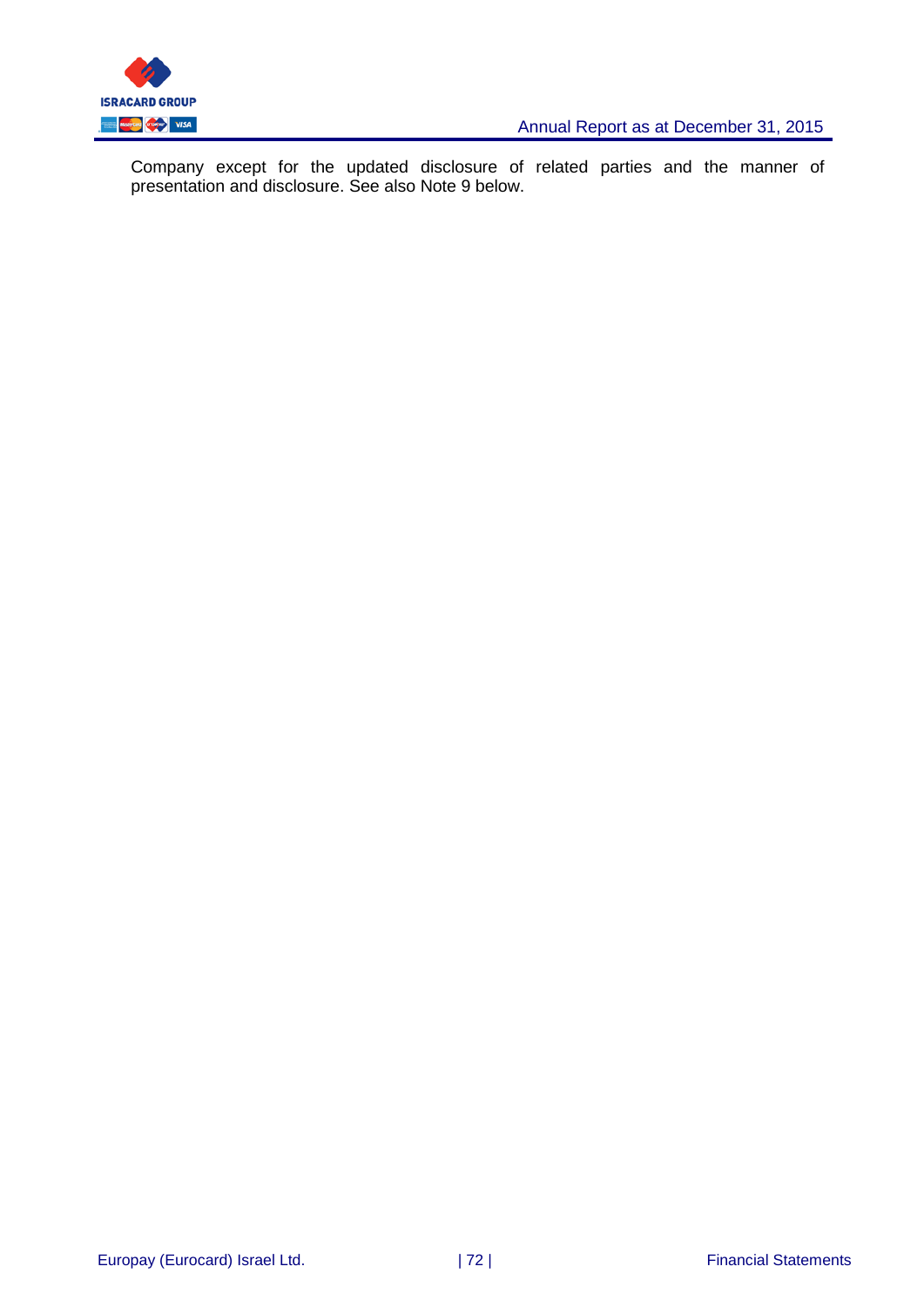Company except for the updated disclosure of related parties and the manner of presentation and disclosure. See also Note 9 below.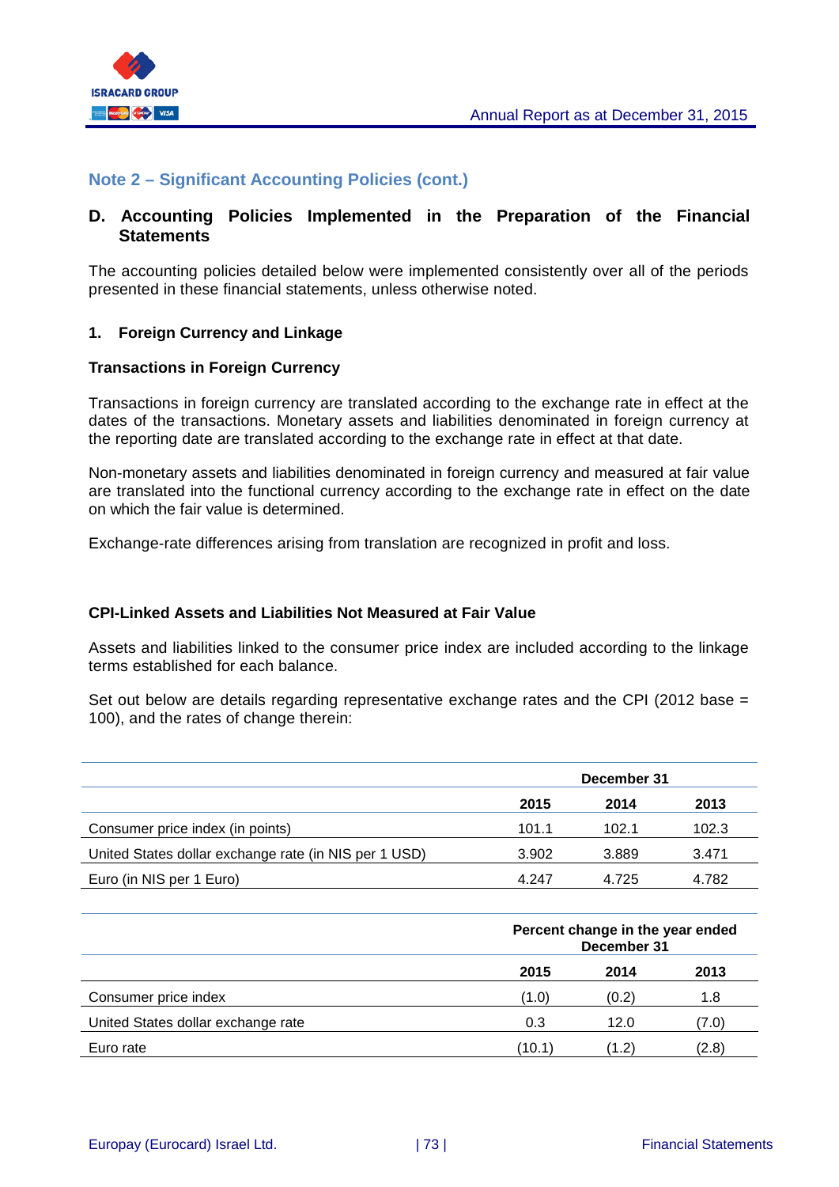## Note 2 – Significant Accounting Policies (cont.)

### D. Accounting Policies Implemented in the Preparation of the Financial Statements

The accounting policies detailed below were implemented consistently over all of the periods presented in these financial statements, unless otherwise noted.

#### 1. Foreign Currency and Linkage

**Transactions in Foreign Currency**

Transactions in foreign currency are translated according to the exchange rate in effect at the dates of the transactions. Monetary assets and liabilities denominated in foreign currency at the reporting date are translated according to the exchange rate in effect at that date.

Non-monetary assets and liabilities denominated in foreign currency and measured at fair value are translated into the functional currency according to the exchange rate in effect on the date on which the fair value is determined.

Exchange-rate differences arising from translation are recognized in profit and loss.

**CPI-Linked Assets and Liabilities Not Measured at Fair Value**

Assets and liabilities linked to the consumer price index are included according to the linkage terms established for each balance.

Set out below are details regarding representative exchange rates and the CPI (2012 base = 100), and the rates of change therein:

| | December 31 | | |
|---|---|---|---|
| | **2015** | **2014** | **2013** |
| Consumer price index (in points) | 101.1 | 102.1 | 102.3 |
| United States dollar exchange rate (in NIS per 1 USD) | 3.902 | 3.889 | 3.471 |
| Euro (in NIS per 1 Euro) | 4.247 | 4.725 | 4.782 |

| | Percent change in the year ended December 31 | | |
|---|---|---|---|
| | **2015** | **2014** | **2013** |
| Consumer price index | (1.0) | (0.2) | 1.8 |
| United States dollar exchange rate | 0.3 | 12.0 | (7.0) |
| Euro rate | (10.1) | (1.2) | (2.8) |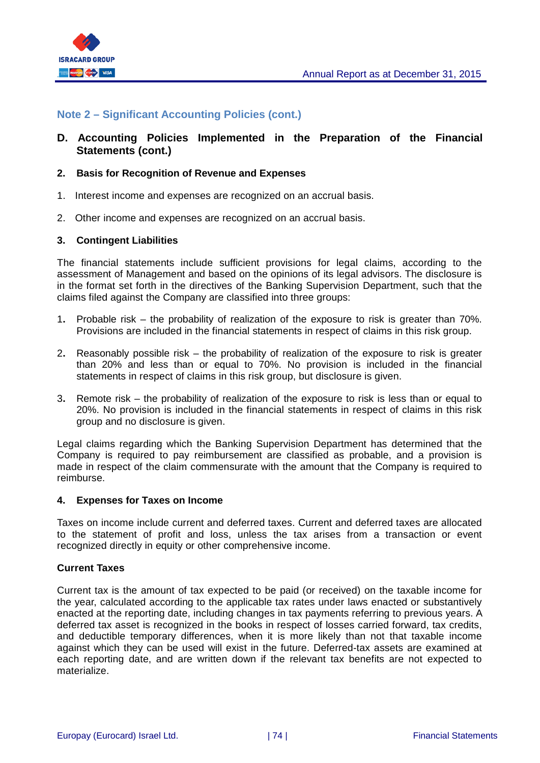## Note 2 – Significant Accounting Policies (cont.)

### D. Accounting Policies Implemented in the Preparation of the Financial Statements (cont.)

#### 2. Basis for Recognition of Revenue and Expenses

1. Interest income and expenses are recognized on an accrual basis.
2. Other income and expenses are recognized on an accrual basis.

#### 3. Contingent Liabilities

The financial statements include sufficient provisions for legal claims, according to the assessment of Management and based on the opinions of its legal advisors. The disclosure is in the format set forth in the directives of the Banking Supervision Department, such that the claims filed against the Company are classified into three groups:

1. Probable risk – the probability of realization of the exposure to risk is greater than 70%. Provisions are included in the financial statements in respect of claims in this risk group.
2. Reasonably possible risk – the probability of realization of the exposure to risk is greater than 20% and less than or equal to 70%. No provision is included in the financial statements in respect of claims in this risk group, but disclosure is given.
3. Remote risk – the probability of realization of the exposure to risk is less than or equal to 20%. No provision is included in the financial statements in respect of claims in this risk group and no disclosure is given.

Legal claims regarding which the Banking Supervision Department has determined that the Company is required to pay reimbursement are classified as probable, and a provision is made in respect of the claim commensurate with the amount that the Company is required to reimburse.

#### 4. Expenses for Taxes on Income

Taxes on income include current and deferred taxes. Current and deferred taxes are allocated to the statement of profit and loss, unless the tax arises from a transaction or event recognized directly in equity or other comprehensive income.

**Current Taxes**

Current tax is the amount of tax expected to be paid (or received) on the taxable income for the year, calculated according to the applicable tax rates under laws enacted or substantively enacted at the reporting date, including changes in tax payments referring to previous years. A deferred tax asset is recognized in the books in respect of losses carried forward, tax credits, and deductible temporary differences, when it is more likely than not that taxable income against which they can be used will exist in the future. Deferred-tax assets are examined at each reporting date, and are written down if the relevant tax benefits are not expected to materialize.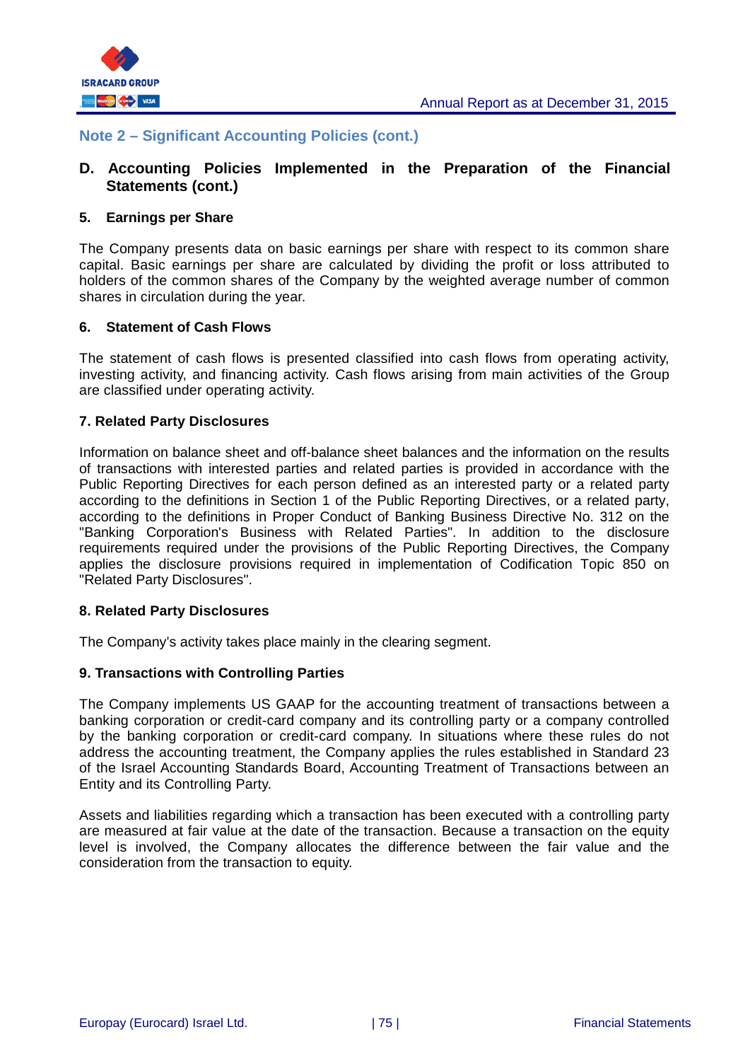## Note 2 – Significant Accounting Policies (cont.)

### D. Accounting Policies Implemented in the Preparation of the Financial Statements (cont.)

**5. Earnings per Share**

The Company presents data on basic earnings per share with respect to its common share capital. Basic earnings per share are calculated by dividing the profit or loss attributed to holders of the common shares of the Company by the weighted average number of common shares in circulation during the year.

**6. Statement of Cash Flows**

The statement of cash flows is presented classified into cash flows from operating activity, investing activity, and financing activity. Cash flows arising from main activities of the Group are classified under operating activity.

**7. Related Party Disclosures**

Information on balance sheet and off-balance sheet balances and the information on the results of transactions with interested parties and related parties is provided in accordance with the Public Reporting Directives for each person defined as an interested party or a related party according to the definitions in Section 1 of the Public Reporting Directives, or a related party, according to the definitions in Proper Conduct of Banking Business Directive No. 312 on the "Banking Corporation's Business with Related Parties". In addition to the disclosure requirements required under the provisions of the Public Reporting Directives, the Company applies the disclosure provisions required in implementation of Codification Topic 850 on "Related Party Disclosures".

**8. Related Party Disclosures**

The Company's activity takes place mainly in the clearing segment.

**9. Transactions with Controlling Parties**

The Company implements US GAAP for the accounting treatment of transactions between a banking corporation or credit-card company and its controlling party or a company controlled by the banking corporation or credit-card company. In situations where these rules do not address the accounting treatment, the Company applies the rules established in Standard 23 of the Israel Accounting Standards Board, Accounting Treatment of Transactions between an Entity and its Controlling Party.

Assets and liabilities regarding which a transaction has been executed with a controlling party are measured at fair value at the date of the transaction. Because a transaction on the equity level is involved, the Company allocates the difference between the fair value and the consideration from the transaction to equity.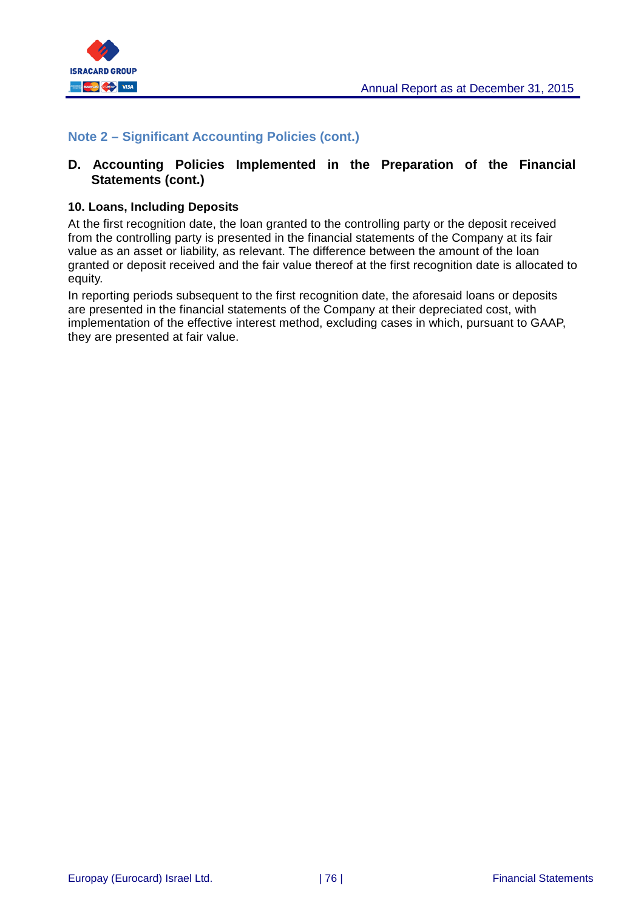## Note 2 – Significant Accounting Policies (cont.)

### D. Accounting Policies Implemented in the Preparation of the Financial Statements (cont.)

**10. Loans, Including Deposits**

At the first recognition date, the loan granted to the controlling party or the deposit received from the controlling party is presented in the financial statements of the Company at its fair value as an asset or liability, as relevant. The difference between the amount of the loan granted or deposit received and the fair value thereof at the first recognition date is allocated to equity.

In reporting periods subsequent to the first recognition date, the aforesaid loans or deposits are presented in the financial statements of the Company at their depreciated cost, with implementation of the effective interest method, excluding cases in which, pursuant to GAAP, they are presented at fair value.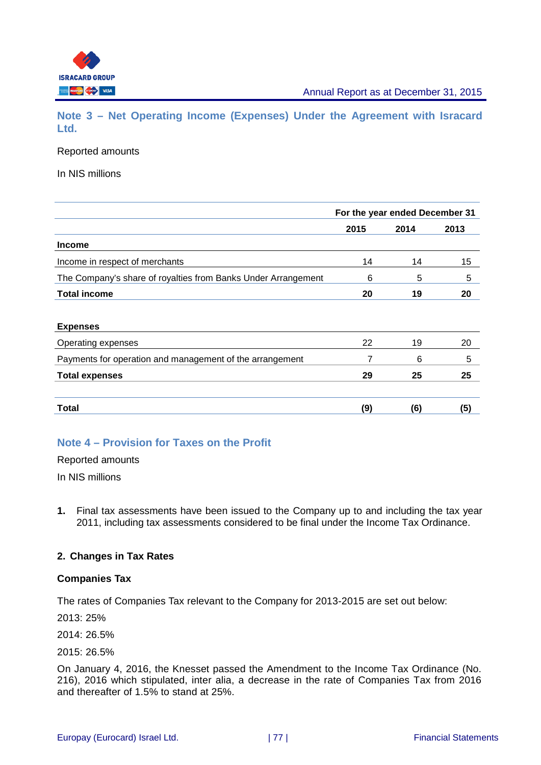## Note 3 – Net Operating Income (Expenses) Under the Agreement with Isracard Ltd.

Reported amounts

In NIS millions

| | For the year ended December 31 | | |
|---|---|---|---|
| | 2015 | 2014 | 2013 |
| **Income** | | | |
| Income in respect of merchants | 14 | 14 | 15 |
| The Company's share of royalties from Banks Under Arrangement | 6 | 5 | 5 |
| **Total income** | **20** | **19** | **20** |
| **Expenses** | | | |
| Operating expenses | 22 | 19 | 20 |
| Payments for operation and management of the arrangement | 7 | 6 | 5 |
| **Total expenses** | **29** | **25** | **25** |
| **Total** | **(9)** | **(6)** | **(5)** |

## Note 4 – Provision for Taxes on the Profit

Reported amounts

In NIS millions

1. Final tax assessments have been issued to the Company up to and including the tax year 2011, including tax assessments considered to be final under the Income Tax Ordinance.

**2. Changes in Tax Rates**

**Companies Tax**

The rates of Companies Tax relevant to the Company for 2013-2015 are set out below:

2013: 25%

2014: 26.5%

2015: 26.5%

On January 4, 2016, the Knesset passed the Amendment to the Income Tax Ordinance (No. 216), 2016 which stipulated, inter alia, a decrease in the rate of Companies Tax from 2016 and thereafter of 1.5% to stand at 25%.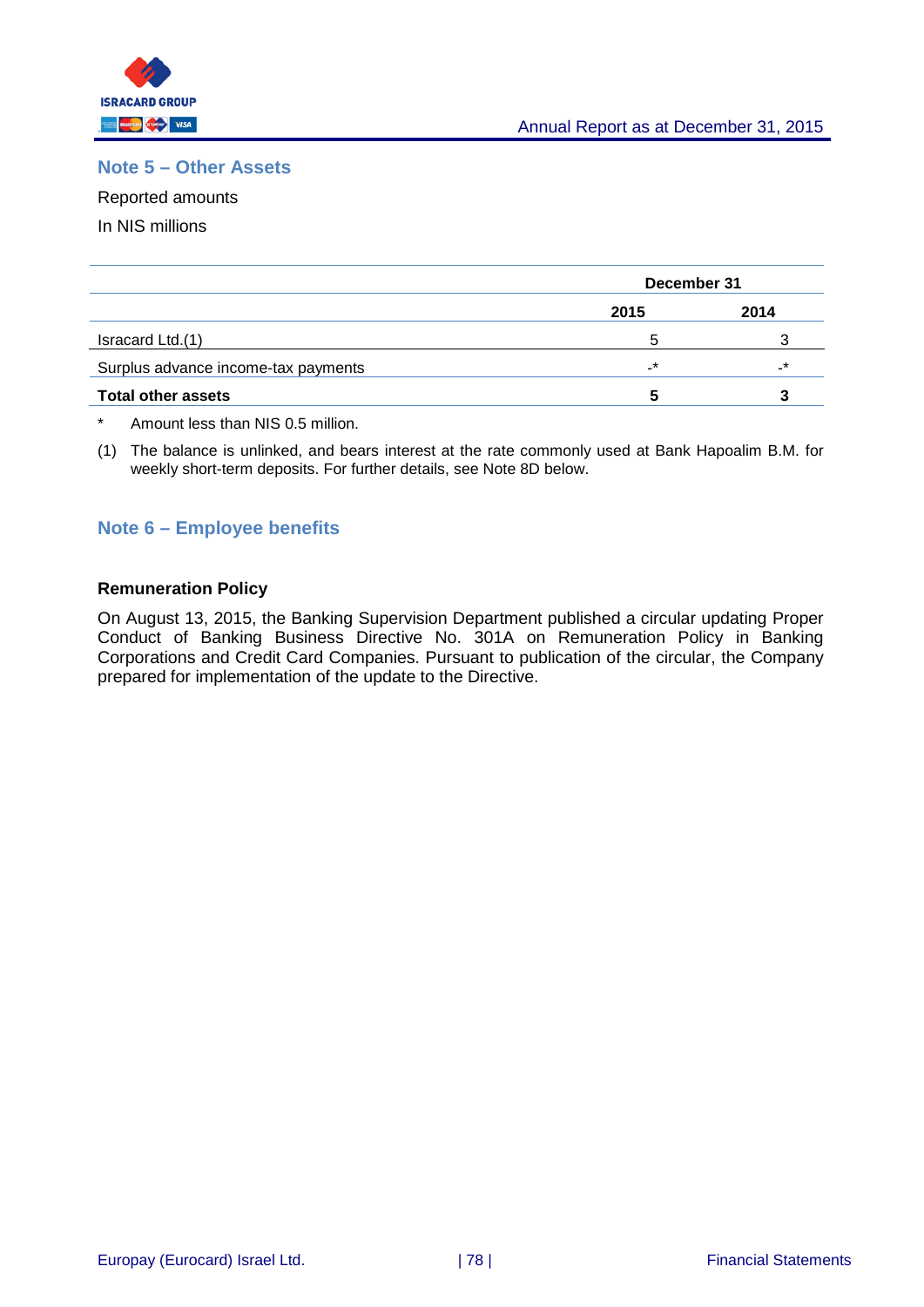## Note 5 – Other Assets

Reported amounts

In NIS millions

| | December 31 | |
|---|---|---|
| | 2015 | 2014 |
| Isracard Ltd.(1) | 5 | 3 |
| Surplus advance income-tax payments | -* | -* |
| **Total other assets** | **5** | **3** |

\* Amount less than NIS 0.5 million.

(1) The balance is unlinked, and bears interest at the rate commonly used at Bank Hapoalim B.M. for weekly short-term deposits. For further details, see Note 8D below.

## Note 6 – Employee benefits

**Remuneration Policy**

On August 13, 2015, the Banking Supervision Department published a circular updating Proper Conduct of Banking Business Directive No. 301A on Remuneration Policy in Banking Corporations and Credit Card Companies. Pursuant to publication of the circular, the Company prepared for implementation of the update to the Directive.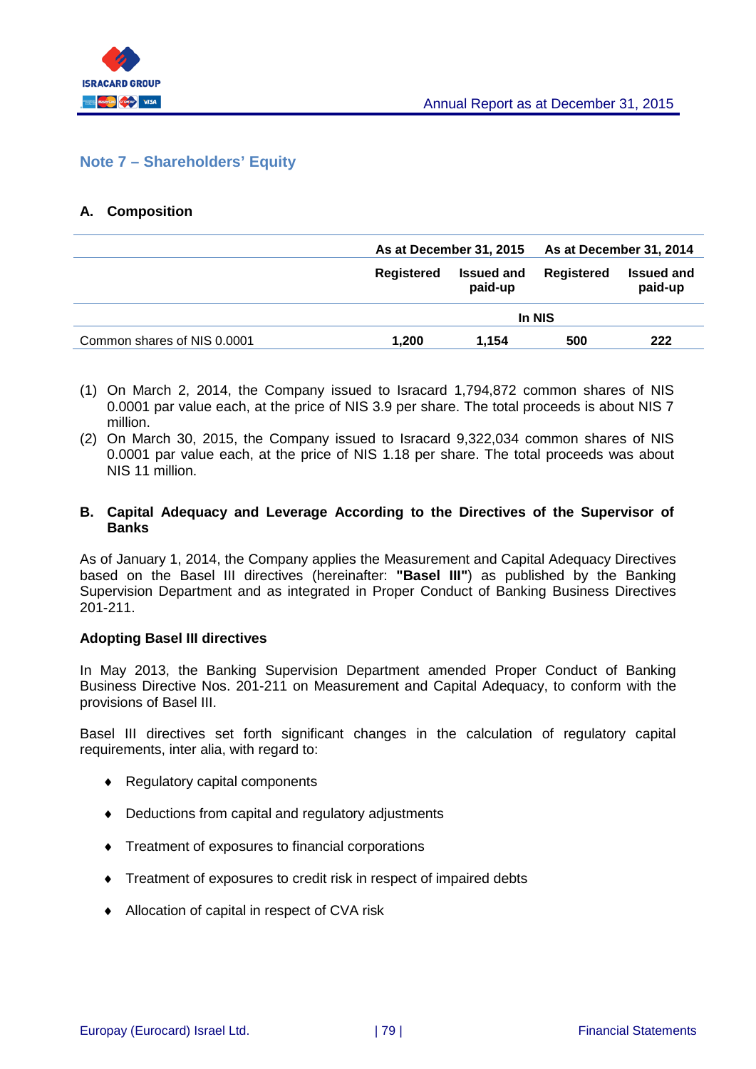## Note 7 – Shareholders' Equity

### A. Composition

| | As at December 31, 2015 | | As at December 31, 2014 | |
|---|---|---|---|---|
| | Registered | Issued and paid-up | Registered | Issued and paid-up |
| | In NIS | | | |
| Common shares of NIS 0.0001 | **1,200** | **1,154** | **500** | **222** |

(1) On March 2, 2014, the Company issued to Isracard 1,794,872 common shares of NIS 0.0001 par value each, at the price of NIS 3.9 per share. The total proceeds is about NIS 7 million.

(2) On March 30, 2015, the Company issued to Isracard 9,322,034 common shares of NIS 0.0001 par value each, at the price of NIS 1.18 per share. The total proceeds was about NIS 11 million.

### B. Capital Adequacy and Leverage According to the Directives of the Supervisor of Banks

As of January 1, 2014, the Company applies the Measurement and Capital Adequacy Directives based on the Basel III directives (hereinafter: **"Basel III"**) as published by the Banking Supervision Department and as integrated in Proper Conduct of Banking Business Directives 201-211.

**Adopting Basel III directives**

In May 2013, the Banking Supervision Department amended Proper Conduct of Banking Business Directive Nos. 201-211 on Measurement and Capital Adequacy, to conform with the provisions of Basel III.

Basel III directives set forth significant changes in the calculation of regulatory capital requirements, inter alia, with regard to:

- Regulatory capital components
- Deductions from capital and regulatory adjustments
- Treatment of exposures to financial corporations
- Treatment of exposures to credit risk in respect of impaired debts
- Allocation of capital in respect of CVA risk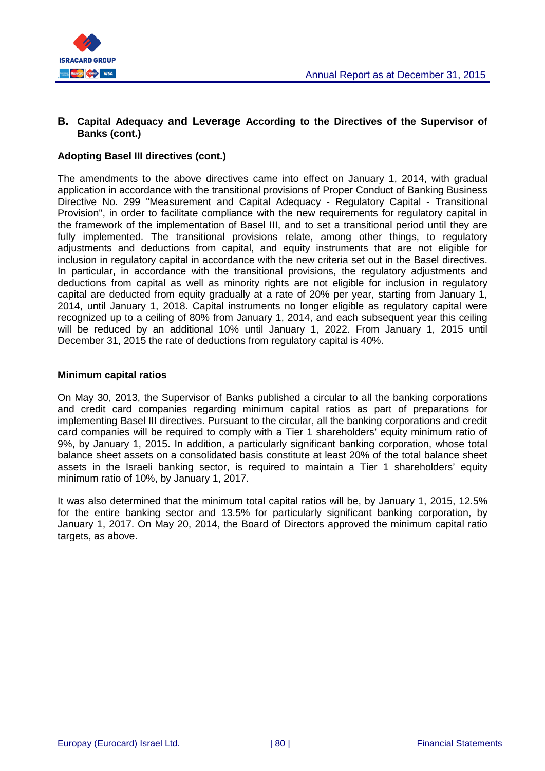## B. Capital Adequacy and Leverage According to the Directives of the Supervisor of Banks (cont.)

**Adopting Basel III directives (cont.)**

The amendments to the above directives came into effect on January 1, 2014, with gradual application in accordance with the transitional provisions of Proper Conduct of Banking Business Directive No. 299 "Measurement and Capital Adequacy - Regulatory Capital - Transitional Provision", in order to facilitate compliance with the new requirements for regulatory capital in the framework of the implementation of Basel III, and to set a transitional period until they are fully implemented. The transitional provisions relate, among other things, to regulatory adjustments and deductions from capital, and equity instruments that are not eligible for inclusion in regulatory capital in accordance with the new criteria set out in the Basel directives. In particular, in accordance with the transitional provisions, the regulatory adjustments and deductions from capital as well as minority rights are not eligible for inclusion in regulatory capital are deducted from equity gradually at a rate of 20% per year, starting from January 1, 2014, until January 1, 2018. Capital instruments no longer eligible as regulatory capital were recognized up to a ceiling of 80% from January 1, 2014, and each subsequent year this ceiling will be reduced by an additional 10% until January 1, 2022. From January 1, 2015 until December 31, 2015 the rate of deductions from regulatory capital is 40%.

**Minimum capital ratios**

On May 30, 2013, the Supervisor of Banks published a circular to all the banking corporations and credit card companies regarding minimum capital ratios as part of preparations for implementing Basel III directives. Pursuant to the circular, all the banking corporations and credit card companies will be required to comply with a Tier 1 shareholders' equity minimum ratio of 9%, by January 1, 2015. In addition, a particularly significant banking corporation, whose total balance sheet assets on a consolidated basis constitute at least 20% of the total balance sheet assets in the Israeli banking sector, is required to maintain a Tier 1 shareholders' equity minimum ratio of 10%, by January 1, 2017.

It was also determined that the minimum total capital ratios will be, by January 1, 2015, 12.5% for the entire banking sector and 13.5% for particularly significant banking corporation, by January 1, 2017. On May 20, 2014, the Board of Directors approved the minimum capital ratio targets, as above.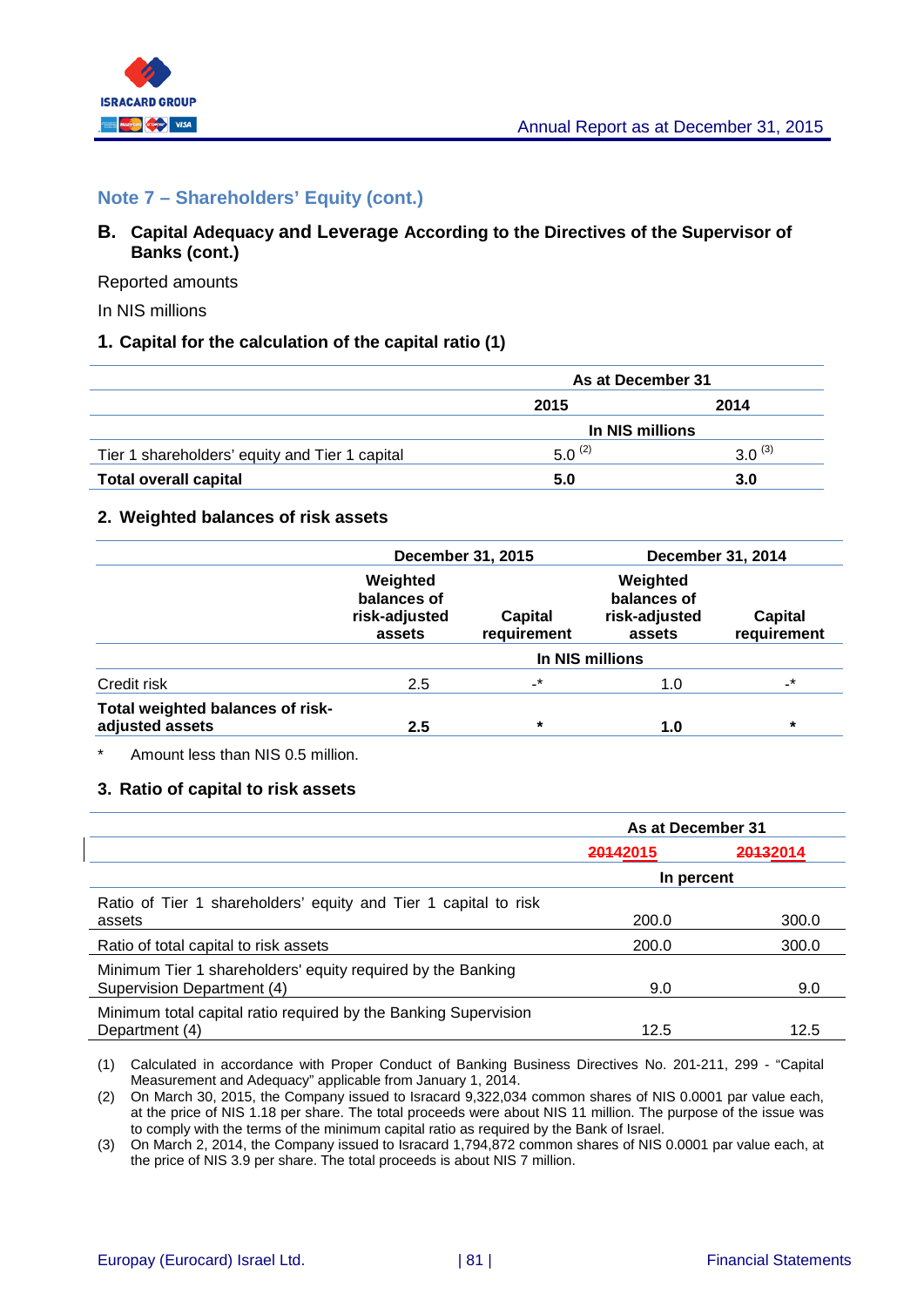## Note 7 – Shareholders' Equity (cont.)

### B. Capital Adequacy and Leverage According to the Directives of the Supervisor of Banks (cont.)

Reported amounts

In NIS millions

#### 1. Capital for the calculation of the capital ratio (1)

| | As at December 31 | |
|---|---|---|
| | 2015 | 2014 |
| | In NIS millions | |
| Tier 1 shareholders' equity and Tier 1 capital | 5.0 (2) | 3.0 (3) |
| **Total overall capital** | **5.0** | **3.0** |

#### 2. Weighted balances of risk assets

| | December 31, 2015 | | December 31, 2014 | |
|---|---|---|---|---|
| | Weighted balances of risk-adjusted assets | Capital requirement | Weighted balances of risk-adjusted assets | Capital requirement |
| | In NIS millions | | | |
| Credit risk | 2.5 | -* | 1.0 | -* |
| **Total weighted balances of risk-adjusted assets** | **2.5** | * | **1.0** | * |

\* Amount less than NIS 0.5 million.

#### 3. Ratio of capital to risk assets

| | As at December 31 | |
|---|---|---|
| | ~~2014~~2015 | ~~2013~~2014 |
| | In percent | |
| Ratio of Tier 1 shareholders' equity and Tier 1 capital to risk assets | 200.0 | 300.0 |
| Ratio of total capital to risk assets | 200.0 | 300.0 |
| Minimum Tier 1 shareholders' equity required by the Banking Supervision Department (4) | 9.0 | 9.0 |
| Minimum total capital ratio required by the Banking Supervision Department (4) | 12.5 | 12.5 |

(1) Calculated in accordance with Proper Conduct of Banking Business Directives No. 201-211, 299 - "Capital Measurement and Adequacy" applicable from January 1, 2014.

(2) On March 30, 2015, the Company issued to Isracard 9,322,034 common shares of NIS 0.0001 par value each, at the price of NIS 1.18 per share. The total proceeds were about NIS 11 million. The purpose of the issue was to comply with the terms of the minimum capital ratio as required by the Bank of Israel.

(3) On March 2, 2014, the Company issued to Isracard 1,794,872 common shares of NIS 0.0001 par value each, at the price of NIS 3.9 per share. The total proceeds is about NIS 7 million.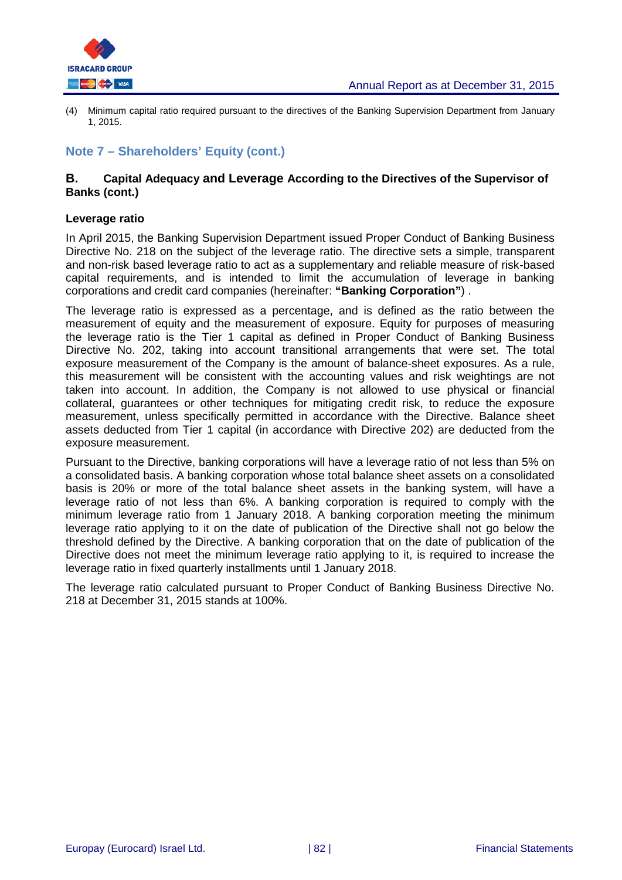(4) Minimum capital ratio required pursuant to the directives of the Banking Supervision Department from January 1, 2015.

## Note 7 – Shareholders' Equity (cont.)

### B. Capital Adequacy and Leverage According to the Directives of the Supervisor of Banks (cont.)

**Leverage ratio**

In April 2015, the Banking Supervision Department issued Proper Conduct of Banking Business Directive No. 218 on the subject of the leverage ratio. The directive sets a simple, transparent and non-risk based leverage ratio to act as a supplementary and reliable measure of risk-based capital requirements, and is intended to limit the accumulation of leverage in banking corporations and credit card companies (hereinafter: **"Banking Corporation"**) .

The leverage ratio is expressed as a percentage, and is defined as the ratio between the measurement of equity and the measurement of exposure. Equity for purposes of measuring the leverage ratio is the Tier 1 capital as defined in Proper Conduct of Banking Business Directive No. 202, taking into account transitional arrangements that were set. The total exposure measurement of the Company is the amount of balance-sheet exposures. As a rule, this measurement will be consistent with the accounting values and risk weightings are not taken into account. In addition, the Company is not allowed to use physical or financial collateral, guarantees or other techniques for mitigating credit risk, to reduce the exposure measurement, unless specifically permitted in accordance with the Directive. Balance sheet assets deducted from Tier 1 capital (in accordance with Directive 202) are deducted from the exposure measurement.

Pursuant to the Directive, banking corporations will have a leverage ratio of not less than 5% on a consolidated basis. A banking corporation whose total balance sheet assets on a consolidated basis is 20% or more of the total balance sheet assets in the banking system, will have a leverage ratio of not less than 6%. A banking corporation is required to comply with the minimum leverage ratio from 1 January 2018. A banking corporation meeting the minimum leverage ratio applying to it on the date of publication of the Directive shall not go below the threshold defined by the Directive. A banking corporation that on the date of publication of the Directive does not meet the minimum leverage ratio applying to it, is required to increase the leverage ratio in fixed quarterly installments until 1 January 2018.

The leverage ratio calculated pursuant to Proper Conduct of Banking Business Directive No. 218 at December 31, 2015 stands at 100%.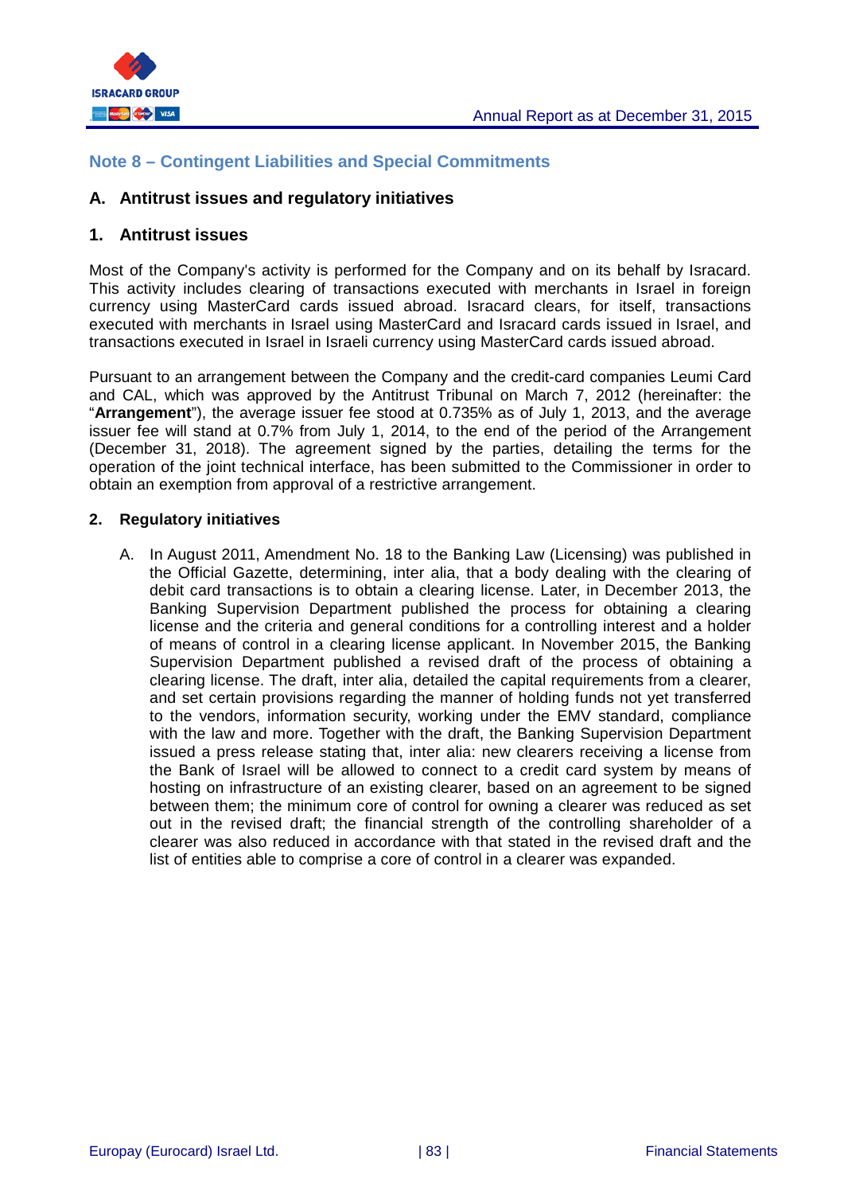## Note 8 – Contingent Liabilities and Special Commitments

### A. Antitrust issues and regulatory initiatives

### 1. Antitrust issues

Most of the Company's activity is performed for the Company and on its behalf by Isracard. This activity includes clearing of transactions executed with merchants in Israel in foreign currency using MasterCard cards issued abroad. Isracard clears, for itself, transactions executed with merchants in Israel using MasterCard and Isracard cards issued in Israel, and transactions executed in Israel in Israeli currency using MasterCard cards issued abroad.

Pursuant to an arrangement between the Company and the credit-card companies Leumi Card and CAL, which was approved by the Antitrust Tribunal on March 7, 2012 (hereinafter: the "**Arrangement**"), the average issuer fee stood at 0.735% as of July 1, 2013, and the average issuer fee will stand at 0.7% from July 1, 2014, to the end of the period of the Arrangement (December 31, 2018). The agreement signed by the parties, detailing the terms for the operation of the joint technical interface, has been submitted to the Commissioner in order to obtain an exemption from approval of a restrictive arrangement.

### 2. Regulatory initiatives

A. In August 2011, Amendment No. 18 to the Banking Law (Licensing) was published in the Official Gazette, determining, inter alia, that a body dealing with the clearing of debit card transactions is to obtain a clearing license. Later, in December 2013, the Banking Supervision Department published the process for obtaining a clearing license and the criteria and general conditions for a controlling interest and a holder of means of control in a clearing license applicant. In November 2015, the Banking Supervision Department published a revised draft of the process of obtaining a clearing license. The draft, inter alia, detailed the capital requirements from a clearer, and set certain provisions regarding the manner of holding funds not yet transferred to the vendors, information security, working under the EMV standard, compliance with the law and more. Together with the draft, the Banking Supervision Department issued a press release stating that, inter alia: new clearers receiving a license from the Bank of Israel will be allowed to connect to a credit card system by means of hosting on infrastructure of an existing clearer, based on an agreement to be signed between them; the minimum core of control for owning a clearer was reduced as set out in the revised draft; the financial strength of the controlling shareholder of a clearer was also reduced in accordance with that stated in the revised draft and the list of entities able to comprise a core of control in a clearer was expanded.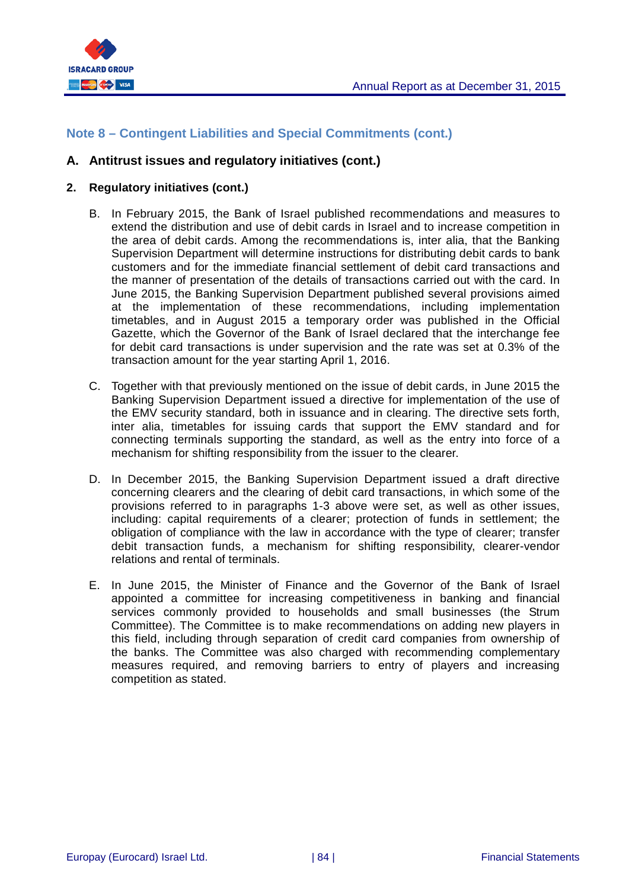## Note 8 – Contingent Liabilities and Special Commitments (cont.)

### A. Antitrust issues and regulatory initiatives (cont.)

**2. Regulatory initiatives (cont.)**

B. In February 2015, the Bank of Israel published recommendations and measures to extend the distribution and use of debit cards in Israel and to increase competition in the area of debit cards. Among the recommendations is, inter alia, that the Banking Supervision Department will determine instructions for distributing debit cards to bank customers and for the immediate financial settlement of debit card transactions and the manner of presentation of the details of transactions carried out with the card. In June 2015, the Banking Supervision Department published several provisions aimed at the implementation of these recommendations, including implementation timetables, and in August 2015 a temporary order was published in the Official Gazette, which the Governor of the Bank of Israel declared that the interchange fee for debit card transactions is under supervision and the rate was set at 0.3% of the transaction amount for the year starting April 1, 2016.

C. Together with that previously mentioned on the issue of debit cards, in June 2015 the Banking Supervision Department issued a directive for implementation of the use of the EMV security standard, both in issuance and in clearing. The directive sets forth, inter alia, timetables for issuing cards that support the EMV standard and for connecting terminals supporting the standard, as well as the entry into force of a mechanism for shifting responsibility from the issuer to the clearer.

D. In December 2015, the Banking Supervision Department issued a draft directive concerning clearers and the clearing of debit card transactions, in which some of the provisions referred to in paragraphs 1-3 above were set, as well as other issues, including: capital requirements of a clearer; protection of funds in settlement; the obligation of compliance with the law in accordance with the type of clearer; transfer debit transaction funds, a mechanism for shifting responsibility, clearer-vendor relations and rental of terminals.

E. In June 2015, the Minister of Finance and the Governor of the Bank of Israel appointed a committee for increasing competitiveness in banking and financial services commonly provided to households and small businesses (the Strum Committee). The Committee is to make recommendations on adding new players in this field, including through separation of credit card companies from ownership of the banks. The Committee was also charged with recommending complementary measures required, and removing barriers to entry of players and increasing competition as stated.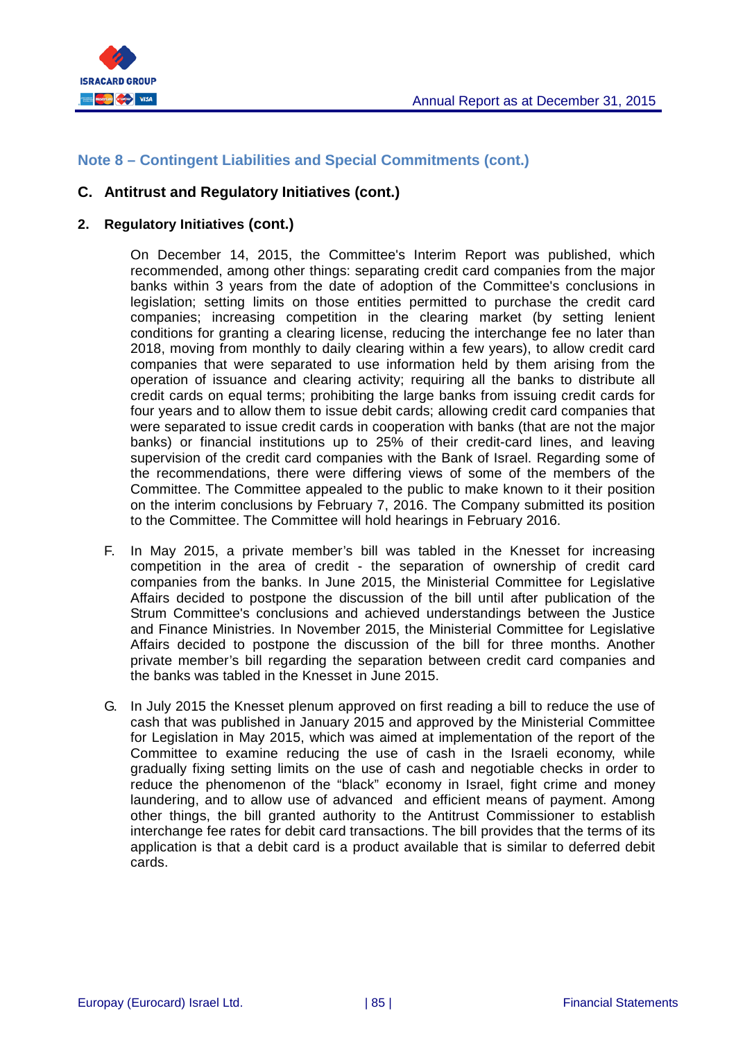## Note 8 – Contingent Liabilities and Special Commitments (cont.)

### C. Antitrust and Regulatory Initiatives (cont.)

### 2. Regulatory Initiatives (cont.)

On December 14, 2015, the Committee's Interim Report was published, which recommended, among other things: separating credit card companies from the major banks within 3 years from the date of adoption of the Committee's conclusions in legislation; setting limits on those entities permitted to purchase the credit card companies; increasing competition in the clearing market (by setting lenient conditions for granting a clearing license, reducing the interchange fee no later than 2018, moving from monthly to daily clearing within a few years), to allow credit card companies that were separated to use information held by them arising from the operation of issuance and clearing activity; requiring all the banks to distribute all credit cards on equal terms; prohibiting the large banks from issuing credit cards for four years and to allow them to issue debit cards; allowing credit card companies that were separated to issue credit cards in cooperation with banks (that are not the major banks) or financial institutions up to 25% of their credit-card lines, and leaving supervision of the credit card companies with the Bank of Israel. Regarding some of the recommendations, there were differing views of some of the members of the Committee. The Committee appealed to the public to make known to it their position on the interim conclusions by February 7, 2016. The Company submitted its position to the Committee. The Committee will hold hearings in February 2016.

F. In May 2015, a private member's bill was tabled in the Knesset for increasing competition in the area of credit - the separation of ownership of credit card companies from the banks. In June 2015, the Ministerial Committee for Legislative Affairs decided to postpone the discussion of the bill until after publication of the Strum Committee's conclusions and achieved understandings between the Justice and Finance Ministries. In November 2015, the Ministerial Committee for Legislative Affairs decided to postpone the discussion of the bill for three months. Another private member's bill regarding the separation between credit card companies and the banks was tabled in the Knesset in June 2015.

G. In July 2015 the Knesset plenum approved on first reading a bill to reduce the use of cash that was published in January 2015 and approved by the Ministerial Committee for Legislation in May 2015, which was aimed at implementation of the report of the Committee to examine reducing the use of cash in the Israeli economy, while gradually fixing setting limits on the use of cash and negotiable checks in order to reduce the phenomenon of the "black" economy in Israel, fight crime and money laundering, and to allow use of advanced and efficient means of payment. Among other things, the bill granted authority to the Antitrust Commissioner to establish interchange fee rates for debit card transactions. The bill provides that the terms of its application is that a debit card is a product available that is similar to deferred debit cards.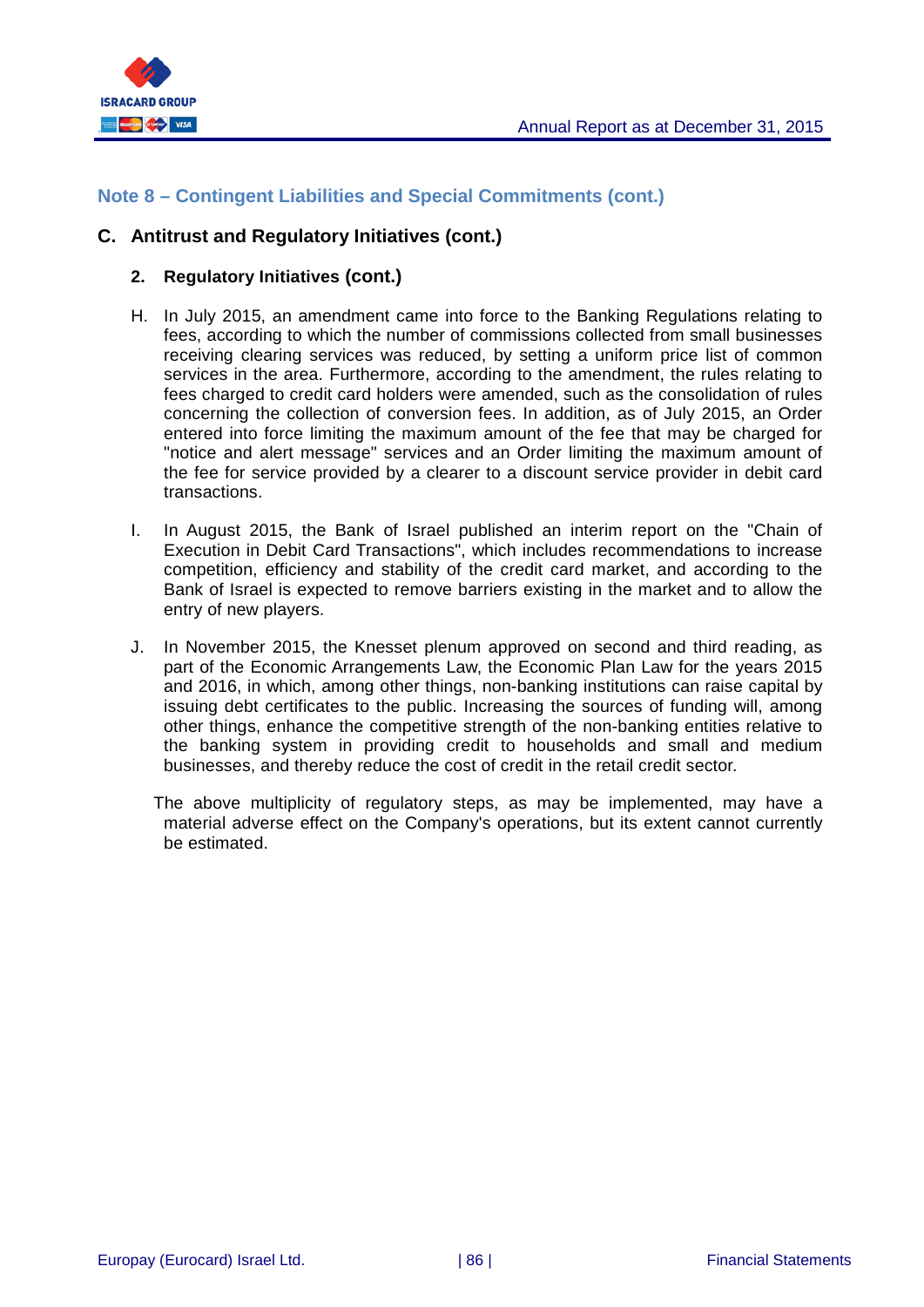## Note 8 – Contingent Liabilities and Special Commitments (cont.)

### C. Antitrust and Regulatory Initiatives (cont.)

#### 2. Regulatory Initiatives (cont.)

H. In July 2015, an amendment came into force to the Banking Regulations relating to fees, according to which the number of commissions collected from small businesses receiving clearing services was reduced, by setting a uniform price list of common services in the area. Furthermore, according to the amendment, the rules relating to fees charged to credit card holders were amended, such as the consolidation of rules concerning the collection of conversion fees. In addition, as of July 2015, an Order entered into force limiting the maximum amount of the fee that may be charged for "notice and alert message" services and an Order limiting the maximum amount of the fee for service provided by a clearer to a discount service provider in debit card transactions.

I. In August 2015, the Bank of Israel published an interim report on the "Chain of Execution in Debit Card Transactions", which includes recommendations to increase competition, efficiency and stability of the credit card market, and according to the Bank of Israel is expected to remove barriers existing in the market and to allow the entry of new players.

J. In November 2015, the Knesset plenum approved on second and third reading, as part of the Economic Arrangements Law, the Economic Plan Law for the years 2015 and 2016, in which, among other things, non-banking institutions can raise capital by issuing debt certificates to the public. Increasing the sources of funding will, among other things, enhance the competitive strength of the non-banking entities relative to the banking system in providing credit to households and small and medium businesses, and thereby reduce the cost of credit in the retail credit sector.

The above multiplicity of regulatory steps, as may be implemented, may have a material adverse effect on the Company's operations, but its extent cannot currently be estimated.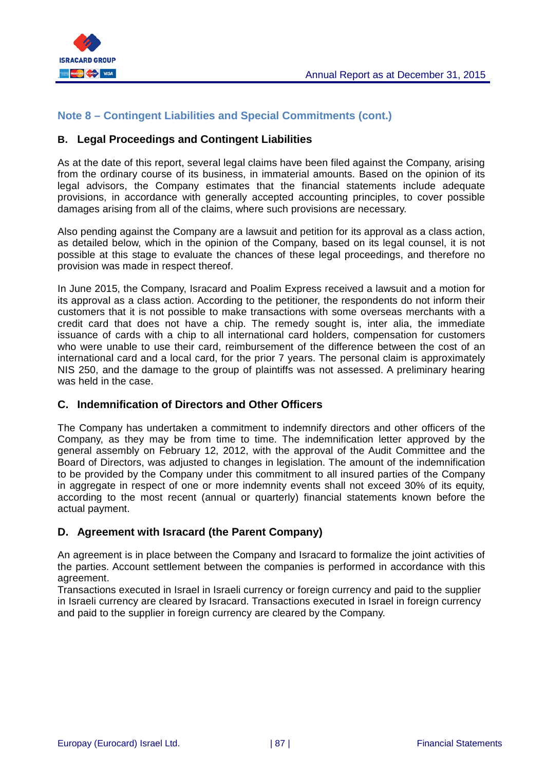## Note 8 – Contingent Liabilities and Special Commitments (cont.)

### B. Legal Proceedings and Contingent Liabilities

As at the date of this report, several legal claims have been filed against the Company, arising from the ordinary course of its business, in immaterial amounts. Based on the opinion of its legal advisors, the Company estimates that the financial statements include adequate provisions, in accordance with generally accepted accounting principles, to cover possible damages arising from all of the claims, where such provisions are necessary.

Also pending against the Company are a lawsuit and petition for its approval as a class action, as detailed below, which in the opinion of the Company, based on its legal counsel, it is not possible at this stage to evaluate the chances of these legal proceedings, and therefore no provision was made in respect thereof.

In June 2015, the Company, Isracard and Poalim Express received a lawsuit and a motion for its approval as a class action. According to the petitioner, the respondents do not inform their customers that it is not possible to make transactions with some overseas merchants with a credit card that does not have a chip. The remedy sought is, inter alia, the immediate issuance of cards with a chip to all international card holders, compensation for customers who were unable to use their card, reimbursement of the difference between the cost of an international card and a local card, for the prior 7 years. The personal claim is approximately NIS 250, and the damage to the group of plaintiffs was not assessed. A preliminary hearing was held in the case.

### C. Indemnification of Directors and Other Officers

The Company has undertaken a commitment to indemnify directors and other officers of the Company, as they may be from time to time. The indemnification letter approved by the general assembly on February 12, 2012, with the approval of the Audit Committee and the Board of Directors, was adjusted to changes in legislation. The amount of the indemnification to be provided by the Company under this commitment to all insured parties of the Company in aggregate in respect of one or more indemnity events shall not exceed 30% of its equity, according to the most recent (annual or quarterly) financial statements known before the actual payment.

### D. Agreement with Isracard (the Parent Company)

An agreement is in place between the Company and Isracard to formalize the joint activities of the parties. Account settlement between the companies is performed in accordance with this agreement.

Transactions executed in Israel in Israeli currency or foreign currency and paid to the supplier in Israeli currency are cleared by Isracard. Transactions executed in Israel in foreign currency and paid to the supplier in foreign currency are cleared by the Company.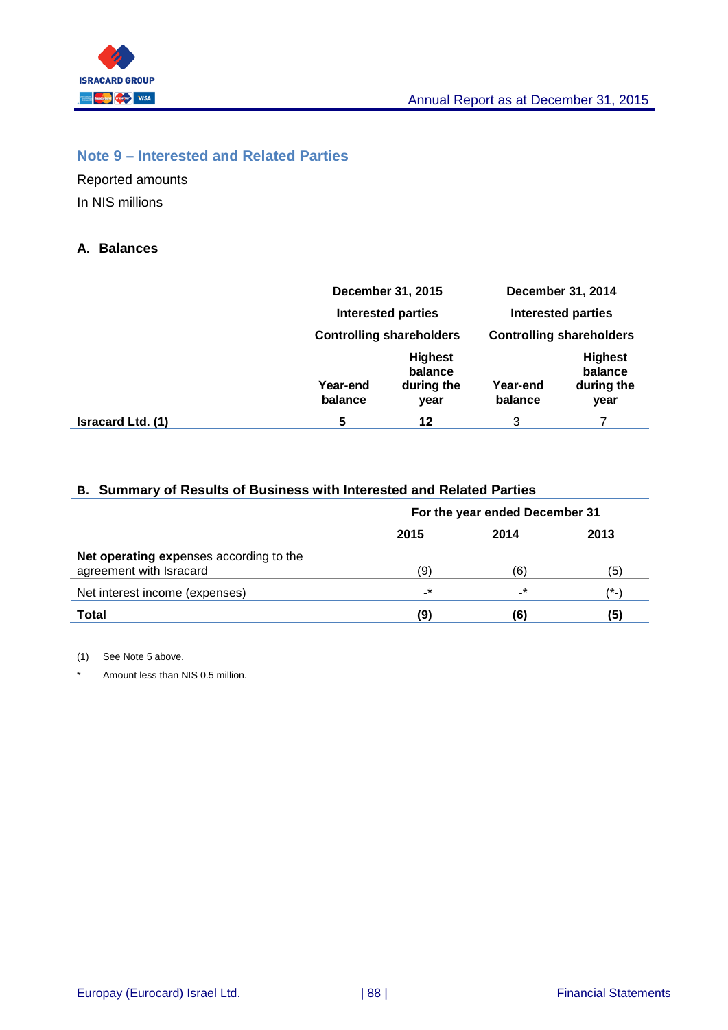## Note 9 – Interested and Related Parties

Reported amounts

In NIS millions

### A. Balances

| | December 31, 2015 | | December 31, 2014 | |
|---|---|---|---|---|
| | Interested parties | | Interested parties | |
| | Controlling shareholders | | Controlling shareholders | |
| | Year-end balance | Highest balance during the year | Year-end balance | Highest balance during the year |
| **Isracard Ltd. (1)** | **5** | **12** | 3 | 7 |

### B. Summary of Results of Business with Interested and Related Parties

| | For the year ended December 31 | | |
|---|---|---|---|
| | 2015 | 2014 | 2013 |
| **Net operating exp**enses according to the agreement with Isracard | (9) | (6) | (5) |
| Net interest income (expenses) | -* | -* | (*-) |
| **Total** | **(9)** | **(6)** | **(5)** |

(1) See Note 5 above.

\* Amount less than NIS 0.5 million.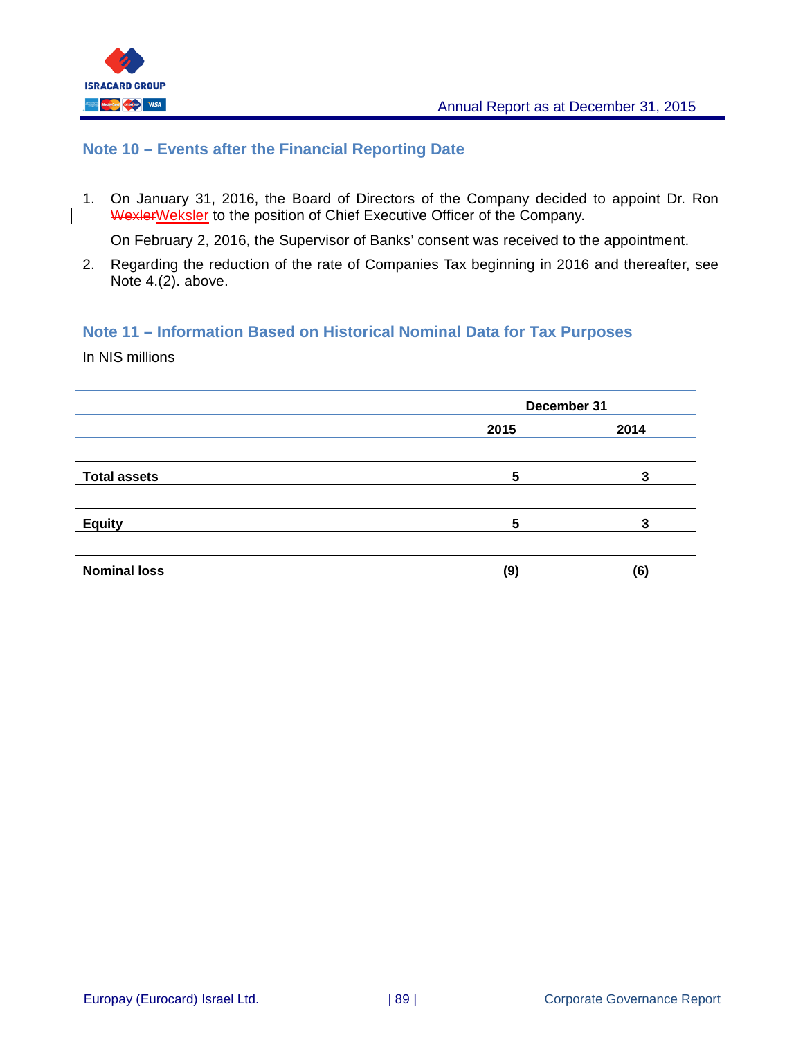## Note 10 – Events after the Financial Reporting Date

1. On January 31, 2016, the Board of Directors of the Company decided to appoint Dr. Ron ~~Wexler~~Weksler to the position of Chief Executive Officer of the Company.

   On February 2, 2016, the Supervisor of Banks' consent was received to the appointment.

2. Regarding the reduction of the rate of Companies Tax beginning in 2016 and thereafter, see Note 4.(2). above.

## Note 11 – Information Based on Historical Nominal Data for Tax Purposes

In NIS millions

| | December 31 | |
|---|---|---|
| | **2015** | **2014** |
| **Total assets** | **5** | **3** |
| **Equity** | **5** | **3** |
| **Nominal loss** | **(9)** | **(6)** |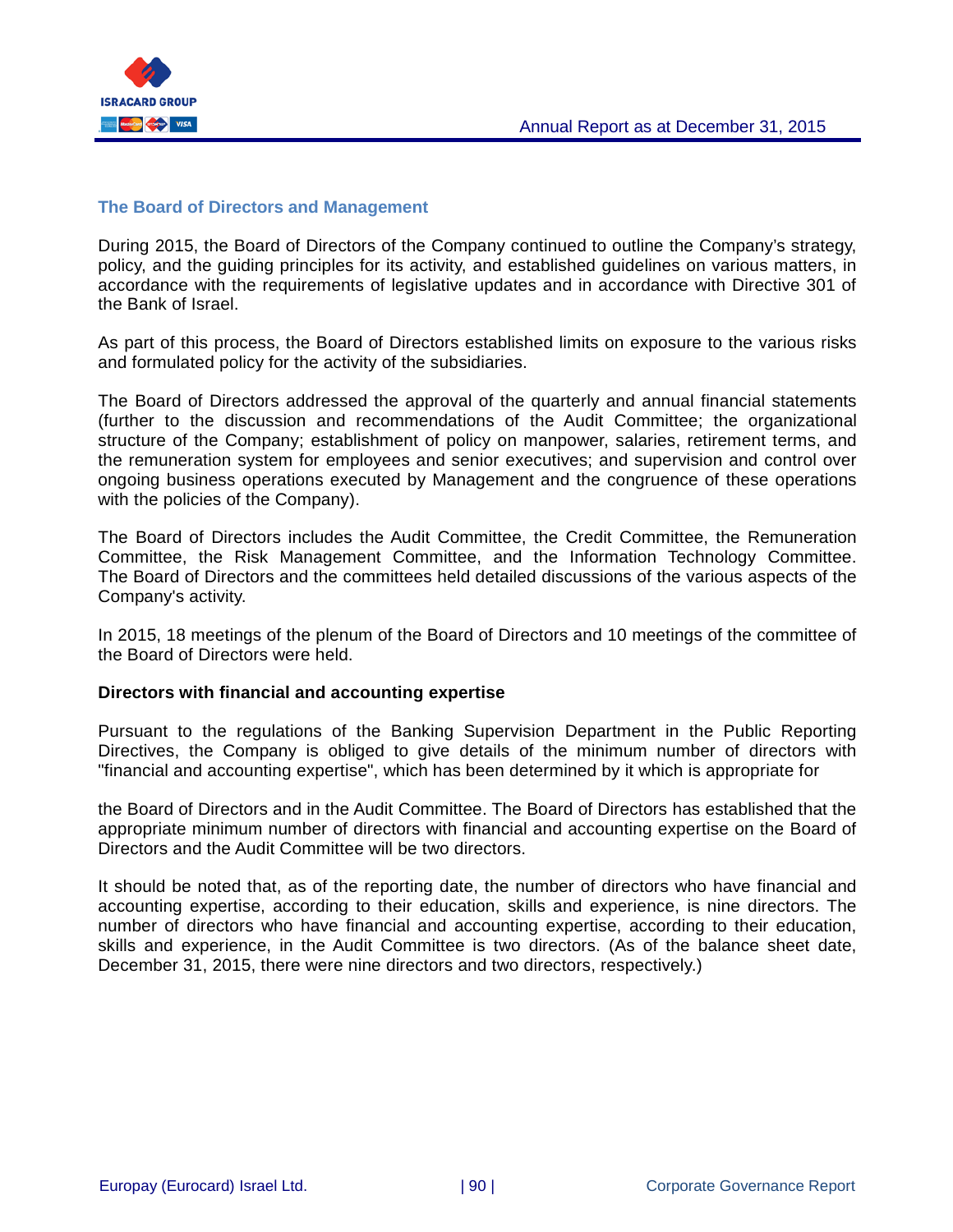## The Board of Directors and Management

During 2015, the Board of Directors of the Company continued to outline the Company's strategy, policy, and the guiding principles for its activity, and established guidelines on various matters, in accordance with the requirements of legislative updates and in accordance with Directive 301 of the Bank of Israel.

As part of this process, the Board of Directors established limits on exposure to the various risks and formulated policy for the activity of the subsidiaries.

The Board of Directors addressed the approval of the quarterly and annual financial statements (further to the discussion and recommendations of the Audit Committee; the organizational structure of the Company; establishment of policy on manpower, salaries, retirement terms, and the remuneration system for employees and senior executives; and supervision and control over ongoing business operations executed by Management and the congruence of these operations with the policies of the Company).

The Board of Directors includes the Audit Committee, the Credit Committee, the Remuneration Committee, the Risk Management Committee, and the Information Technology Committee. The Board of Directors and the committees held detailed discussions of the various aspects of the Company's activity.

In 2015, 18 meetings of the plenum of the Board of Directors and 10 meetings of the committee of the Board of Directors were held.

**Directors with financial and accounting expertise**

Pursuant to the regulations of the Banking Supervision Department in the Public Reporting Directives, the Company is obliged to give details of the minimum number of directors with "financial and accounting expertise", which has been determined by it which is appropriate for

the Board of Directors and in the Audit Committee. The Board of Directors has established that the appropriate minimum number of directors with financial and accounting expertise on the Board of Directors and the Audit Committee will be two directors.

It should be noted that, as of the reporting date, the number of directors who have financial and accounting expertise, according to their education, skills and experience, is nine directors. The number of directors who have financial and accounting expertise, according to their education, skills and experience, in the Audit Committee is two directors. (As of the balance sheet date, December 31, 2015, there were nine directors and two directors, respectively.)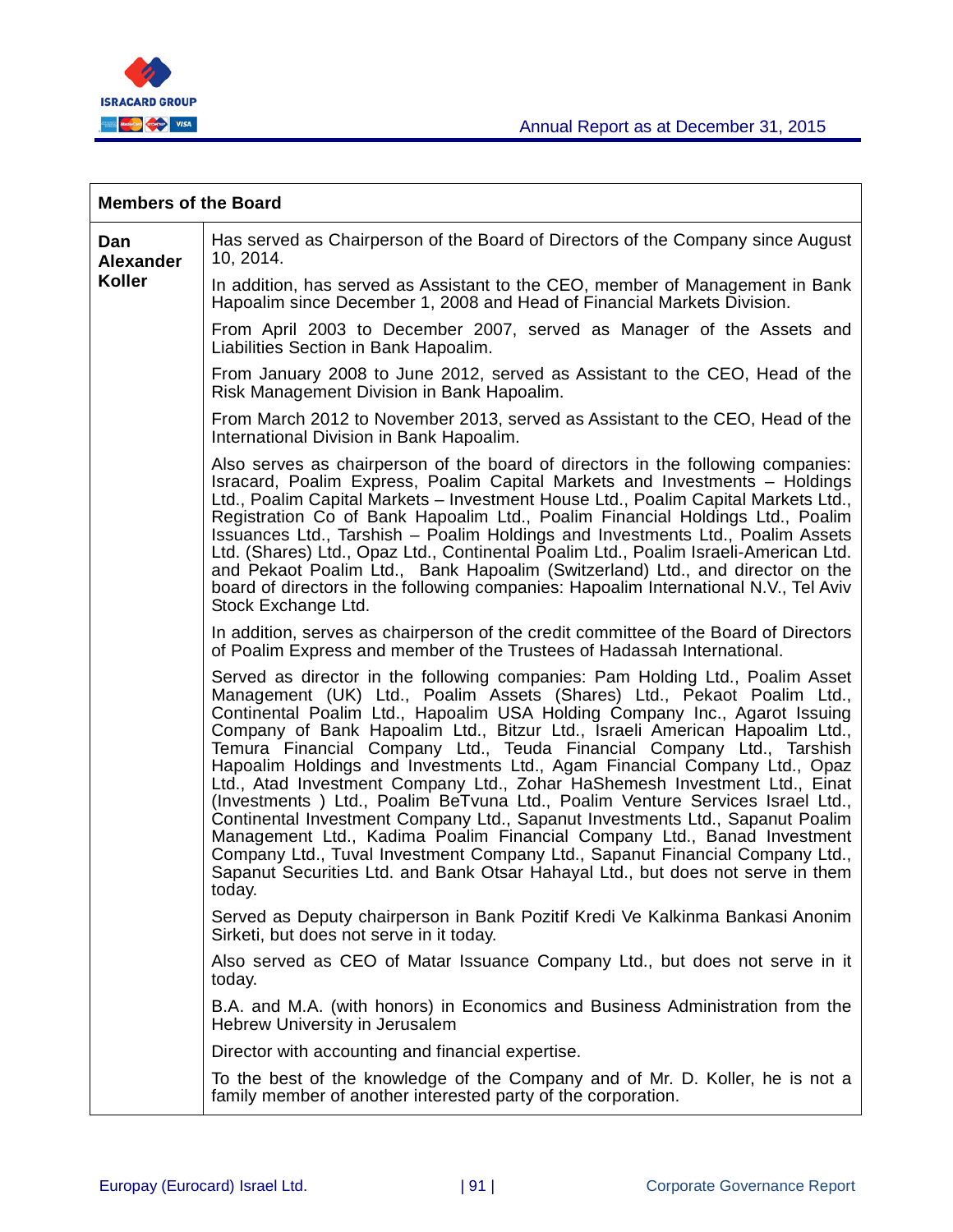| Members of the Board | |
|---|---|
| **Dan Alexander Koller** | Has served as Chairperson of the Board of Directors of the Company since August 10, 2014.<br><br>In addition, has served as Assistant to the CEO, member of Management in Bank Hapoalim since December 1, 2008 and Head of Financial Markets Division.<br><br>From April 2003 to December 2007, served as Manager of the Assets and Liabilities Section in Bank Hapoalim.<br><br>From January 2008 to June 2012, served as Assistant to the CEO, Head of the Risk Management Division in Bank Hapoalim.<br><br>From March 2012 to November 2013, served as Assistant to the CEO, Head of the International Division in Bank Hapoalim.<br><br>Also serves as chairperson of the board of directors in the following companies: Isracard, Poalim Express, Poalim Capital Markets and Investments – Holdings Ltd., Poalim Capital Markets – Investment House Ltd., Poalim Capital Markets Ltd., Registration Co of Bank Hapoalim Ltd., Poalim Financial Holdings Ltd., Poalim Issuances Ltd., Tarshish – Poalim Holdings and Investments Ltd., Poalim Assets Ltd. (Shares) Ltd., Opaz Ltd., Continental Poalim Ltd., Poalim Israeli-American Ltd. and Pekaot Poalim Ltd., Bank Hapoalim (Switzerland) Ltd., and director on the board of directors in the following companies: Hapoalim International N.V., Tel Aviv Stock Exchange Ltd.<br><br>In addition, serves as chairperson of the credit committee of the Board of Directors of Poalim Express and member of the Trustees of Hadassah International.<br><br>Served as director in the following companies: Pam Holding Ltd., Poalim Asset Management (UK) Ltd., Poalim Assets (Shares) Ltd., Pekaot Poalim Ltd., Continental Poalim Ltd., Hapoalim USA Holding Company Inc., Agarot Issuing Company of Bank Hapoalim Ltd., Bitzur Ltd., Israeli American Hapoalim Ltd., Temura Financial Company Ltd., Teuda Financial Company Ltd., Tarshish Hapoalim Holdings and Investments Ltd., Agam Financial Company Ltd., Opaz Ltd., Atad Investment Company Ltd., Zohar HaShemesh Investment Ltd., Einat (Investments ) Ltd., Poalim BeTvuna Ltd., Poalim Venture Services Israel Ltd., Continental Investment Company Ltd., Sapanut Investments Ltd., Sapanut Poalim Management Ltd., Kadima Poalim Financial Company Ltd., Banad Investment Company Ltd., Tuval Investment Company Ltd., Sapanut Financial Company Ltd., Sapanut Securities Ltd. and Bank Otsar Hahayal Ltd., but does not serve in them today.<br><br>Served as Deputy chairperson in Bank Pozitif Kredi Ve Kalkinma Bankasi Anonim Sirketi, but does not serve in it today.<br><br>Also served as CEO of Matar Issuance Company Ltd., but does not serve in it today.<br><br>B.A. and M.A. (with honors) in Economics and Business Administration from the Hebrew University in Jerusalem<br><br>Director with accounting and financial expertise.<br><br>To the best of the knowledge of the Company and of Mr. D. Koller, he is not a family member of another interested party of the corporation. |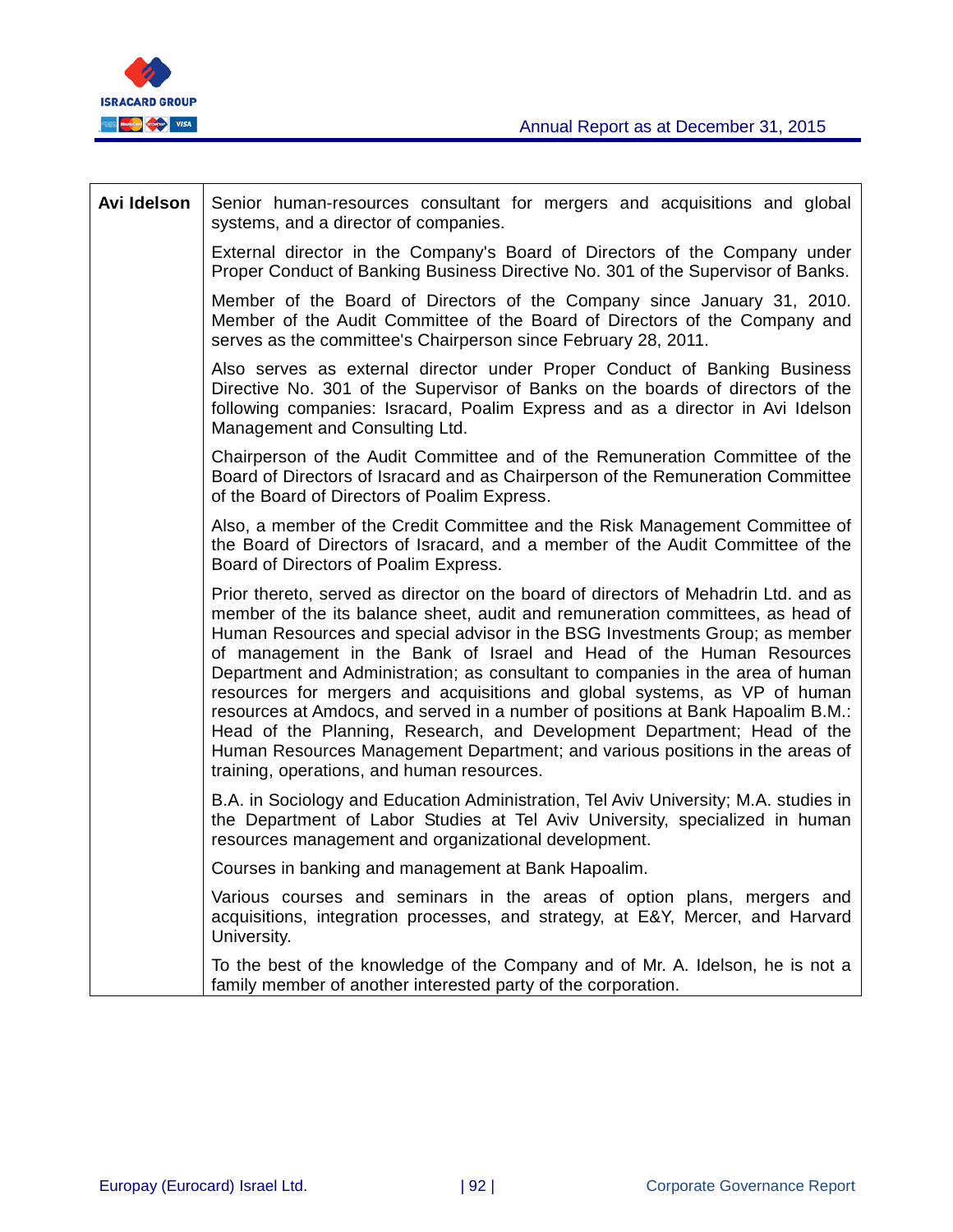| **Avi Idelson** | Senior human-resources consultant for mergers and acquisitions and global systems, and a director of companies.<br><br>External director in the Company's Board of Directors of the Company under Proper Conduct of Banking Business Directive No. 301 of the Supervisor of Banks.<br><br>Member of the Board of Directors of the Company since January 31, 2010. Member of the Audit Committee of the Board of Directors of the Company and serves as the committee's Chairperson since February 28, 2011.<br><br>Also serves as external director under Proper Conduct of Banking Business Directive No. 301 of the Supervisor of Banks on the boards of directors of the following companies: Isracard, Poalim Express and as a director in Avi Idelson Management and Consulting Ltd.<br><br>Chairperson of the Audit Committee and of the Remuneration Committee of the Board of Directors of Isracard and as Chairperson of the Remuneration Committee of the Board of Directors of Poalim Express.<br><br>Also, a member of the Credit Committee and the Risk Management Committee of the Board of Directors of Isracard, and a member of the Audit Committee of the Board of Directors of Poalim Express.<br><br>Prior thereto, served as director on the board of directors of Mehadrin Ltd. and as member of the its balance sheet, audit and remuneration committees, as head of Human Resources and special advisor in the BSG Investments Group; as member of management in the Bank of Israel and Head of the Human Resources Department and Administration; as consultant to companies in the area of human resources for mergers and acquisitions and global systems, as VP of human resources at Amdocs, and served in a number of positions at Bank Hapoalim B.M.: Head of the Planning, Research, and Development Department; Head of the Human Resources Management Department; and various positions in the areas of training, operations, and human resources.<br><br>B.A. in Sociology and Education Administration, Tel Aviv University; M.A. studies in the Department of Labor Studies at Tel Aviv University, specialized in human resources management and organizational development.<br><br>Courses in banking and management at Bank Hapoalim.<br><br>Various courses and seminars in the areas of option plans, mergers and acquisitions, integration processes, and strategy, at E&Y, Mercer, and Harvard University.<br><br>To the best of the knowledge of the Company and of Mr. A. Idelson, he is not a family member of another interested party of the corporation. |
|---|---|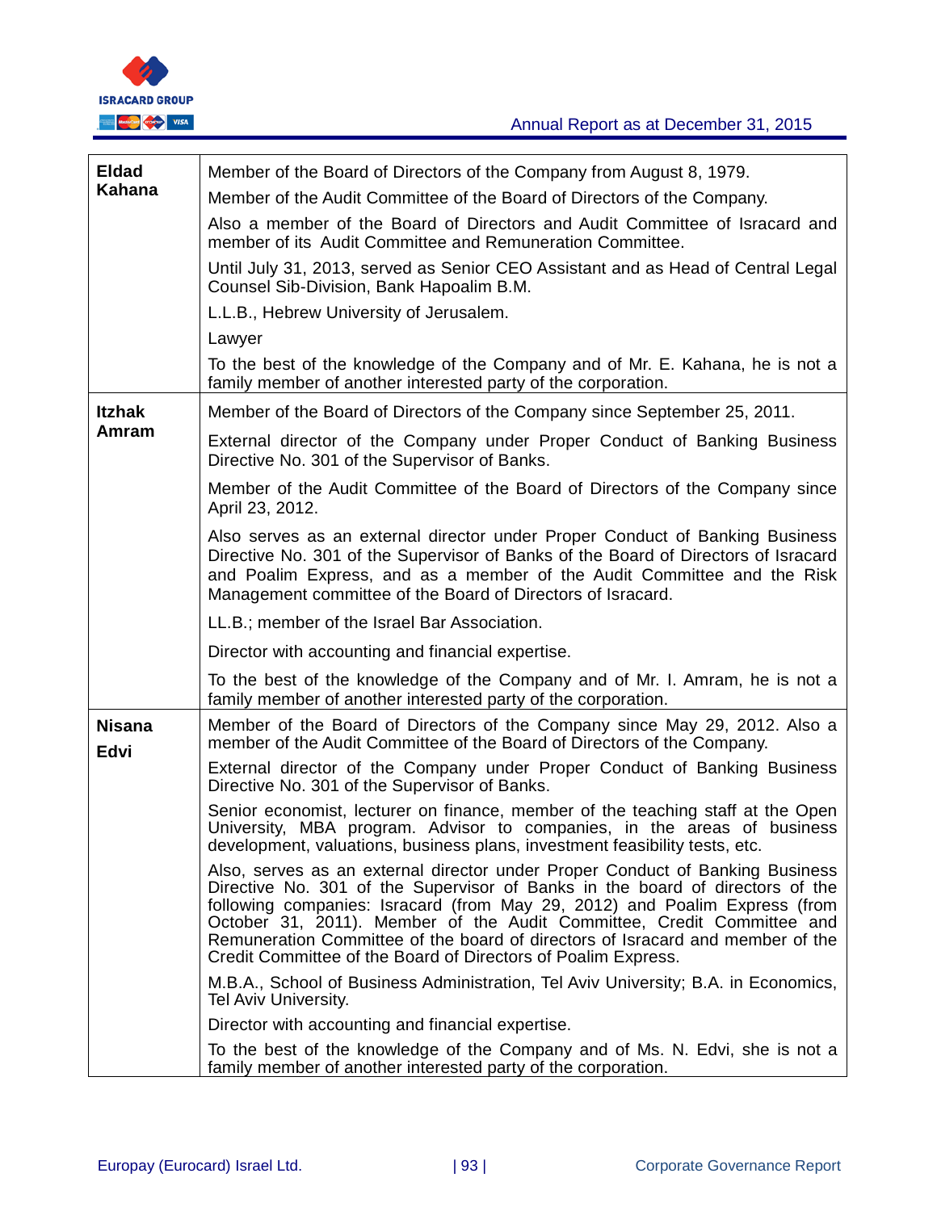| | |
|---|---|
| **Eldad Kahana** | Member of the Board of Directors of the Company from August 8, 1979.<br><br>Member of the Audit Committee of the Board of Directors of the Company.<br><br>Also a member of the Board of Directors and Audit Committee of Isracard and member of its Audit Committee and Remuneration Committee.<br><br>Until July 31, 2013, served as Senior CEO Assistant and as Head of Central Legal Counsel Sib-Division, Bank Hapoalim B.M.<br><br>L.L.B., Hebrew University of Jerusalem.<br><br>Lawyer<br><br>To the best of the knowledge of the Company and of Mr. E. Kahana, he is not a family member of another interested party of the corporation. |
| **Itzhak Amram** | Member of the Board of Directors of the Company since September 25, 2011.<br><br>External director of the Company under Proper Conduct of Banking Business Directive No. 301 of the Supervisor of Banks.<br><br>Member of the Audit Committee of the Board of Directors of the Company since April 23, 2012.<br><br>Also serves as an external director under Proper Conduct of Banking Business Directive No. 301 of the Supervisor of Banks of the Board of Directors of Isracard and Poalim Express, and as a member of the Audit Committee and the Risk Management committee of the Board of Directors of Isracard.<br><br>LL.B.; member of the Israel Bar Association.<br><br>Director with accounting and financial expertise.<br><br>To the best of the knowledge of the Company and of Mr. I. Amram, he is not a family member of another interested party of the corporation. |
| **Nisana Edvi** | Member of the Board of Directors of the Company since May 29, 2012. Also a member of the Audit Committee of the Board of Directors of the Company.<br><br>External director of the Company under Proper Conduct of Banking Business Directive No. 301 of the Supervisor of Banks.<br><br>Senior economist, lecturer on finance, member of the teaching staff at the Open University, MBA program. Advisor to companies, in the areas of business development, valuations, business plans, investment feasibility tests, etc.<br><br>Also, serves as an external director under Proper Conduct of Banking Business Directive No. 301 of the Supervisor of Banks in the board of directors of the following companies: Isracard (from May 29, 2012) and Poalim Express (from October 31, 2011). Member of the Audit Committee, Credit Committee and Remuneration Committee of the board of directors of Isracard and member of the Credit Committee of the Board of Directors of Poalim Express.<br><br>M.B.A., School of Business Administration, Tel Aviv University; B.A. in Economics, Tel Aviv University.<br><br>Director with accounting and financial expertise.<br><br>To the best of the knowledge of the Company and of Ms. N. Edvi, she is not a family member of another interested party of the corporation. |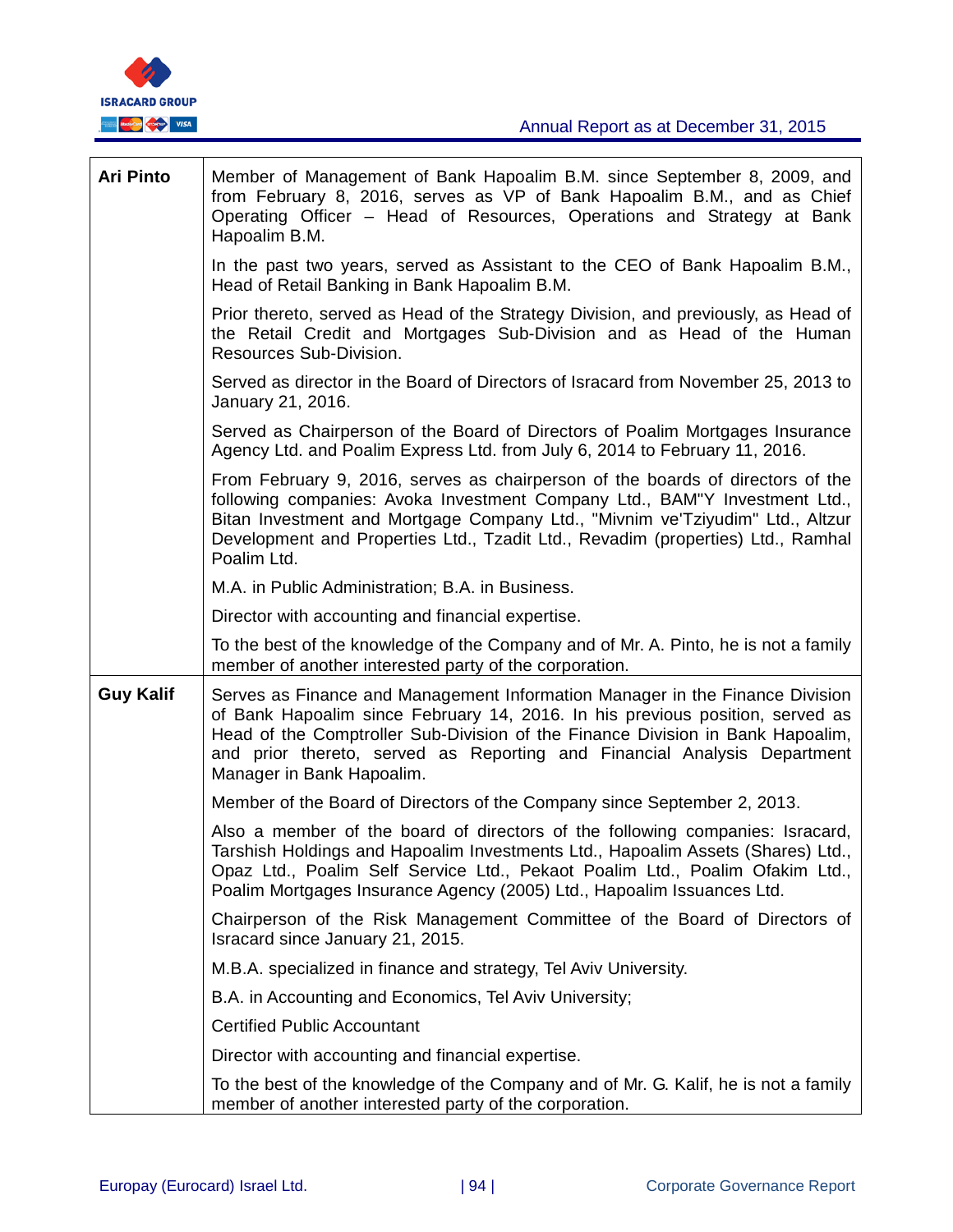| | |
|---|---|
| **Ari Pinto** | Member of Management of Bank Hapoalim B.M. since September 8, 2009, and from February 8, 2016, serves as VP of Bank Hapoalim B.M., and as Chief Operating Officer – Head of Resources, Operations and Strategy at Bank Hapoalim B.M.<br><br>In the past two years, served as Assistant to the CEO of Bank Hapoalim B.M., Head of Retail Banking in Bank Hapoalim B.M.<br><br>Prior thereto, served as Head of the Strategy Division, and previously, as Head of the Retail Credit and Mortgages Sub-Division and as Head of the Human Resources Sub-Division.<br><br>Served as director in the Board of Directors of Isracard from November 25, 2013 to January 21, 2016.<br><br>Served as Chairperson of the Board of Directors of Poalim Mortgages Insurance Agency Ltd. and Poalim Express Ltd. from July 6, 2014 to February 11, 2016.<br><br>From February 9, 2016, serves as chairperson of the boards of directors of the following companies: Avoka Investment Company Ltd., BAM"Y Investment Ltd., Bitan Investment and Mortgage Company Ltd., "Mivnim ve'Tziyudim" Ltd., Altzur Development and Properties Ltd., Tzadit Ltd., Revadim (properties) Ltd., Ramhal Poalim Ltd.<br><br>M.A. in Public Administration; B.A. in Business.<br><br>Director with accounting and financial expertise.<br><br>To the best of the knowledge of the Company and of Mr. A. Pinto, he is not a family member of another interested party of the corporation. |
| **Guy Kalif** | Serves as Finance and Management Information Manager in the Finance Division of Bank Hapoalim since February 14, 2016. In his previous position, served as Head of the Comptroller Sub-Division of the Finance Division in Bank Hapoalim, and prior thereto, served as Reporting and Financial Analysis Department Manager in Bank Hapoalim.<br><br>Member of the Board of Directors of the Company since September 2, 2013.<br><br>Also a member of the board of directors of the following companies: Isracard, Tarshish Holdings and Hapoalim Investments Ltd., Hapoalim Assets (Shares) Ltd., Opaz Ltd., Poalim Self Service Ltd., Pekaot Poalim Ltd., Poalim Ofakim Ltd., Poalim Mortgages Insurance Agency (2005) Ltd., Hapoalim Issuances Ltd.<br><br>Chairperson of the Risk Management Committee of the Board of Directors of Isracard since January 21, 2015.<br><br>M.B.A. specialized in finance and strategy, Tel Aviv University.<br><br>B.A. in Accounting and Economics, Tel Aviv University;<br><br>Certified Public Accountant<br><br>Director with accounting and financial expertise.<br><br>To the best of the knowledge of the Company and of Mr. G. Kalif, he is not a family member of another interested party of the corporation. |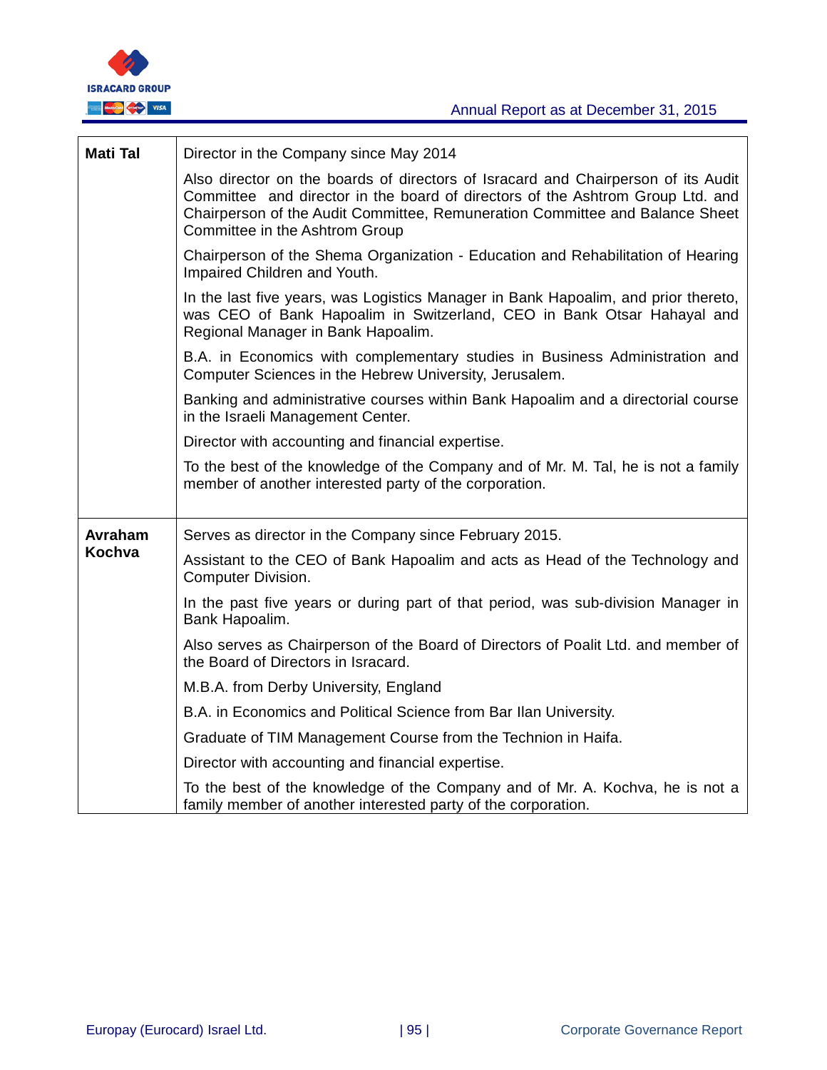| | |
|---|---|
| **Mati Tal** | Director in the Company since May 2014<br><br>Also director on the boards of directors of Isracard and Chairperson of its Audit Committee and director in the board of directors of the Ashtrom Group Ltd. and Chairperson of the Audit Committee, Remuneration Committee and Balance Sheet Committee in the Ashtrom Group<br><br>Chairperson of the Shema Organization - Education and Rehabilitation of Hearing Impaired Children and Youth.<br><br>In the last five years, was Logistics Manager in Bank Hapoalim, and prior thereto, was CEO of Bank Hapoalim in Switzerland, CEO in Bank Otsar Hahayal and Regional Manager in Bank Hapoalim.<br><br>B.A. in Economics with complementary studies in Business Administration and Computer Sciences in the Hebrew University, Jerusalem.<br><br>Banking and administrative courses within Bank Hapoalim and a directorial course in the Israeli Management Center.<br><br>Director with accounting and financial expertise.<br><br>To the best of the knowledge of the Company and of Mr. M. Tal, he is not a family member of another interested party of the corporation. |
| **Avraham Kochva** | Serves as director in the Company since February 2015.<br><br>Assistant to the CEO of Bank Hapoalim and acts as Head of the Technology and Computer Division.<br><br>In the past five years or during part of that period, was sub-division Manager in Bank Hapoalim.<br><br>Also serves as Chairperson of the Board of Directors of Poalit Ltd. and member of the Board of Directors in Isracard.<br><br>M.B.A. from Derby University, England<br><br>B.A. in Economics and Political Science from Bar Ilan University.<br><br>Graduate of TIM Management Course from the Technion in Haifa.<br><br>Director with accounting and financial expertise.<br><br>To the best of the knowledge of the Company and of Mr. A. Kochva, he is not a family member of another interested party of the corporation. |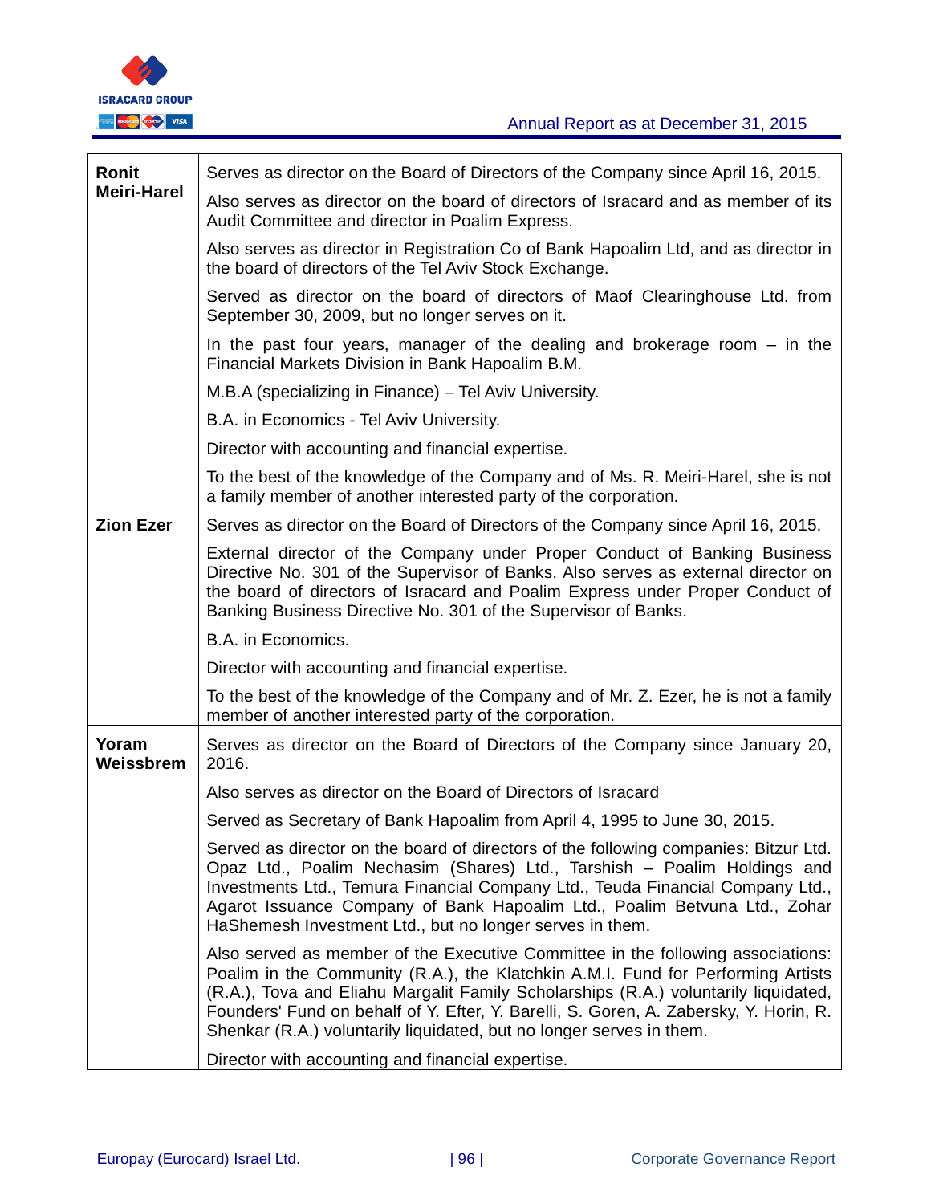| | |
|---|---|
| **Ronit Meiri-Harel** | Serves as director on the Board of Directors of the Company since April 16, 2015.<br><br>Also serves as director on the board of directors of Isracard and as member of its Audit Committee and director in Poalim Express.<br><br>Also serves as director in Registration Co of Bank Hapoalim Ltd, and as director in the board of directors of the Tel Aviv Stock Exchange.<br><br>Served as director on the board of directors of Maof Clearinghouse Ltd. from September 30, 2009, but no longer serves on it.<br><br>In the past four years, manager of the dealing and brokerage room – in the Financial Markets Division in Bank Hapoalim B.M.<br><br>M.B.A (specializing in Finance) – Tel Aviv University.<br><br>B.A. in Economics - Tel Aviv University.<br><br>Director with accounting and financial expertise.<br><br>To the best of the knowledge of the Company and of Ms. R. Meiri-Harel, she is not a family member of another interested party of the corporation. |
| **Zion Ezer** | Serves as director on the Board of Directors of the Company since April 16, 2015.<br><br>External director of the Company under Proper Conduct of Banking Business Directive No. 301 of the Supervisor of Banks. Also serves as external director on the board of directors of Isracard and Poalim Express under Proper Conduct of Banking Business Directive No. 301 of the Supervisor of Banks.<br><br>B.A. in Economics.<br><br>Director with accounting and financial expertise.<br><br>To the best of the knowledge of the Company and of Mr. Z. Ezer, he is not a family member of another interested party of the corporation. |
| **Yoram Weissbrem** | Serves as director on the Board of Directors of the Company since January 20, 2016.<br><br>Also serves as director on the Board of Directors of Isracard<br><br>Served as Secretary of Bank Hapoalim from April 4, 1995 to June 30, 2015.<br><br>Served as director on the board of directors of the following companies: Bitzur Ltd. Opaz Ltd., Poalim Nechasim (Shares) Ltd., Tarshish – Poalim Holdings and Investments Ltd., Temura Financial Company Ltd., Teuda Financial Company Ltd., Agarot Issuance Company of Bank Hapoalim Ltd., Poalim Betvuna Ltd., Zohar HaShemesh Investment Ltd., but no longer serves in them.<br><br>Also served as member of the Executive Committee in the following associations: Poalim in the Community (R.A.), the Klatchkin A.M.I. Fund for Performing Artists (R.A.), Tova and Eliahu Margalit Family Scholarships (R.A.) voluntarily liquidated, Founders' Fund on behalf of Y. Efter, Y. Barelli, S. Goren, A. Zabersky, Y. Horin, R. Shenkar (R.A.) voluntarily liquidated, but no longer serves in them.<br><br>Director with accounting and financial expertise. |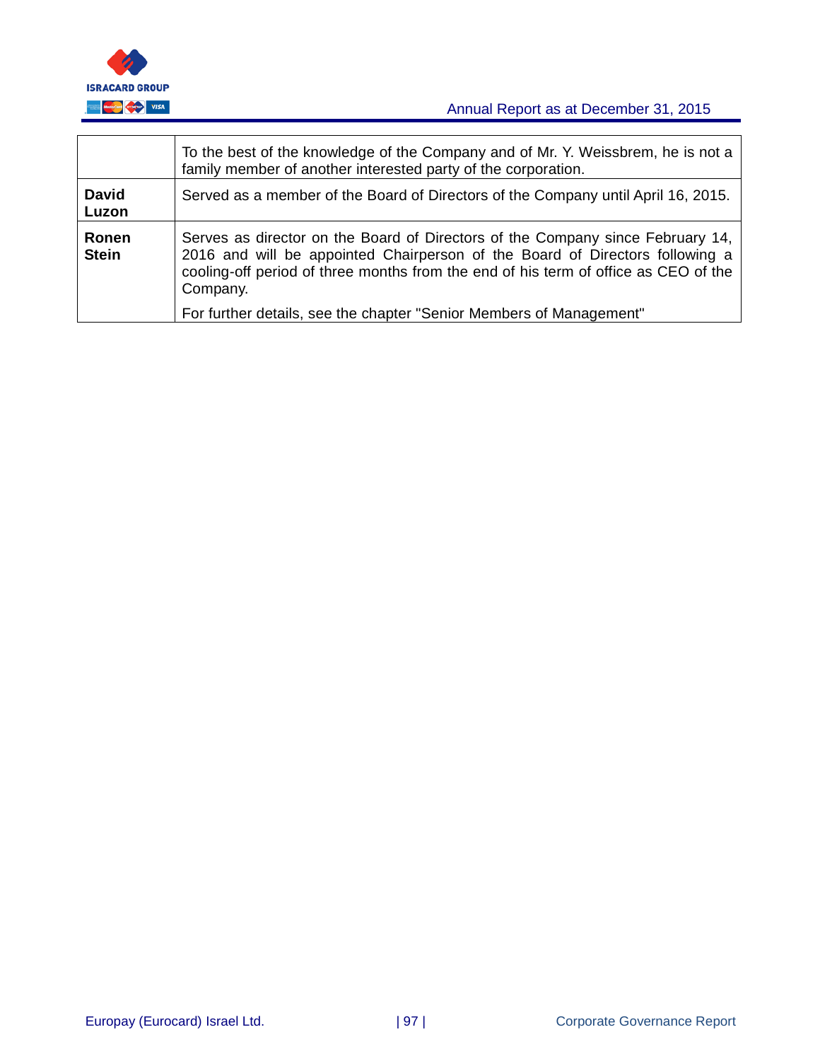| | |
|---|---|
| | To the best of the knowledge of the Company and of Mr. Y. Weissbrem, he is not a family member of another interested party of the corporation. |
| **David Luzon** | Served as a member of the Board of Directors of the Company until April 16, 2015. |
| **Ronen Stein** | Serves as director on the Board of Directors of the Company since February 14, 2016 and will be appointed Chairperson of the Board of Directors following a cooling-off period of three months from the end of his term of office as CEO of the Company.<br><br>For further details, see the chapter "Senior Members of Management" |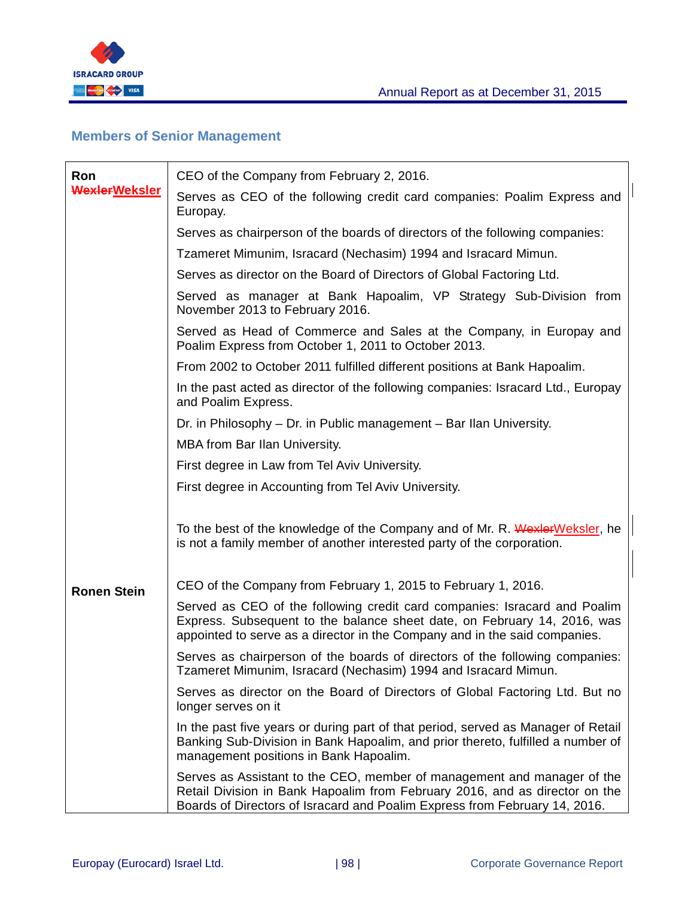## Members of Senior Management

| | |
|---|---|
| **Ron ~~Wexler~~Weksler** | CEO of the Company from February 2, 2016.<br><br>Serves as CEO of the following credit card companies: Poalim Express and Europay.<br><br>Serves as chairperson of the boards of directors of the following companies:<br><br>Tzameret Mimunim, Isracard (Nechasim) 1994 and Isracard Mimun.<br><br>Serves as director on the Board of Directors of Global Factoring Ltd.<br><br>Served as manager at Bank Hapoalim, VP Strategy Sub-Division from November 2013 to February 2016.<br><br>Served as Head of Commerce and Sales at the Company, in Europay and Poalim Express from October 1, 2011 to October 2013.<br><br>From 2002 to October 2011 fulfilled different positions at Bank Hapoalim.<br><br>In the past acted as director of the following companies: Isracard Ltd., Europay and Poalim Express.<br><br>Dr. in Philosophy – Dr. in Public management – Bar Ilan University.<br><br>MBA from Bar Ilan University.<br><br>First degree in Law from Tel Aviv University.<br><br>First degree in Accounting from Tel Aviv University.<br><br>To the best of the knowledge of the Company and of Mr. R. ~~Wexler~~Weksler, he is not a family member of another interested party of the corporation. |
| **Ronen Stein** | CEO of the Company from February 1, 2015 to February 1, 2016.<br><br>Served as CEO of the following credit card companies: Isracard and Poalim Express. Subsequent to the balance sheet date, on February 14, 2016, was appointed to serve as a director in the Company and in the said companies.<br><br>Serves as chairperson of the boards of directors of the following companies: Tzameret Mimunim, Isracard (Nechasim) 1994 and Isracard Mimun.<br><br>Serves as director on the Board of Directors of Global Factoring Ltd. But no longer serves on it<br><br>In the past five years or during part of that period, served as Manager of Retail Banking Sub-Division in Bank Hapoalim, and prior thereto, fulfilled a number of management positions in Bank Hapoalim.<br><br>Serves as Assistant to the CEO, member of management and manager of the Retail Division in Bank Hapoalim from February 2016, and as director on the Boards of Directors of Isracard and Poalim Express from February 14, 2016. |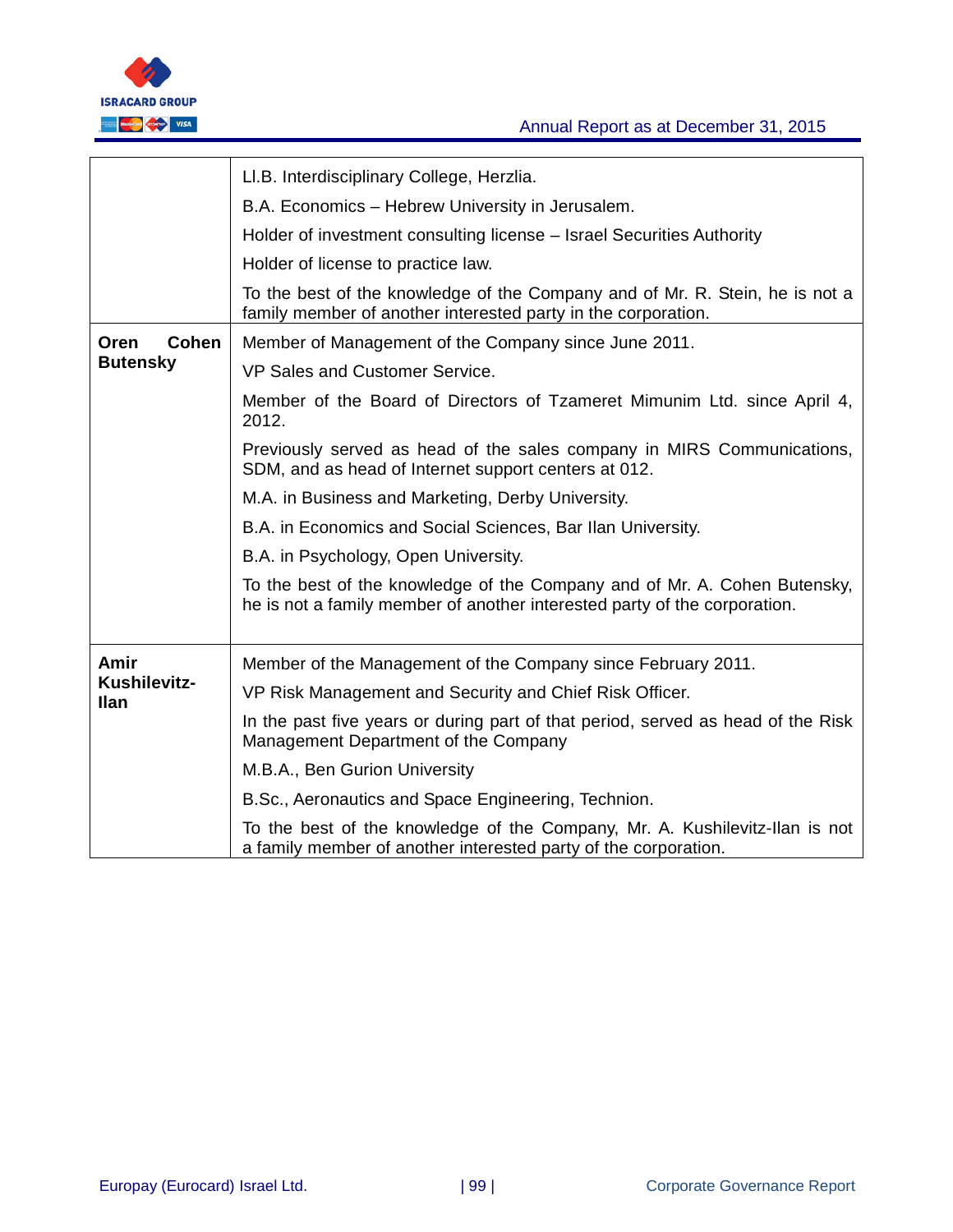| | |
|---|---|
| | Ll.B. Interdisciplinary College, Herzlia.<br>B.A. Economics – Hebrew University in Jerusalem.<br>Holder of investment consulting license – Israel Securities Authority<br>Holder of license to practice law.<br>To the best of the knowledge of the Company and of Mr. R. Stein, he is not a family member of another interested party in the corporation. |
| **Oren Cohen Butensky** | Member of Management of the Company since June 2011.<br>VP Sales and Customer Service.<br>Member of the Board of Directors of Tzameret Mimunim Ltd. since April 4, 2012.<br>Previously served as head of the sales company in MIRS Communications, SDM, and as head of Internet support centers at 012.<br>M.A. in Business and Marketing, Derby University.<br>B.A. in Economics and Social Sciences, Bar Ilan University.<br>B.A. in Psychology, Open University.<br>To the best of the knowledge of the Company and of Mr. A. Cohen Butensky, he is not a family member of another interested party of the corporation. |
| **Amir Kushilevitz-Ilan** | Member of the Management of the Company since February 2011.<br>VP Risk Management and Security and Chief Risk Officer.<br>In the past five years or during part of that period, served as head of the Risk Management Department of the Company<br>M.B.A., Ben Gurion University<br>B.Sc., Aeronautics and Space Engineering, Technion.<br>To the best of the knowledge of the Company, Mr. A. Kushilevitz-Ilan is not a family member of another interested party of the corporation. |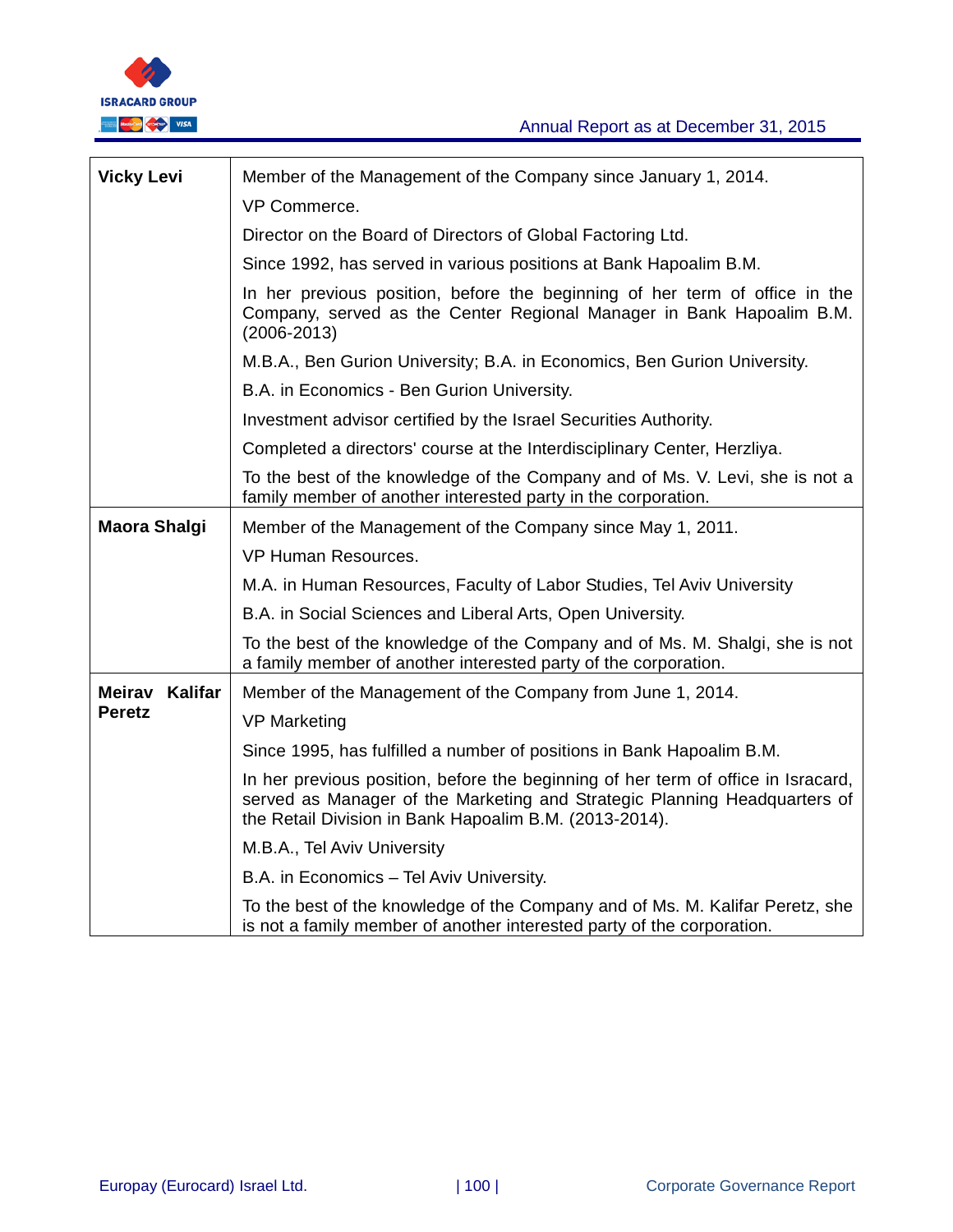| | |
|---|---|
| **Vicky Levi** | Member of the Management of the Company since January 1, 2014.<br>VP Commerce.<br>Director on the Board of Directors of Global Factoring Ltd.<br>Since 1992, has served in various positions at Bank Hapoalim B.M.<br>In her previous position, before the beginning of her term of office in the Company, served as the Center Regional Manager in Bank Hapoalim B.M. (2006-2013)<br>M.B.A., Ben Gurion University; B.A. in Economics, Ben Gurion University.<br>B.A. in Economics - Ben Gurion University.<br>Investment advisor certified by the Israel Securities Authority.<br>Completed a directors' course at the Interdisciplinary Center, Herzliya.<br>To the best of the knowledge of the Company and of Ms. V. Levi, she is not a family member of another interested party in the corporation. |
| **Maora Shalgi** | Member of the Management of the Company since May 1, 2011.<br>VP Human Resources.<br>M.A. in Human Resources, Faculty of Labor Studies, Tel Aviv University<br>B.A. in Social Sciences and Liberal Arts, Open University.<br>To the best of the knowledge of the Company and of Ms. M. Shalgi, she is not a family member of another interested party of the corporation. |
| **Meirav Kalifar Peretz** | Member of the Management of the Company from June 1, 2014.<br>VP Marketing<br>Since 1995, has fulfilled a number of positions in Bank Hapoalim B.M.<br>In her previous position, before the beginning of her term of office in Isracard, served as Manager of the Marketing and Strategic Planning Headquarters of the Retail Division in Bank Hapoalim B.M. (2013-2014).<br>M.B.A., Tel Aviv University<br>B.A. in Economics – Tel Aviv University.<br>To the best of the knowledge of the Company and of Ms. M. Kalifar Peretz, she is not a family member of another interested party of the corporation. |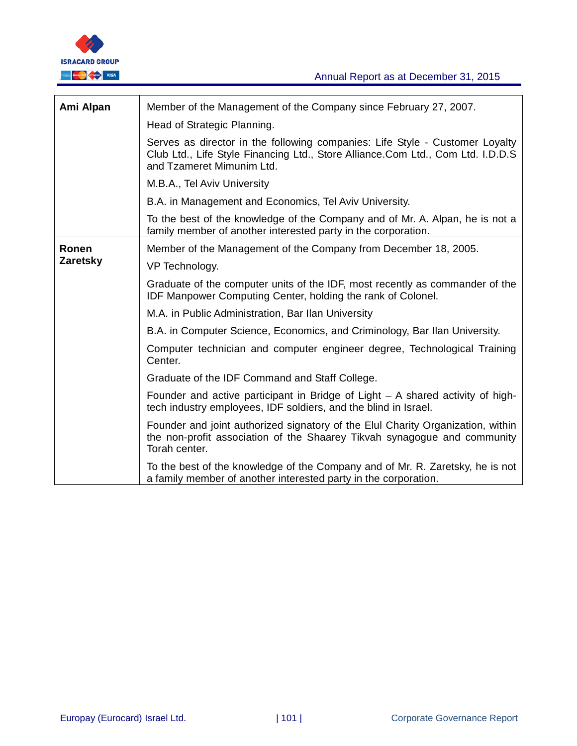| | |
|---|---|
| **Ami Alpan** | Member of the Management of the Company since February 27, 2007.<br><br>Head of Strategic Planning.<br><br>Serves as director in the following companies: Life Style - Customer Loyalty Club Ltd., Life Style Financing Ltd., Store Alliance.Com Ltd., Com Ltd. I.D.D.S and Tzameret Mimunim Ltd.<br><br>M.B.A., Tel Aviv University<br><br>B.A. in Management and Economics, Tel Aviv University.<br><br>To the best of the knowledge of the Company and of Mr. A. Alpan, he is not a family member of another interested party in the corporation. |
| **Ronen Zaretsky** | Member of the Management of the Company from December 18, 2005.<br><br>VP Technology.<br><br>Graduate of the computer units of the IDF, most recently as commander of the IDF Manpower Computing Center, holding the rank of Colonel.<br><br>M.A. in Public Administration, Bar Ilan University<br><br>B.A. in Computer Science, Economics, and Criminology, Bar Ilan University.<br><br>Computer technician and computer engineer degree, Technological Training Center.<br><br>Graduate of the IDF Command and Staff College.<br><br>Founder and active participant in Bridge of Light – A shared activity of high-tech industry employees, IDF soldiers, and the blind in Israel.<br><br>Founder and joint authorized signatory of the Elul Charity Organization, within the non-profit association of the Shaarey Tikvah synagogue and community Torah center.<br><br>To the best of the knowledge of the Company and of Mr. R. Zaretsky, he is not a family member of another interested party in the corporation. |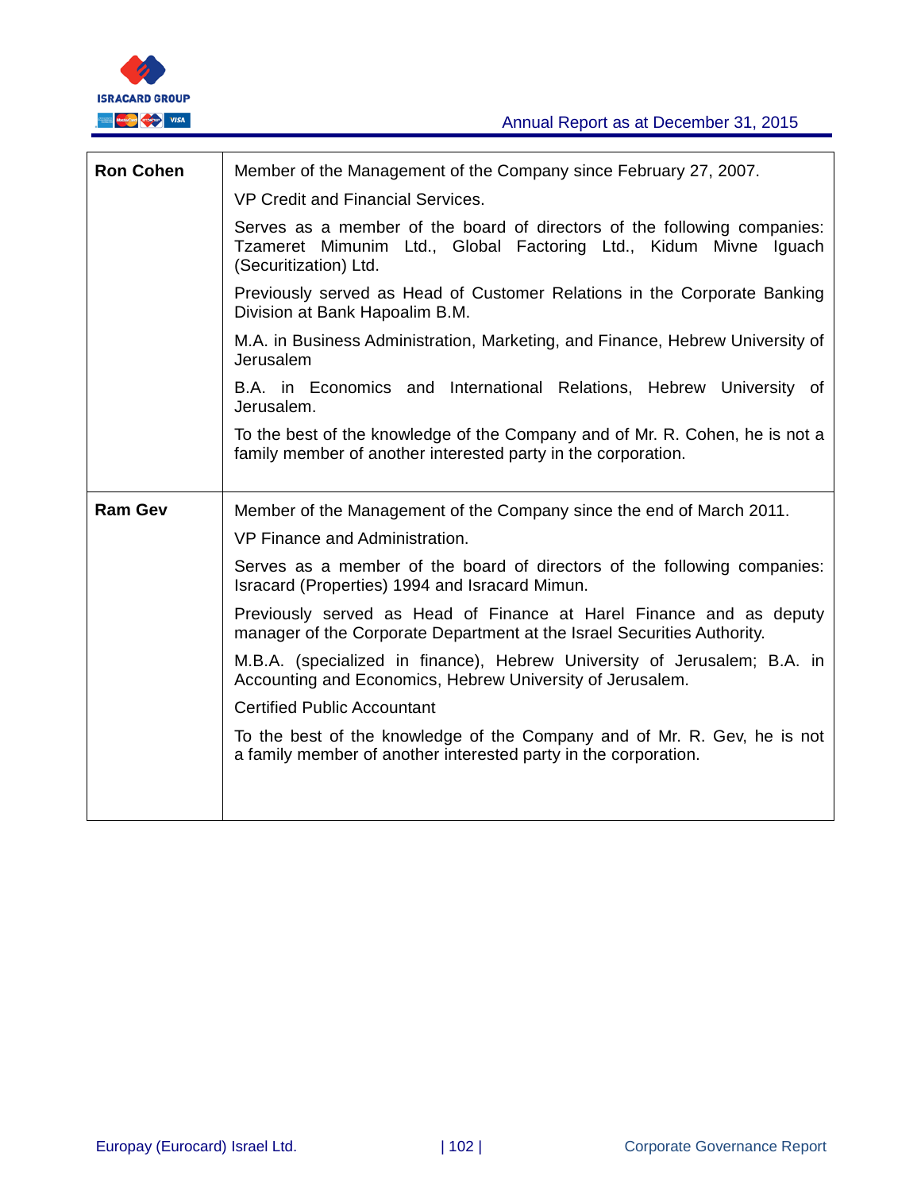| | |
|---|---|
| **Ron Cohen** | Member of the Management of the Company since February 27, 2007.<br><br>VP Credit and Financial Services.<br><br>Serves as a member of the board of directors of the following companies: Tzameret Mimunim Ltd., Global Factoring Ltd., Kidum Mivne Iguach (Securitization) Ltd.<br><br>Previously served as Head of Customer Relations in the Corporate Banking Division at Bank Hapoalim B.M.<br><br>M.A. in Business Administration, Marketing, and Finance, Hebrew University of Jerusalem<br><br>B.A. in Economics and International Relations, Hebrew University of Jerusalem.<br><br>To the best of the knowledge of the Company and of Mr. R. Cohen, he is not a family member of another interested party in the corporation. |
| **Ram Gev** | Member of the Management of the Company since the end of March 2011.<br><br>VP Finance and Administration.<br><br>Serves as a member of the board of directors of the following companies: Isracard (Properties) 1994 and Isracard Mimun.<br><br>Previously served as Head of Finance at Harel Finance and as deputy manager of the Corporate Department at the Israel Securities Authority.<br><br>M.B.A. (specialized in finance), Hebrew University of Jerusalem; B.A. in Accounting and Economics, Hebrew University of Jerusalem.<br><br>Certified Public Accountant<br><br>To the best of the knowledge of the Company and of Mr. R. Gev, he is not a family member of another interested party in the corporation. |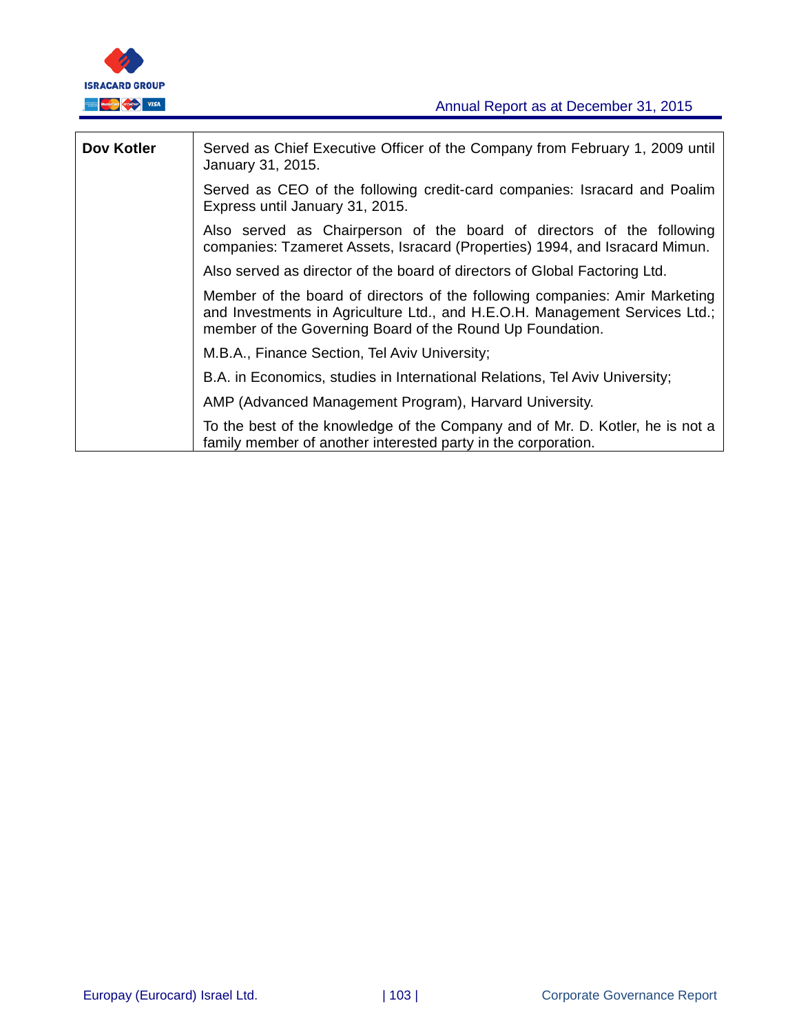| Dov Kotler | Served as Chief Executive Officer of the Company from February 1, 2009 until January 31, 2015. |
|---|---|
| | Served as CEO of the following credit-card companies: Isracard and Poalim Express until January 31, 2015. |
| | Also served as Chairperson of the board of directors of the following companies: Tzameret Assets, Isracard (Properties) 1994, and Isracard Mimun. |
| | Also served as director of the board of directors of Global Factoring Ltd. |
| | Member of the board of directors of the following companies: Amir Marketing and Investments in Agriculture Ltd., and H.E.O.H. Management Services Ltd.; member of the Governing Board of the Round Up Foundation. |
| | M.B.A., Finance Section, Tel Aviv University; |
| | B.A. in Economics, studies in International Relations, Tel Aviv University; |
| | AMP (Advanced Management Program), Harvard University. |
| | To the best of the knowledge of the Company and of Mr. D. Kotler, he is not a family member of another interested party in the corporation. |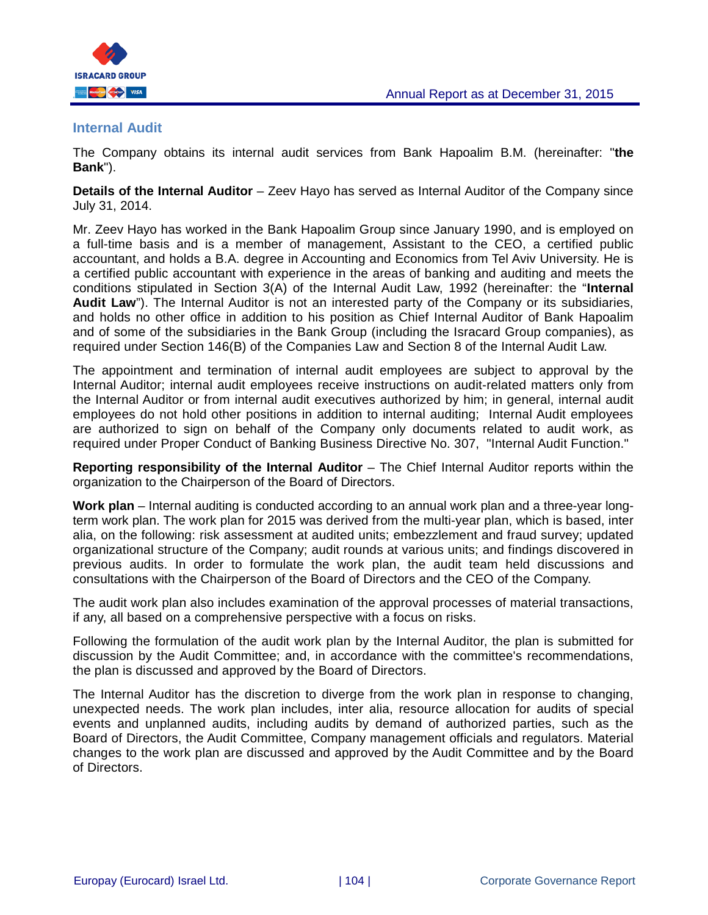## Internal Audit

The Company obtains its internal audit services from Bank Hapoalim B.M. (hereinafter: "**the Bank**").

**Details of the Internal Auditor** – Zeev Hayo has served as Internal Auditor of the Company since July 31, 2014.

Mr. Zeev Hayo has worked in the Bank Hapoalim Group since January 1990, and is employed on a full-time basis and is a member of management, Assistant to the CEO, a certified public accountant, and holds a B.A. degree in Accounting and Economics from Tel Aviv University. He is a certified public accountant with experience in the areas of banking and auditing and meets the conditions stipulated in Section 3(A) of the Internal Audit Law, 1992 (hereinafter: the "**Internal Audit Law**"). The Internal Auditor is not an interested party of the Company or its subsidiaries, and holds no other office in addition to his position as Chief Internal Auditor of Bank Hapoalim and of some of the subsidiaries in the Bank Group (including the Isracard Group companies), as required under Section 146(B) of the Companies Law and Section 8 of the Internal Audit Law.

The appointment and termination of internal audit employees are subject to approval by the Internal Auditor; internal audit employees receive instructions on audit-related matters only from the Internal Auditor or from internal audit executives authorized by him; in general, internal audit employees do not hold other positions in addition to internal auditing; Internal Audit employees are authorized to sign on behalf of the Company only documents related to audit work, as required under Proper Conduct of Banking Business Directive No. 307, "Internal Audit Function."

**Reporting responsibility of the Internal Auditor** – The Chief Internal Auditor reports within the organization to the Chairperson of the Board of Directors.

**Work plan** – Internal auditing is conducted according to an annual work plan and a three-year long-term work plan. The work plan for 2015 was derived from the multi-year plan, which is based, inter alia, on the following: risk assessment at audited units; embezzlement and fraud survey; updated organizational structure of the Company; audit rounds at various units; and findings discovered in previous audits. In order to formulate the work plan, the audit team held discussions and consultations with the Chairperson of the Board of Directors and the CEO of the Company.

The audit work plan also includes examination of the approval processes of material transactions, if any, all based on a comprehensive perspective with a focus on risks.

Following the formulation of the audit work plan by the Internal Auditor, the plan is submitted for discussion by the Audit Committee; and, in accordance with the committee's recommendations, the plan is discussed and approved by the Board of Directors.

The Internal Auditor has the discretion to diverge from the work plan in response to changing, unexpected needs. The work plan includes, inter alia, resource allocation for audits of special events and unplanned audits, including audits by demand of authorized parties, such as the Board of Directors, the Audit Committee, Company management officials and regulators. Material changes to the work plan are discussed and approved by the Audit Committee and by the Board of Directors.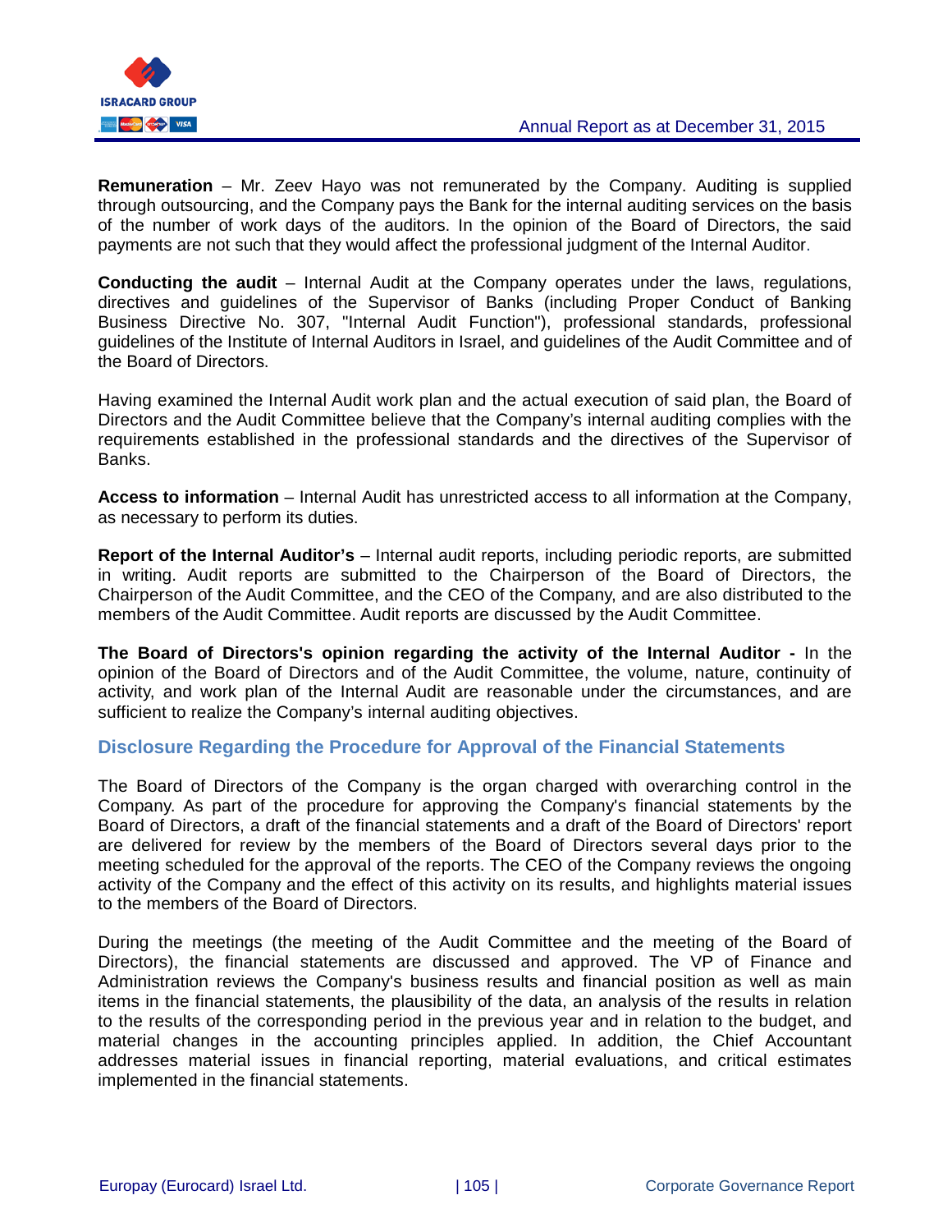**Remuneration** – Mr. Zeev Hayo was not remunerated by the Company. Auditing is supplied through outsourcing, and the Company pays the Bank for the internal auditing services on the basis of the number of work days of the auditors. In the opinion of the Board of Directors, the said payments are not such that they would affect the professional judgment of the Internal Auditor.

**Conducting the audit** – Internal Audit at the Company operates under the laws, regulations, directives and guidelines of the Supervisor of Banks (including Proper Conduct of Banking Business Directive No. 307, "Internal Audit Function"), professional standards, professional guidelines of the Institute of Internal Auditors in Israel, and guidelines of the Audit Committee and of the Board of Directors.

Having examined the Internal Audit work plan and the actual execution of said plan, the Board of Directors and the Audit Committee believe that the Company's internal auditing complies with the requirements established in the professional standards and the directives of the Supervisor of Banks.

**Access to information** – Internal Audit has unrestricted access to all information at the Company, as necessary to perform its duties.

**Report of the Internal Auditor's** – Internal audit reports, including periodic reports, are submitted in writing. Audit reports are submitted to the Chairperson of the Board of Directors, the Chairperson of the Audit Committee, and the CEO of the Company, and are also distributed to the members of the Audit Committee. Audit reports are discussed by the Audit Committee.

**The Board of Directors's opinion regarding the activity of the Internal Auditor -** In the opinion of the Board of Directors and of the Audit Committee, the volume, nature, continuity of activity, and work plan of the Internal Audit are reasonable under the circumstances, and are sufficient to realize the Company's internal auditing objectives.

## Disclosure Regarding the Procedure for Approval of the Financial Statements

The Board of Directors of the Company is the organ charged with overarching control in the Company. As part of the procedure for approving the Company's financial statements by the Board of Directors, a draft of the financial statements and a draft of the Board of Directors' report are delivered for review by the members of the Board of Directors several days prior to the meeting scheduled for the approval of the reports. The CEO of the Company reviews the ongoing activity of the Company and the effect of this activity on its results, and highlights material issues to the members of the Board of Directors.

During the meetings (the meeting of the Audit Committee and the meeting of the Board of Directors), the financial statements are discussed and approved. The VP of Finance and Administration reviews the Company's business results and financial position as well as main items in the financial statements, the plausibility of the data, an analysis of the results in relation to the results of the corresponding period in the previous year and in relation to the budget, and material changes in the accounting principles applied. In addition, the Chief Accountant addresses material issues in financial reporting, material evaluations, and critical estimates implemented in the financial statements.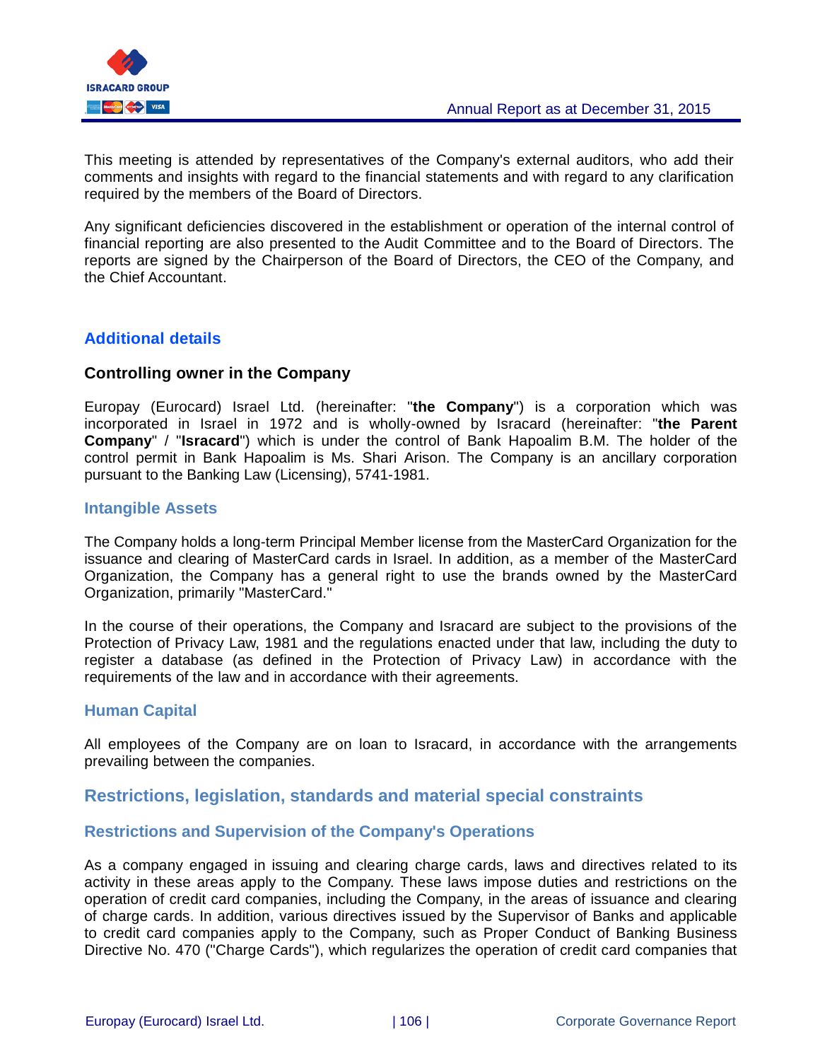This meeting is attended by representatives of the Company's external auditors, who add their comments and insights with regard to the financial statements and with regard to any clarification required by the members of the Board of Directors.

Any significant deficiencies discovered in the establishment or operation of the internal control of financial reporting are also presented to the Audit Committee and to the Board of Directors. The reports are signed by the Chairperson of the Board of Directors, the CEO of the Company, and the Chief Accountant.

## Additional details

### Controlling owner in the Company

Europay (Eurocard) Israel Ltd. (hereinafter: "**the Company**") is a corporation which was incorporated in Israel in 1972 and is wholly-owned by Isracard (hereinafter: "**the Parent Company**" / "**Isracard**") which is under the control of Bank Hapoalim B.M. The holder of the control permit in Bank Hapoalim is Ms. Shari Arison. The Company is an ancillary corporation pursuant to the Banking Law (Licensing), 5741-1981.

### Intangible Assets

The Company holds a long-term Principal Member license from the MasterCard Organization for the issuance and clearing of MasterCard cards in Israel. In addition, as a member of the MasterCard Organization, the Company has a general right to use the brands owned by the MasterCard Organization, primarily "MasterCard."

In the course of their operations, the Company and Isracard are subject to the provisions of the Protection of Privacy Law, 1981 and the regulations enacted under that law, including the duty to register a database (as defined in the Protection of Privacy Law) in accordance with the requirements of the law and in accordance with their agreements.

### Human Capital

All employees of the Company are on loan to Isracard, in accordance with the arrangements prevailing between the companies.

## Restrictions, legislation, standards and material special constraints

### Restrictions and Supervision of the Company's Operations

As a company engaged in issuing and clearing charge cards, laws and directives related to its activity in these areas apply to the Company. These laws impose duties and restrictions on the operation of credit card companies, including the Company, in the areas of issuance and clearing of charge cards. In addition, various directives issued by the Supervisor of Banks and applicable to credit card companies apply to the Company, such as Proper Conduct of Banking Business Directive No. 470 ("Charge Cards"), which regularizes the operation of credit card companies that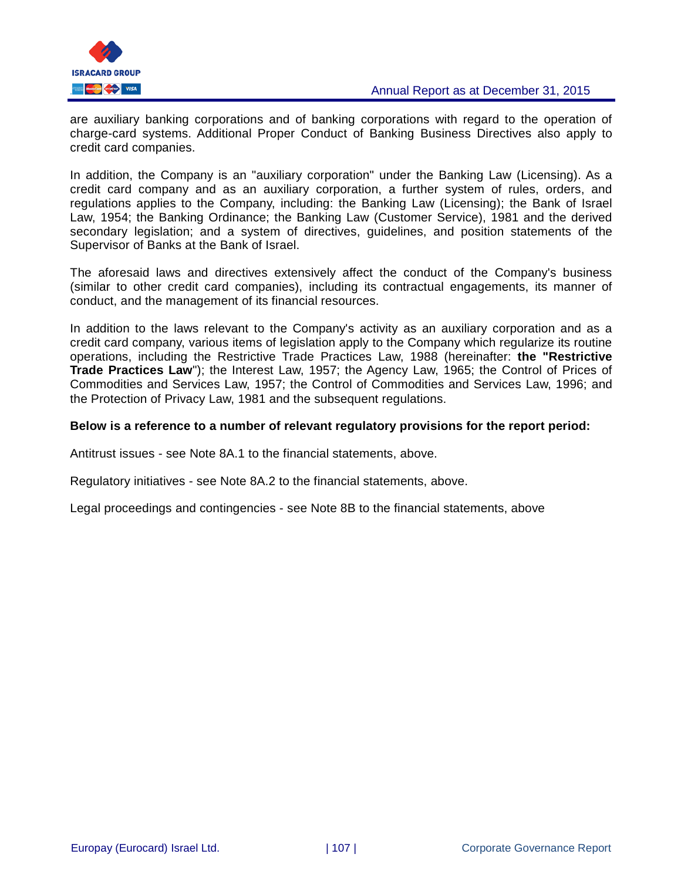are auxiliary banking corporations and of banking corporations with regard to the operation of charge-card systems. Additional Proper Conduct of Banking Business Directives also apply to credit card companies.

In addition, the Company is an "auxiliary corporation" under the Banking Law (Licensing). As a credit card company and as an auxiliary corporation, a further system of rules, orders, and regulations applies to the Company, including: the Banking Law (Licensing); the Bank of Israel Law, 1954; the Banking Ordinance; the Banking Law (Customer Service), 1981 and the derived secondary legislation; and a system of directives, guidelines, and position statements of the Supervisor of Banks at the Bank of Israel.

The aforesaid laws and directives extensively affect the conduct of the Company's business (similar to other credit card companies), including its contractual engagements, its manner of conduct, and the management of its financial resources.

In addition to the laws relevant to the Company's activity as an auxiliary corporation and as a credit card company, various items of legislation apply to the Company which regularize its routine operations, including the Restrictive Trade Practices Law, 1988 (hereinafter: **the "Restrictive Trade Practices Law**"); the Interest Law, 1957; the Agency Law, 1965; the Control of Prices of Commodities and Services Law, 1957; the Control of Commodities and Services Law, 1996; and the Protection of Privacy Law, 1981 and the subsequent regulations.

**Below is a reference to a number of relevant regulatory provisions for the report period:**

Antitrust issues - see Note 8A.1 to the financial statements, above.

Regulatory initiatives - see Note 8A.2 to the financial statements, above.

Legal proceedings and contingencies - see Note 8B to the financial statements, above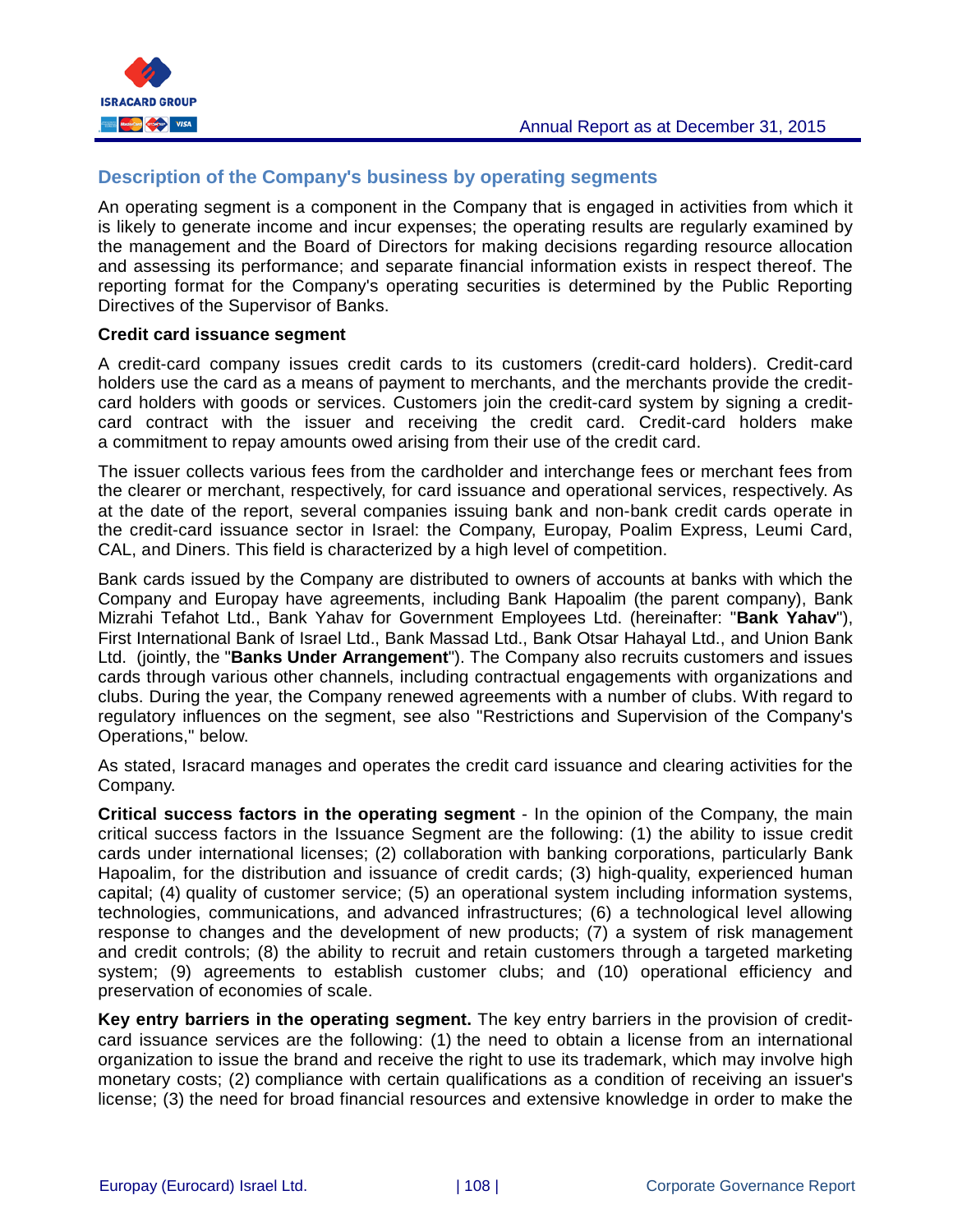## Description of the Company's business by operating segments

An operating segment is a component in the Company that is engaged in activities from which it is likely to generate income and incur expenses; the operating results are regularly examined by the management and the Board of Directors for making decisions regarding resource allocation and assessing its performance; and separate financial information exists in respect thereof. The reporting format for the Company's operating securities is determined by the Public Reporting Directives of the Supervisor of Banks.

**Credit card issuance segment**

A credit-card company issues credit cards to its customers (credit-card holders). Credit-card holders use the card as a means of payment to merchants, and the merchants provide the credit-card holders with goods or services. Customers join the credit-card system by signing a credit-card contract with the issuer and receiving the credit card. Credit-card holders make a commitment to repay amounts owed arising from their use of the credit card.

The issuer collects various fees from the cardholder and interchange fees or merchant fees from the clearer or merchant, respectively, for card issuance and operational services, respectively. As at the date of the report, several companies issuing bank and non-bank credit cards operate in the credit-card issuance sector in Israel: the Company, Europay, Poalim Express, Leumi Card, CAL, and Diners. This field is characterized by a high level of competition.

Bank cards issued by the Company are distributed to owners of accounts at banks with which the Company and Europay have agreements, including Bank Hapoalim (the parent company), Bank Mizrahi Tefahot Ltd., Bank Yahav for Government Employees Ltd. (hereinafter: "**Bank Yahav**"), First International Bank of Israel Ltd., Bank Massad Ltd., Bank Otsar Hahayal Ltd., and Union Bank Ltd. (jointly, the "**Banks Under Arrangement**"). The Company also recruits customers and issues cards through various other channels, including contractual engagements with organizations and clubs. During the year, the Company renewed agreements with a number of clubs. With regard to regulatory influences on the segment, see also "Restrictions and Supervision of the Company's Operations," below.

As stated, Isracard manages and operates the credit card issuance and clearing activities for the Company.

**Critical success factors in the operating segment** - In the opinion of the Company, the main critical success factors in the Issuance Segment are the following: (1) the ability to issue credit cards under international licenses; (2) collaboration with banking corporations, particularly Bank Hapoalim, for the distribution and issuance of credit cards; (3) high-quality, experienced human capital; (4) quality of customer service; (5) an operational system including information systems, technologies, communications, and advanced infrastructures; (6) a technological level allowing response to changes and the development of new products; (7) a system of risk management and credit controls; (8) the ability to recruit and retain customers through a targeted marketing system; (9) agreements to establish customer clubs; and (10) operational efficiency and preservation of economies of scale.

**Key entry barriers in the operating segment.** The key entry barriers in the provision of credit-card issuance services are the following: (1) the need to obtain a license from an international organization to issue the brand and receive the right to use its trademark, which may involve high monetary costs; (2) compliance with certain qualifications as a condition of receiving an issuer's license; (3) the need for broad financial resources and extensive knowledge in order to make the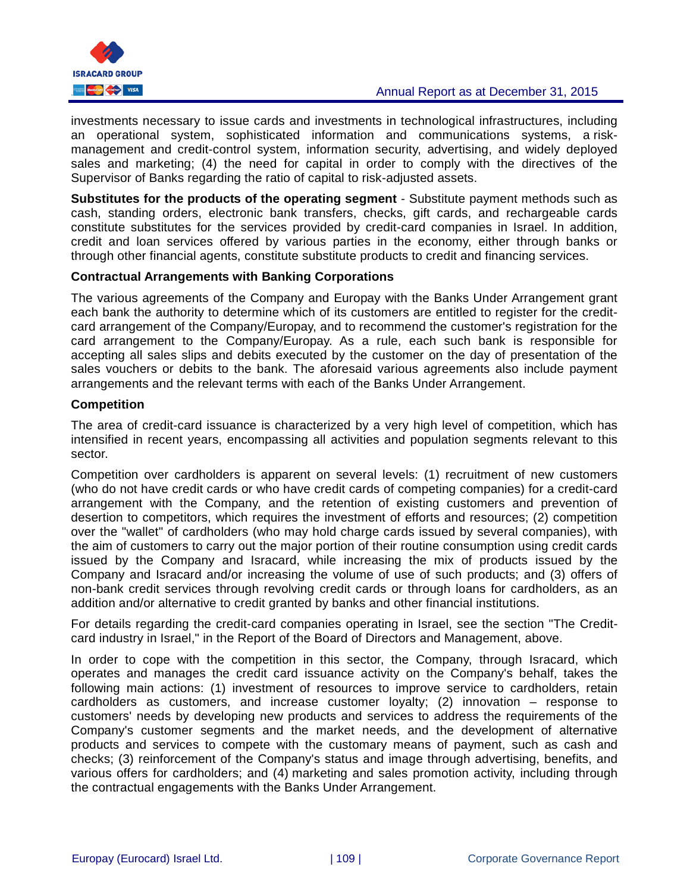investments necessary to issue cards and investments in technological infrastructures, including an operational system, sophisticated information and communications systems, a risk-management and credit-control system, information security, advertising, and widely deployed sales and marketing; (4) the need for capital in order to comply with the directives of the Supervisor of Banks regarding the ratio of capital to risk-adjusted assets.

**Substitutes for the products of the operating segment** - Substitute payment methods such as cash, standing orders, electronic bank transfers, checks, gift cards, and rechargeable cards constitute substitutes for the services provided by credit-card companies in Israel. In addition, credit and loan services offered by various parties in the economy, either through banks or through other financial agents, constitute substitute products to credit and financing services.

**Contractual Arrangements with Banking Corporations**

The various agreements of the Company and Europay with the Banks Under Arrangement grant each bank the authority to determine which of its customers are entitled to register for the credit-card arrangement of the Company/Europay, and to recommend the customer's registration for the card arrangement to the Company/Europay. As a rule, each such bank is responsible for accepting all sales slips and debits executed by the customer on the day of presentation of the sales vouchers or debits to the bank. The aforesaid various agreements also include payment arrangements and the relevant terms with each of the Banks Under Arrangement.

**Competition**

The area of credit-card issuance is characterized by a very high level of competition, which has intensified in recent years, encompassing all activities and population segments relevant to this sector.

Competition over cardholders is apparent on several levels: (1) recruitment of new customers (who do not have credit cards or who have credit cards of competing companies) for a credit-card arrangement with the Company, and the retention of existing customers and prevention of desertion to competitors, which requires the investment of efforts and resources; (2) competition over the "wallet" of cardholders (who may hold charge cards issued by several companies), with the aim of customers to carry out the major portion of their routine consumption using credit cards issued by the Company and Isracard, while increasing the mix of products issued by the Company and Isracard and/or increasing the volume of use of such products; and (3) offers of non-bank credit services through revolving credit cards or through loans for cardholders, as an addition and/or alternative to credit granted by banks and other financial institutions.

For details regarding the credit-card companies operating in Israel, see the section "The Credit-card industry in Israel," in the Report of the Board of Directors and Management, above.

In order to cope with the competition in this sector, the Company, through Isracard, which operates and manages the credit card issuance activity on the Company's behalf, takes the following main actions: (1) investment of resources to improve service to cardholders, retain cardholders as customers, and increase customer loyalty; (2) innovation – response to customers' needs by developing new products and services to address the requirements of the Company's customer segments and the market needs, and the development of alternative products and services to compete with the customary means of payment, such as cash and checks; (3) reinforcement of the Company's status and image through advertising, benefits, and various offers for cardholders; and (4) marketing and sales promotion activity, including through the contractual engagements with the Banks Under Arrangement.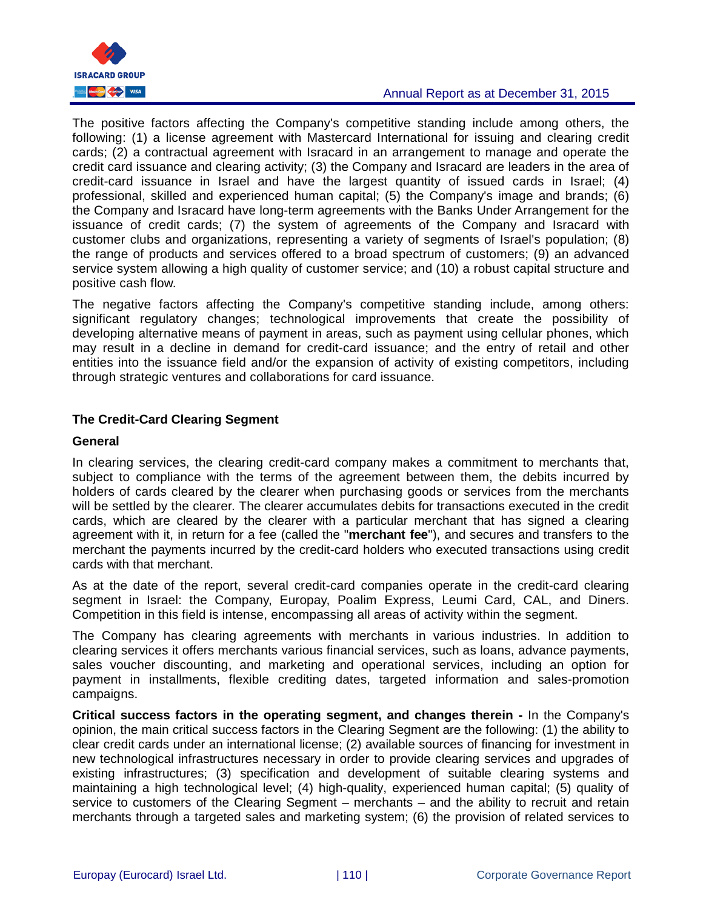The positive factors affecting the Company's competitive standing include among others, the following: (1) a license agreement with Mastercard International for issuing and clearing credit cards; (2) a contractual agreement with Isracard in an arrangement to manage and operate the credit card issuance and clearing activity; (3) the Company and Isracard are leaders in the area of credit-card issuance in Israel and have the largest quantity of issued cards in Israel; (4) professional, skilled and experienced human capital; (5) the Company's image and brands; (6) the Company and Isracard have long-term agreements with the Banks Under Arrangement for the issuance of credit cards; (7) the system of agreements of the Company and Isracard with customer clubs and organizations, representing a variety of segments of Israel's population; (8) the range of products and services offered to a broad spectrum of customers; (9) an advanced service system allowing a high quality of customer service; and (10) a robust capital structure and positive cash flow.

The negative factors affecting the Company's competitive standing include, among others: significant regulatory changes; technological improvements that create the possibility of developing alternative means of payment in areas, such as payment using cellular phones, which may result in a decline in demand for credit-card issuance; and the entry of retail and other entities into the issuance field and/or the expansion of activity of existing competitors, including through strategic ventures and collaborations for card issuance.

### The Credit-Card Clearing Segment

#### General

In clearing services, the clearing credit-card company makes a commitment to merchants that, subject to compliance with the terms of the agreement between them, the debits incurred by holders of cards cleared by the clearer when purchasing goods or services from the merchants will be settled by the clearer. The clearer accumulates debits for transactions executed in the credit cards, which are cleared by the clearer with a particular merchant that has signed a clearing agreement with it, in return for a fee (called the "**merchant fee**"), and secures and transfers to the merchant the payments incurred by the credit-card holders who executed transactions using credit cards with that merchant.

As at the date of the report, several credit-card companies operate in the credit-card clearing segment in Israel: the Company, Europay, Poalim Express, Leumi Card, CAL, and Diners. Competition in this field is intense, encompassing all areas of activity within the segment.

The Company has clearing agreements with merchants in various industries. In addition to clearing services it offers merchants various financial services, such as loans, advance payments, sales voucher discounting, and marketing and operational services, including an option for payment in installments, flexible crediting dates, targeted information and sales-promotion campaigns.

**Critical success factors in the operating segment, and changes therein -** In the Company's opinion, the main critical success factors in the Clearing Segment are the following: (1) the ability to clear credit cards under an international license; (2) available sources of financing for investment in new technological infrastructures necessary in order to provide clearing services and upgrades of existing infrastructures; (3) specification and development of suitable clearing systems and maintaining a high technological level; (4) high-quality, experienced human capital; (5) quality of service to customers of the Clearing Segment – merchants – and the ability to recruit and retain merchants through a targeted sales and marketing system; (6) the provision of related services to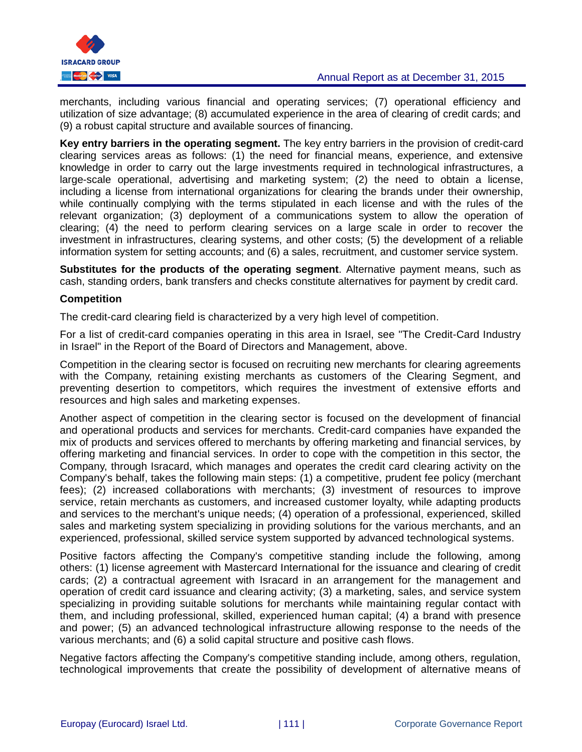merchants, including various financial and operating services; (7) operational efficiency and utilization of size advantage; (8) accumulated experience in the area of clearing of credit cards; and (9) a robust capital structure and available sources of financing.

**Key entry barriers in the operating segment.** The key entry barriers in the provision of credit-card clearing services areas as follows: (1) the need for financial means, experience, and extensive knowledge in order to carry out the large investments required in technological infrastructures, a large-scale operational, advertising and marketing system; (2) the need to obtain a license, including a license from international organizations for clearing the brands under their ownership, while continually complying with the terms stipulated in each license and with the rules of the relevant organization; (3) deployment of a communications system to allow the operation of clearing; (4) the need to perform clearing services on a large scale in order to recover the investment in infrastructures, clearing systems, and other costs; (5) the development of a reliable information system for setting accounts; and (6) a sales, recruitment, and customer service system.

**Substitutes for the products of the operating segment**. Alternative payment means, such as cash, standing orders, bank transfers and checks constitute alternatives for payment by credit card.

**Competition**

The credit-card clearing field is characterized by a very high level of competition.

For a list of credit-card companies operating in this area in Israel, see "The Credit-Card Industry in Israel" in the Report of the Board of Directors and Management, above.

Competition in the clearing sector is focused on recruiting new merchants for clearing agreements with the Company, retaining existing merchants as customers of the Clearing Segment, and preventing desertion to competitors, which requires the investment of extensive efforts and resources and high sales and marketing expenses.

Another aspect of competition in the clearing sector is focused on the development of financial and operational products and services for merchants. Credit-card companies have expanded the mix of products and services offered to merchants by offering marketing and financial services, by offering marketing and financial services. In order to cope with the competition in this sector, the Company, through Isracard, which manages and operates the credit card clearing activity on the Company's behalf, takes the following main steps: (1) a competitive, prudent fee policy (merchant fees); (2) increased collaborations with merchants; (3) investment of resources to improve service, retain merchants as customers, and increased customer loyalty, while adapting products and services to the merchant's unique needs; (4) operation of a professional, experienced, skilled sales and marketing system specializing in providing solutions for the various merchants, and an experienced, professional, skilled service system supported by advanced technological systems.

Positive factors affecting the Company's competitive standing include the following, among others: (1) license agreement with Mastercard International for the issuance and clearing of credit cards; (2) a contractual agreement with Isracard in an arrangement for the management and operation of credit card issuance and clearing activity; (3) a marketing, sales, and service system specializing in providing suitable solutions for merchants while maintaining regular contact with them, and including professional, skilled, experienced human capital; (4) a brand with presence and power; (5) an advanced technological infrastructure allowing response to the needs of the various merchants; and (6) a solid capital structure and positive cash flows.

Negative factors affecting the Company's competitive standing include, among others, regulation, technological improvements that create the possibility of development of alternative means of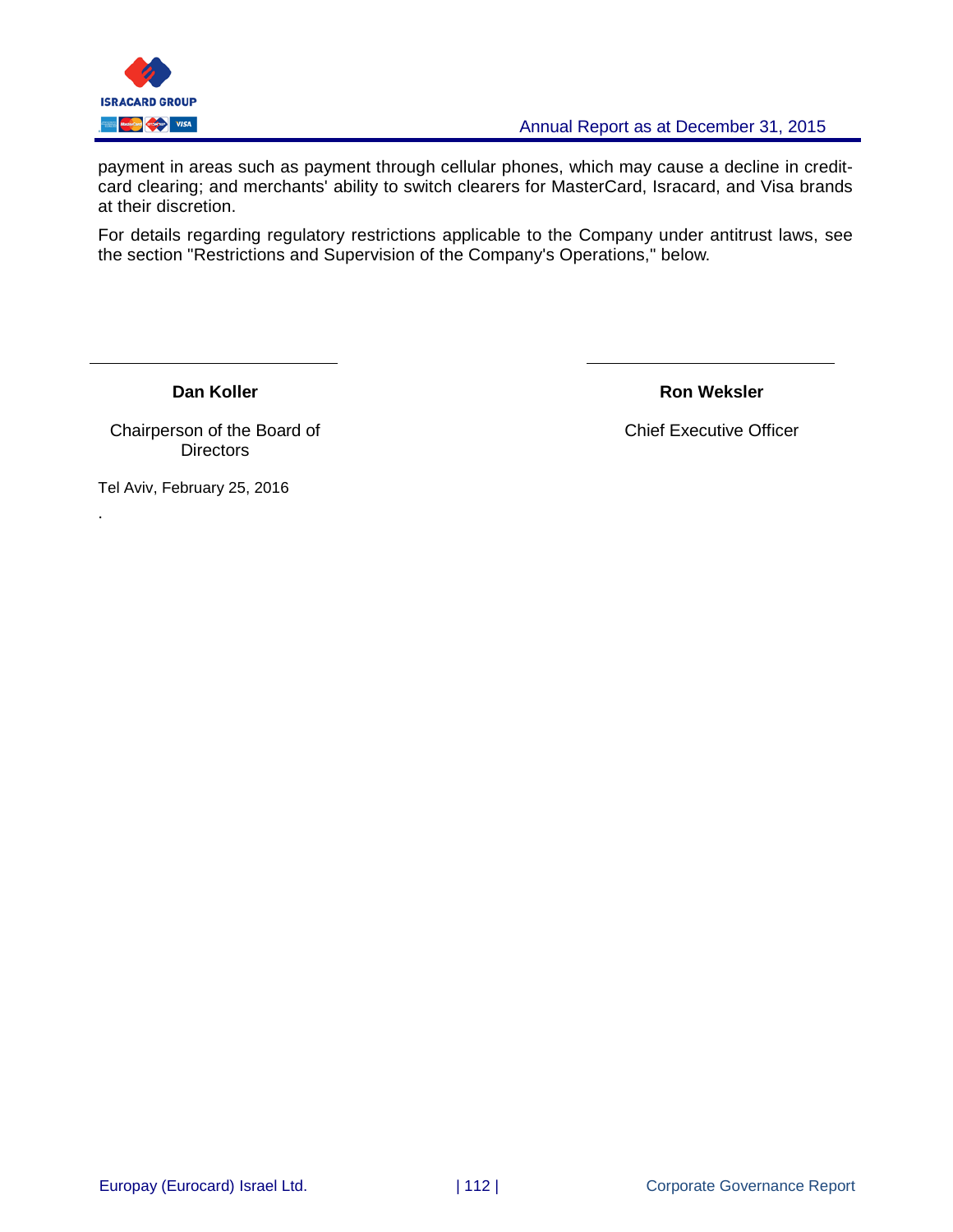payment in areas such as payment through cellular phones, which may cause a decline in credit-card clearing; and merchants' ability to switch clearers for MasterCard, Isracard, and Visa brands at their discretion.

For details regarding regulatory restrictions applicable to the Company under antitrust laws, see the section "Restrictions and Supervision of the Company's Operations," below.

| **Dan Koller** | **Ron Weksler** |
|---|---|
| Chairperson of the Board of Directors | Chief Executive Officer |

Tel Aviv, February 25, 2016

.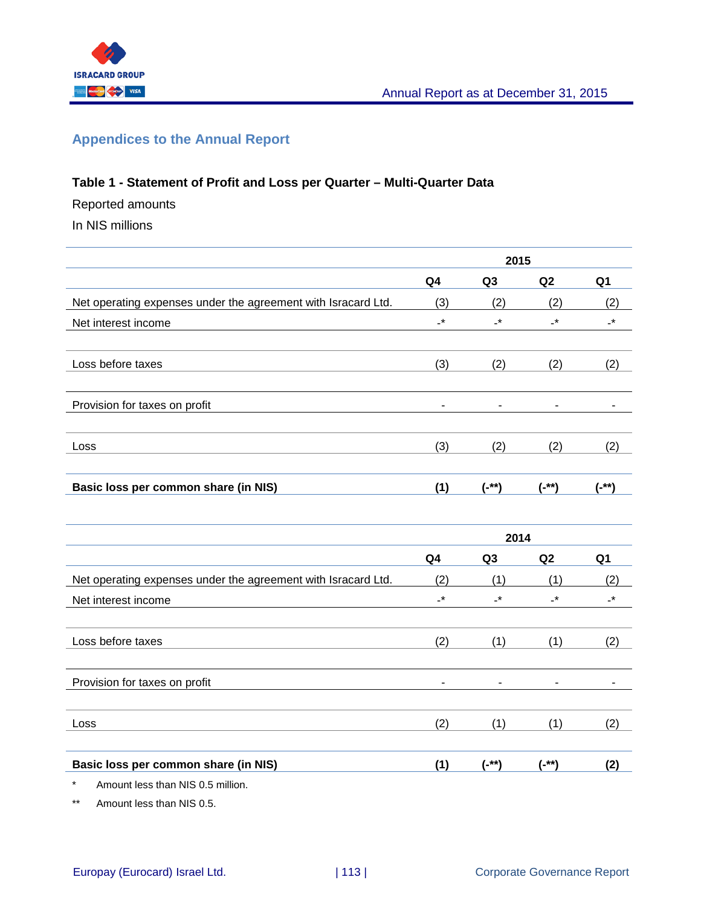## Appendices to the Annual Report

**Table 1 - Statement of Profit and Loss per Quarter – Multi-Quarter Data**

Reported amounts

In NIS millions

| | 2015 | | | |
|---|---|---|---|---|
| | **Q4** | **Q3** | **Q2** | **Q1** |
| Net operating expenses under the agreement with Isracard Ltd. | (3) | (2) | (2) | (2) |
| Net interest income | -* | -* | -* | -* |
| Loss before taxes | (3) | (2) | (2) | (2) |
| Provision for taxes on profit | - | - | - | - |
| Loss | (3) | (2) | (2) | (2) |
| **Basic loss per common share (in NIS)** | **(1)** | **(-\*\*)** | **(-\*\*)** | **(-\*\*)** |

| | 2014 | | | |
|---|---|---|---|---|
| | **Q4** | **Q3** | **Q2** | **Q1** |
| Net operating expenses under the agreement with Isracard Ltd. | (2) | (1) | (1) | (2) |
| Net interest income | -* | -* | -* | -* |
| Loss before taxes | (2) | (1) | (1) | (2) |
| Provision for taxes on profit | - | - | - | - |
| Loss | (2) | (1) | (1) | (2) |
| **Basic loss per common share (in NIS)** | **(1)** | **(-\*\*)** | **(-\*\*)** | **(2)** |

\* Amount less than NIS 0.5 million.

\*\* Amount less than NIS 0.5.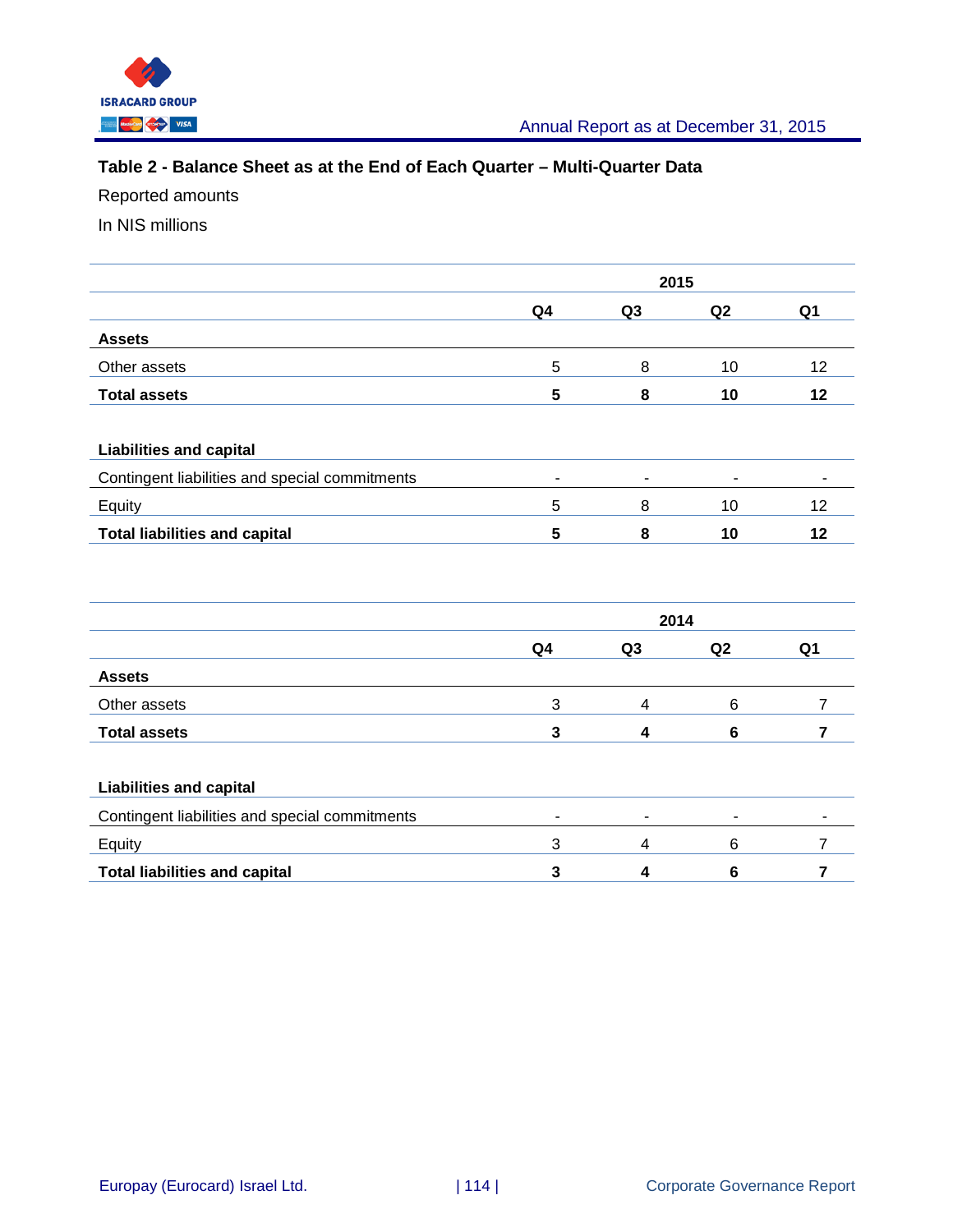**Table 2 - Balance Sheet as at the End of Each Quarter – Multi-Quarter Data**

Reported amounts

In NIS millions

| | 2015 | | | |
|---|---|---|---|---|
| | Q4 | Q3 | Q2 | Q1 |
| **Assets** | | | | |
| Other assets | 5 | 8 | 10 | 12 |
| **Total assets** | **5** | **8** | **10** | **12** |
| | | | | |
| **Liabilities and capital** | | | | |
| Contingent liabilities and special commitments | - | - | - | - |
| Equity | 5 | 8 | 10 | 12 |
| **Total liabilities and capital** | **5** | **8** | **10** | **12** |

| | 2014 | | | |
|---|---|---|---|---|
| | Q4 | Q3 | Q2 | Q1 |
| **Assets** | | | | |
| Other assets | 3 | 4 | 6 | 7 |
| **Total assets** | **3** | **4** | **6** | **7** |
| | | | | |
| **Liabilities and capital** | | | | |
| Contingent liabilities and special commitments | - | - | - | - |
| Equity | 3 | 4 | 6 | 7 |
| **Total liabilities and capital** | **3** | **4** | **6** | **7** |